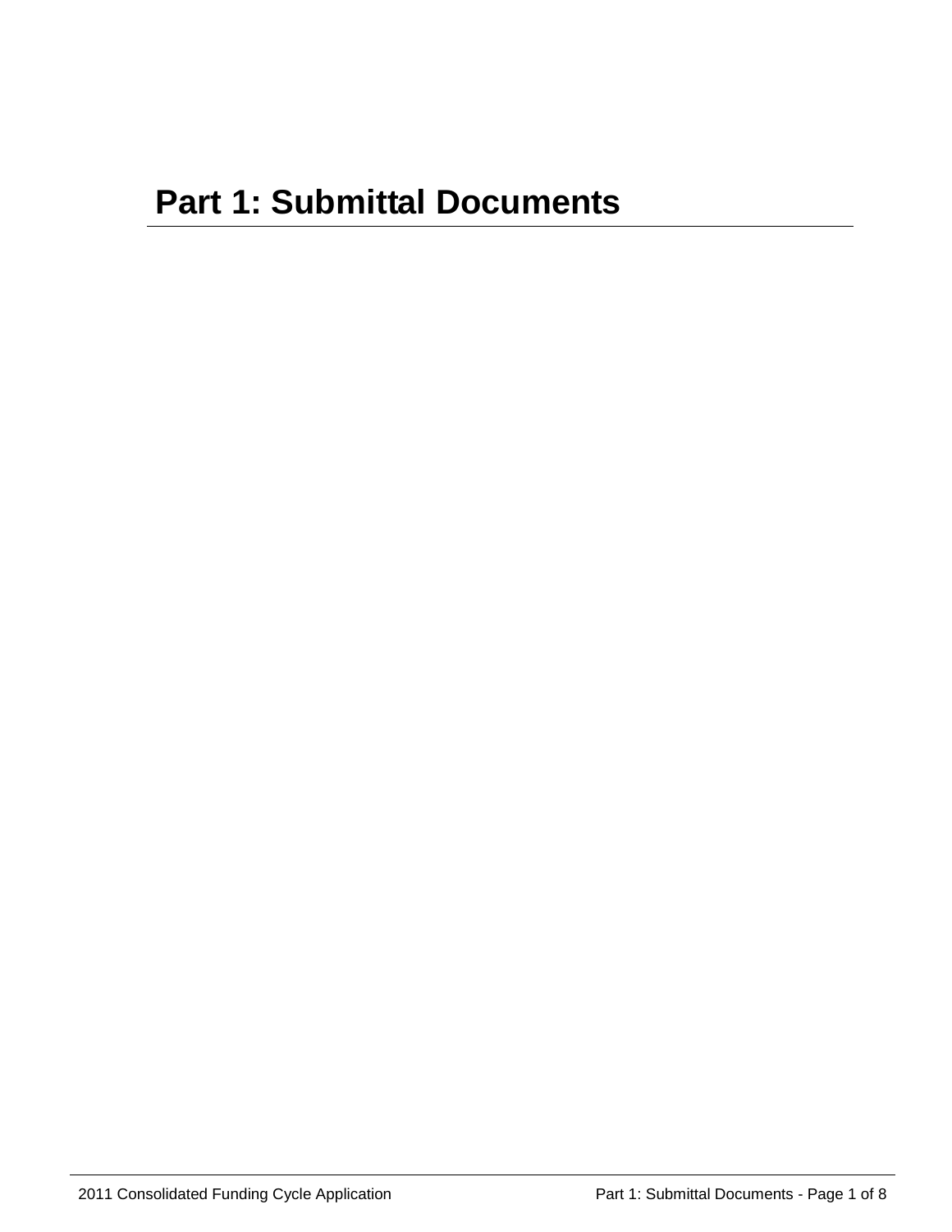# Part 1: Submittal Documents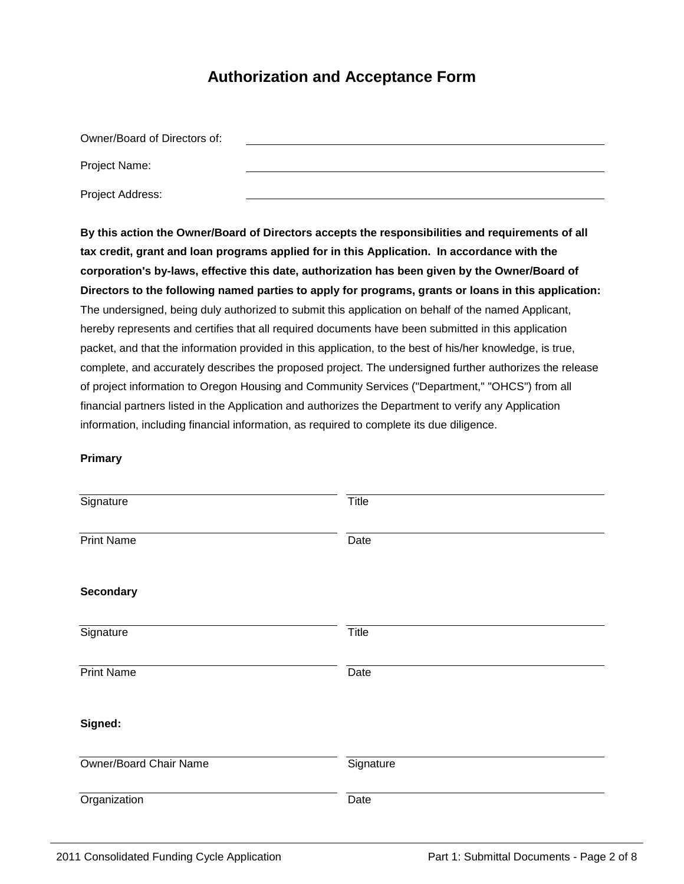# Authorization and Acceptance Form

Owner/Board of Directors of: ______________________________

Project Name: ______________________________

Project Address: ______________________________

**By this action the Owner/Board of Directors accepts the responsibilities and requirements of all tax credit, grant and loan programs applied for in this Application. In accordance with the corporation's by-laws, effective this date, authorization has been given by the Owner/Board of Directors to the following named parties to apply for programs, grants or loans in this application:** The undersigned, being duly authorized to submit this application on behalf of the named Applicant, hereby represents and certifies that all required documents have been submitted in this application packet, and that the information provided in this application, to the best of his/her knowledge, is true, complete, and accurately describes the proposed project. The undersigned further authorizes the release of project information to Oregon Housing and Community Services ("Department," "OHCS") from all financial partners listed in the Application and authorizes the Department to verify any Application information, including financial information, as required to complete its due diligence.

**Primary**

| | |
|---|---|
| ______________________________ | ______________________________ |
| Signature | Title |
| ______________________________ | ______________________________ |
| Print Name | Date |

**Secondary**

| | |
|---|---|
| ______________________________ | ______________________________ |
| Signature | Title |
| ______________________________ | ______________________________ |
| Print Name | Date |

**Signed:**

| | |
|---|---|
| ______________________________ | ______________________________ |
| Owner/Board Chair Name | Signature |
| ______________________________ | ______________________________ |
| Organization | Date |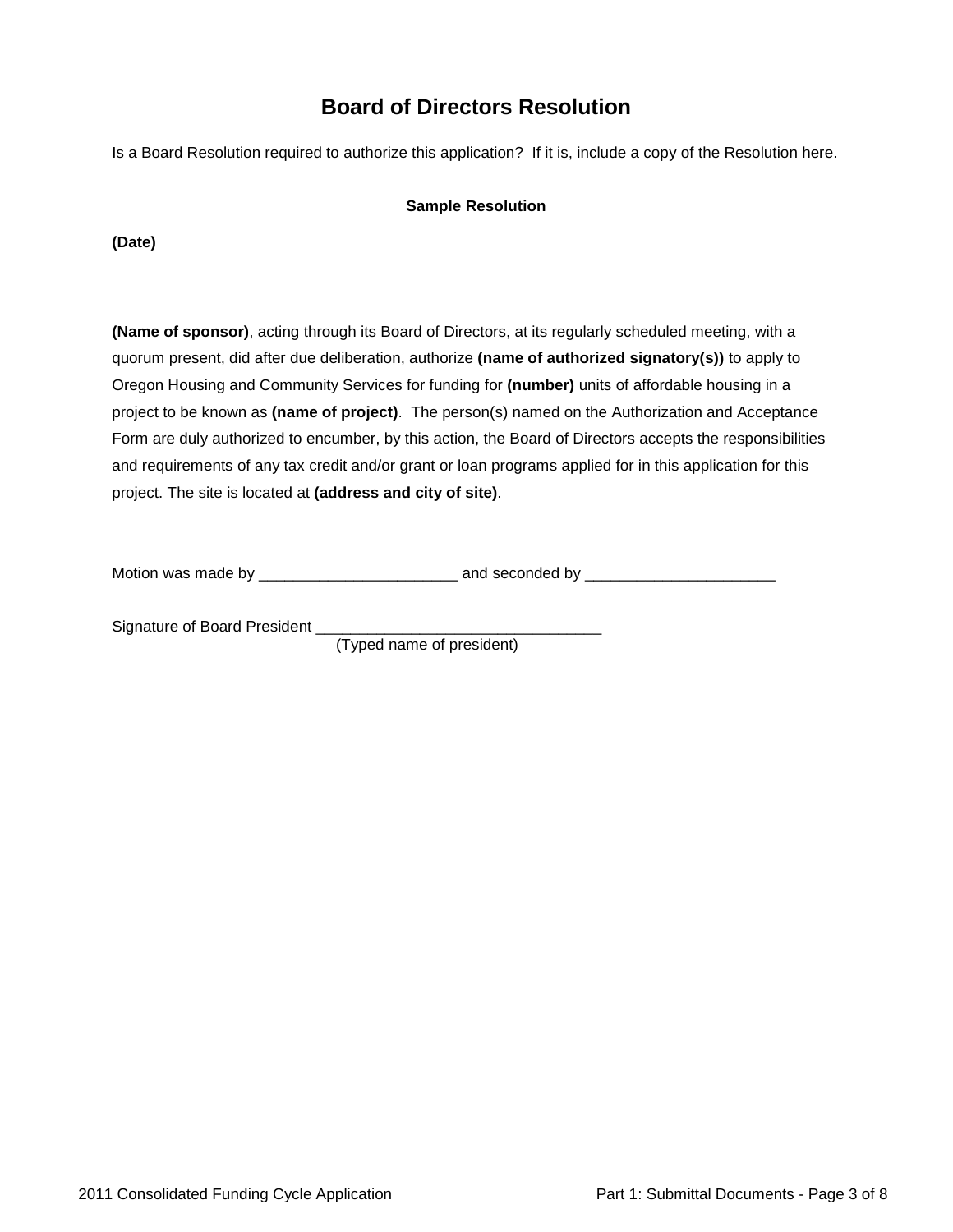# Board of Directors Resolution

Is a Board Resolution required to authorize this application? If it is, include a copy of the Resolution here.

**Sample Resolution**

**(Date)**

**(Name of sponsor)**, acting through its Board of Directors, at its regularly scheduled meeting, with a quorum present, did after due deliberation, authorize **(name of authorized signatory(s))** to apply to Oregon Housing and Community Services for funding for **(number)** units of affordable housing in a project to be known as **(name of project)**. The person(s) named on the Authorization and Acceptance Form are duly authorized to encumber, by this action, the Board of Directors accepts the responsibilities and requirements of any tax credit and/or grant or loan programs applied for in this application for this project. The site is located at **(address and city of site)**.

Motion was made by _______________________ and seconded by ______________________

Signature of Board President _________________________________
(Typed name of president)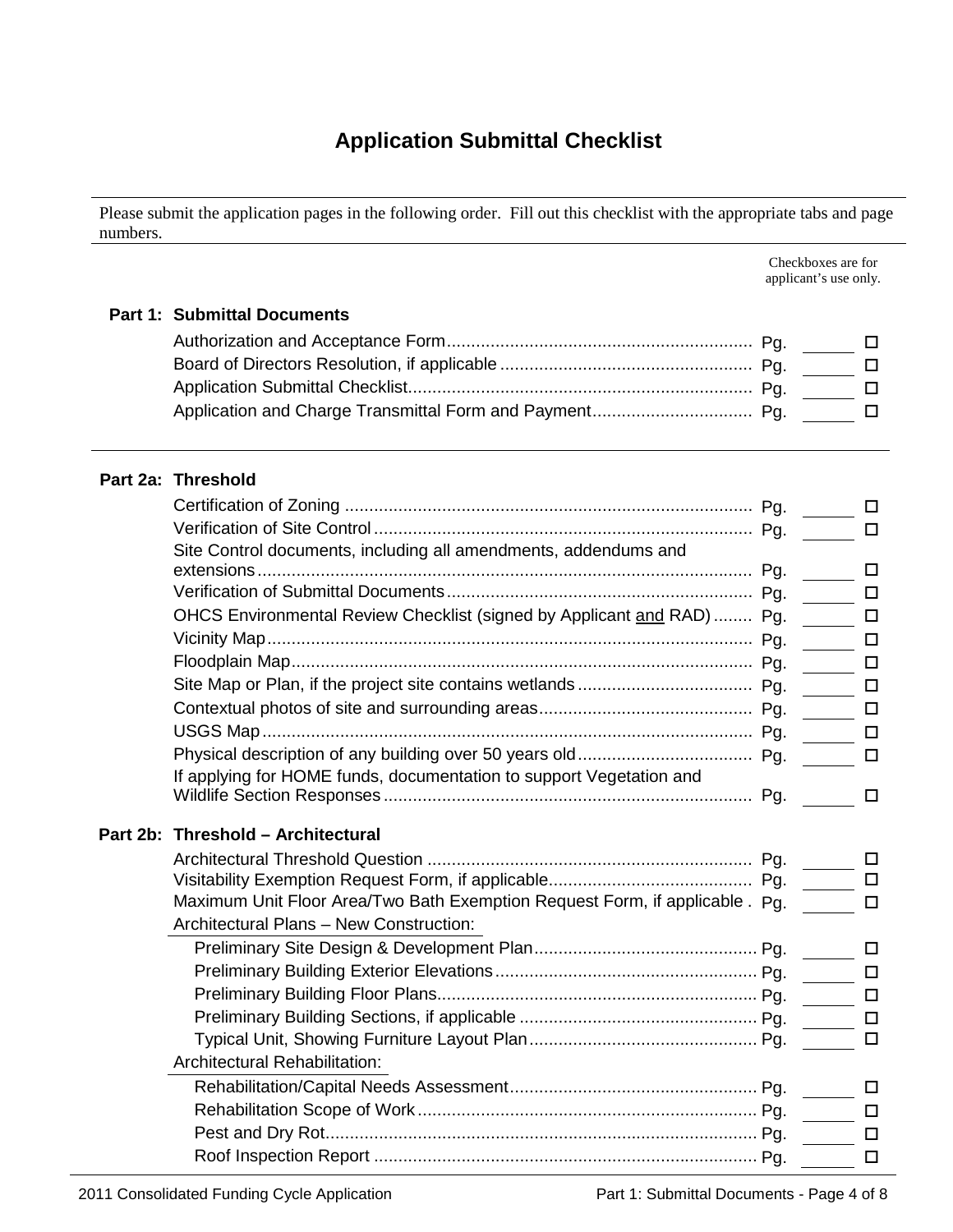# Application Submittal Checklist

Please submit the application pages in the following order. Fill out this checklist with the appropriate tabs and page numbers.

Checkboxes are for applicant's use only.

## Part 1: Submittal Documents

- Authorization and Acceptance Form ........ Pg. ____ ☐
- Board of Directors Resolution, if applicable ........ Pg. ____ ☐
- Application Submittal Checklist ........ Pg. ____ ☐
- Application and Charge Transmittal Form and Payment ........ Pg. ____ ☐

## Part 2a: Threshold

- Certification of Zoning ........ Pg. ____ ☐
- Verification of Site Control ........ Pg. ____ ☐
- Site Control documents, including all amendments, addendums and extensions ........ Pg. ____ ☐
- Verification of Submittal Documents ........ Pg. ____ ☐
- OHCS Environmental Review Checklist (signed by Applicant and RAD) ........ Pg. ____ ☐
- Vicinity Map ........ Pg. ____ ☐
- Floodplain Map ........ Pg. ____ ☐
- Site Map or Plan, if the project site contains wetlands ........ Pg. ____ ☐
- Contextual photos of site and surrounding areas ........ Pg. ____ ☐
- USGS Map ........ Pg. ____ ☐
- Physical description of any building over 50 years old ........ Pg. ____ ☐
- If applying for HOME funds, documentation to support Vegetation and Wildlife Section Responses ........ Pg. ____ ☐

## Part 2b: Threshold – Architectural

- Architectural Threshold Question ........ Pg. ____ ☐
- Visitability Exemption Request Form, if applicable ........ Pg. ____ ☐
- Maximum Unit Floor Area/Two Bath Exemption Request Form, if applicable . Pg. ____ ☐

Architectural Plans – New Construction:

- Preliminary Site Design & Development Plan ........ Pg. ____ ☐
- Preliminary Building Exterior Elevations ........ Pg. ____ ☐
- Preliminary Building Floor Plans ........ Pg. ____ ☐
- Preliminary Building Sections, if applicable ........ Pg. ____ ☐
- Typical Unit, Showing Furniture Layout Plan ........ Pg. ____ ☐

Architectural Rehabilitation:

- Rehabilitation/Capital Needs Assessment ........ Pg. ____ ☐
- Rehabilitation Scope of Work ........ Pg. ____ ☐
- Pest and Dry Rot ........ Pg. ____ ☐
- Roof Inspection Report ........ Pg. ____ ☐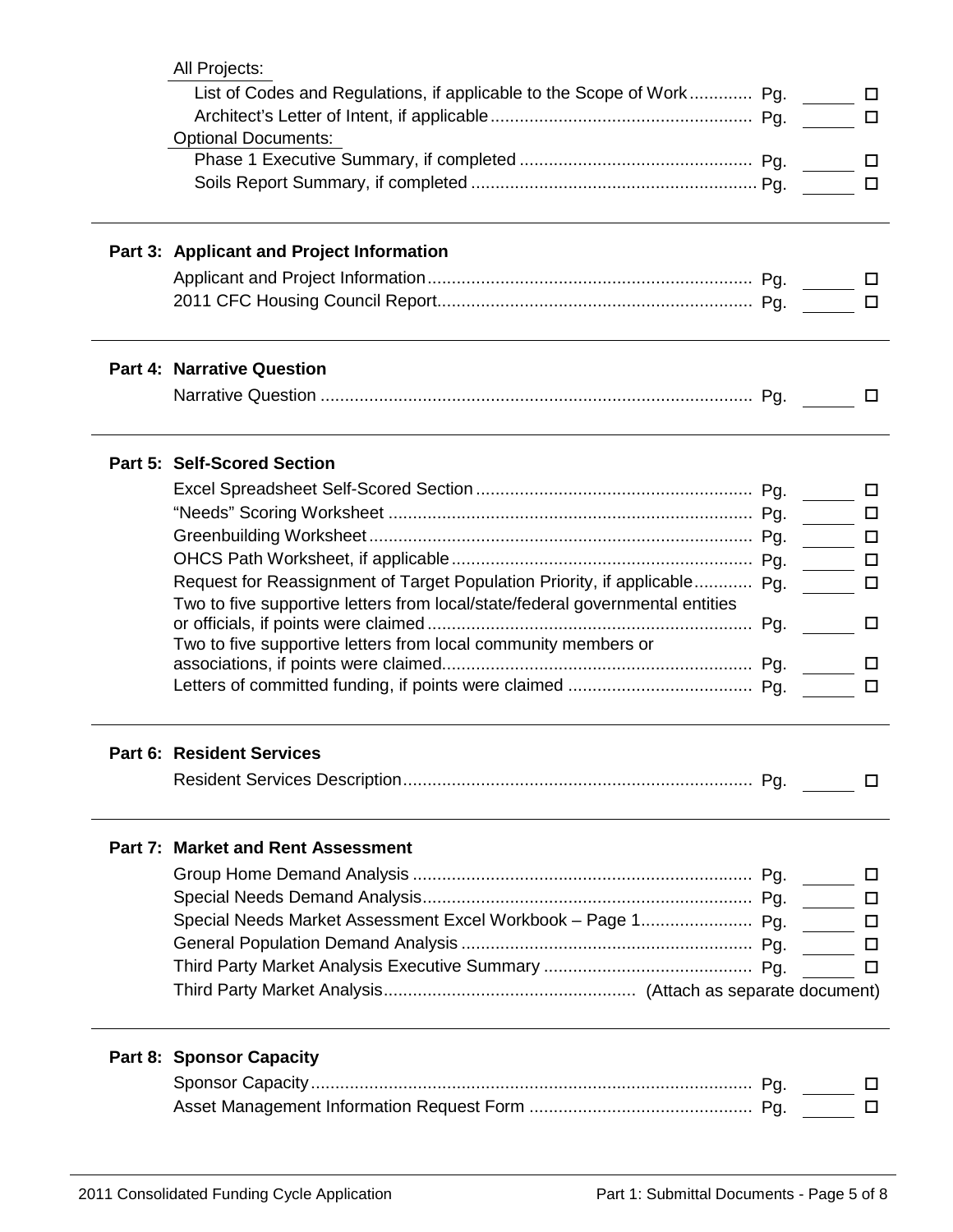All Projects:

- List of Codes and Regulations, if applicable to the Scope of Work ............ Pg. ______ ☐
- Architect's Letter of Intent, if applicable ..................................................... Pg. ______ ☐

Optional Documents:

- Phase 1 Executive Summary, if completed ............................................... Pg. ______ ☐
- Soils Report Summary, if completed .......................................................... Pg. ______ ☐

---

**Part 3: Applicant and Project Information**

- Applicant and Project Information .................................................................. Pg. ______ ☐
- 2011 CFC Housing Council Report................................................................ Pg. ______ ☐

---

**Part 4: Narrative Question**

- Narrative Question ........................................................................................ Pg. ______ ☐

---

**Part 5: Self-Scored Section**

- Excel Spreadsheet Self-Scored Section ........................................................ Pg. ______ ☐
- "Needs" Scoring Worksheet .......................................................................... Pg. ______ ☐
- Greenbuilding Worksheet ............................................................................... Pg. ______ ☐
- OHCS Path Worksheet, if applicable ............................................................. Pg. ______ ☐
- Request for Reassignment of Target Population Priority, if applicable............ Pg. ______ ☐
- Two to five supportive letters from local/state/federal governmental entities or officials, if points were claimed ................................................................... Pg. ______ ☐
- Two to five supportive letters from local community members or associations, if points were claimed............................................................... Pg. ______ ☐
- Letters of committed funding, if points were claimed ..................................... Pg. ______ ☐

---

**Part 6: Resident Services**

- Resident Services Description....................................................................... Pg. ______ ☐

---

**Part 7: Market and Rent Assessment**

- Group Home Demand Analysis ..................................................................... Pg. ______ ☐
- Special Needs Demand Analysis................................................................... Pg. ______ ☐
- Special Needs Market Assessment Excel Workbook – Page 1....................... Pg. ______ ☐
- General Population Demand Analysis ........................................................... Pg. ______ ☐
- Third Party Market Analysis Executive Summary ........................................... Pg. ______ ☐
- Third Party Market Analysis.................................................... (Attach as separate document)

---

**Part 8: Sponsor Capacity**

- Sponsor Capacity ........................................................................................... Pg. ______ ☐
- Asset Management Information Request Form .............................................. Pg. ______ ☐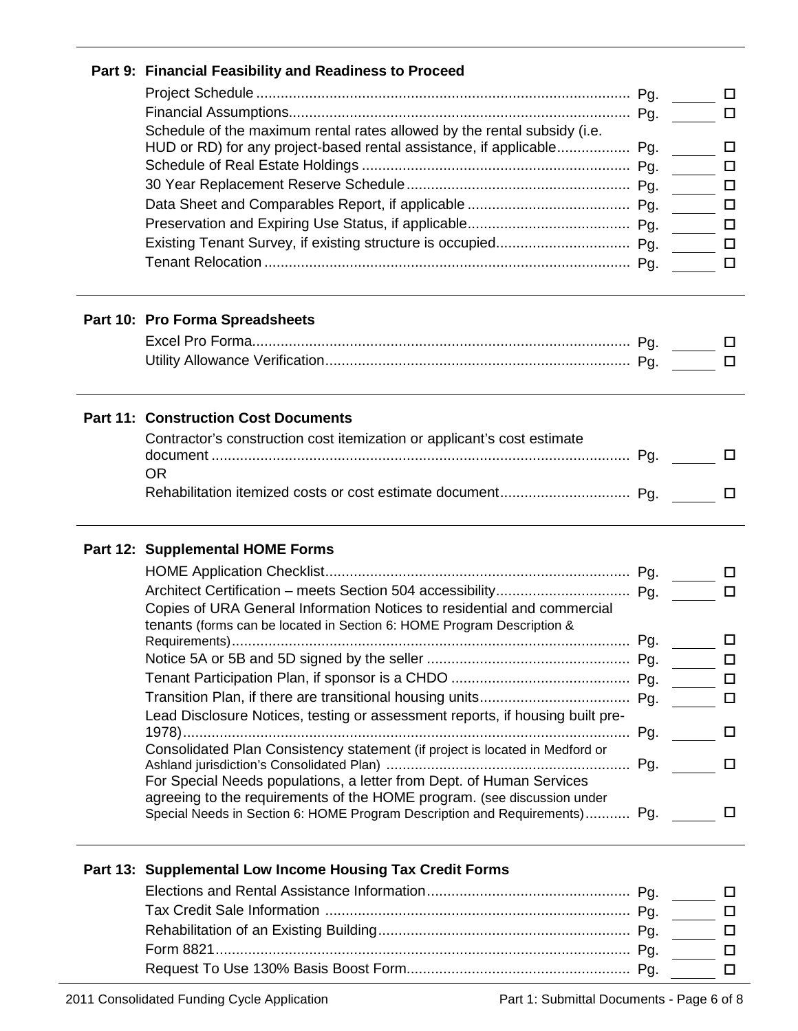## Part 9: Financial Feasibility and Readiness to Proceed

| | | | |
|---|---|---|---|
| Project Schedule | Pg. | ______ | ☐ |
| Financial Assumptions | Pg. | ______ | ☐ |
| Schedule of the maximum rental rates allowed by the rental subsidy (i.e. HUD or RD) for any project-based rental assistance, if applicable | Pg. | ______ | ☐ |
| Schedule of Real Estate Holdings | Pg. | ______ | ☐ |
| 30 Year Replacement Reserve Schedule | Pg. | ______ | ☐ |
| Data Sheet and Comparables Report, if applicable | Pg. | ______ | ☐ |
| Preservation and Expiring Use Status, if applicable | Pg. | ______ | ☐ |
| Existing Tenant Survey, if existing structure is occupied | Pg. | ______ | ☐ |
| Tenant Relocation | Pg. | ______ | ☐ |

## Part 10: Pro Forma Spreadsheets

| | | | |
|---|---|---|---|
| Excel Pro Forma | Pg. | ______ | ☐ |
| Utility Allowance Verification | Pg. | ______ | ☐ |

## Part 11: Construction Cost Documents

| | | | |
|---|---|---|---|
| Contractor's construction cost itemization or applicant's cost estimate document | Pg. | ______ | ☐ |
| OR | | | |
| Rehabilitation itemized costs or cost estimate document | Pg. | ______ | ☐ |

## Part 12: Supplemental HOME Forms

| | | | |
|---|---|---|---|
| HOME Application Checklist | Pg. | ______ | ☐ |
| Architect Certification – meets Section 504 accessibility | Pg. | ______ | ☐ |
| Copies of URA General Information Notices to residential and commercial tenants (forms can be located in Section 6: HOME Program Description & Requirements) | Pg. | ______ | ☐ |
| Notice 5A or 5B and 5D signed by the seller | Pg. | ______ | ☐ |
| Tenant Participation Plan, if sponsor is a CHDO | Pg. | ______ | ☐ |
| Transition Plan, if there are transitional housing units | Pg. | ______ | ☐ |
| Lead Disclosure Notices, testing or assessment reports, if housing built pre-1978) | Pg. | ______ | ☐ |
| Consolidated Plan Consistency statement (if project is located in Medford or Ashland jurisdiction's Consolidated Plan) | Pg. | ______ | ☐ |
| For Special Needs populations, a letter from Dept. of Human Services agreeing to the requirements of the HOME program. (see discussion under Special Needs in Section 6: HOME Program Description and Requirements) | Pg. | ______ | ☐ |

## Part 13: Supplemental Low Income Housing Tax Credit Forms

| | | | |
|---|---|---|---|
| Elections and Rental Assistance Information | Pg. | ______ | ☐ |
| Tax Credit Sale Information | Pg. | ______ | ☐ |
| Rehabilitation of an Existing Building | Pg. | ______ | ☐ |
| Form 8821 | Pg. | ______ | ☐ |
| Request To Use 130% Basis Boost Form | Pg. | ______ | ☐ |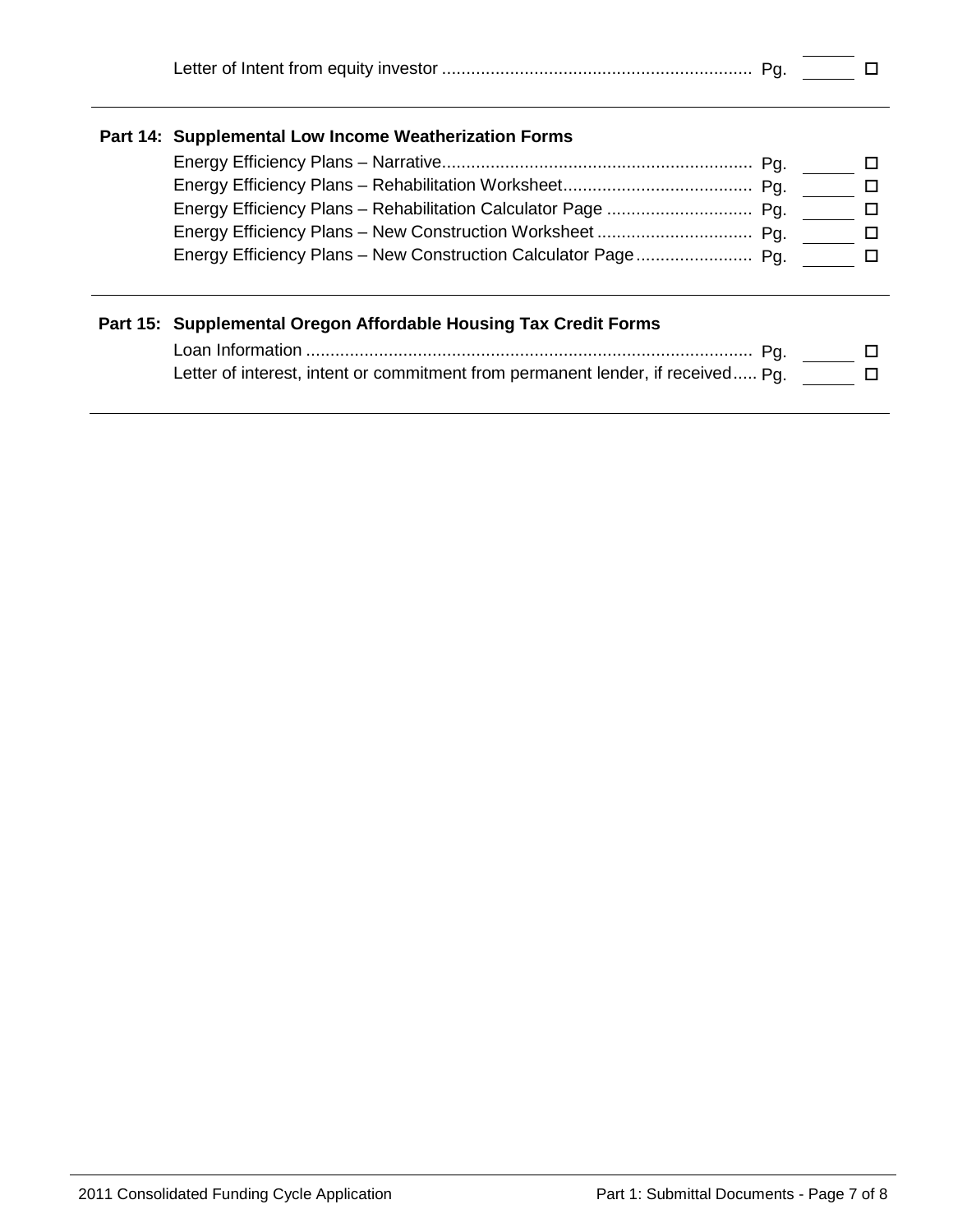Letter of Intent from equity investor ................................................................ Pg. ______ ☐

## Part 14: Supplemental Low Income Weatherization Forms

Energy Efficiency Plans – Narrative................................................................ Pg. ______ ☐

Energy Efficiency Plans – Rehabilitation Worksheet....................................... Pg. ______ ☐

Energy Efficiency Plans – Rehabilitation Calculator Page .............................. Pg. ______ ☐

Energy Efficiency Plans – New Construction Worksheet ................................ Pg. ______ ☐

Energy Efficiency Plans – New Construction Calculator Page........................ Pg. ______ ☐

## Part 15: Supplemental Oregon Affordable Housing Tax Credit Forms

Loan Information ............................................................................................ Pg. ______ ☐

Letter of interest, intent or commitment from permanent lender, if received..... Pg. ______ ☐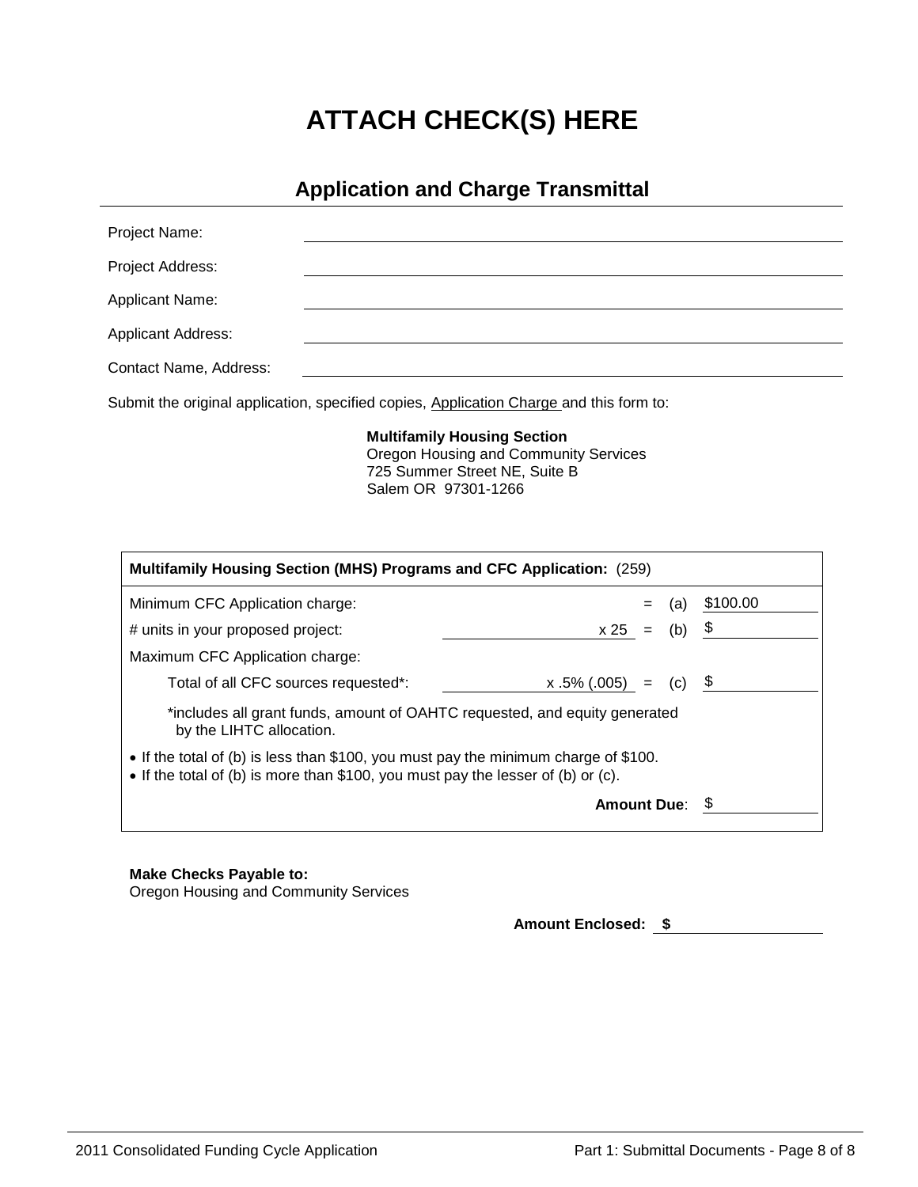# ATTACH CHECK(S) HERE

## Application and Charge Transmittal

Project Name: \_\_\_\_\_\_\_\_\_\_\_\_\_\_\_\_\_\_\_\_\_\_\_\_

Project Address: \_\_\_\_\_\_\_\_\_\_\_\_\_\_\_\_\_\_\_\_\_\_\_\_

Applicant Name: \_\_\_\_\_\_\_\_\_\_\_\_\_\_\_\_\_\_\_\_\_\_\_\_

Applicant Address: \_\_\_\_\_\_\_\_\_\_\_\_\_\_\_\_\_\_\_\_\_\_\_\_

Contact Name, Address: \_\_\_\_\_\_\_\_\_\_\_\_\_\_\_\_\_\_\_\_\_\_\_\_

Submit the original application, specified copies, Application Charge and this form to:

**Multifamily Housing Section**
Oregon Housing and Community Services
725 Summer Street NE, Suite B
Salem OR 97301-1266

| **Multifamily Housing Section (MHS) Programs and CFC Application:** (259) | | | | |
|---|---|---|---|---|
| Minimum CFC Application charge: | | = | (a) | $100.00 |
| # units in your proposed project: | x 25 | = | (b) | $ |
| Maximum CFC Application charge: | | | | |
| Total of all CFC sources requested*: | x .5% (.005) | = | (c) | $ |
| *includes all grant funds, amount of OAHTC requested, and equity generated by the LIHTC allocation. | | | | |

- If the total of (b) is less than $100, you must pay the minimum charge of $100.
- If the total of (b) is more than $100, you must pay the lesser of (b) or (c).

**Amount Due**: $ \_\_\_\_\_\_\_\_

**Make Checks Payable to:**
Oregon Housing and Community Services

**Amount Enclosed: $** \_\_\_\_\_\_\_\_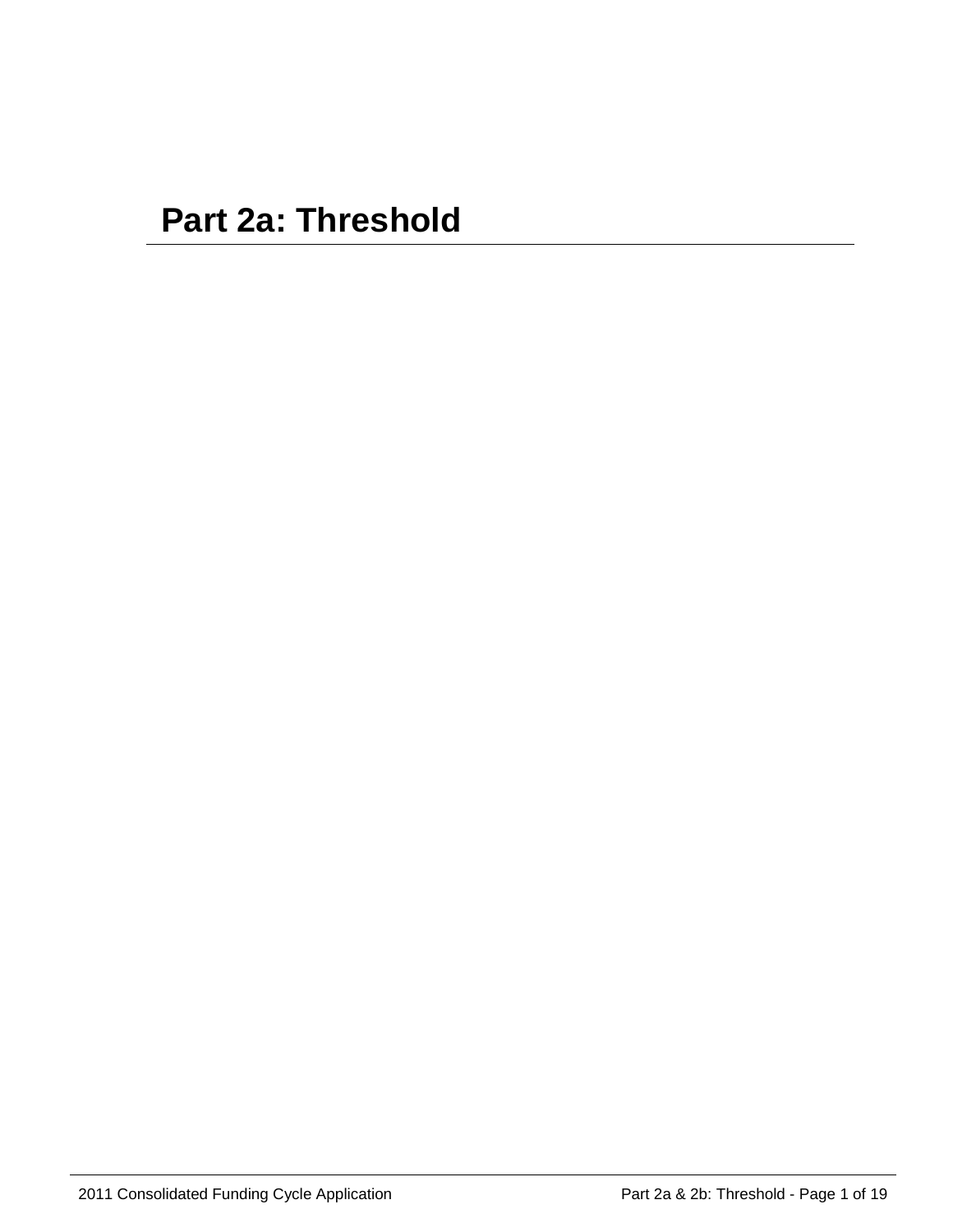# Part 2a: Threshold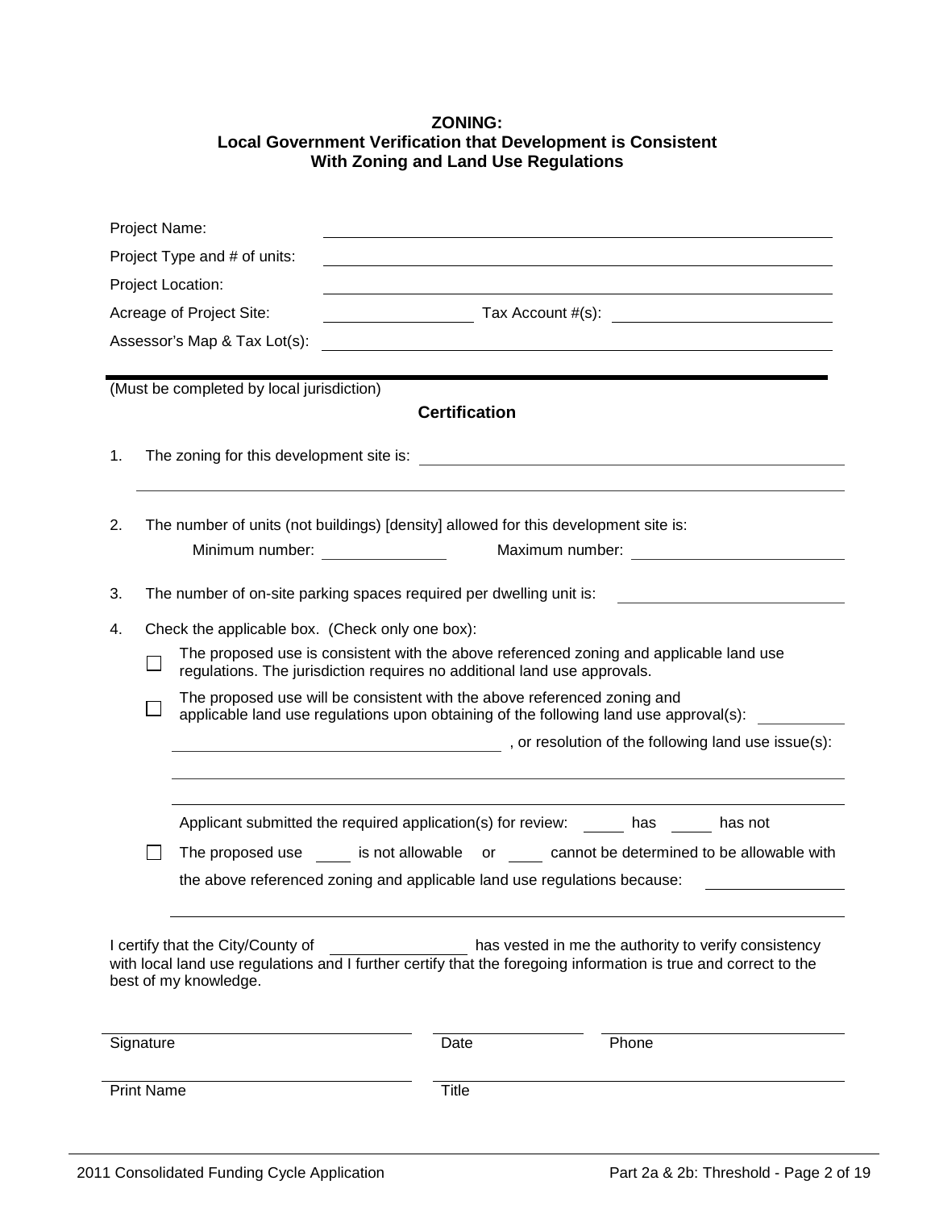## ZONING:
## Local Government Verification that Development is Consistent With Zoning and Land Use Regulations

Project Name: \_\_\_\_\_\_\_\_\_\_\_\_\_\_\_\_\_\_\_\_\_\_\_\_\_\_\_\_\_\_\_\_

Project Type and # of units: \_\_\_\_\_\_\_\_\_\_\_\_\_\_\_\_\_\_\_\_\_\_\_\_\_\_\_\_\_\_\_\_

Project Location: \_\_\_\_\_\_\_\_\_\_\_\_\_\_\_\_\_\_\_\_\_\_\_\_\_\_\_\_\_\_\_\_

Acreage of Project Site: \_\_\_\_\_\_\_\_\_\_\_\_ Tax Account #(s): \_\_\_\_\_\_\_\_\_\_\_\_\_\_\_\_

Assessor's Map & Tax Lot(s): \_\_\_\_\_\_\_\_\_\_\_\_\_\_\_\_\_\_\_\_\_\_\_\_\_\_\_\_\_\_\_\_

---

(Must be completed by local jurisdiction)

### Certification

1. The zoning for this development site is: \_\_\_\_\_\_\_\_\_\_\_\_\_\_\_\_\_\_\_\_\_\_\_\_\_\_\_\_\_\_\_\_

   \_\_\_\_\_\_\_\_\_\_\_\_\_\_\_\_\_\_\_\_\_\_\_\_\_\_\_\_\_\_\_\_\_\_\_\_\_\_\_\_\_\_\_\_\_\_\_\_\_\_\_\_\_\_\_\_\_\_\_\_

2. The number of units (not buildings) [density] allowed for this development site is:

   Minimum number: \_\_\_\_\_\_\_\_\_\_\_\_ Maximum number: \_\_\_\_\_\_\_\_\_\_\_\_\_\_\_\_

3. The number of on-site parking spaces required per dwelling unit is: \_\_\_\_\_\_\_\_\_\_\_\_\_\_\_\_

4. Check the applicable box. (Check only one box):

   ☐ The proposed use is consistent with the above referenced zoning and applicable land use regulations. The jurisdiction requires no additional land use approvals.

   ☐ The proposed use will be consistent with the above referenced zoning and applicable land use regulations upon obtaining of the following land use approval(s): \_\_\_\_\_\_\_\_\_\_

   \_\_\_\_\_\_\_\_\_\_\_\_\_\_\_\_\_\_\_\_\_\_\_\_\_\_\_\_\_\_\_\_ , or resolution of the following land use issue(s):

   \_\_\_\_\_\_\_\_\_\_\_\_\_\_\_\_\_\_\_\_\_\_\_\_\_\_\_\_\_\_\_\_\_\_\_\_\_\_\_\_\_\_\_\_\_\_\_\_\_\_\_\_\_\_\_\_\_\_\_\_

   \_\_\_\_\_\_\_\_\_\_\_\_\_\_\_\_\_\_\_\_\_\_\_\_\_\_\_\_\_\_\_\_\_\_\_\_\_\_\_\_\_\_\_\_\_\_\_\_\_\_\_\_\_\_\_\_\_\_\_\_

   Applicant submitted the required application(s) for review: \_\_\_\_ has \_\_\_\_ has not

   ☐ The proposed use \_\_\_\_ is not allowable or \_\_\_\_ cannot be determined to be allowable with the above referenced zoning and applicable land use regulations because: \_\_\_\_\_\_\_\_\_\_\_\_

   \_\_\_\_\_\_\_\_\_\_\_\_\_\_\_\_\_\_\_\_\_\_\_\_\_\_\_\_\_\_\_\_\_\_\_\_\_\_\_\_\_\_\_\_\_\_\_\_\_\_\_\_\_\_\_\_\_\_\_\_

I certify that the City/County of \_\_\_\_\_\_\_\_\_\_\_\_\_\_ has vested in me the authority to verify consistency with local land use regulations and I further certify that the foregoing information is true and correct to the best of my knowledge.

\_\_\_\_\_\_\_\_\_\_\_\_\_\_\_\_\_\_\_\_\_\_\_\_ \_\_\_\_\_\_\_\_\_\_\_\_ \_\_\_\_\_\_\_\_\_\_\_\_\_\_\_\_\_\_
Signature Date Phone

\_\_\_\_\_\_\_\_\_\_\_\_\_\_\_\_\_\_\_\_\_\_\_\_ \_\_\_\_\_\_\_\_\_\_\_\_\_\_\_\_\_\_\_\_\_\_\_\_\_\_\_\_\_\_\_\_
Print Name Title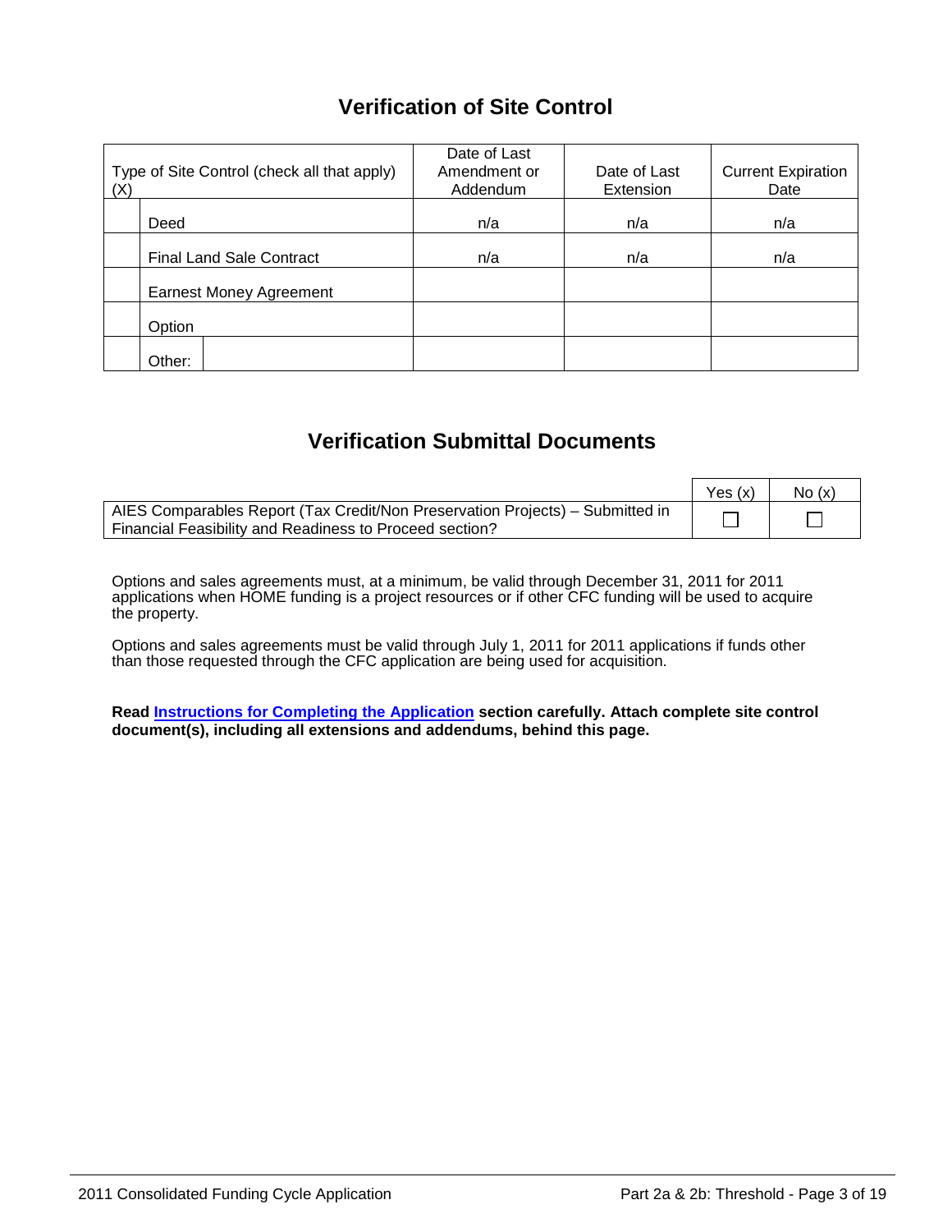## Verification of Site Control

| Type of Site Control (check all that apply) (X) | | | Date of Last Amendment or Addendum | Date of Last Extension | Current Expiration Date |
|---|---|---|---|---|---|
| | Deed | | n/a | n/a | n/a |
| | Final Land Sale Contract | | n/a | n/a | n/a |
| | Earnest Money Agreement | | | | |
| | Option | | | | |
| | Other: | | | | |

## Verification Submittal Documents

| | Yes (x) | No (x) |
|---|---|---|
| AIES Comparables Report (Tax Credit/Non Preservation Projects) – Submitted in Financial Feasibility and Readiness to Proceed section? | ☐ | ☐ |

Options and sales agreements must, at a minimum, be valid through December 31, 2011 for 2011 applications when HOME funding is a project resources or if other CFC funding will be used to acquire the property.

Options and sales agreements must be valid through July 1, 2011 for 2011 applications if funds other than those requested through the CFC application are being used for acquisition.

**Read Instructions for Completing the Application section carefully. Attach complete site control document(s), including all extensions and addendums, behind this page.**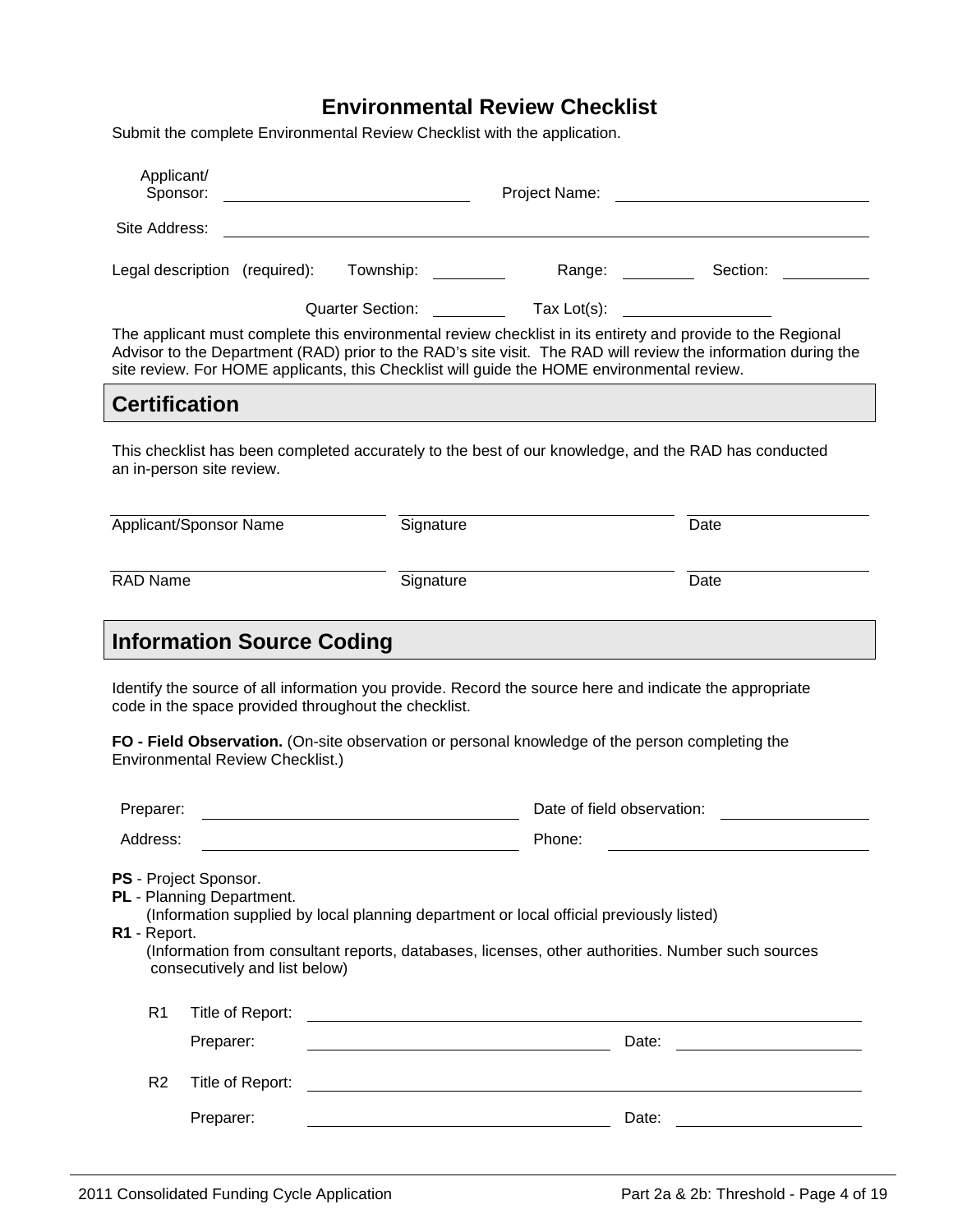# Environmental Review Checklist

Submit the complete Environmental Review Checklist with the application.

Applicant/Sponsor: ______________________ Project Name: ______________________

Site Address: ______________________________________________

Legal description (required): Township: ________ Range: ________ Section: ________

Quarter Section: ________ Tax Lot(s): ____________

The applicant must complete this environmental review checklist in its entirety and provide to the Regional Advisor to the Department (RAD) prior to the RAD's site visit. The RAD will review the information during the site review. For HOME applicants, this Checklist will guide the HOME environmental review.

## Certification

This checklist has been completed accurately to the best of our knowledge, and the RAD has conducted an in-person site review.

| | | |
|---|---|---|
| Applicant/Sponsor Name | Signature | Date |
| RAD Name | Signature | Date |

## Information Source Coding

Identify the source of all information you provide. Record the source here and indicate the appropriate code in the space provided throughout the checklist.

**FO - Field Observation.** (On-site observation or personal knowledge of the person completing the Environmental Review Checklist.)

Preparer: ______________________ Date of field observation: ____________

Address: ______________________ Phone: ____________

**PS** - Project Sponsor.

**PL** - Planning Department.
(Information supplied by local planning department or local official previously listed)

**R1** - Report.
(Information from consultant reports, databases, licenses, other authorities. Number such sources consecutively and list below)

R1 Title of Report: ______________________________________________

Preparer: ______________________ Date: ____________

R2 Title of Report: ______________________________________________

Preparer: ______________________ Date: ____________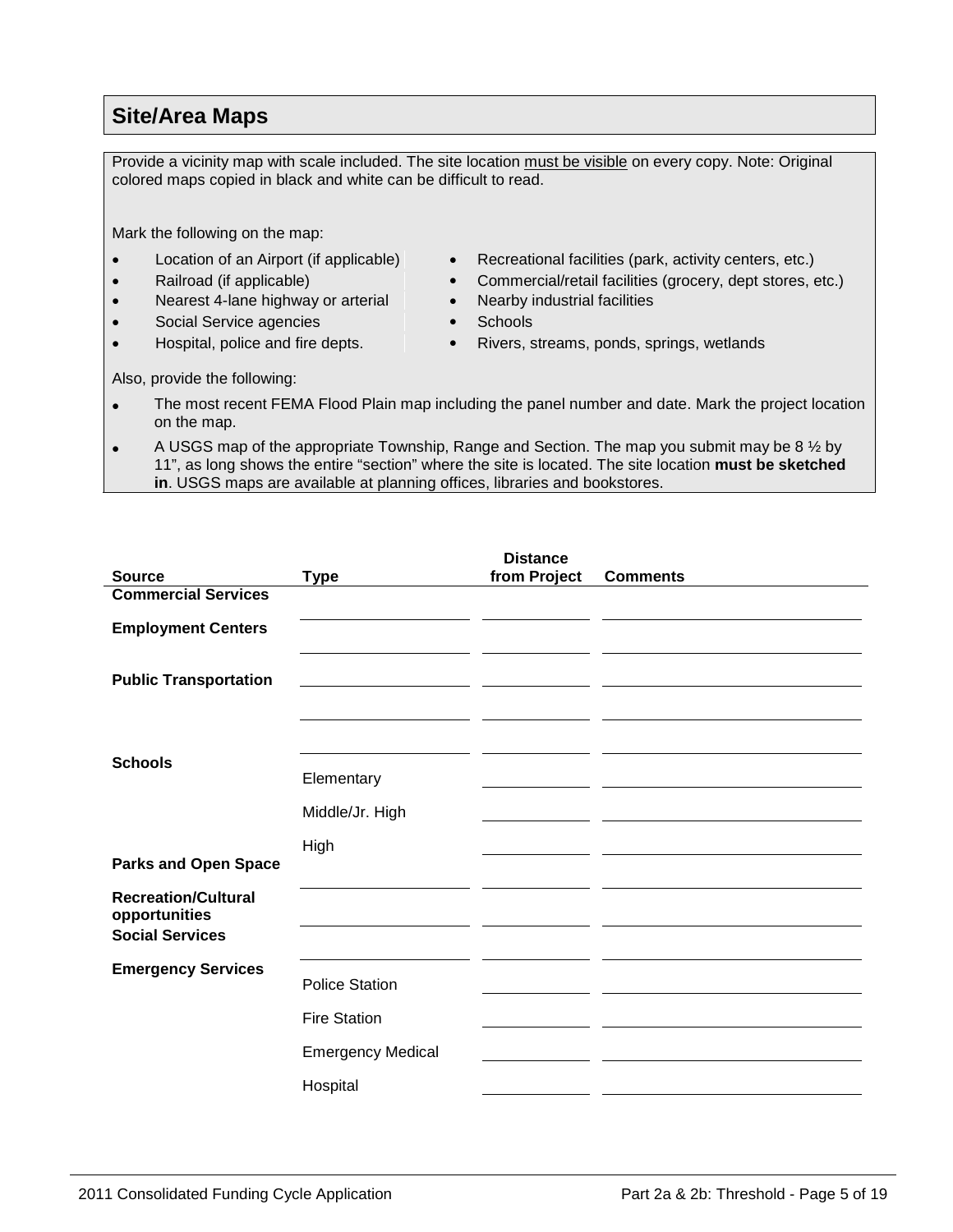## Site/Area Maps

Provide a vicinity map with scale included. The site location must be visible on every copy. Note: Original colored maps copied in black and white can be difficult to read.

Mark the following on the map:

- Location of an Airport (if applicable)
- Railroad (if applicable)
- Nearest 4-lane highway or arterial
- Social Service agencies
- Hospital, police and fire depts.
- Recreational facilities (park, activity centers, etc.)
- Commercial/retail facilities (grocery, dept stores, etc.)
- Nearby industrial facilities
- Schools
- Rivers, streams, ponds, springs, wetlands

Also, provide the following:

- The most recent FEMA Flood Plain map including the panel number and date. Mark the project location on the map.
- A USGS map of the appropriate Township, Range and Section. The map you submit may be 8 ½ by 11", as long shows the entire "section" where the site is located. The site location **must be sketched in**. USGS maps are available at planning offices, libraries and bookstores.

| Source | Type | Distance from Project | Comments |
|---|---|---|---|
| **Commercial Services** | | | |
| **Employment Centers** | | | |
| **Public Transportation** | | | |
| | | | |
| | | | |
| **Schools** | Elementary | | |
| | Middle/Jr. High | | |
| | High | | |
| **Parks and Open Space** | | | |
| **Recreation/Cultural opportunities** | | | |
| **Social Services** | | | |
| **Emergency Services** | Police Station | | |
| | Fire Station | | |
| | Emergency Medical | | |
| | Hospital | | |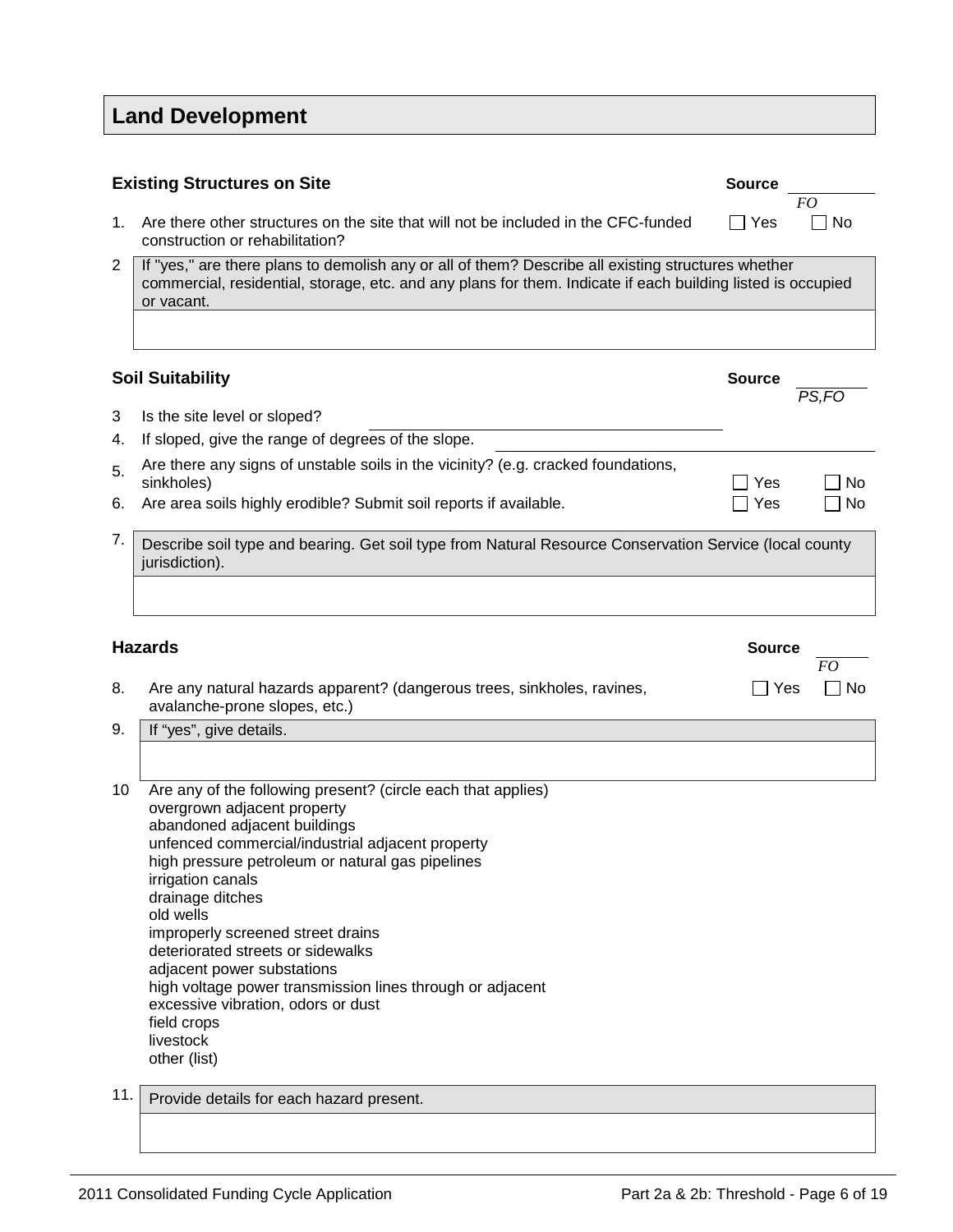## Land Development

### Existing Structures on Site

Source *FO*

1. Are there other structures on the site that will not be included in the CFC-funded construction or rehabilitation? ☐ Yes ☐ No

2 If "yes," are there plans to demolish any or all of them? Describe all existing structures whether commercial, residential, storage, etc. and any plans for them. Indicate if each building listed is occupied or vacant.

### Soil Suitability

Source *PS,FO*

3 Is the site level or sloped?

4. If sloped, give the range of degrees of the slope.

5. Are there any signs of unstable soils in the vicinity? (e.g. cracked foundations, sinkholes) ☐ Yes ☐ No

6. Are area soils highly erodible? Submit soil reports if available. ☐ Yes ☐ No

7. Describe soil type and bearing. Get soil type from Natural Resource Conservation Service (local county jurisdiction).

### Hazards

Source *FO*

8. Are any natural hazards apparent? (dangerous trees, sinkholes, ravines, avalanche-prone slopes, etc.) ☐ Yes ☐ No

9. If "yes", give details.

10 Are any of the following present? (circle each that applies)
overgrown adjacent property
abandoned adjacent buildings
unfenced commercial/industrial adjacent property
high pressure petroleum or natural gas pipelines
irrigation canals
drainage ditches
old wells
improperly screened street drains
deteriorated streets or sidewalks
adjacent power substations
high voltage power transmission lines through or adjacent
excessive vibration, odors or dust
field crops
livestock
other (list)

11. Provide details for each hazard present.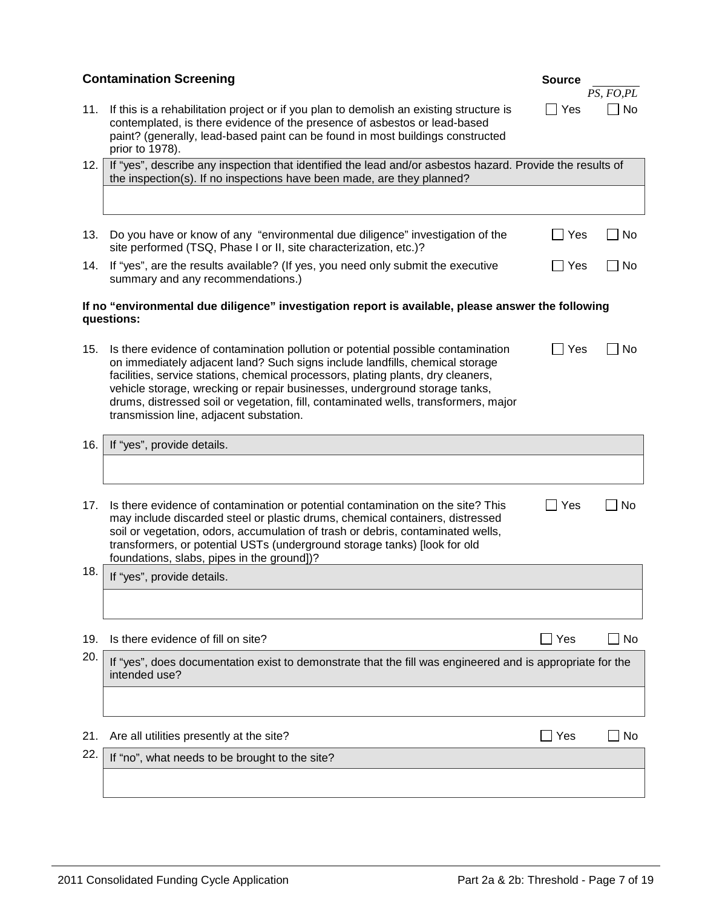## Contamination Screening

**Source** PS, FO,PL

11. If this is a rehabilitation project or if you plan to demolish an existing structure is contemplated, is there evidence of the presence of asbestos or lead-based paint? (generally, lead-based paint can be found in most buildings constructed prior to 1978). ☐ Yes ☐ No

12. If "yes", describe any inspection that identified the lead and/or asbestos hazard. Provide the results of the inspection(s). If no inspections have been made, are they planned?

13. Do you have or know of any "environmental due diligence" investigation of the site performed (TSQ, Phase I or II, site characterization, etc.)? ☐ Yes ☐ No

14. If "yes", are the results available? (If yes, you need only submit the executive summary and any recommendations.) ☐ Yes ☐ No

**If no "environmental due diligence" investigation report is available, please answer the following questions:**

15. Is there evidence of contamination pollution or potential possible contamination on immediately adjacent land? Such signs include landfills, chemical storage facilities, service stations, chemical processors, plating plants, dry cleaners, vehicle storage, wrecking or repair businesses, underground storage tanks, drums, distressed soil or vegetation, fill, contaminated wells, transformers, major transmission line, adjacent substation. ☐ Yes ☐ No

16. If "yes", provide details.

17. Is there evidence of contamination or potential contamination on the site? This may include discarded steel or plastic drums, chemical containers, distressed soil or vegetation, odors, accumulation of trash or debris, contaminated wells, transformers, or potential USTs (underground storage tanks) [look for old foundations, slabs, pipes in the ground])? ☐ Yes ☐ No

18. If "yes", provide details.

19. Is there evidence of fill on site? ☐ Yes ☐ No

20. If "yes", does documentation exist to demonstrate that the fill was engineered and is appropriate for the intended use?

21. Are all utilities presently at the site? ☐ Yes ☐ No

22. If "no", what needs to be brought to the site?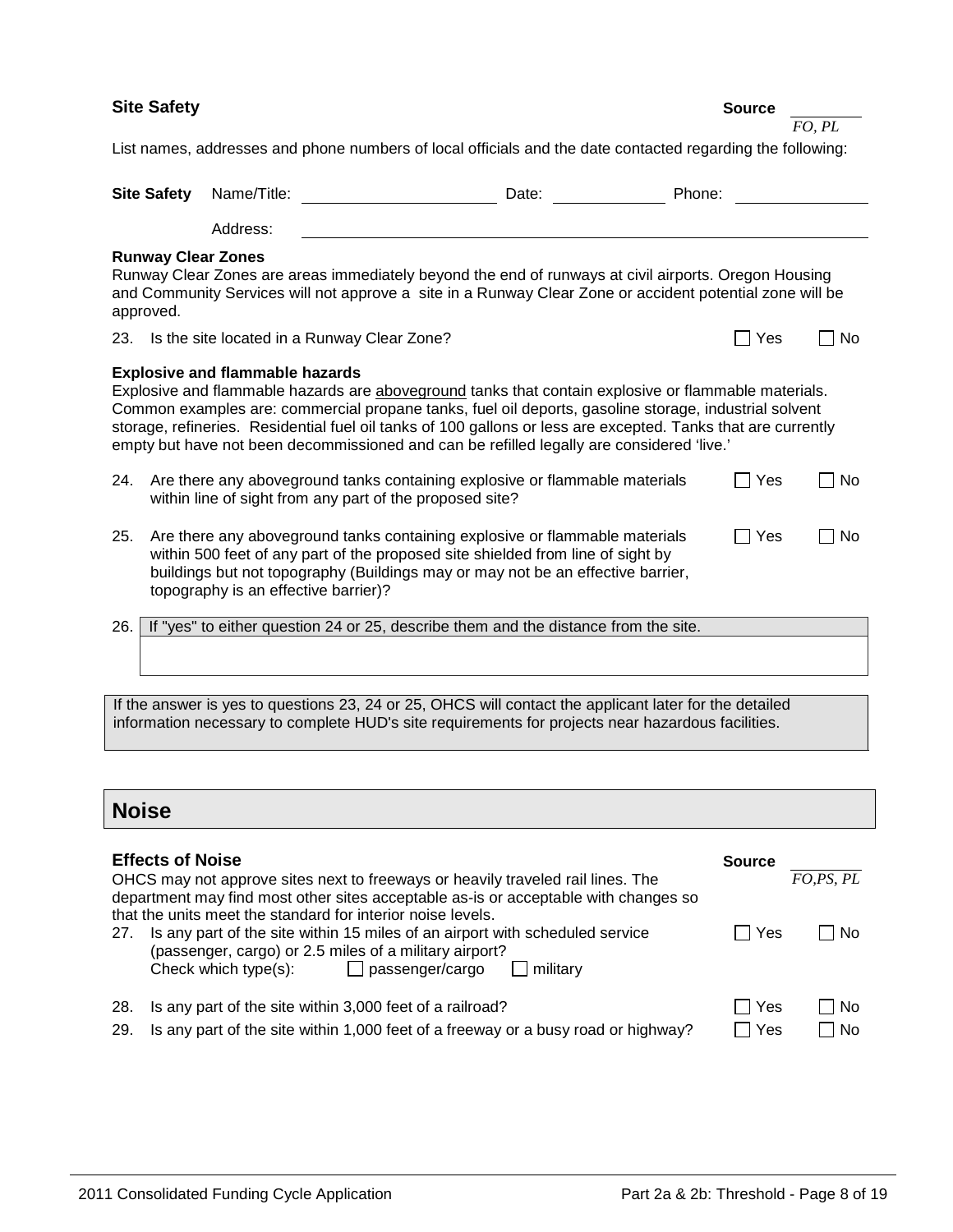## Site Safety

**Source** *FO, PL*

List names, addresses and phone numbers of local officials and the date contacted regarding the following:

**Site Safety** Name/Title: \_\_\_\_\_\_\_\_\_\_ Date: \_\_\_\_\_\_\_\_\_\_ Phone: \_\_\_\_\_\_\_\_\_\_

Address: \_\_\_\_\_\_\_\_\_\_

### Runway Clear Zones

Runway Clear Zones are areas immediately beyond the end of runways at civil airports. Oregon Housing and Community Services will not approve a site in a Runway Clear Zone or accident potential zone will be approved.

23. Is the site located in a Runway Clear Zone? ☐ Yes ☐ No

### Explosive and flammable hazards

Explosive and flammable hazards are aboveground tanks that contain explosive or flammable materials. Common examples are: commercial propane tanks, fuel oil deports, gasoline storage, industrial solvent storage, refineries. Residential fuel oil tanks of 100 gallons or less are excepted. Tanks that are currently empty but have not been decommissioned and can be refilled legally are considered 'live.'

24. Are there any aboveground tanks containing explosive or flammable materials within line of sight from any part of the proposed site? ☐ Yes ☐ No

25. Are there any aboveground tanks containing explosive or flammable materials within 500 feet of any part of the proposed site shielded from line of sight by buildings but not topography (Buildings may or may not be an effective barrier, topography is an effective barrier)? ☐ Yes ☐ No

26. If "yes" to either question 24 or 25, describe them and the distance from the site.

If the answer is yes to questions 23, 24 or 25, OHCS will contact the applicant later for the detailed information necessary to complete HUD's site requirements for projects near hazardous facilities.

## Noise

### Effects of Noise

**Source** *FO,PS, PL*

OHCS may not approve sites next to freeways or heavily traveled rail lines. The department may find most other sites acceptable as-is or acceptable with changes so that the units meet the standard for interior noise levels.

27. Is any part of the site within 15 miles of an airport with scheduled service (passenger, cargo) or 2.5 miles of a military airport? ☐ Yes ☐ No
    Check which type(s): ☐ passenger/cargo ☐ military

28. Is any part of the site within 3,000 feet of a railroad? ☐ Yes ☐ No

29. Is any part of the site within 1,000 feet of a freeway or a busy road or highway? ☐ Yes ☐ No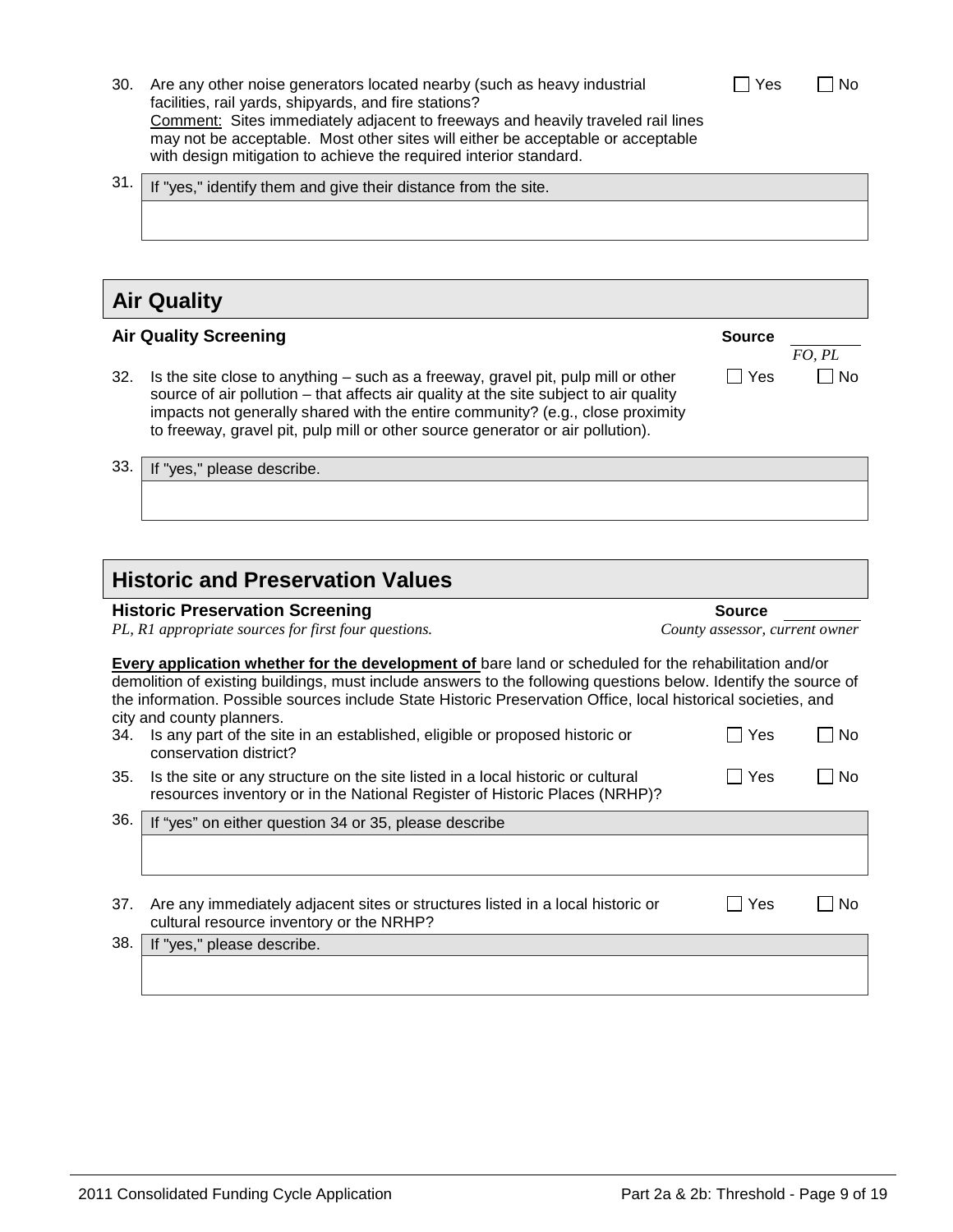30. Are any other noise generators located nearby (such as heavy industrial facilities, rail yards, shipyards, and fire stations? ☐ Yes ☐ No
Comment: Sites immediately adjacent to freeways and heavily traveled rail lines may not be acceptable. Most other sites will either be acceptable or acceptable with design mitigation to achieve the required interior standard.

31. If "yes," identify them and give their distance from the site.

## Air Quality

### Air Quality Screening

**Source** *FO, PL*

32. Is the site close to anything – such as a freeway, gravel pit, pulp mill or other source of air pollution – that affects air quality at the site subject to air quality impacts not generally shared with the entire community? (e.g., close proximity to freeway, gravel pit, pulp mill or other source generator or air pollution). ☐ Yes ☐ No

33. If "yes," please describe.

## Historic and Preservation Values

### Historic Preservation Screening

*PL, R1 appropriate sources for first four questions.*

**Source** *County assessor, current owner*

**Every application whether for the development of** bare land or scheduled for the rehabilitation and/or demolition of existing buildings, must include answers to the following questions below. Identify the source of the information. Possible sources include State Historic Preservation Office, local historical societies, and city and county planners.

34. Is any part of the site in an established, eligible or proposed historic or conservation district? ☐ Yes ☐ No

35. Is the site or any structure on the site listed in a local historic or cultural resources inventory or in the National Register of Historic Places (NRHP)? ☐ Yes ☐ No

36. If "yes" on either question 34 or 35, please describe

37. Are any immediately adjacent sites or structures listed in a local historic or cultural resource inventory or the NRHP? ☐ Yes ☐ No

38. If "yes," please describe.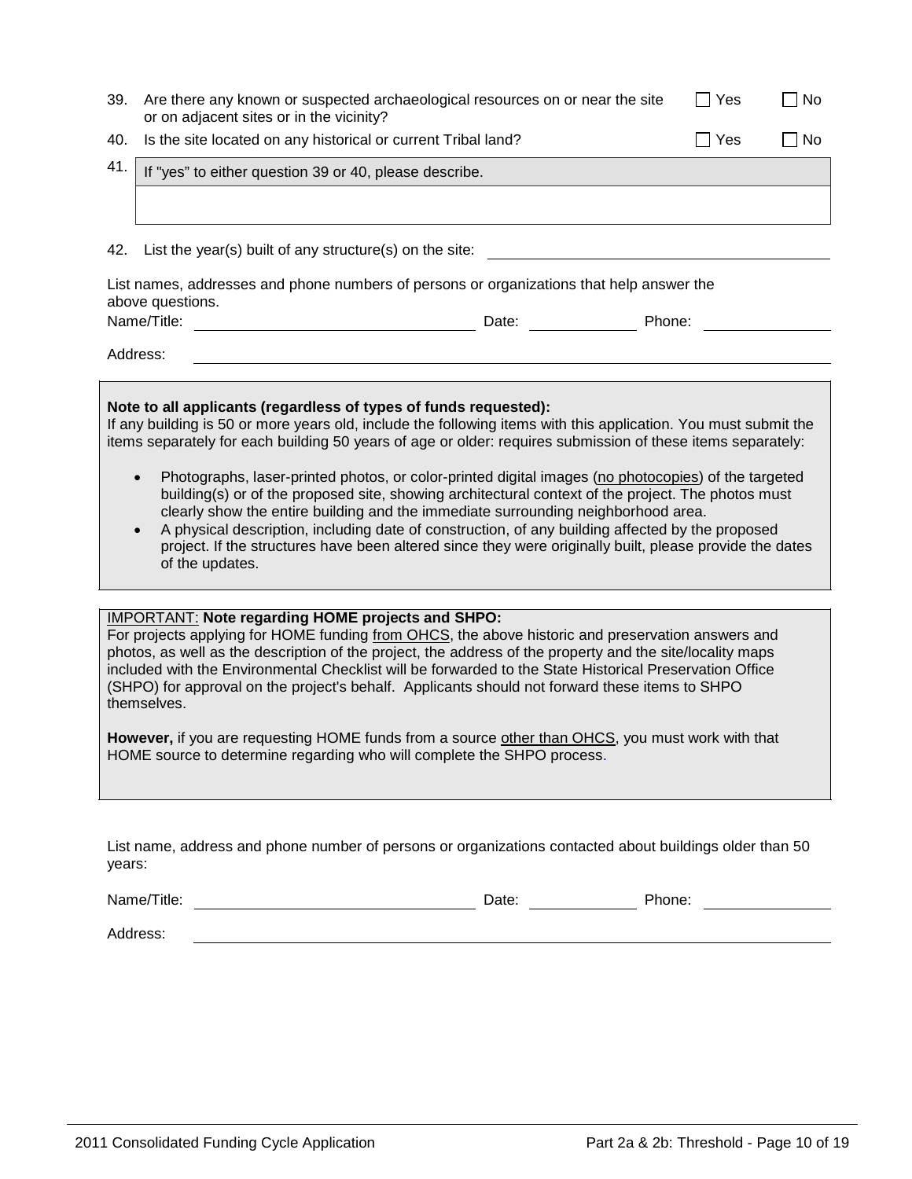39. Are there any known or suspected archaeological resources on or near the site or on adjacent sites or in the vicinity? ☐ Yes ☐ No

40. Is the site located on any historical or current Tribal land? ☐ Yes ☐ No

41. If "yes" to either question 39 or 40, please describe.

42. List the year(s) built of any structure(s) on the site: ______________________

List names, addresses and phone numbers of persons or organizations that help answer the above questions.

Name/Title: ______________________ Date: __________ Phone: __________

Address: ______________________

**Note to all applicants (regardless of types of funds requested):**
If any building is 50 or more years old, include the following items with this application. You must submit the items separately for each building 50 years of age or older: requires submission of these items separately:

- Photographs, laser-printed photos, or color-printed digital images (no photocopies) of the targeted building(s) or of the proposed site, showing architectural context of the project. The photos must clearly show the entire building and the immediate surrounding neighborhood area.
- A physical description, including date of construction, of any building affected by the proposed project. If the structures have been altered since they were originally built, please provide the dates of the updates.

IMPORTANT: **Note regarding HOME projects and SHPO:**
For projects applying for HOME funding from OHCS, the above historic and preservation answers and photos, as well as the description of the project, the address of the property and the site/locality maps included with the Environmental Checklist will be forwarded to the State Historical Preservation Office (SHPO) for approval on the project's behalf. Applicants should not forward these items to SHPO themselves.

**However,** if you are requesting HOME funds from a source other than OHCS, you must work with that HOME source to determine regarding who will complete the SHPO process.

List name, address and phone number of persons or organizations contacted about buildings older than 50 years:

Name/Title: ______________________ Date: __________ Phone: __________

Address: ______________________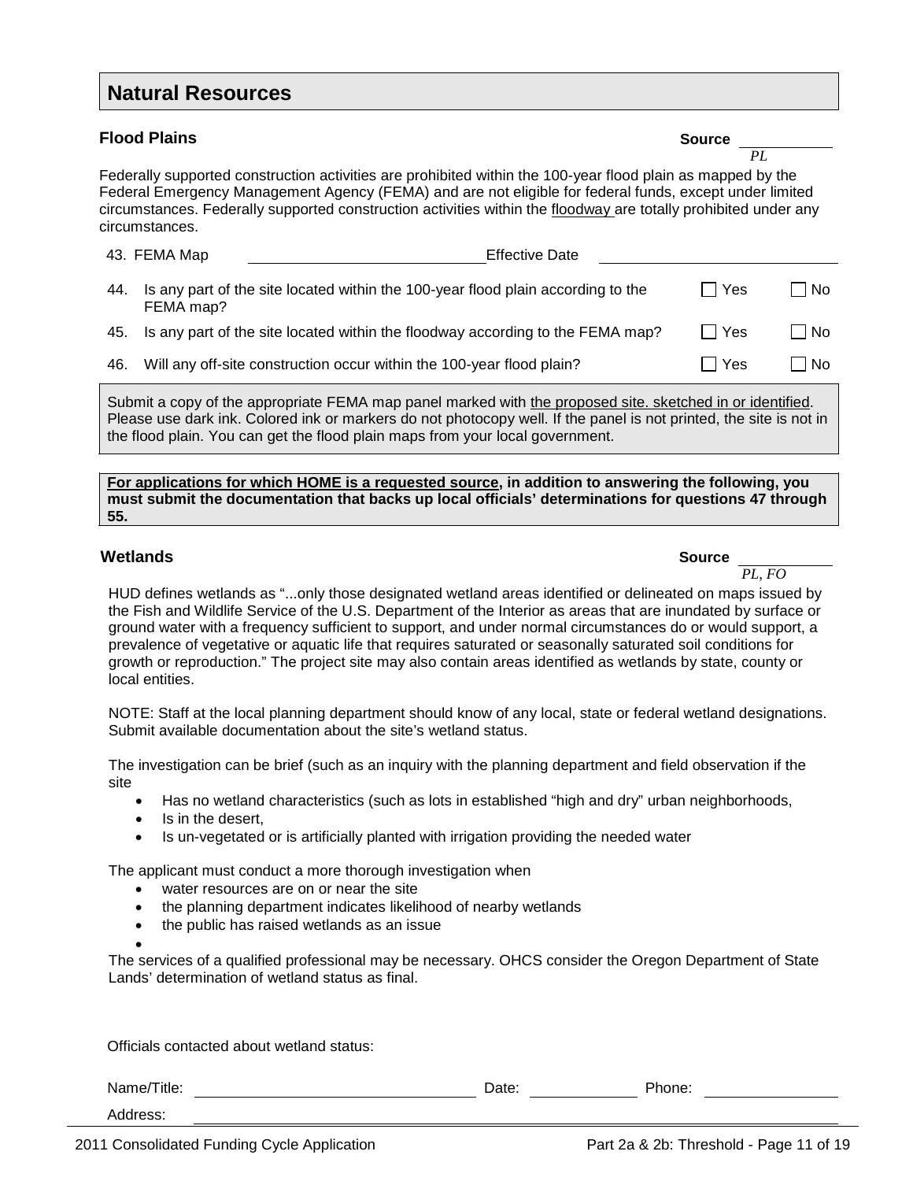## Natural Resources

### Flood Plains

**Source** *PL*

Federally supported construction activities are prohibited within the 100-year flood plain as mapped by the Federal Emergency Management Agency (FEMA) and are not eligible for federal funds, except under limited circumstances. Federally supported construction activities within the floodway are totally prohibited under any circumstances.

43. FEMA Map ______________________ Effective Date ______________________

| | | | |
|---|---|---|---|
| 44. | Is any part of the site located within the 100-year flood plain according to the FEMA map? | ☐ Yes | ☐ No |
| 45. | Is any part of the site located within the floodway according to the FEMA map? | ☐ Yes | ☐ No |
| 46. | Will any off-site construction occur within the 100-year flood plain? | ☐ Yes | ☐ No |

Submit a copy of the appropriate FEMA map panel marked with the proposed site. sketched in or identified. Please use dark ink. Colored ink or markers do not photocopy well. If the panel is not printed, the site is not in the flood plain. You can get the flood plain maps from your local government.

**For applications for which HOME is a requested source, in addition to answering the following, you must submit the documentation that backs up local officials' determinations for questions 47 through 55.**

### Wetlands

**Source** *PL, FO*

HUD defines wetlands as "...only those designated wetland areas identified or delineated on maps issued by the Fish and Wildlife Service of the U.S. Department of the Interior as areas that are inundated by surface or ground water with a frequency sufficient to support, and under normal circumstances do or would support, a prevalence of vegetative or aquatic life that requires saturated or seasonally saturated soil conditions for growth or reproduction." The project site may also contain areas identified as wetlands by state, county or local entities.

NOTE: Staff at the local planning department should know of any local, state or federal wetland designations. Submit available documentation about the site's wetland status.

The investigation can be brief (such as an inquiry with the planning department and field observation if the site

- Has no wetland characteristics (such as lots in established "high and dry" urban neighborhoods,
- Is in the desert,
- Is un-vegetated or is artificially planted with irrigation providing the needed water

The applicant must conduct a more thorough investigation when

- water resources are on or near the site
- the planning department indicates likelihood of nearby wetlands
- the public has raised wetlands as an issue
-

The services of a qualified professional may be necessary. OHCS consider the Oregon Department of State Lands' determination of wetland status as final.

Officials contacted about wetland status:

Name/Title: ______________________ Date: __________ Phone: __________

Address: ______________________________________________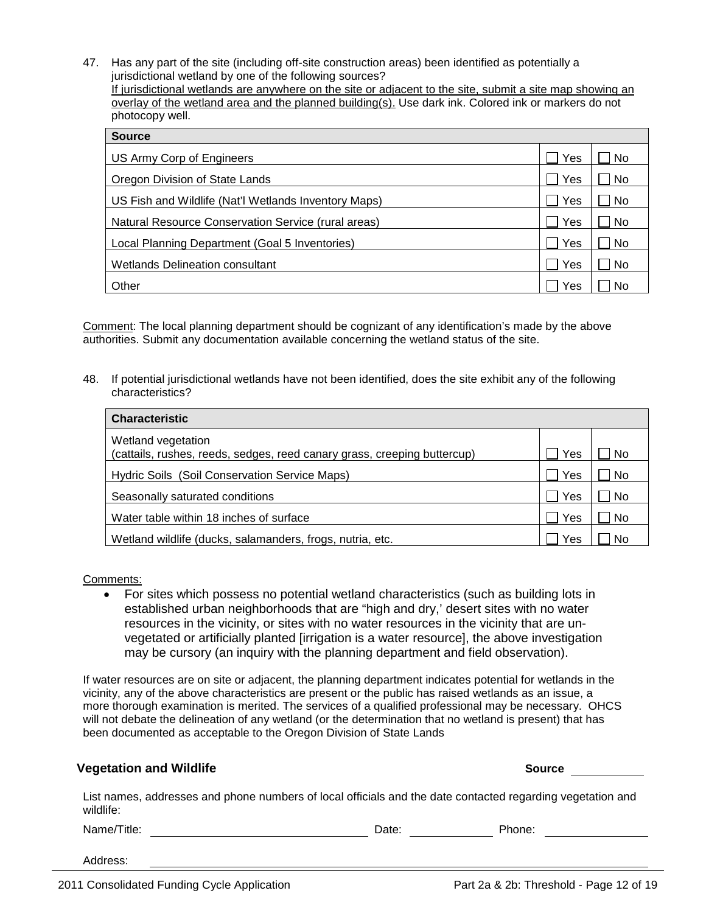47. Has any part of the site (including off-site construction areas) been identified as potentially a jurisdictional wetland by one of the following sources?
<u>If jurisdictional wetlands are anywhere on the site or adjacent to the site, submit a site map showing an overlay of the wetland area and the planned building(s).</u> Use dark ink. Colored ink or markers do not photocopy well.

| **Source** | | |
|---|---|---|
| US Army Corp of Engineers | ☐ Yes | ☐ No |
| Oregon Division of State Lands | ☐ Yes | ☐ No |
| US Fish and Wildlife (Nat'l Wetlands Inventory Maps) | ☐ Yes | ☐ No |
| Natural Resource Conservation Service (rural areas) | ☐ Yes | ☐ No |
| Local Planning Department (Goal 5 Inventories) | ☐ Yes | ☐ No |
| Wetlands Delineation consultant | ☐ Yes | ☐ No |
| Other | ☐ Yes | ☐ No |

<u>Comment</u>: The local planning department should be cognizant of any identification's made by the above authorities. Submit any documentation available concerning the wetland status of the site.

48. If potential jurisdictional wetlands have not been identified, does the site exhibit any of the following characteristics?

| **Characteristic** | | |
|---|---|---|
| Wetland vegetation (cattails, rushes, reeds, sedges, reed canary grass, creeping buttercup) | ☐ Yes | ☐ No |
| Hydric Soils (Soil Conservation Service Maps) | ☐ Yes | ☐ No |
| Seasonally saturated conditions | ☐ Yes | ☐ No |
| Water table within 18 inches of surface | ☐ Yes | ☐ No |
| Wetland wildlife (ducks, salamanders, frogs, nutria, etc. | ☐ Yes | ☐ No |

<u>Comments:</u>

- For sites which possess no potential wetland characteristics (such as building lots in established urban neighborhoods that are "high and dry,' desert sites with no water resources in the vicinity, or sites with no water resources in the vicinity that are un-vegetated or artificially planted [irrigation is a water resource], the above investigation may be cursory (an inquiry with the planning department and field observation).

If water resources are on site or adjacent, the planning department indicates potential for wetlands in the vicinity, any of the above characteristics are present or the public has raised wetlands as an issue, a more thorough examination is merited. The services of a qualified professional may be necessary. OHCS will not debate the delineation of any wetland (or the determination that no wetland is present) that has been documented as acceptable to the Oregon Division of State Lands

### Vegetation and Wildlife

**Source** ___________

List names, addresses and phone numbers of local officials and the date contacted regarding vegetation and wildlife:

Name/Title: ______________________ Date: __________ Phone: ____________

Address: ______________________________________________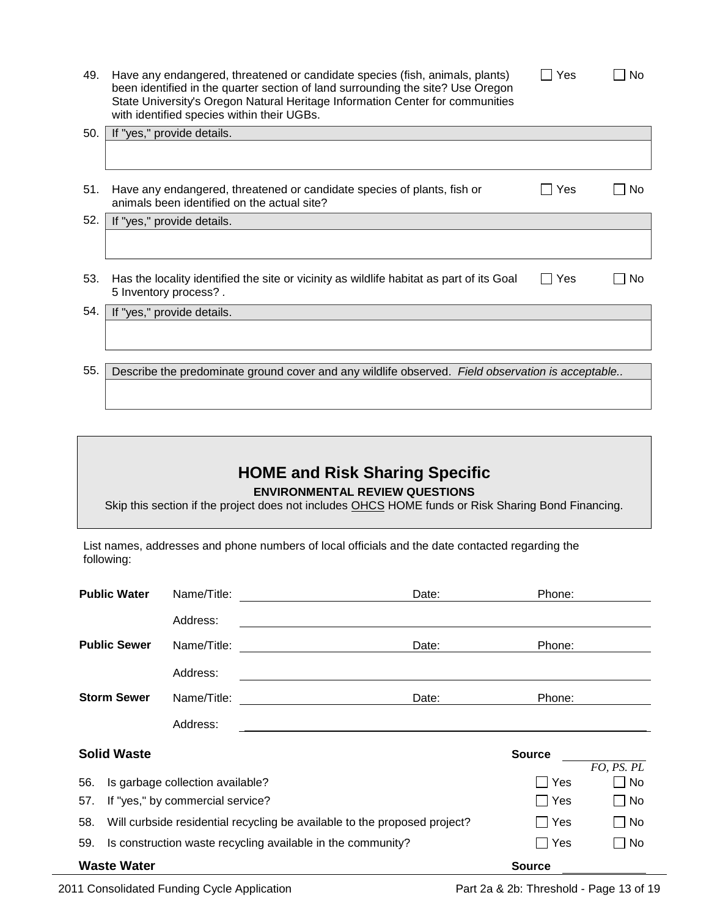49. Have any endangered, threatened or candidate species (fish, animals, plants) been identified in the quarter section of land surrounding the site? Use Oregon State University's Oregon Natural Heritage Information Center for communities with identified species within their UGBs. ☐ Yes ☐ No

50. If "yes," provide details.

51. Have any endangered, threatened or candidate species of plants, fish or animals been identified on the actual site? ☐ Yes ☐ No

52. If "yes," provide details.

53. Has the locality identified the site or vicinity as wildlife habitat as part of its Goal 5 Inventory process? . ☐ Yes ☐ No

54. If "yes," provide details.

55. Describe the predominate ground cover and any wildlife observed. *Field observation is acceptable..*

## HOME and Risk Sharing Specific

**ENVIRONMENTAL REVIEW QUESTIONS**

Skip this section if the project does not includes OHCS HOME funds or Risk Sharing Bond Financing.

List names, addresses and phone numbers of local officials and the date contacted regarding the following:

**Public Water** Name/Title: \_\_\_\_\_\_\_\_\_\_ Date: \_\_\_\_\_\_\_\_\_\_ Phone: \_\_\_\_\_\_\_\_\_\_

Address: \_\_\_\_\_\_\_\_\_\_

**Public Sewer** Name/Title: \_\_\_\_\_\_\_\_\_\_ Date: \_\_\_\_\_\_\_\_\_\_ Phone: \_\_\_\_\_\_\_\_\_\_

Address: \_\_\_\_\_\_\_\_\_\_

**Storm Sewer** Name/Title: \_\_\_\_\_\_\_\_\_\_ Date: \_\_\_\_\_\_\_\_\_\_ Phone: \_\_\_\_\_\_\_\_\_\_

Address: \_\_\_\_\_\_\_\_\_\_

**Solid Waste** **Source** \_\_\_\_\_\_\_\_\_\_ *FO, PS. PL*

56. Is garbage collection available? ☐ Yes ☐ No
57. If "yes," by commercial service? ☐ Yes ☐ No
58. Will curbside residential recycling be available to the proposed project? ☐ Yes ☐ No
59. Is construction waste recycling available in the community? ☐ Yes ☐ No

**Waste Water** **Source** \_\_\_\_\_\_\_\_\_\_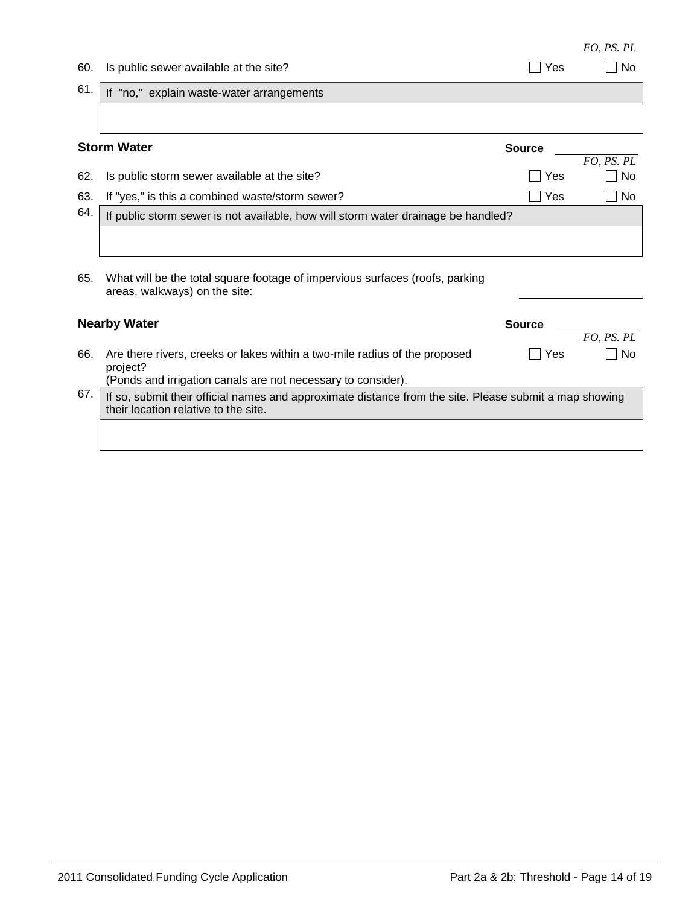*FO, PS. PL*

60. Is public sewer available at the site? ☐ Yes ☐ No

61. If "no," explain waste-water arrangements

| If "no," explain waste-water arrangements |
|---|
| |

### Storm Water

**Source** ____________ *FO, PS. PL*

62. Is public storm sewer available at the site? ☐ Yes ☐ No

63. If "yes," is this a combined waste/storm sewer? ☐ Yes ☐ No

64. If public storm sewer is not available, how will storm water drainage be handled?

| If public storm sewer is not available, how will storm water drainage be handled? |
|---|
| |

65. What will be the total square footage of impervious surfaces (roofs, parking areas, walkways) on the site: ____________

### Nearby Water

**Source** ____________ *FO, PS. PL*

66. Are there rivers, creeks or lakes within a two-mile radius of the proposed project? (Ponds and irrigation canals are not necessary to consider). ☐ Yes ☐ No

67. If so, submit their official names and approximate distance from the site. Please submit a map showing their location relative to the site.

| If so, submit their official names and approximate distance from the site. Please submit a map showing their location relative to the site. |
|---|
| |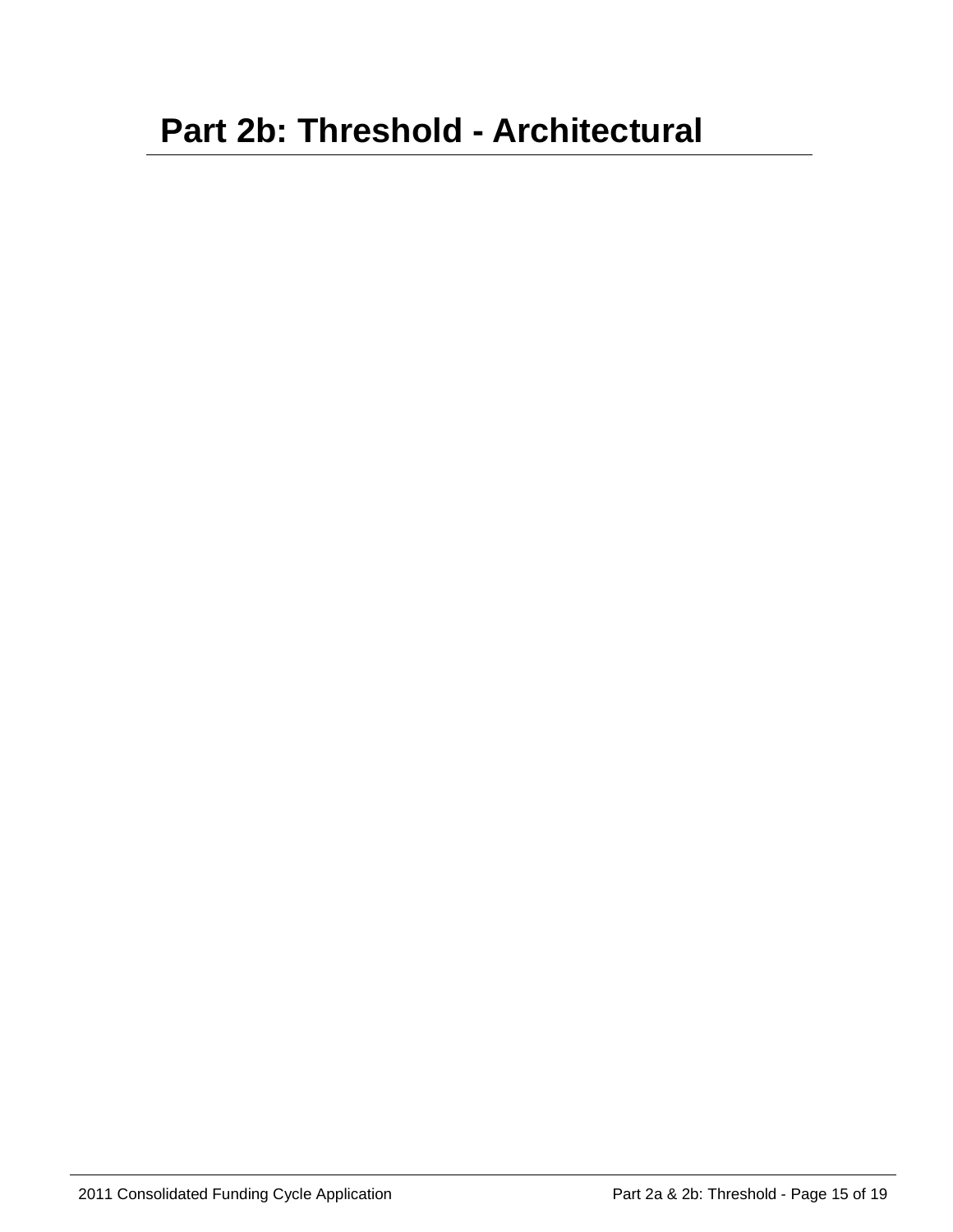# Part 2b: Threshold - Architectural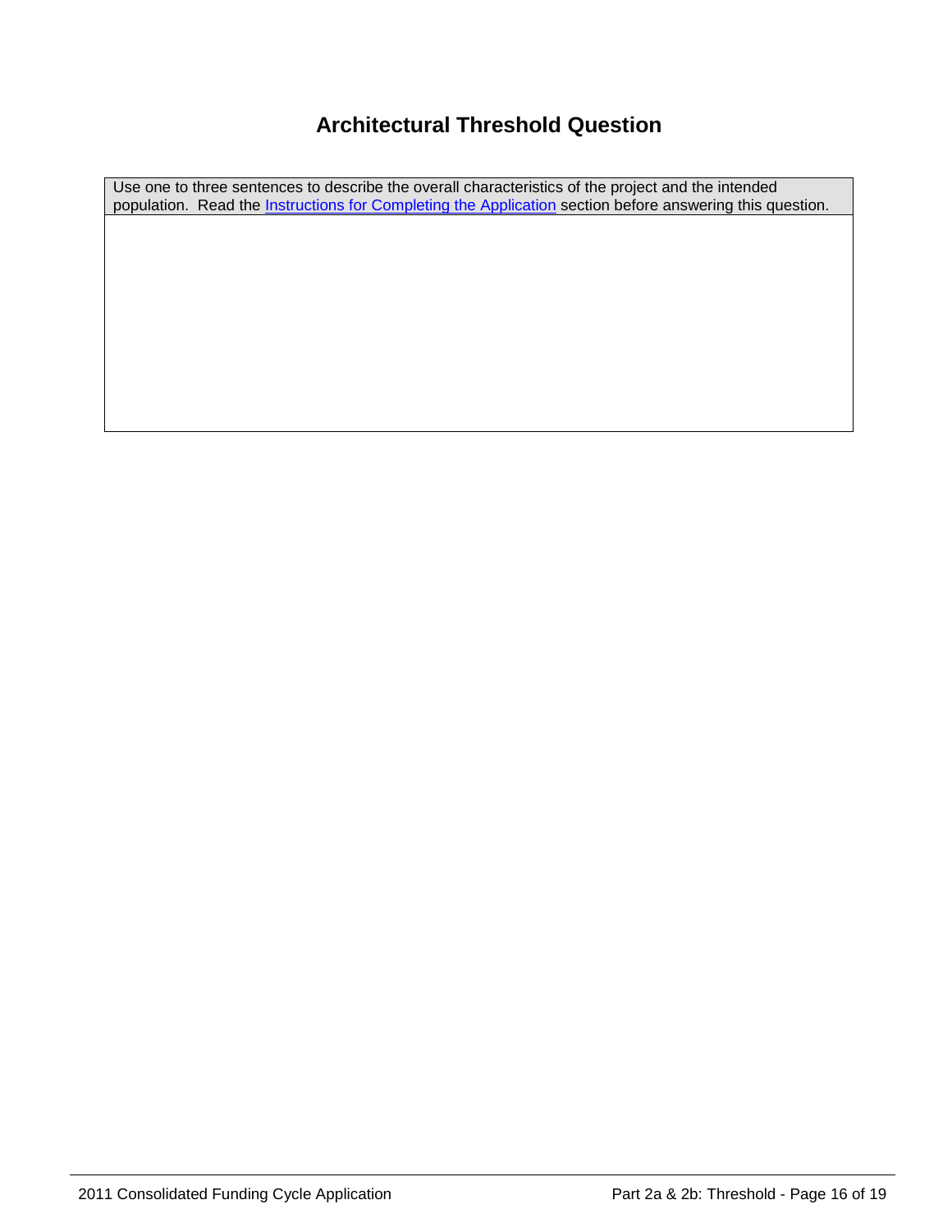# Architectural Threshold Question

| Use one to three sentences to describe the overall characteristics of the project and the intended population. Read the Instructions for Completing the Application section before answering this question. |
| --- |
| |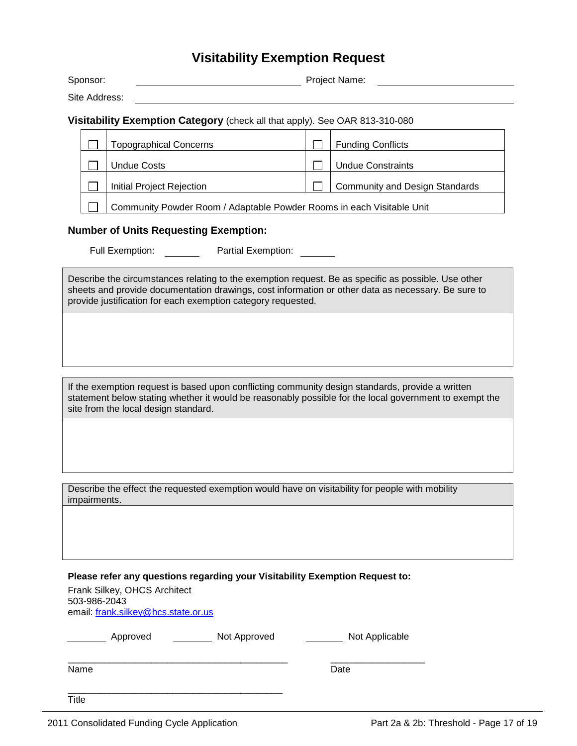# Visitability Exemption Request

Sponsor: ______________________ Project Name: ______________________

Site Address: ______________________________________________

**Visitability Exemption Category** (check all that apply). See OAR 813-310-080

| | | | |
|---|---|---|---|
| ☐ | Topographical Concerns | ☐ | Funding Conflicts |
| ☐ | Undue Costs | ☐ | Undue Constraints |
| ☐ | Initial Project Rejection | ☐ | Community and Design Standards |
| ☐ | Community Powder Room / Adaptable Powder Rooms in each Visitable Unit | | |

**Number of Units Requesting Exemption:**

Full Exemption: _______ Partial Exemption: _______

| |
|---|
| Describe the circumstances relating to the exemption request. Be as specific as possible. Use other sheets and provide documentation drawings, cost information or other data as necessary. Be sure to provide justification for each exemption category requested. |
| |

| |
|---|
| If the exemption request is based upon conflicting community design standards, provide a written statement below stating whether it would be reasonably possible for the local government to exempt the site from the local design standard. |
| |

| |
|---|
| Describe the effect the requested exemption would have on visitability for people with mobility impairments. |
| |

**Please refer any questions regarding your Visitability Exemption Request to:**

Frank Silkey, OHCS Architect
503-986-2043
email: frank.silkey@hcs.state.or.us

_______ Approved _______ Not Approved _______ Not Applicable

__________________________________________ __________________
Name Date

__________________________________________
Title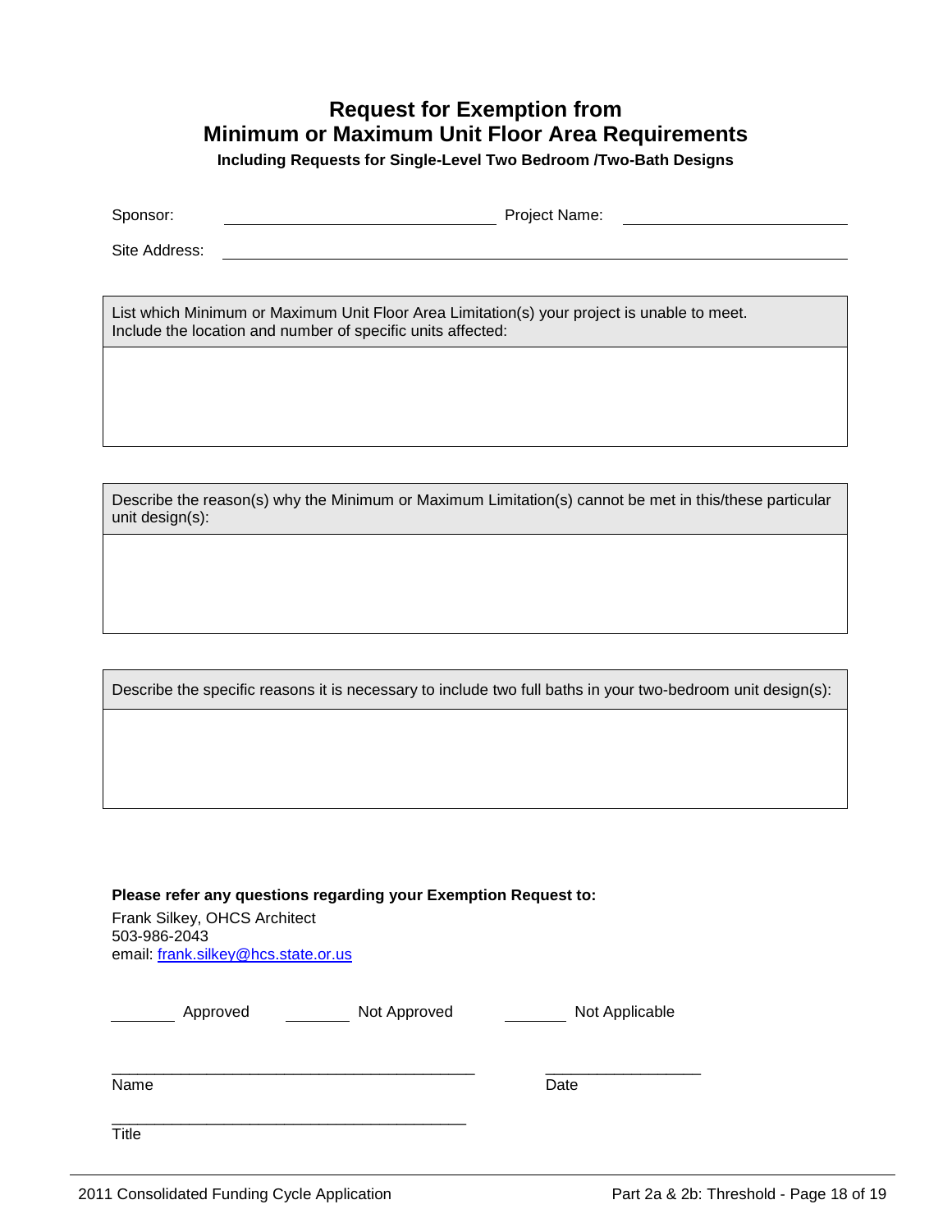# Request for Exemption from Minimum or Maximum Unit Floor Area Requirements

**Including Requests for Single-Level Two Bedroom /Two-Bath Designs**

Sponsor: ______________________ Project Name: ______________________

Site Address: ______________________________________________

| List which Minimum or Maximum Unit Floor Area Limitation(s) your project is unable to meet. Include the location and number of specific units affected: |
| --- |
| |

| Describe the reason(s) why the Minimum or Maximum Limitation(s) cannot be met in this/these particular unit design(s): |
| --- |
| |

| Describe the specific reasons it is necessary to include two full baths in your two-bedroom unit design(s): |
| --- |
| |

**Please refer any questions regarding your Exemption Request to:**

Frank Silkey, OHCS Architect
503-986-2043
email: frank.silkey@hcs.state.or.us

_______ Approved _______ Not Approved _______ Not Applicable

__________________________________________ __________________
Name Date

__________________________________________
Title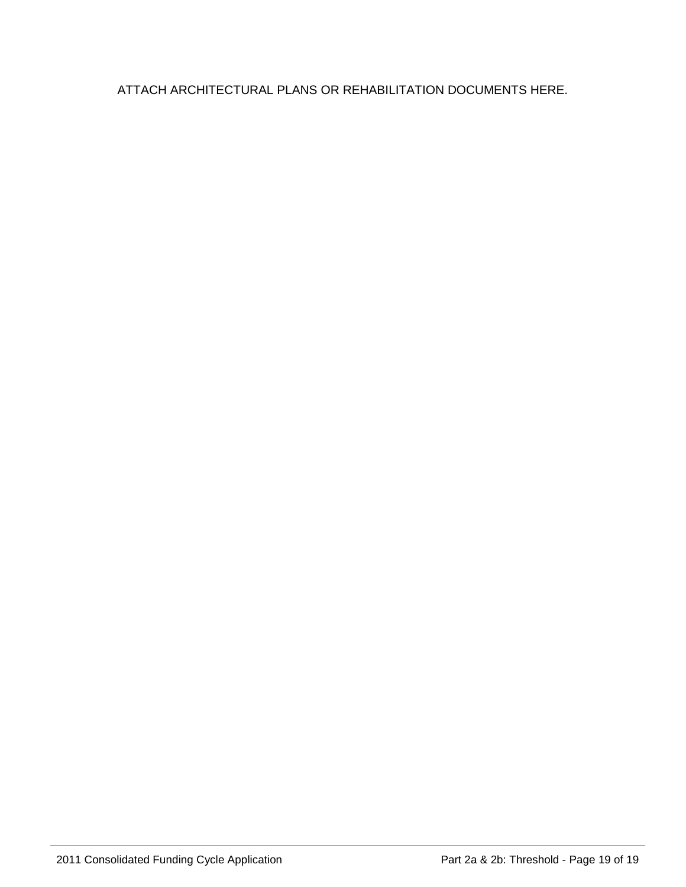ATTACH ARCHITECTURAL PLANS OR REHABILITATION DOCUMENTS HERE.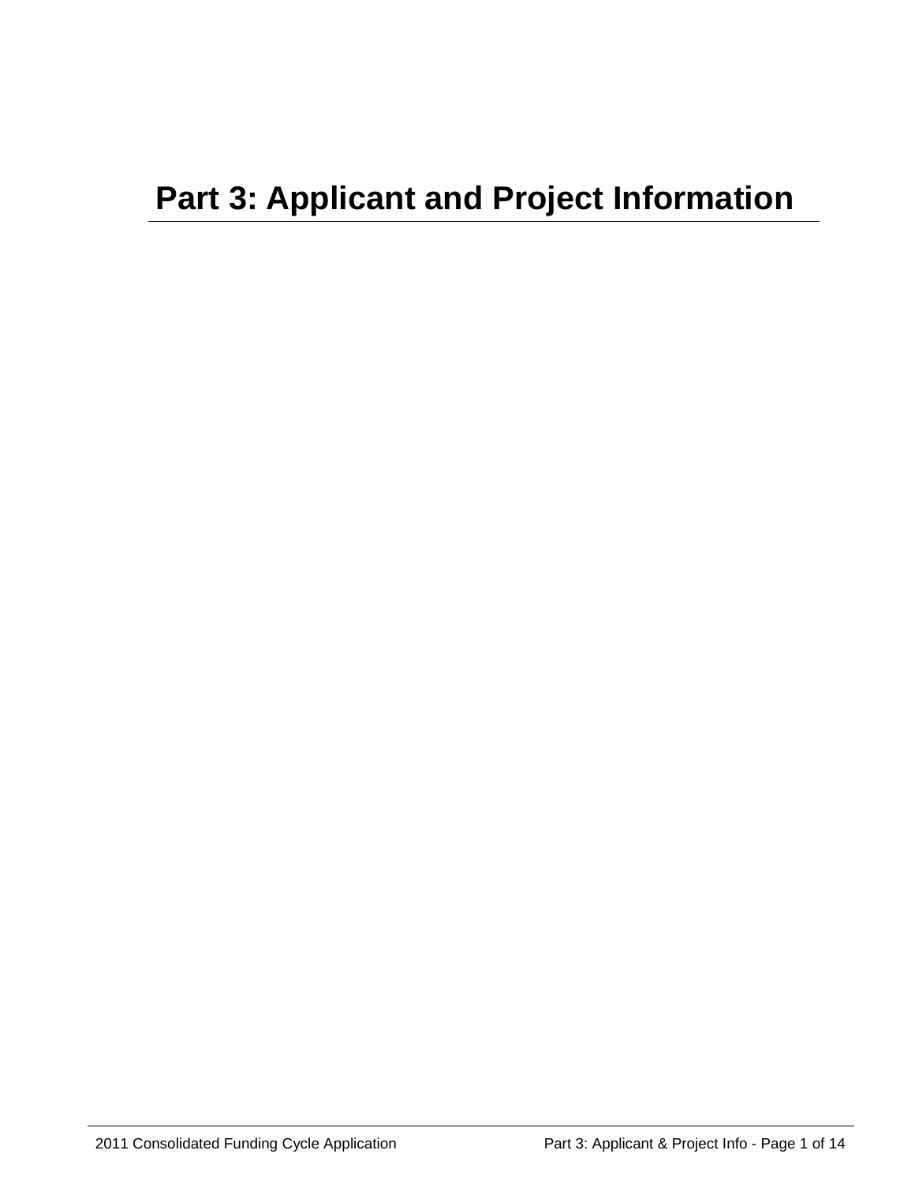# Part 3: Applicant and Project Information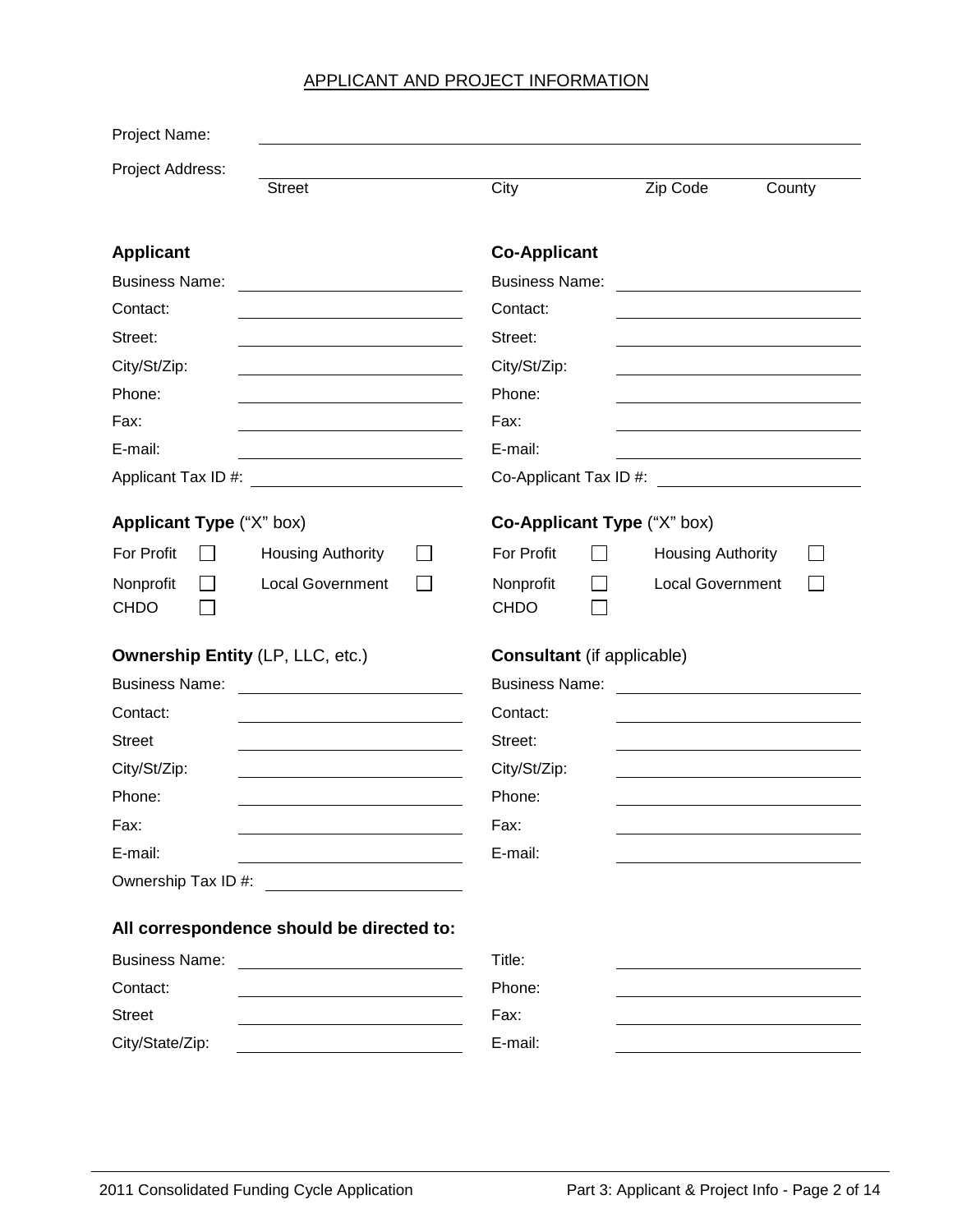# APPLICANT AND PROJECT INFORMATION

Project Name: \_\_\_\_\_\_\_\_\_\_\_\_\_\_\_\_\_\_\_\_

Project Address: \_\_\_\_\_\_\_\_\_\_\_\_\_\_\_\_\_\_\_\_

Street | City | Zip Code | County

| **Applicant** | | **Co-Applicant** | |
|---|---|---|---|
| Business Name: | | Business Name: | |
| Contact: | | Contact: | |
| Street: | | Street: | |
| City/St/Zip: | | City/St/Zip: | |
| Phone: | | Phone: | |
| Fax: | | Fax: | |
| E-mail: | | E-mail: | |
| Applicant Tax ID #: | | Co-Applicant Tax ID #: | |

**Applicant Type** ("X" box)

- ☐ For Profit
- ☐ Housing Authority
- ☐ Nonprofit
- ☐ Local Government
- ☐ CHDO

**Co-Applicant Type** ("X" box)

- ☐ For Profit
- ☐ Housing Authority
- ☐ Nonprofit
- ☐ Local Government
- ☐ CHDO

| **Ownership Entity** (LP, LLC, etc.) | | **Consultant** (if applicable) | |
|---|---|---|---|
| Business Name: | | Business Name: | |
| Contact: | | Contact: | |
| Street | | Street: | |
| City/St/Zip: | | City/St/Zip: | |
| Phone: | | Phone: | |
| Fax: | | Fax: | |
| E-mail: | | E-mail: | |
| Ownership Tax ID #: | | | |

**All correspondence should be directed to:**

| | | | |
|---|---|---|---|
| Business Name: | | Title: | |
| Contact: | | Phone: | |
| Street | | Fax: | |
| City/State/Zip: | | E-mail: | |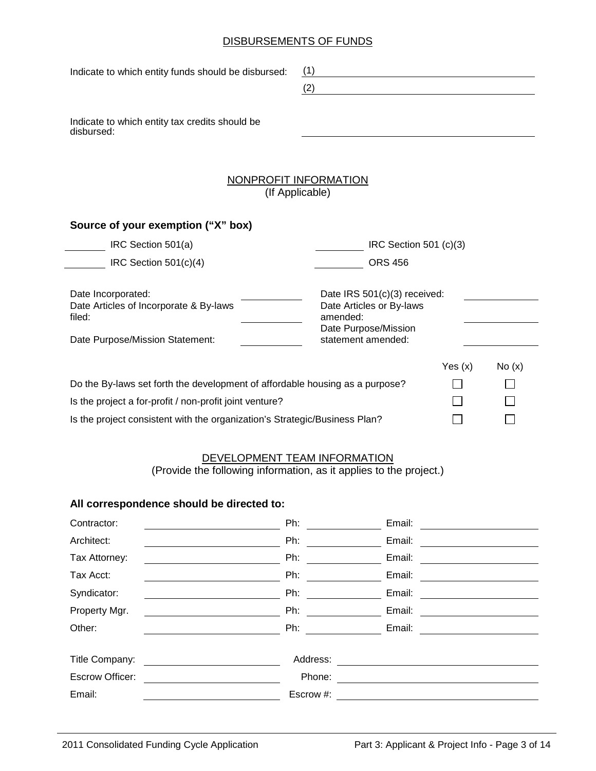## DISBURSEMENTS OF FUNDS

Indicate to which entity funds should be disbursed: (1) ______________________
(2) ______________________

Indicate to which entity tax credits should be disbursed: ______________________

## NONPROFIT INFORMATION
(If Applicable)

**Source of your exemption ("X" box)**

| | | | |
|---|---|---|---|
| ______ | IRC Section 501(a) | ______ | IRC Section 501 (c)(3) |
| ______ | IRC Section 501(c)(4) | ______ | ORS 456 |

| | | | |
|---|---|---|---|
| Date Incorporated: | ______ | Date IRS 501(c)(3) received: | ______ |
| Date Articles of Incorporate & By-laws filed: | ______ | Date Articles or By-laws amended: | ______ |
| Date Purpose/Mission Statement: | ______ | Date Purpose/Mission statement amended: | ______ |

| | Yes (x) | No (x) |
|---|---|---|
| Do the By-laws set forth the development of affordable housing as a purpose? | ☐ | ☐ |
| Is the project a for-profit / non-profit joint venture? | ☐ | ☐ |
| Is the project consistent with the organization's Strategic/Business Plan? | ☐ | ☐ |

## DEVELOPMENT TEAM INFORMATION
(Provide the following information, as it applies to the project.)

**All correspondence should be directed to:**

| | | | |
|---|---|---|---|
| Contractor: | ______ | Ph: ______ | Email: ______ |
| Architect: | ______ | Ph: ______ | Email: ______ |
| Tax Attorney: | ______ | Ph: ______ | Email: ______ |
| Tax Acct: | ______ | Ph: ______ | Email: ______ |
| Syndicator: | ______ | Ph: ______ | Email: ______ |
| Property Mgr. | ______ | Ph: ______ | Email: ______ |
| Other: | ______ | Ph: ______ | Email: ______ |

| | | | |
|---|---|---|---|
| Title Company: | ______ | Address: | ______ |
| Escrow Officer: | ______ | Phone: | ______ |
| Email: | ______ | Escrow #: | ______ |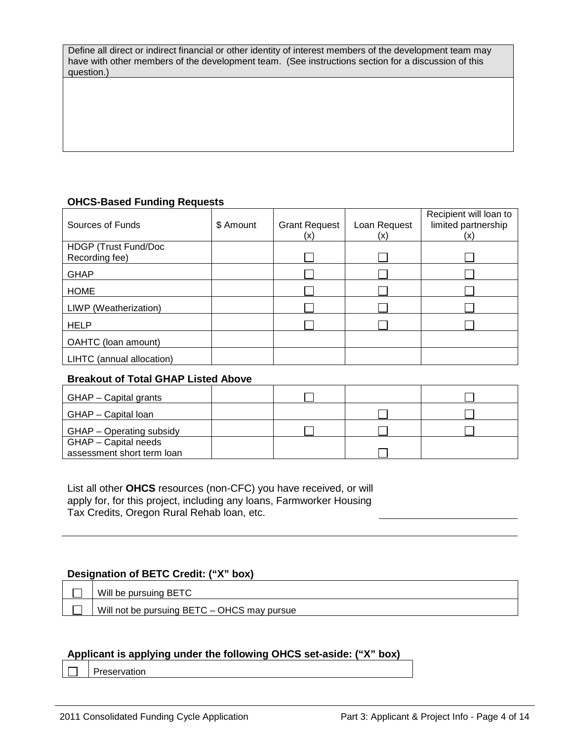| Define all direct or indirect financial or other identity of interest members of the development team may have with other members of the development team. (See instructions section for a discussion of this question.) |
| --- |
| |

### OHCS-Based Funding Requests

| Sources of Funds | $ Amount | Grant Request (x) | Loan Request (x) | Recipient will loan to limited partnership (x) |
| --- | --- | --- | --- | --- |
| HDGP (Trust Fund/Doc Recording fee) | | ☐ | ☐ | ☐ |
| GHAP | | ☐ | ☐ | ☐ |
| HOME | | ☐ | ☐ | ☐ |
| LIWP (Weatherization) | | ☐ | ☐ | ☐ |
| HELP | | ☐ | ☐ | ☐ |
| OAHTC (loan amount) | | | | |
| LIHTC (annual allocation) | | | | |

### Breakout of Total GHAP Listed Above

| | | | | |
| --- | --- | --- | --- | --- |
| GHAP – Capital grants | | ☐ | | ☐ |
| GHAP – Capital loan | | | ☐ | ☐ |
| GHAP – Operating subsidy | | ☐ | ☐ | ☐ |
| GHAP – Capital needs assessment short term loan | | | ☐ | |

List all other **OHCS** resources (non-CFC) you have received, or will apply for, for this project, including any loans, Farmworker Housing Tax Credits, Oregon Rural Rehab loan, etc. ____________________

________________________________________________________________________

### Designation of BETC Credit: ("X" box)

| | |
| --- | --- |
| ☐ | Will be pursuing BETC |
| ☐ | Will not be pursuing BETC – OHCS may pursue |

### Applicant is applying under the following OHCS set-aside: ("X" box)

| | |
| --- | --- |
| ☐ | Preservation |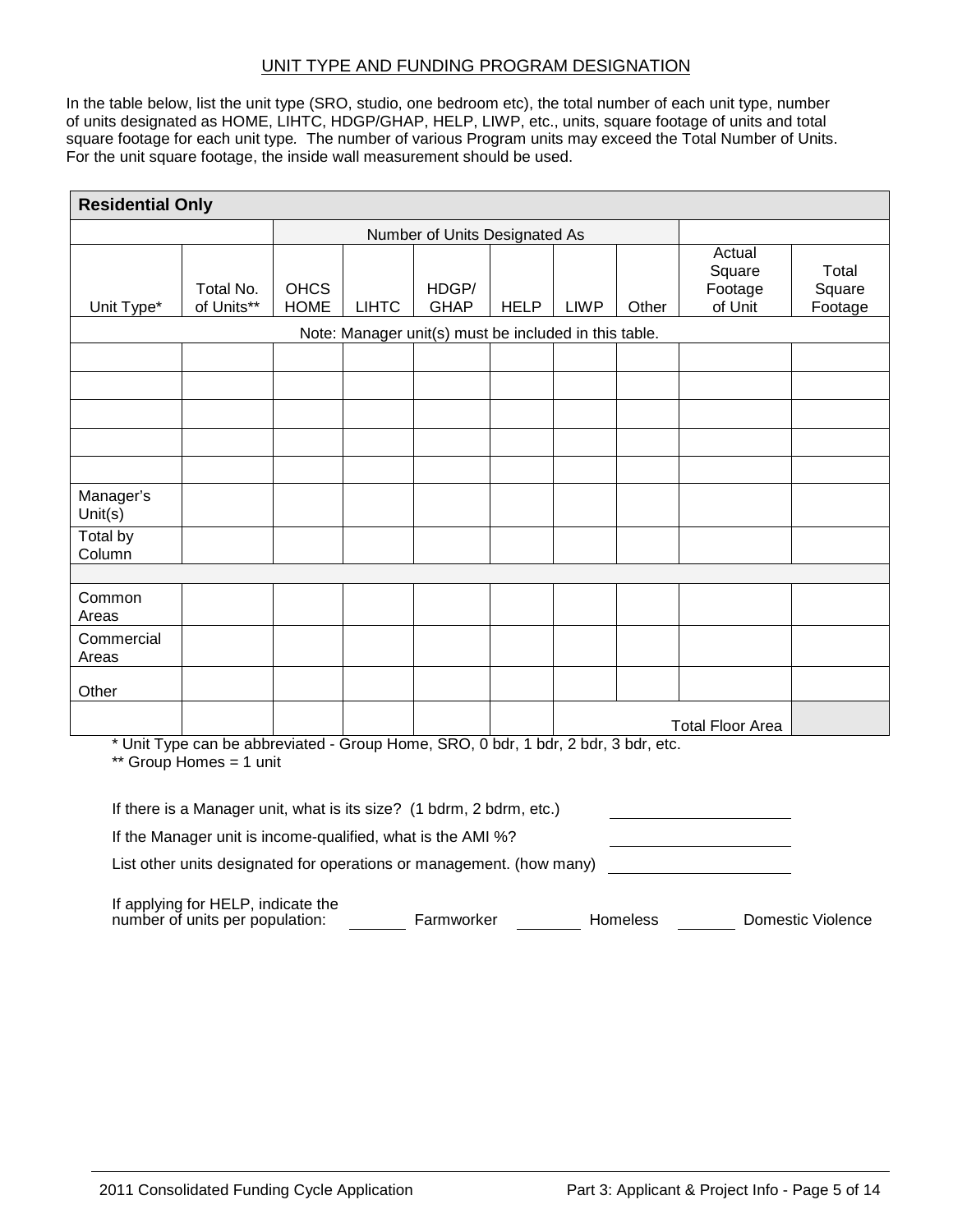## UNIT TYPE AND FUNDING PROGRAM DESIGNATION

In the table below, list the unit type (SRO, studio, one bedroom etc), the total number of each unit type, number of units designated as HOME, LIHTC, HDGP/GHAP, HELP, LIWP, etc., units, square footage of units and total square footage for each unit type. The number of various Program units may exceed the Total Number of Units. For the unit square footage, the inside wall measurement should be used.

| **Residential Only** | | | | | | | | | |
|---|---|---|---|---|---|---|---|---|---|
| | | Number of Units Designated As | | | | | | | |
| Unit Type* | Total No. of Units** | OHCS HOME | LIHTC | HDGP/ GHAP | HELP | LIWP | Other | Actual Square Footage of Unit | Total Square Footage |
| Note: Manager unit(s) must be included in this table. | | | | | | | | | |
| | | | | | | | | | |
| | | | | | | | | | |
| | | | | | | | | | |
| | | | | | | | | | |
| | | | | | | | | | |
| Manager's Unit(s) | | | | | | | | | |
| Total by Column | | | | | | | | | |
| | | | | | | | | | |
| Common Areas | | | | | | | | | |
| Commercial Areas | | | | | | | | | |
| Other | | | | | | | | | |
| | | | | | | Total Floor Area | | | |

\* Unit Type can be abbreviated - Group Home, SRO, 0 bdr, 1 bdr, 2 bdr, 3 bdr, etc.

\*\* Group Homes = 1 unit

If there is a Manager unit, what is its size? (1 bdrm, 2 bdrm, etc.) ____________________

If the Manager unit is income-qualified, what is the AMI %? ____________________

List other units designated for operations or management. (how many) ____________________

If applying for HELP, indicate the number of units per population: ______ Farmworker ______ Homeless ______ Domestic Violence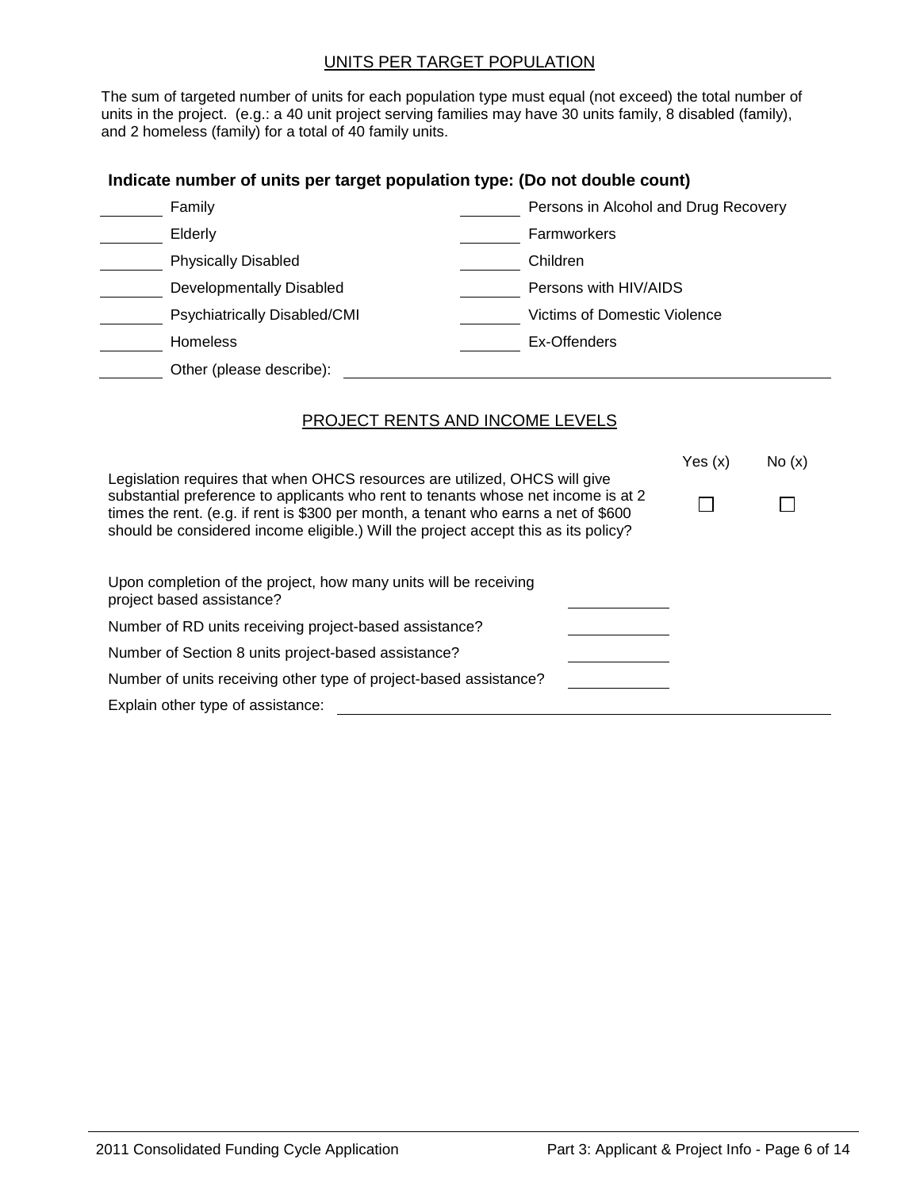## UNITS PER TARGET POPULATION

The sum of targeted number of units for each population type must equal (not exceed) the total number of units in the project. (e.g.: a 40 unit project serving families may have 30 units family, 8 disabled (family), and 2 homeless (family) for a total of 40 family units.

**Indicate number of units per target population type: (Do not double count)**

| | | | |
|---|---|---|---|
| ________ | Family | ________ | Persons in Alcohol and Drug Recovery |
| ________ | Elderly | ________ | Farmworkers |
| ________ | Physically Disabled | ________ | Children |
| ________ | Developmentally Disabled | ________ | Persons with HIV/AIDS |
| ________ | Psychiatrically Disabled/CMI | ________ | Victims of Domestic Violence |
| ________ | Homeless | ________ | Ex-Offenders |

________ Other (please describe): ________________________________________

## PROJECT RENTS AND INCOME LEVELS

| | Yes (x) | No (x) |
|---|---|---|
| Legislation requires that when OHCS resources are utilized, OHCS will give substantial preference to applicants who rent to tenants whose net income is at 2 times the rent. (e.g. if rent is $300 per month, a tenant who earns a net of $600 should be considered income eligible.) Will the project accept this as its policy? | ☐ | ☐ |

Upon completion of the project, how many units will be receiving project based assistance? ____________

Number of RD units receiving project-based assistance? ____________

Number of Section 8 units project-based assistance? ____________

Number of units receiving other type of project-based assistance? ____________

Explain other type of assistance: ________________________________________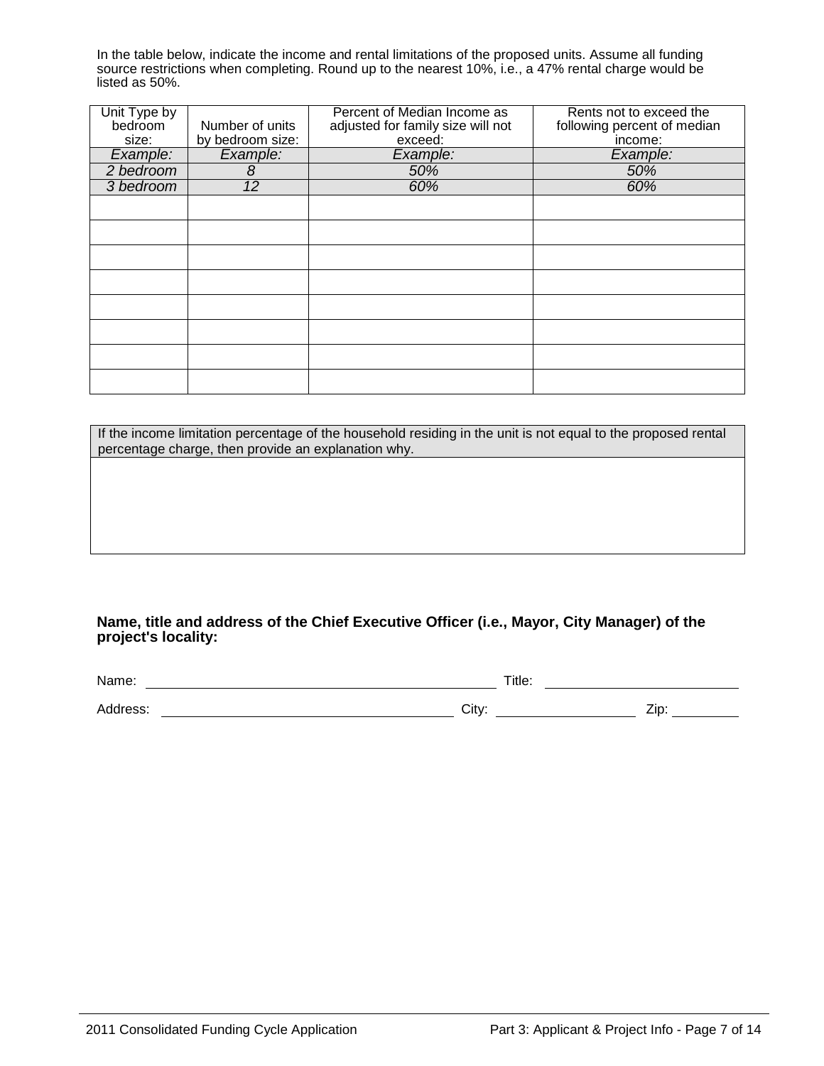In the table below, indicate the income and rental limitations of the proposed units. Assume all funding source restrictions when completing. Round up to the nearest 10%, i.e., a 47% rental charge would be listed as 50%.

| Unit Type by bedroom size: | Number of units by bedroom size: | Percent of Median Income as adjusted for family size will not exceed: | Rents not to exceed the following percent of median income: |
|---|---|---|---|
| *Example:* | *Example:* | *Example:* | *Example:* |
| *2 bedroom* | *8* | *50%* | *50%* |
| *3 bedroom* | *12* | *60%* | *60%* |
| | | | |
| | | | |
| | | | |
| | | | |
| | | | |
| | | | |
| | | | |
| | | | |

| If the income limitation percentage of the household residing in the unit is not equal to the proposed rental percentage charge, then provide an explanation why. |
|---|
| |

**Name, title and address of the Chief Executive Officer (i.e., Mayor, City Manager) of the project's locality:**

Name: ______________________________ Title: ______________________________

Address: ______________________________ City: ____________________ Zip: __________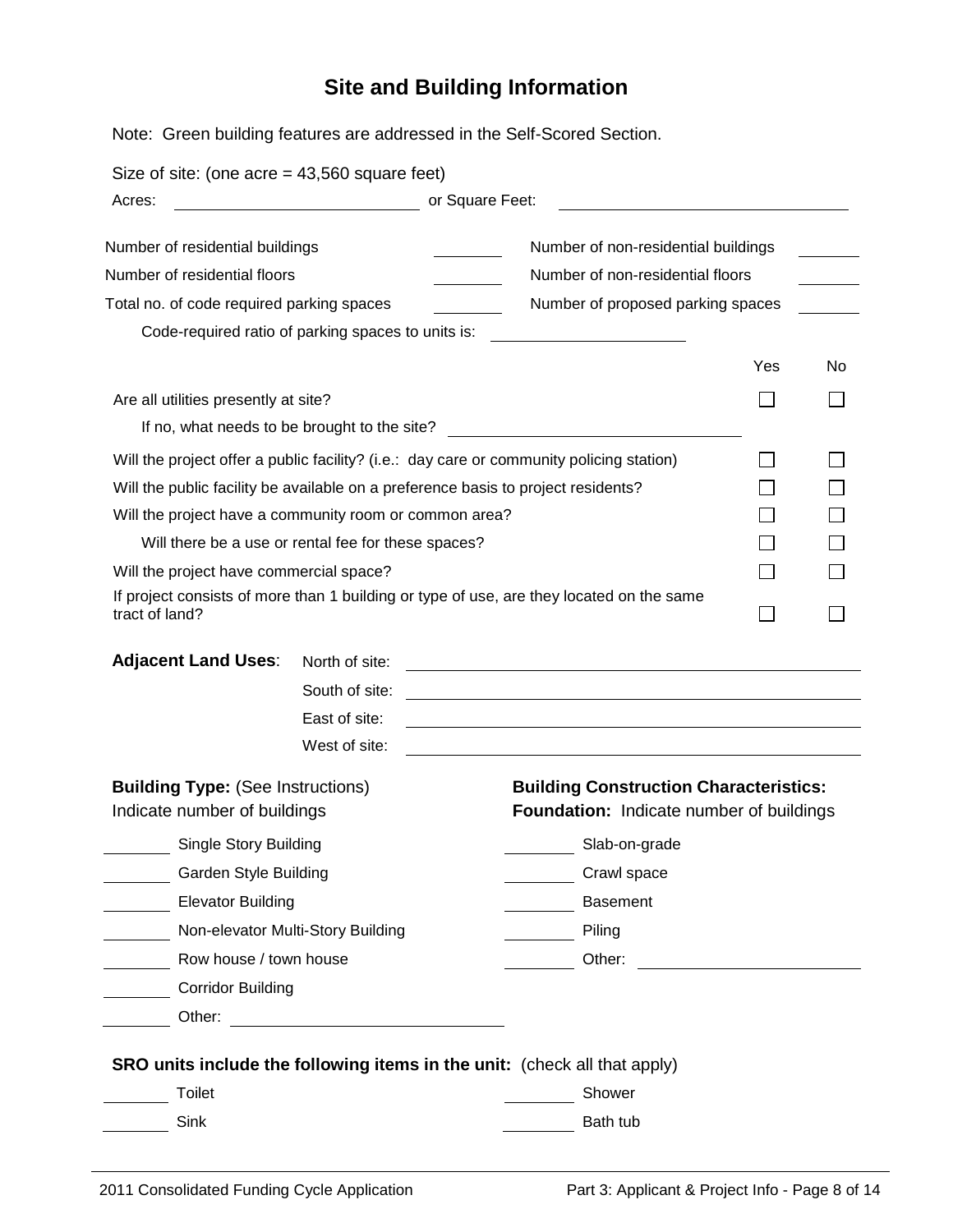# Site and Building Information

Note: Green building features are addressed in the Self-Scored Section.

Size of site: (one acre = 43,560 square feet)

Acres: ____________________ or Square Feet: ____________________

| | | | |
|---|---|---|---|
| Number of residential buildings | ______ | Number of non-residential buildings | ______ |
| Number of residential floors | ______ | Number of non-residential floors | ______ |
| Total no. of code required parking spaces | ______ | Number of proposed parking spaces | ______ |

Code-required ratio of parking spaces to units is: ____________________

| | Yes | No |
|---|---|---|
| Are all utilities presently at site? | ☐ | ☐ |
| If no, what needs to be brought to the site? ____________________ | | |
| Will the project offer a public facility? (i.e.: day care or community policing station) | ☐ | ☐ |
| Will the public facility be available on a preference basis to project residents? | ☐ | ☐ |
| Will the project have a community room or common area? | ☐ | ☐ |
| Will there be a use or rental fee for these spaces? | ☐ | ☐ |
| Will the project have commercial space? | ☐ | ☐ |
| If project consists of more than 1 building or type of use, are they located on the same tract of land? | ☐ | ☐ |

**Adjacent Land Uses**:

North of site: ____________________

South of site: ____________________

East of site: ____________________

West of site: ____________________

**Building Type:** (See Instructions)
Indicate number of buildings

______ Single Story Building
______ Garden Style Building
______ Elevator Building
______ Non-elevator Multi-Story Building
______ Row house / town house
______ Corridor Building
______ Other: ____________________

**Building Construction Characteristics:**
**Foundation:** Indicate number of buildings

______ Slab-on-grade
______ Crawl space
______ Basement
______ Piling
______ Other: ____________________

**SRO units include the following items in the unit:** (check all that apply)

______ Toilet
______ Sink
______ Shower
______ Bath tub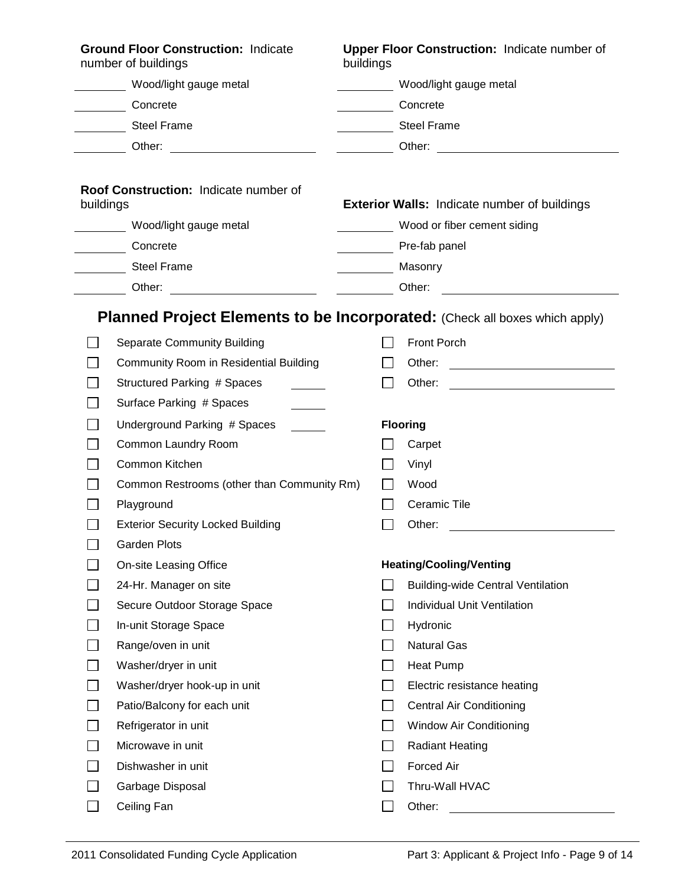**Ground Floor Construction:** Indicate number of buildings

_________ Wood/light gauge metal

_________ Concrete

_________ Steel Frame

_________ Other: ______________________

**Upper Floor Construction:** Indicate number of buildings

_________ Wood/light gauge metal

_________ Concrete

_________ Steel Frame

_________ Other: ______________________

**Roof Construction:** Indicate number of buildings

_________ Wood/light gauge metal

_________ Concrete

_________ Steel Frame

_________ Other: ______________________

**Exterior Walls:** Indicate number of buildings

_________ Wood or fiber cement siding

_________ Pre-fab panel

_________ Masonry

_________ Other: ______________________

## Planned Project Elements to be Incorporated: (Check all boxes which apply)

- ☐ Separate Community Building
- ☐ Community Room in Residential Building
- ☐ Structured Parking # Spaces ______
- ☐ Surface Parking # Spaces ______
- ☐ Underground Parking # Spaces ______
- ☐ Common Laundry Room
- ☐ Common Kitchen
- ☐ Common Restrooms (other than Community Rm)
- ☐ Playground
- ☐ Exterior Security Locked Building
- ☐ Garden Plots
- ☐ On-site Leasing Office
- ☐ 24-Hr. Manager on site
- ☐ Secure Outdoor Storage Space
- ☐ In-unit Storage Space
- ☐ Range/oven in unit
- ☐ Washer/dryer in unit
- ☐ Washer/dryer hook-up in unit
- ☐ Patio/Balcony for each unit
- ☐ Refrigerator in unit
- ☐ Microwave in unit
- ☐ Dishwasher in unit
- ☐ Garbage Disposal
- ☐ Ceiling Fan
- ☐ Front Porch
- ☐ Other: ______________________
- ☐ Other: ______________________

**Flooring**

- ☐ Carpet
- ☐ Vinyl
- ☐ Wood
- ☐ Ceramic Tile
- ☐ Other: ______________________

**Heating/Cooling/Venting**

- ☐ Building-wide Central Ventilation
- ☐ Individual Unit Ventilation
- ☐ Hydronic
- ☐ Natural Gas
- ☐ Heat Pump
- ☐ Electric resistance heating
- ☐ Central Air Conditioning
- ☐ Window Air Conditioning
- ☐ Radiant Heating
- ☐ Forced Air
- ☐ Thru-Wall HVAC
- ☐ Other: ______________________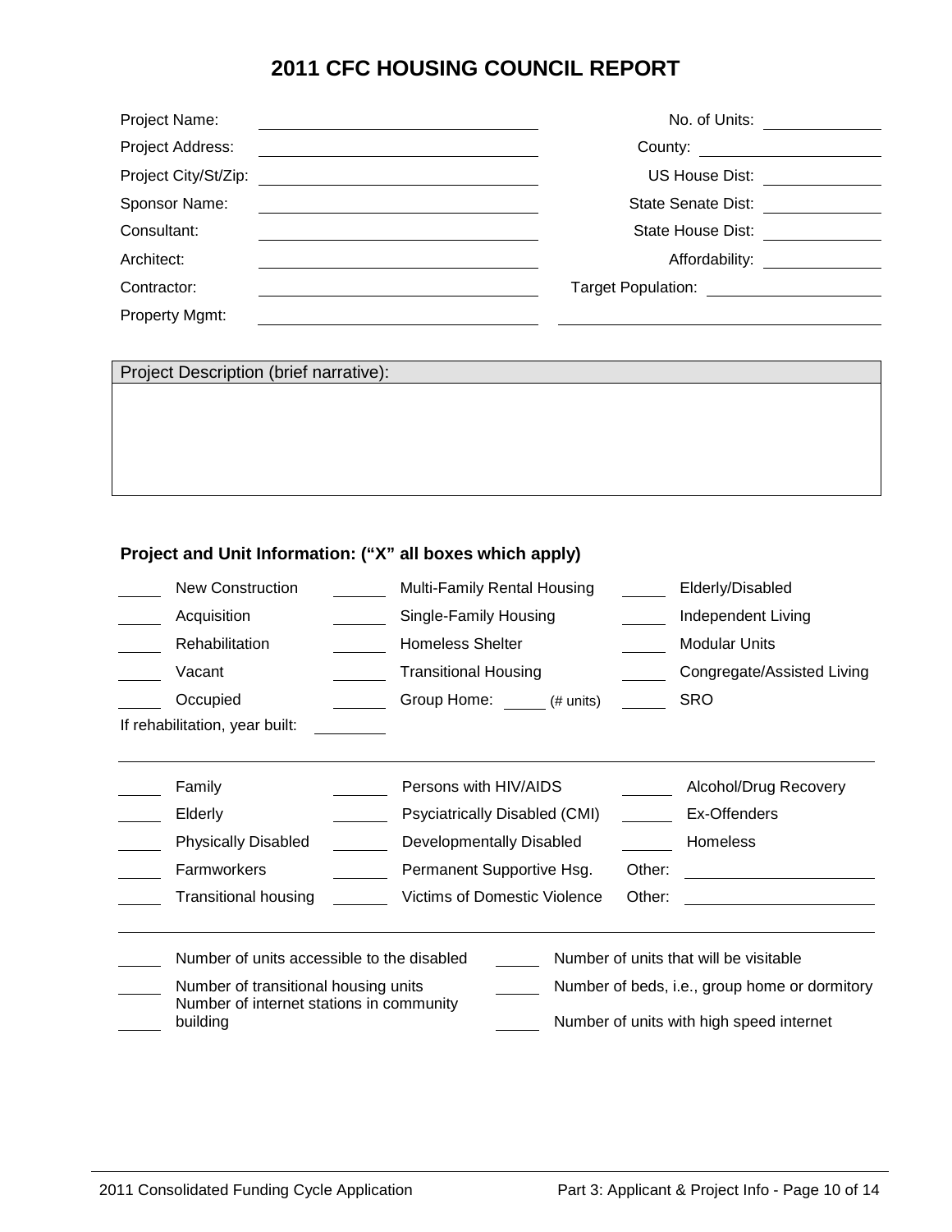# 2011 CFC HOUSING COUNCIL REPORT

| | | | |
|---|---|---|---|
| Project Name: | | No. of Units: | |
| Project Address: | | County: | |
| Project City/St/Zip: | | US House Dist: | |
| Sponsor Name: | | State Senate Dist: | |
| Consultant: | | State House Dist: | |
| Architect: | | Affordability: | |
| Contractor: | | Target Population: | |
| Property Mgmt: | | | |

| Project Description (brief narrative): |
|---|
| |

### Project and Unit Information: ("X" all boxes which apply)

| | | | | | |
|---|---|---|---|---|---|
| ____ | New Construction | ____ | Multi-Family Rental Housing | ____ | Elderly/Disabled |
| ____ | Acquisition | ____ | Single-Family Housing | ____ | Independent Living |
| ____ | Rehabilitation | ____ | Homeless Shelter | ____ | Modular Units |
| ____ | Vacant | ____ | Transitional Housing | ____ | Congregate/Assisted Living |
| ____ | Occupied | ____ | Group Home: ____ (# units) | ____ | SRO |

If rehabilitation, year built: ________

| | | | | | |
|---|---|---|---|---|---|
| ____ | Family | ____ | Persons with HIV/AIDS | ____ | Alcohol/Drug Recovery |
| ____ | Elderly | ____ | Psyciatrically Disabled (CMI) | ____ | Ex-Offenders |
| ____ | Physically Disabled | ____ | Developmentally Disabled | ____ | Homeless |
| ____ | Farmworkers | ____ | Permanent Supportive Hsg. | Other: | ____________ |
| ____ | Transitional housing | ____ | Victims of Domestic Violence | Other: | ____________ |

| | | | |
|---|---|---|---|
| ____ | Number of units accessible to the disabled | ____ | Number of units that will be visitable |
| ____ | Number of transitional housing units | ____ | Number of beds, i.e., group home or dormitory |
| ____ | Number of internet stations in community building | ____ | Number of units with high speed internet |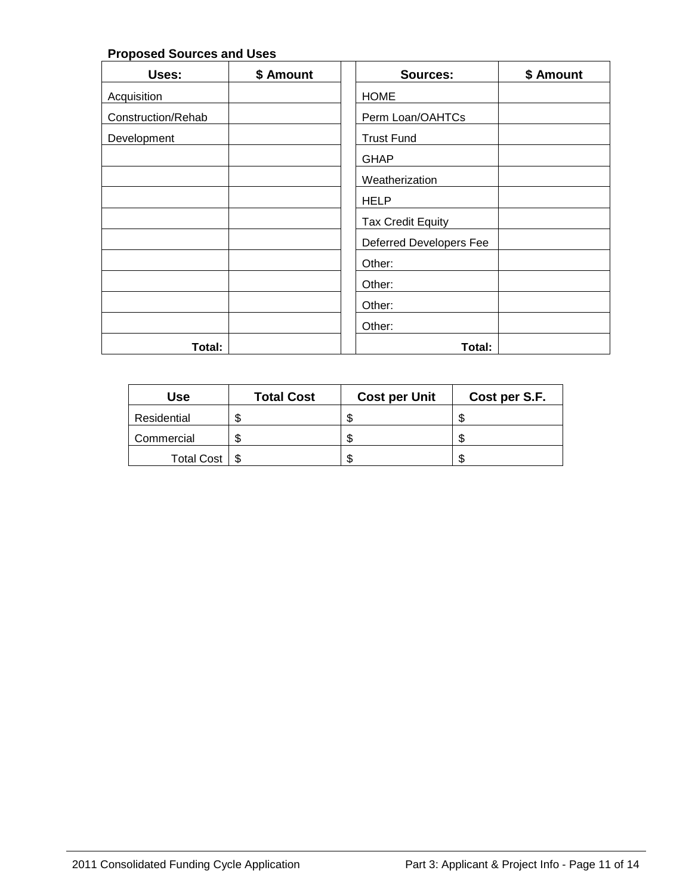**Proposed Sources and Uses**

| Uses: | $ Amount | | Sources: | $ Amount |
|---|---|---|---|---|
| Acquisition | | | HOME | |
| Construction/Rehab | | | Perm Loan/OAHTCs | |
| Development | | | Trust Fund | |
| | | | GHAP | |
| | | | Weatherization | |
| | | | HELP | |
| | | | Tax Credit Equity | |
| | | | Deferred Developers Fee | |
| | | | Other: | |
| | | | Other: | |
| | | | Other: | |
| | | | Other: | |
| Total: | | | Total: | |

| Use | Total Cost | Cost per Unit | Cost per S.F. |
|---|---|---|---|
| Residential | $ | $ | $ |
| Commercial | $ | $ | $ |
| Total Cost | $ | $ | $ |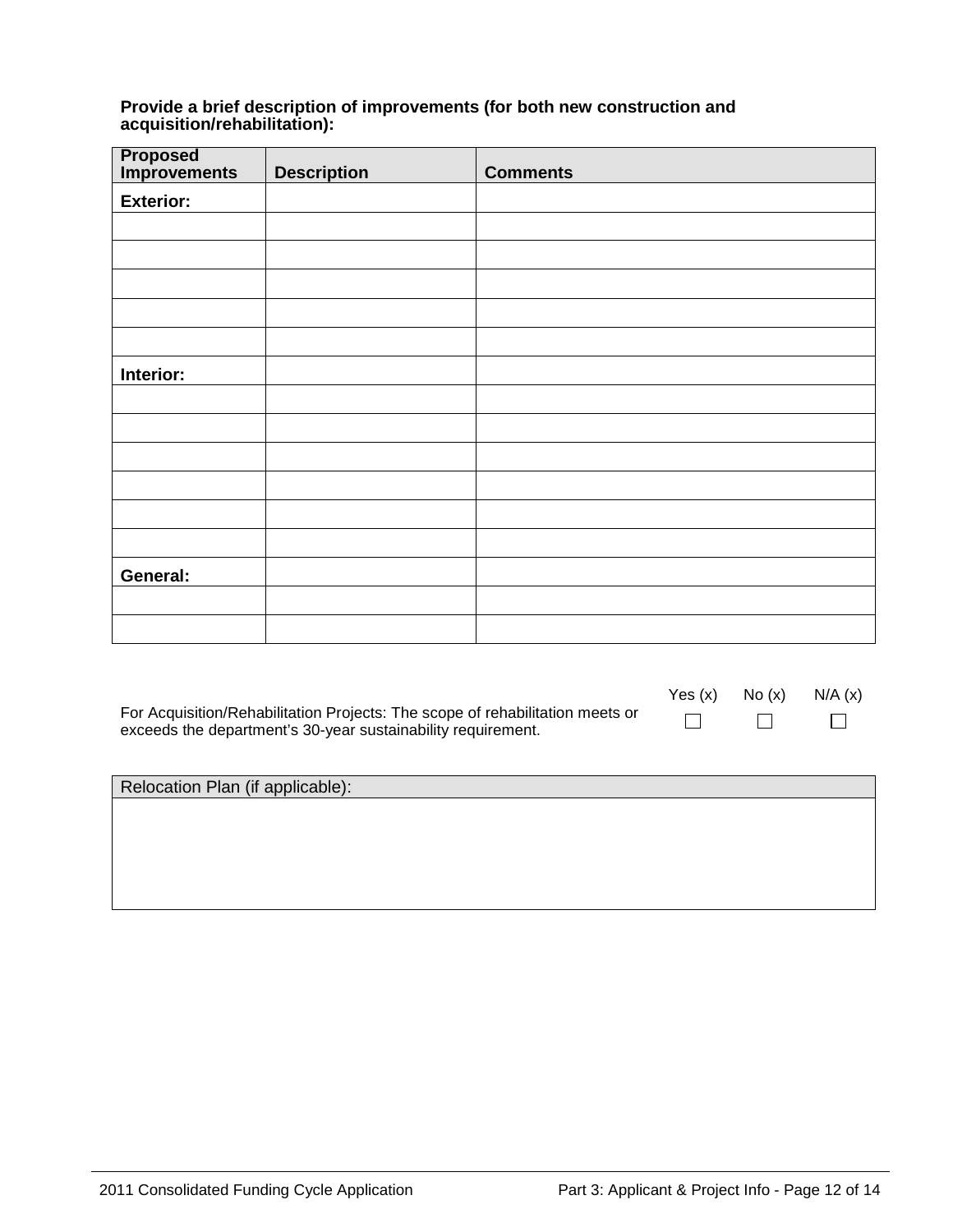**Provide a brief description of improvements (for both new construction and acquisition/rehabilitation):**

| Proposed Improvements | Description | Comments |
|---|---|---|
| **Exterior:** | | |
| | | |
| | | |
| | | |
| | | |
| | | |
| **Interior:** | | |
| | | |
| | | |
| | | |
| | | |
| | | |
| | | |
| **General:** | | |
| | | |
| | | |

| | Yes (x) | No (x) | N/A (x) |
|---|---|---|---|
| For Acquisition/Rehabilitation Projects: The scope of rehabilitation meets or exceeds the department's 30-year sustainability requirement. | ☐ | ☐ | ☐ |

| Relocation Plan (if applicable): |
|---|
| |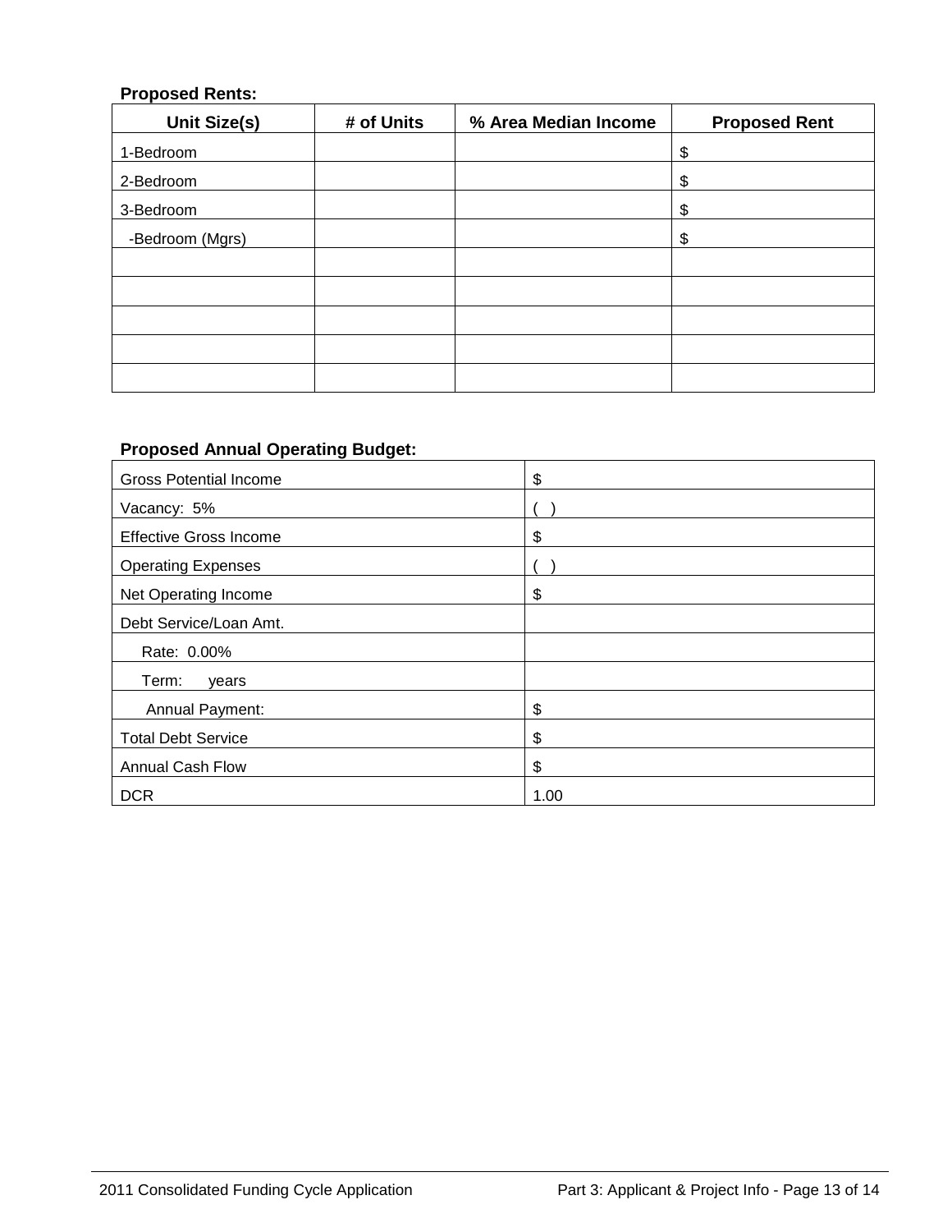**Proposed Rents:**

| Unit Size(s) | # of Units | % Area Median Income | Proposed Rent |
|---|---|---|---|
| 1-Bedroom | | | $ |
| 2-Bedroom | | | $ |
| 3-Bedroom | | | $ |
| -Bedroom (Mgrs) | | | $ |
| | | | |
| | | | |
| | | | |
| | | | |
| | | | |

**Proposed Annual Operating Budget:**

| | |
|---|---|
| Gross Potential Income | $ |
| Vacancy: 5% | ( ) |
| Effective Gross Income | $ |
| Operating Expenses | ( ) |
| Net Operating Income | $ |
| Debt Service/Loan Amt. | |
| Rate: 0.00% | |
| Term: years | |
| Annual Payment: | $ |
| Total Debt Service | $ |
| Annual Cash Flow | $ |
| DCR | 1.00 |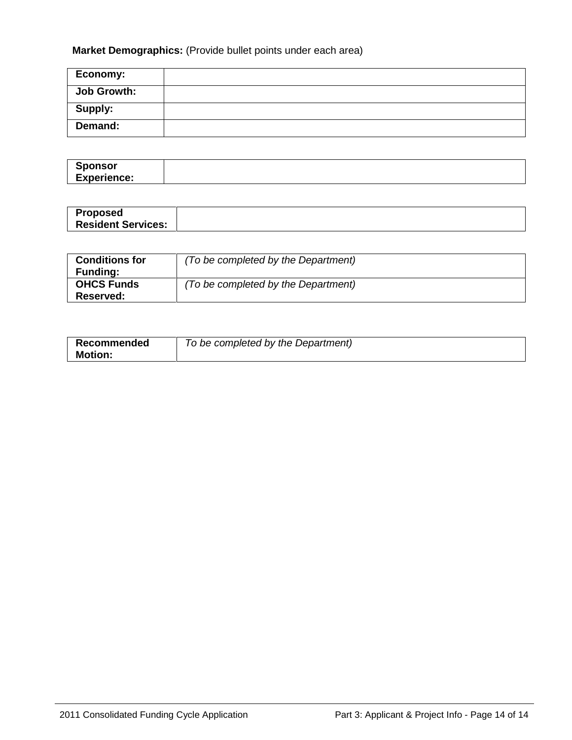**Market Demographics:** (Provide bullet points under each area)

| | |
|---|---|
| **Economy:** | |
| **Job Growth:** | |
| **Supply:** | |
| **Demand:** | |

| | |
|---|---|
| **Sponsor Experience:** | |

| | |
|---|---|
| **Proposed Resident Services:** | |

| | |
|---|---|
| **Conditions for Funding:** | *(To be completed by the Department)* |
| **OHCS Funds Reserved:** | *(To be completed by the Department)* |

| | |
|---|---|
| **Recommended Motion:** | *To be completed by the Department)* |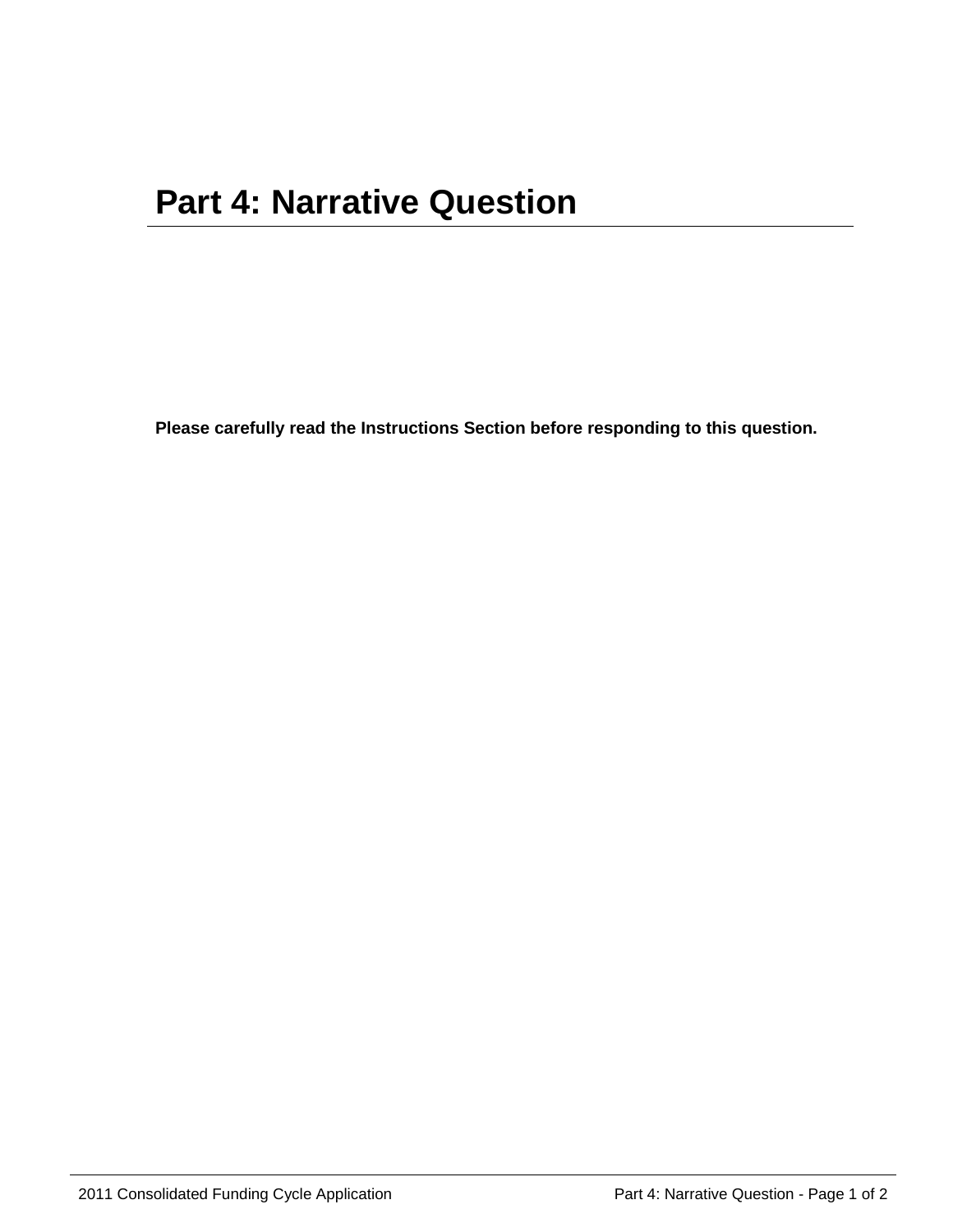# Part 4: Narrative Question

**Please carefully read the Instructions Section before responding to this question.**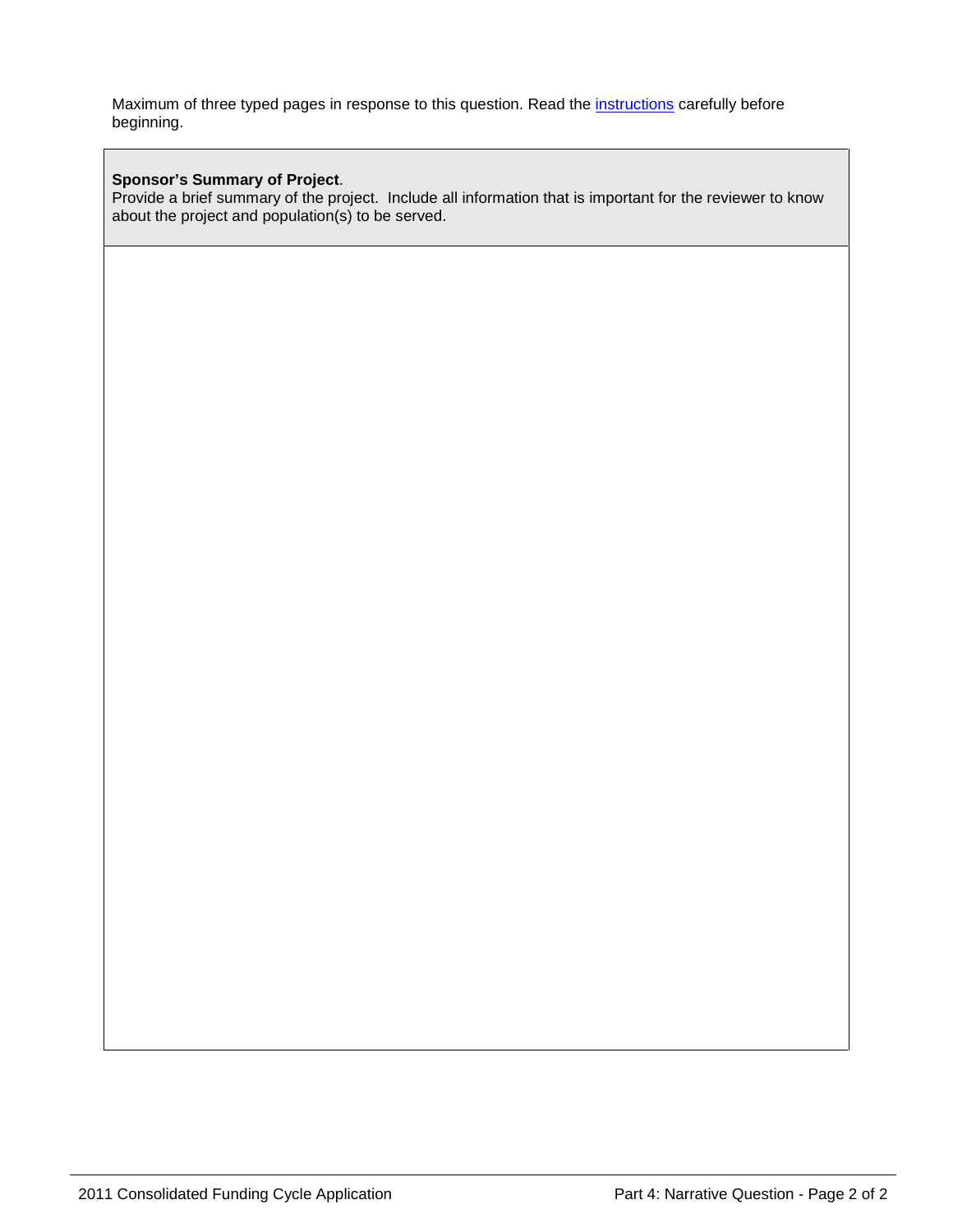Maximum of three typed pages in response to this question. Read the instructions carefully before beginning.

**Sponsor's Summary of Project**.
Provide a brief summary of the project. Include all information that is important for the reviewer to know about the project and population(s) to be served.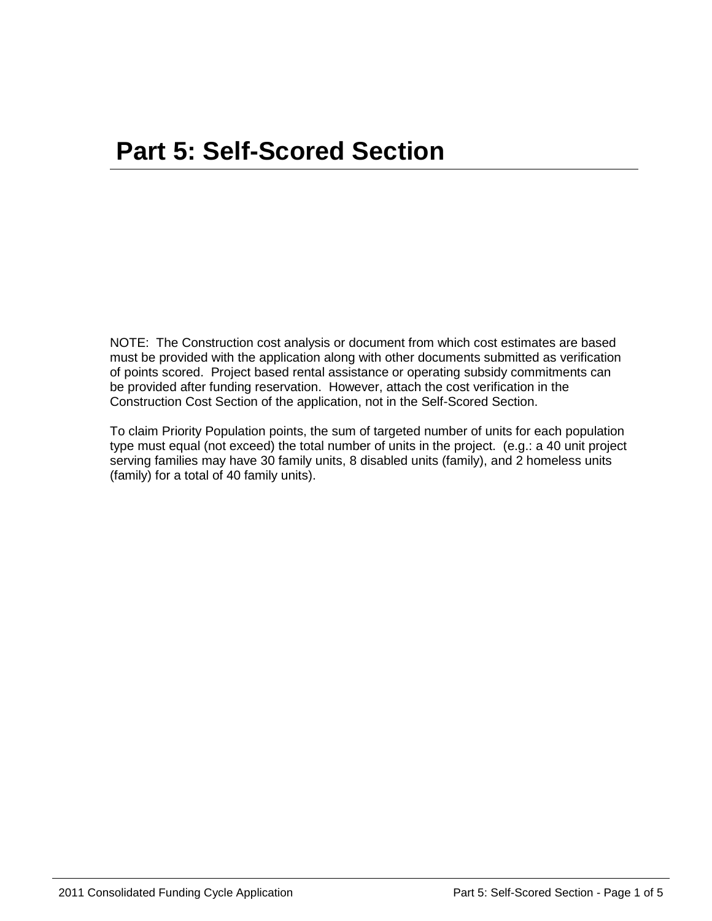# Part 5: Self-Scored Section

NOTE: The Construction cost analysis or document from which cost estimates are based must be provided with the application along with other documents submitted as verification of points scored. Project based rental assistance or operating subsidy commitments can be provided after funding reservation. However, attach the cost verification in the Construction Cost Section of the application, not in the Self-Scored Section.

To claim Priority Population points, the sum of targeted number of units for each population type must equal (not exceed) the total number of units in the project. (e.g.: a 40 unit project serving families may have 30 family units, 8 disabled units (family), and 2 homeless units (family) for a total of 40 family units).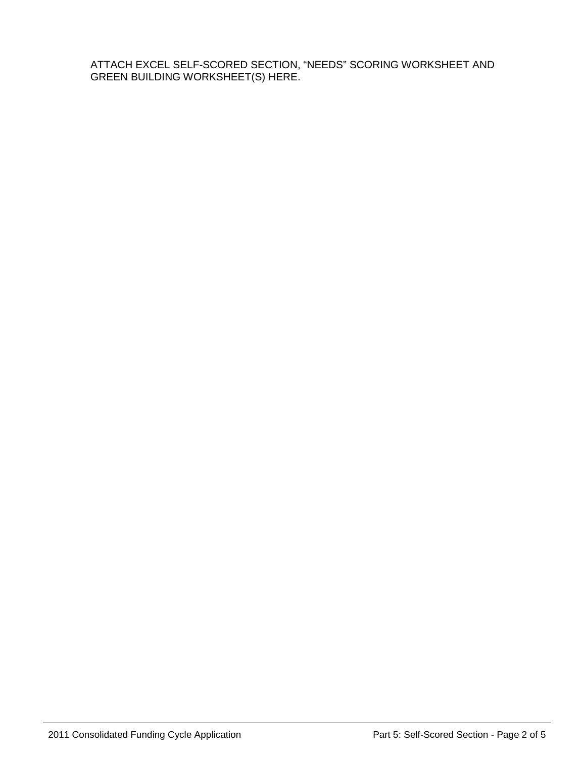ATTACH EXCEL SELF-SCORED SECTION, “NEEDS” SCORING WORKSHEET AND GREEN BUILDING WORKSHEET(S) HERE.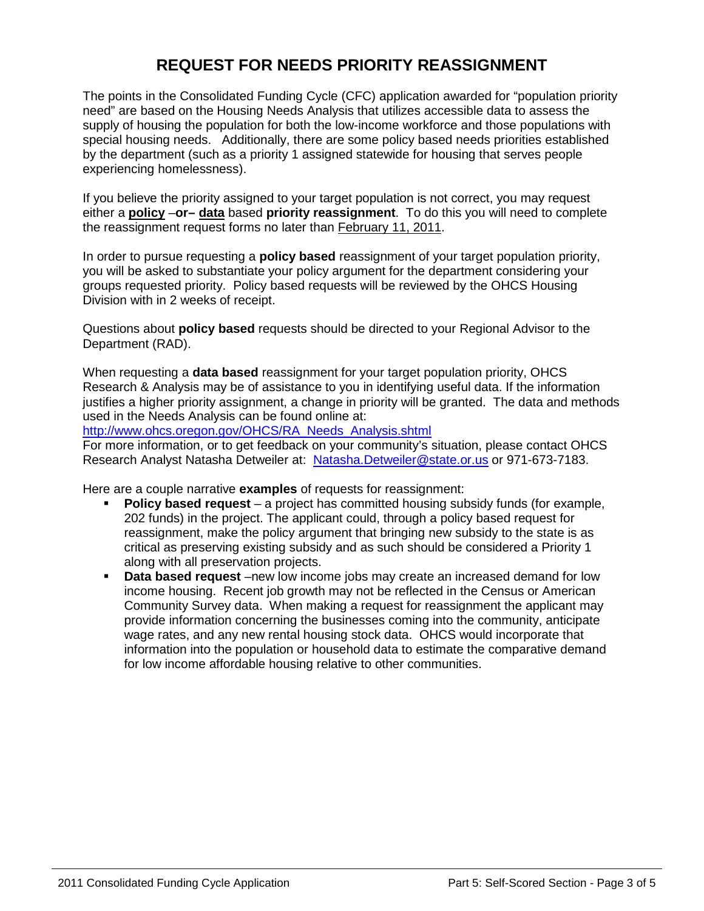# REQUEST FOR NEEDS PRIORITY REASSIGNMENT

The points in the Consolidated Funding Cycle (CFC) application awarded for "population priority need" are based on the Housing Needs Analysis that utilizes accessible data to assess the supply of housing the population for both the low-income workforce and those populations with special housing needs. Additionally, there are some policy based needs priorities established by the department (such as a priority 1 assigned statewide for housing that serves people experiencing homelessness).

If you believe the priority assigned to your target population is not correct, you may request either a **policy** –**or–** **data** based **priority reassignment**. To do this you will need to complete the reassignment request forms no later than February 11, 2011.

In order to pursue requesting a **policy based** reassignment of your target population priority, you will be asked to substantiate your policy argument for the department considering your groups requested priority. Policy based requests will be reviewed by the OHCS Housing Division with in 2 weeks of receipt.

Questions about **policy based** requests should be directed to your Regional Advisor to the Department (RAD).

When requesting a **data based** reassignment for your target population priority, OHCS Research & Analysis may be of assistance to you in identifying useful data. If the information justifies a higher priority assignment, a change in priority will be granted. The data and methods used in the Needs Analysis can be found online at:
http://www.ohcs.oregon.gov/OHCS/RA_Needs_Analysis.shtml
For more information, or to get feedback on your community's situation, please contact OHCS Research Analyst Natasha Detweiler at: Natasha.Detweiler@state.or.us or 971-673-7183.

Here are a couple narrative **examples** of requests for reassignment:

- **Policy based request** – a project has committed housing subsidy funds (for example, 202 funds) in the project. The applicant could, through a policy based request for reassignment, make the policy argument that bringing new subsidy to the state is as critical as preserving existing subsidy and as such should be considered a Priority 1 along with all preservation projects.
- **Data based request** –new low income jobs may create an increased demand for low income housing. Recent job growth may not be reflected in the Census or American Community Survey data. When making a request for reassignment the applicant may provide information concerning the businesses coming into the community, anticipate wage rates, and any new rental housing stock data. OHCS would incorporate that information into the population or household data to estimate the comparative demand for low income affordable housing relative to other communities.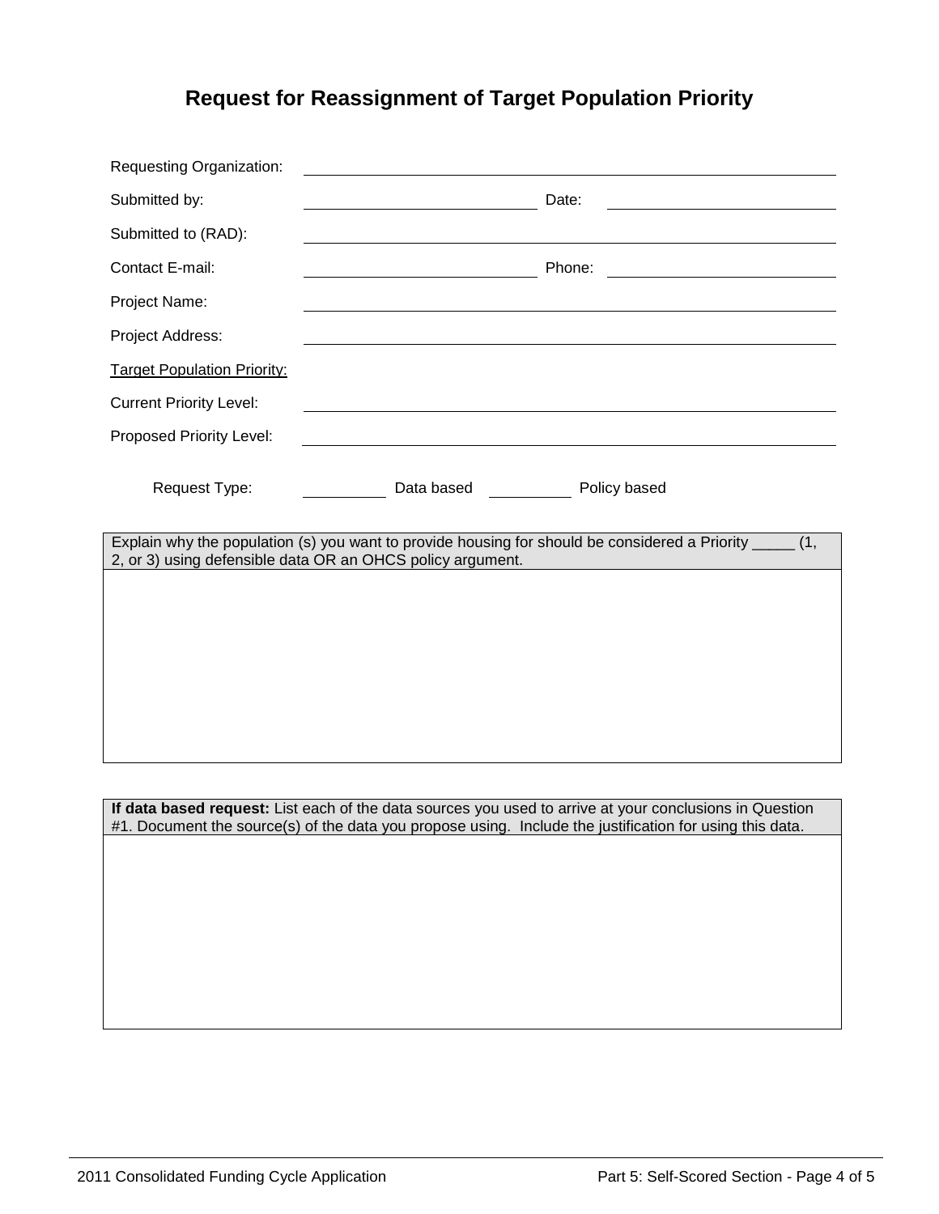# Request for Reassignment of Target Population Priority

Requesting Organization: \_\_\_\_\_\_\_\_\_\_\_\_\_\_\_\_\_\_\_\_\_\_\_\_\_\_\_\_\_\_\_\_

Submitted by: \_\_\_\_\_\_\_\_\_\_\_\_\_\_\_\_\_\_\_\_ Date: \_\_\_\_\_\_\_\_\_\_\_\_\_\_\_\_\_\_\_\_

Submitted to (RAD): \_\_\_\_\_\_\_\_\_\_\_\_\_\_\_\_\_\_\_\_\_\_\_\_\_\_\_\_\_\_\_\_

Contact E-mail: \_\_\_\_\_\_\_\_\_\_\_\_\_\_\_\_\_\_\_\_ Phone: \_\_\_\_\_\_\_\_\_\_\_\_\_\_\_\_\_\_\_\_

Project Name: \_\_\_\_\_\_\_\_\_\_\_\_\_\_\_\_\_\_\_\_\_\_\_\_\_\_\_\_\_\_\_\_

Project Address: \_\_\_\_\_\_\_\_\_\_\_\_\_\_\_\_\_\_\_\_\_\_\_\_\_\_\_\_\_\_\_\_

Target Population Priority:

Current Priority Level: \_\_\_\_\_\_\_\_\_\_\_\_\_\_\_\_\_\_\_\_\_\_\_\_\_\_\_\_\_\_\_\_

Proposed Priority Level: \_\_\_\_\_\_\_\_\_\_\_\_\_\_\_\_\_\_\_\_\_\_\_\_\_\_\_\_\_\_\_\_

Request Type: \_\_\_\_\_\_\_\_ Data based \_\_\_\_\_\_\_\_ Policy based

| Explain why the population (s) you want to provide housing for should be considered a Priority _____ (1, 2, or 3) using defensible data OR an OHCS policy argument. |
|---|
| |

| **If data based request:** List each of the data sources you used to arrive at your conclusions in Question #1. Document the source(s) of the data you propose using. Include the justification for using this data. |
|---|
| |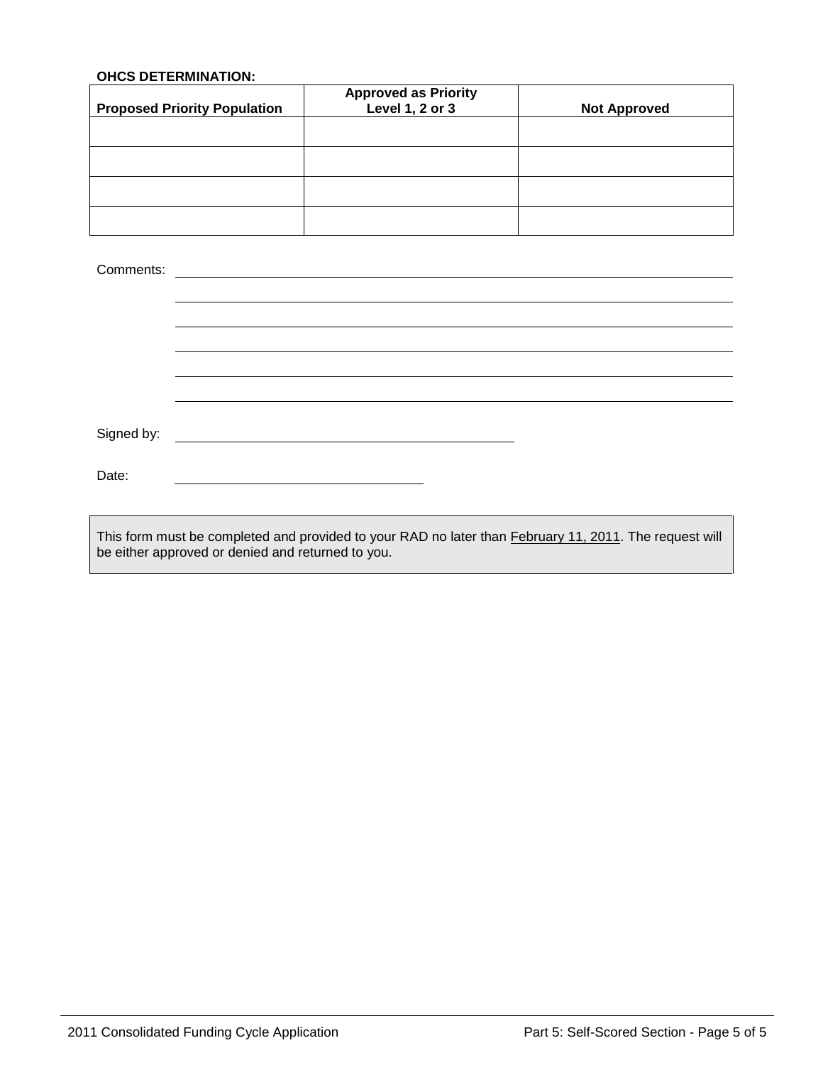**OHCS DETERMINATION:**

| Proposed Priority Population | Approved as Priority Level 1, 2 or 3 | Not Approved |
|---|---|---|
| | | |
| | | |
| | | |
| | | |

Comments: \_\_\_\_\_\_\_\_\_\_\_\_\_\_\_\_\_\_\_\_\_\_\_\_\_\_\_\_\_\_\_\_\_\_\_\_\_\_\_\_\_\_\_\_\_\_\_\_\_\_\_\_\_\_\_\_\_\_\_\_

\_\_\_\_\_\_\_\_\_\_\_\_\_\_\_\_\_\_\_\_\_\_\_\_\_\_\_\_\_\_\_\_\_\_\_\_\_\_\_\_\_\_\_\_\_\_\_\_\_\_\_\_\_\_\_\_\_\_\_\_\_\_\_\_\_\_\_\_\_

\_\_\_\_\_\_\_\_\_\_\_\_\_\_\_\_\_\_\_\_\_\_\_\_\_\_\_\_\_\_\_\_\_\_\_\_\_\_\_\_\_\_\_\_\_\_\_\_\_\_\_\_\_\_\_\_\_\_\_\_\_\_\_\_\_\_\_\_\_

\_\_\_\_\_\_\_\_\_\_\_\_\_\_\_\_\_\_\_\_\_\_\_\_\_\_\_\_\_\_\_\_\_\_\_\_\_\_\_\_\_\_\_\_\_\_\_\_\_\_\_\_\_\_\_\_\_\_\_\_\_\_\_\_\_\_\_\_\_

\_\_\_\_\_\_\_\_\_\_\_\_\_\_\_\_\_\_\_\_\_\_\_\_\_\_\_\_\_\_\_\_\_\_\_\_\_\_\_\_\_\_\_\_\_\_\_\_\_\_\_\_\_\_\_\_\_\_\_\_\_\_\_\_\_\_\_\_\_

\_\_\_\_\_\_\_\_\_\_\_\_\_\_\_\_\_\_\_\_\_\_\_\_\_\_\_\_\_\_\_\_\_\_\_\_\_\_\_\_\_\_\_\_\_\_\_\_\_\_\_\_\_\_\_\_\_\_\_\_\_\_\_\_\_\_\_\_\_

Signed by: \_\_\_\_\_\_\_\_\_\_\_\_\_\_\_\_\_\_\_\_\_\_\_\_\_\_\_\_\_\_\_\_\_\_\_\_\_\_\_\_\_\_\_\_

Date: \_\_\_\_\_\_\_\_\_\_\_\_\_\_\_\_\_\_\_\_\_\_\_\_\_\_\_\_\_\_\_\_

> This form must be completed and provided to your RAD no later than February 11, 2011. The request will be either approved or denied and returned to you.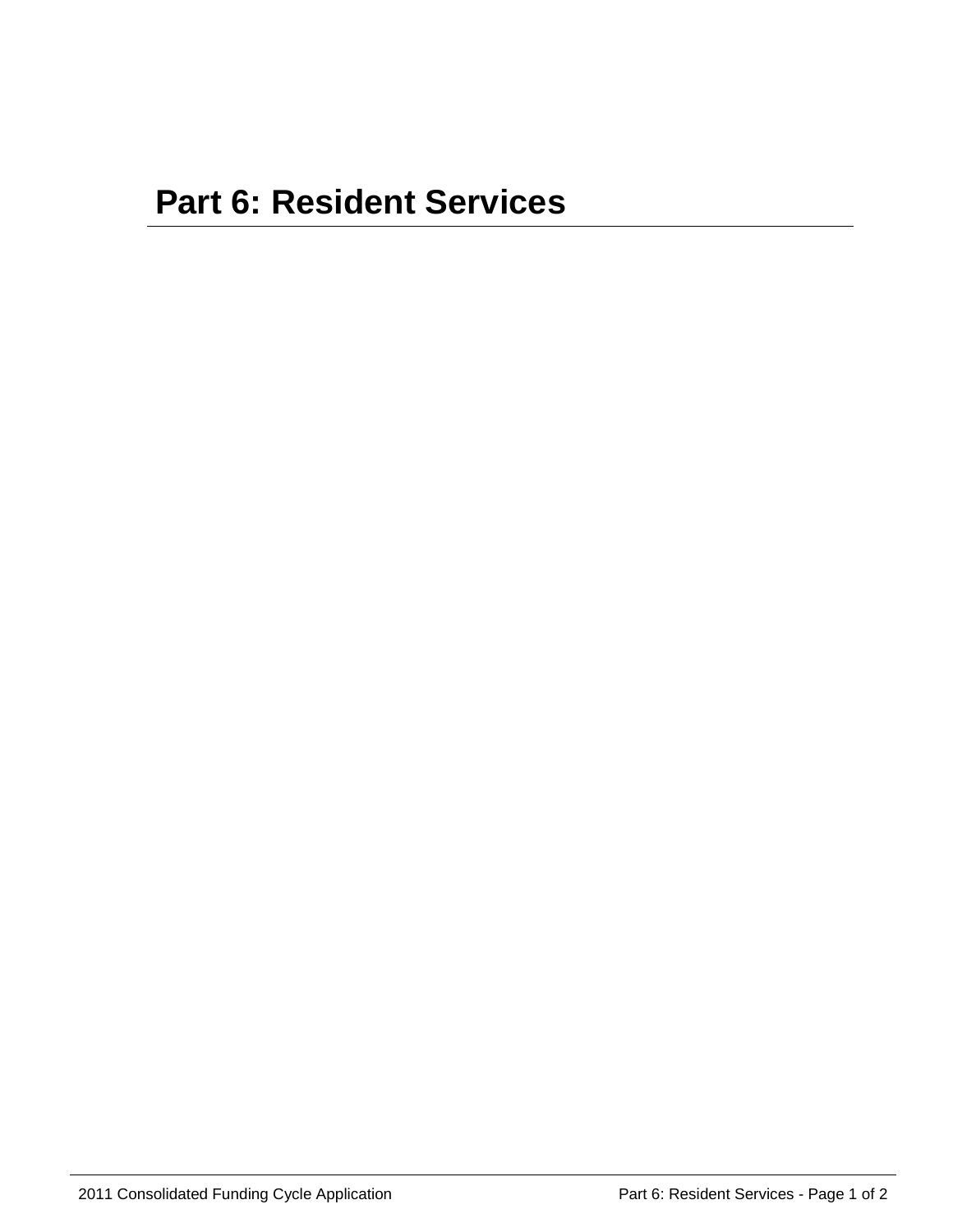# Part 6: Resident Services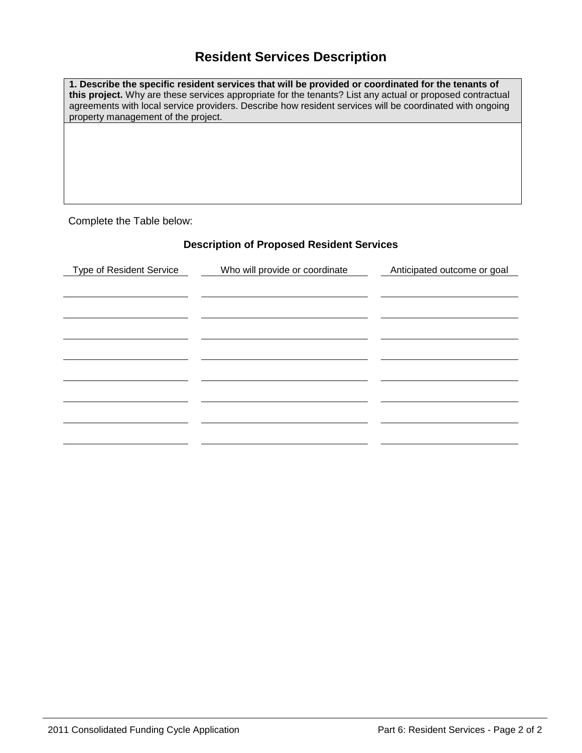# Resident Services Description

| **1. Describe the specific resident services that will be provided or coordinated for the tenants of this project.** Why are these services appropriate for the tenants? List any actual or proposed contractual agreements with local service providers. Describe how resident services will be coordinated with ongoing property management of the project. |
|---|
| |

Complete the Table below:

### Description of Proposed Resident Services

| Type of Resident Service | Who will provide or coordinate | Anticipated outcome or goal |
|---|---|---|
| | | |
| | | |
| | | |
| | | |
| | | |
| | | |
| | | |
| | | |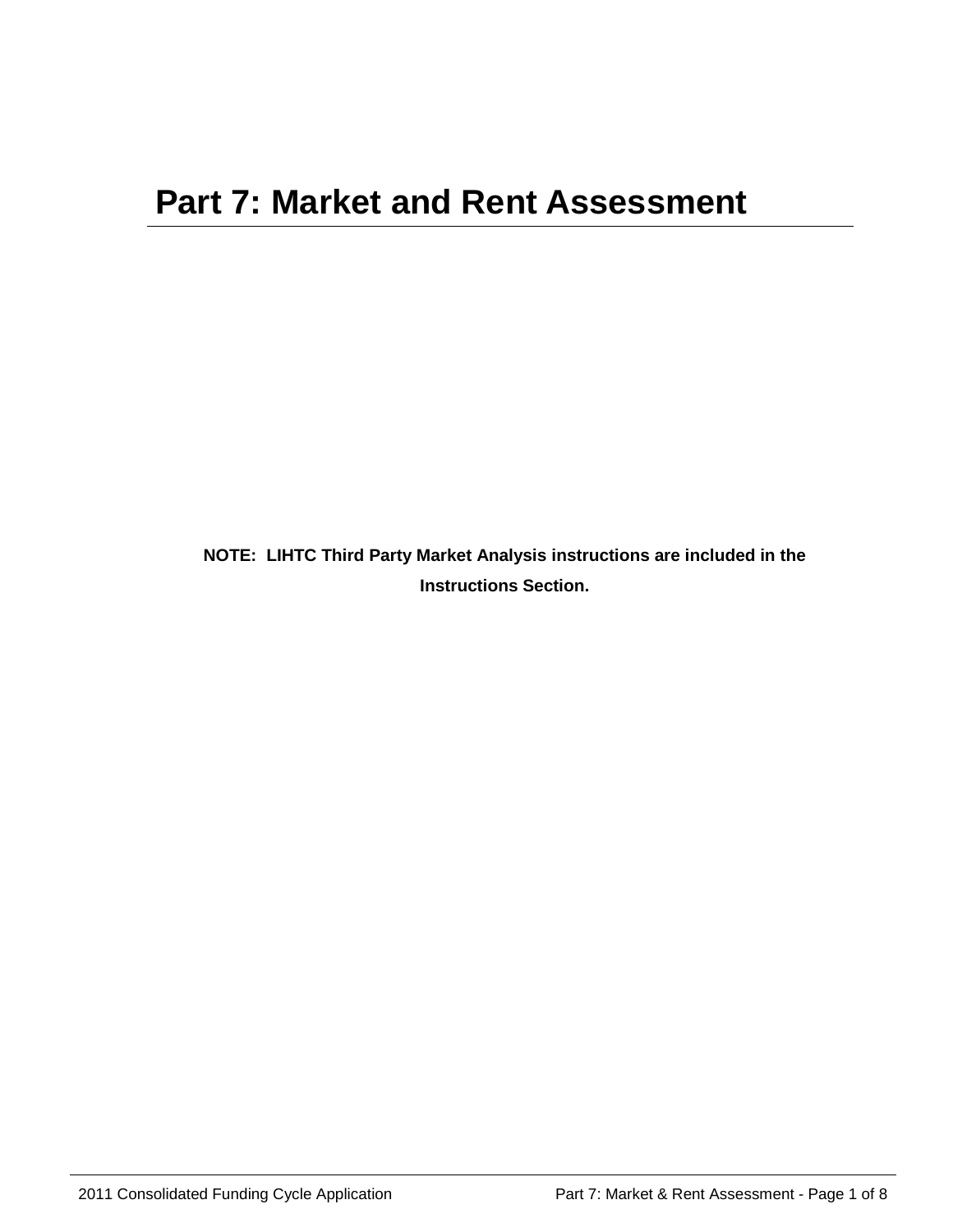# Part 7: Market and Rent Assessment

**NOTE: LIHTC Third Party Market Analysis instructions are included in the Instructions Section.**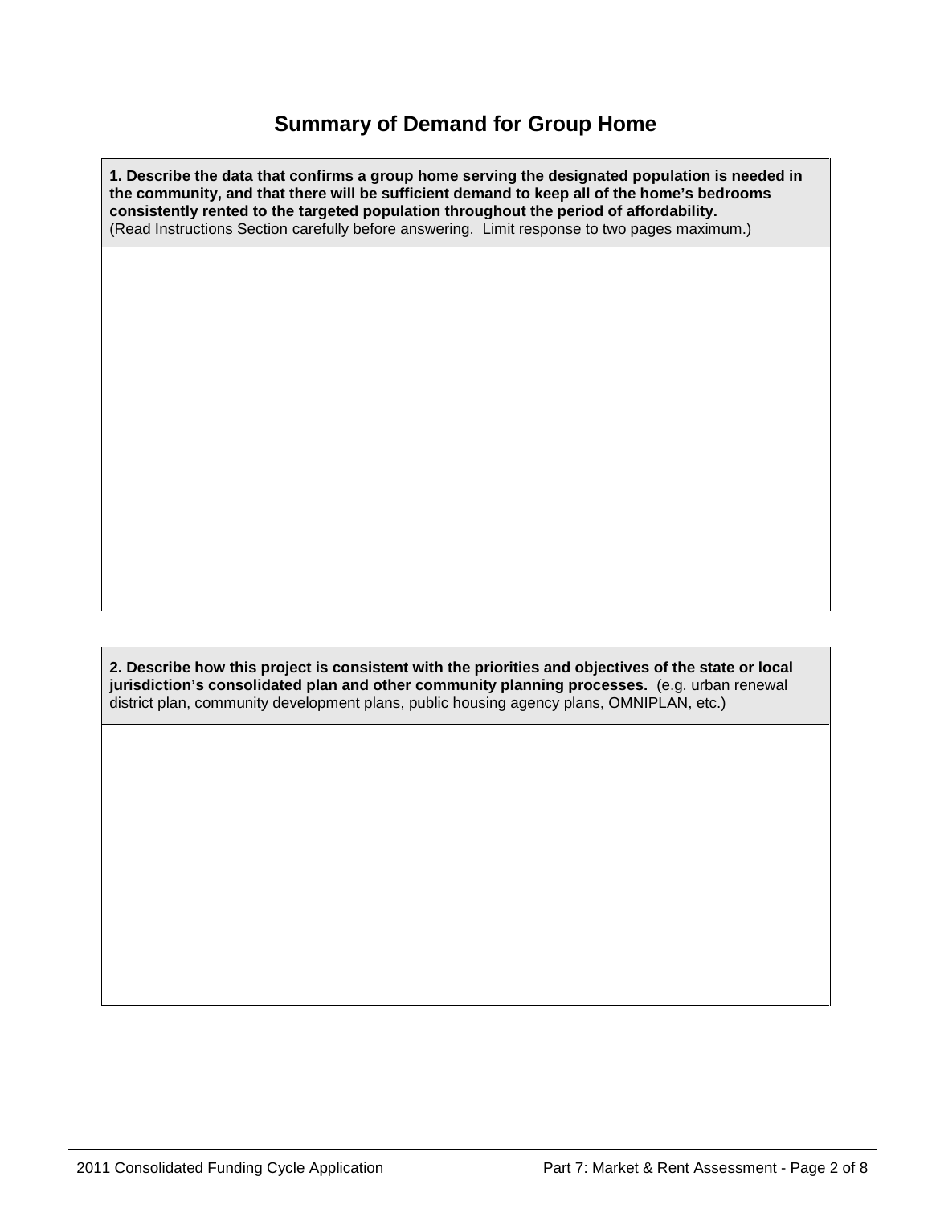# Summary of Demand for Group Home

| **1. Describe the data that confirms a group home serving the designated population is needed in the community, and that there will be sufficient demand to keep all of the home's bedrooms consistently rented to the targeted population throughout the period of affordability.** (Read Instructions Section carefully before answering. Limit response to two pages maximum.) |
| --- |
| |

| **2. Describe how this project is consistent with the priorities and objectives of the state or local jurisdiction's consolidated plan and other community planning processes.** (e.g. urban renewal district plan, community development plans, public housing agency plans, OMNIPLAN, etc.) |
| --- |
| |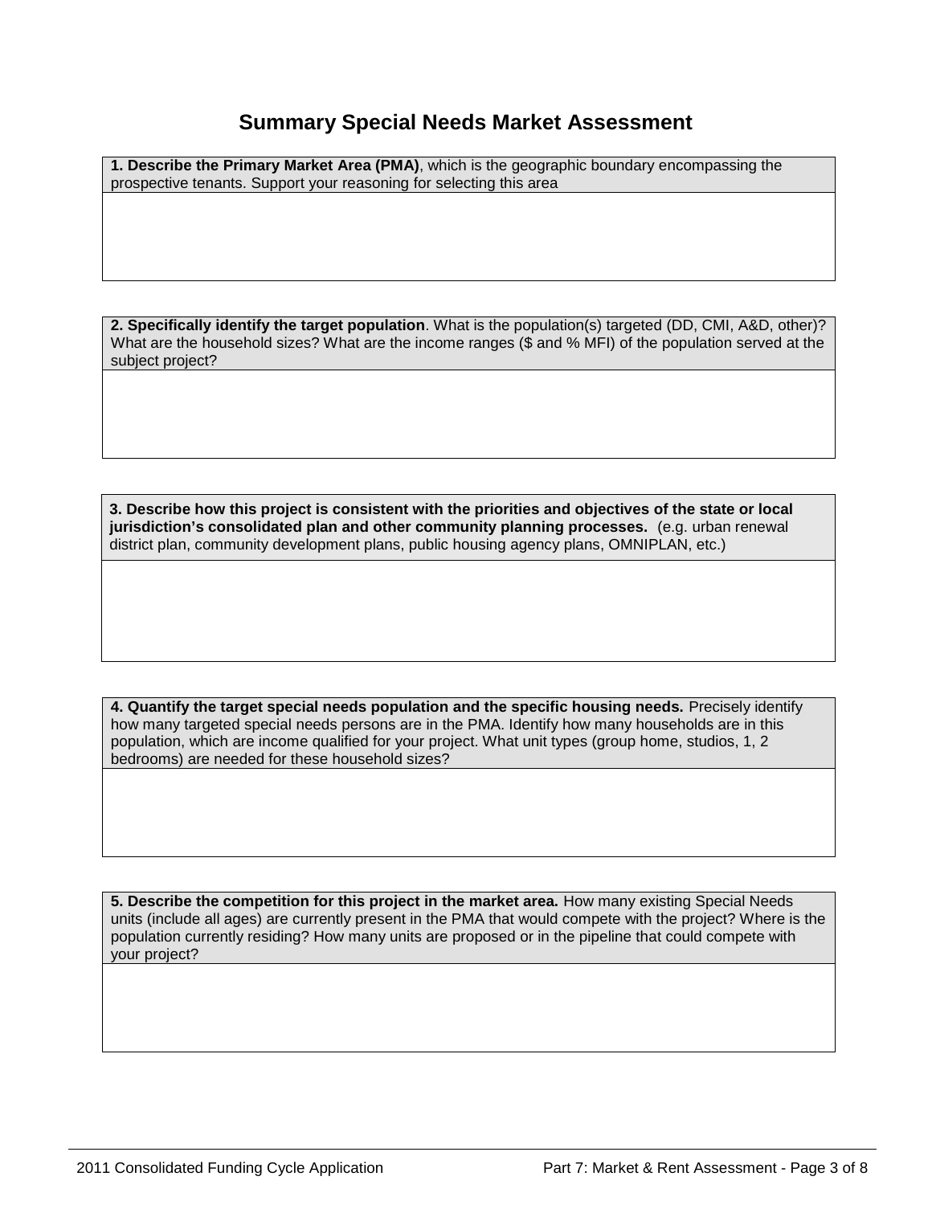# Summary Special Needs Market Assessment

**1. Describe the Primary Market Area (PMA)**, which is the geographic boundary encompassing the prospective tenants. Support your reasoning for selecting this area

**2. Specifically identify the target population**. What is the population(s) targeted (DD, CMI, A&D, other)? What are the household sizes? What are the income ranges ($ and % MFI) of the population served at the subject project?

**3. Describe how this project is consistent with the priorities and objectives of the state or local jurisdiction's consolidated plan and other community planning processes.** (e.g. urban renewal district plan, community development plans, public housing agency plans, OMNIPLAN, etc.)

**4. Quantify the target special needs population and the specific housing needs.** Precisely identify how many targeted special needs persons are in the PMA. Identify how many households are in this population, which are income qualified for your project. What unit types (group home, studios, 1, 2 bedrooms) are needed for these household sizes?

**5. Describe the competition for this project in the market area.** How many existing Special Needs units (include all ages) are currently present in the PMA that would compete with the project? Where is the population currently residing? How many units are proposed or in the pipeline that could compete with your project?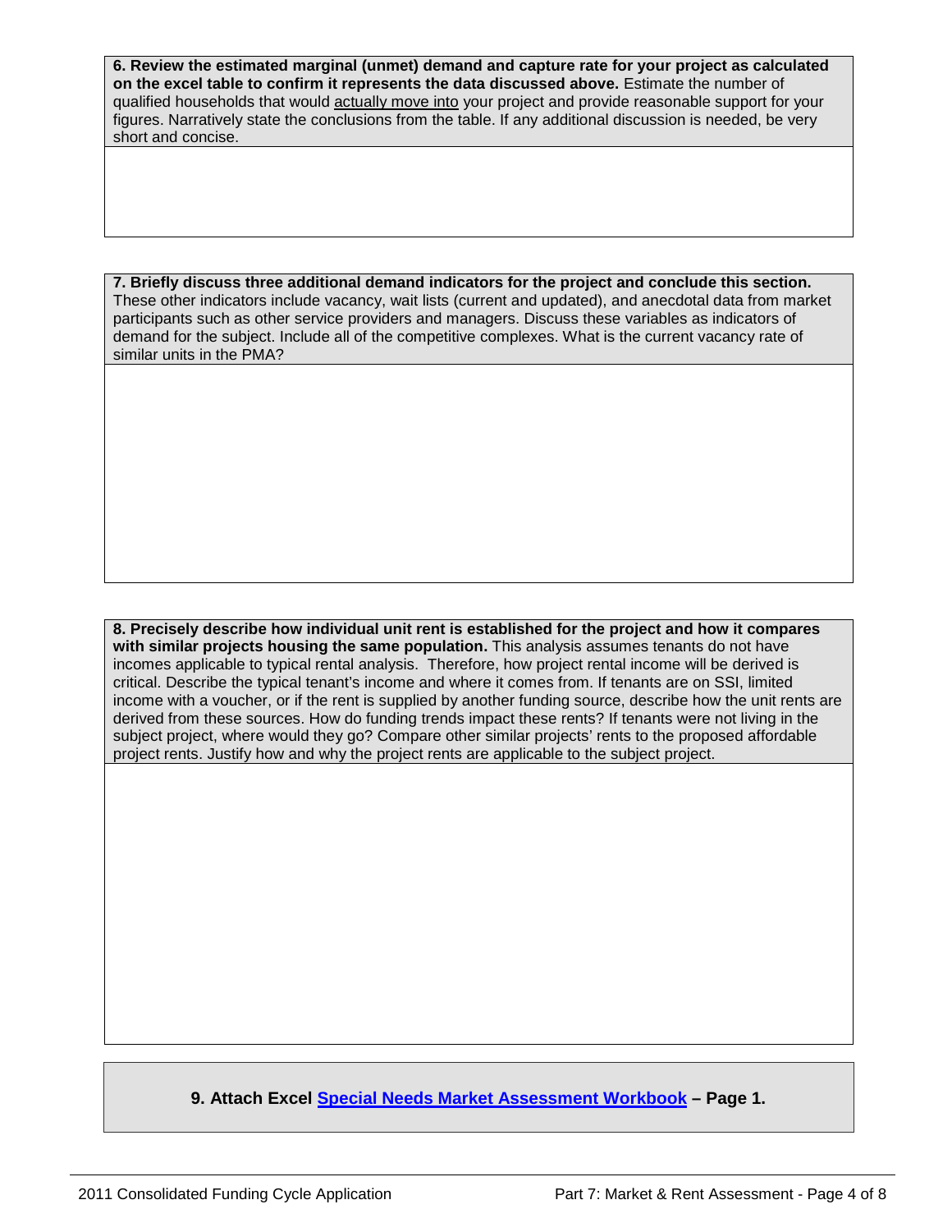**6. Review the estimated marginal (unmet) demand and capture rate for your project as calculated on the excel table to confirm it represents the data discussed above.** Estimate the number of qualified households that would actually move into your project and provide reasonable support for your figures. Narratively state the conclusions from the table. If any additional discussion is needed, be very short and concise.

**7. Briefly discuss three additional demand indicators for the project and conclude this section.** These other indicators include vacancy, wait lists (current and updated), and anecdotal data from market participants such as other service providers and managers. Discuss these variables as indicators of demand for the subject. Include all of the competitive complexes. What is the current vacancy rate of similar units in the PMA?

**8. Precisely describe how individual unit rent is established for the project and how it compares with similar projects housing the same population.** This analysis assumes tenants do not have incomes applicable to typical rental analysis. Therefore, how project rental income will be derived is critical. Describe the typical tenant's income and where it comes from. If tenants are on SSI, limited income with a voucher, or if the rent is supplied by another funding source, describe how the unit rents are derived from these sources. How do funding trends impact these rents? If tenants were not living in the subject project, where would they go? Compare other similar projects' rents to the proposed affordable project rents. Justify how and why the project rents are applicable to the subject project.

**9. Attach Excel Special Needs Market Assessment Workbook – Page 1.**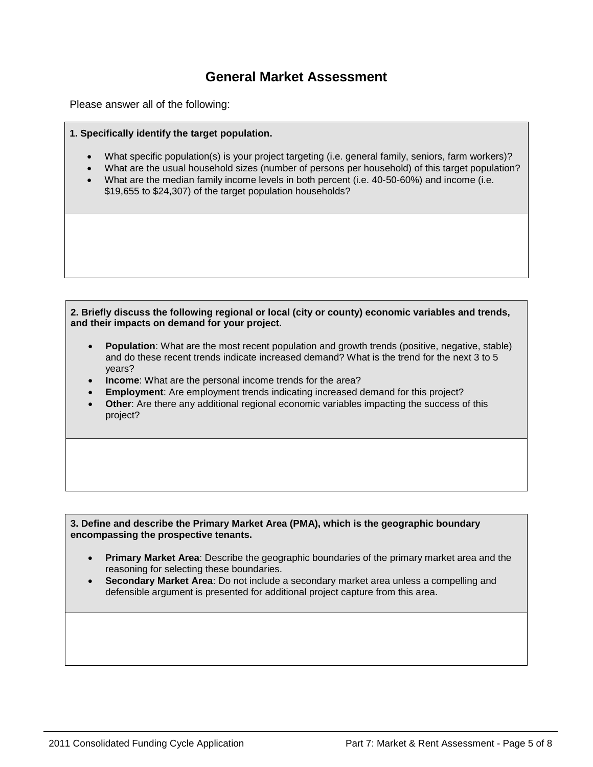# General Market Assessment

Please answer all of the following:

**1. Specifically identify the target population.**

- What specific population(s) is your project targeting (i.e. general family, seniors, farm workers)?
- What are the usual household sizes (number of persons per household) of this target population?
- What are the median family income levels in both percent (i.e. 40-50-60%) and income (i.e. $19,655 to $24,307) of the target population households?

**2. Briefly discuss the following regional or local (city or county) economic variables and trends, and their impacts on demand for your project.**

- **Population**: What are the most recent population and growth trends (positive, negative, stable) and do these recent trends indicate increased demand? What is the trend for the next 3 to 5 years?
- **Income**: What are the personal income trends for the area?
- **Employment**: Are employment trends indicating increased demand for this project?
- **Other**: Are there any additional regional economic variables impacting the success of this project?

**3. Define and describe the Primary Market Area (PMA), which is the geographic boundary encompassing the prospective tenants.**

- **Primary Market Area**: Describe the geographic boundaries of the primary market area and the reasoning for selecting these boundaries.
- **Secondary Market Area**: Do not include a secondary market area unless a compelling and defensible argument is presented for additional project capture from this area.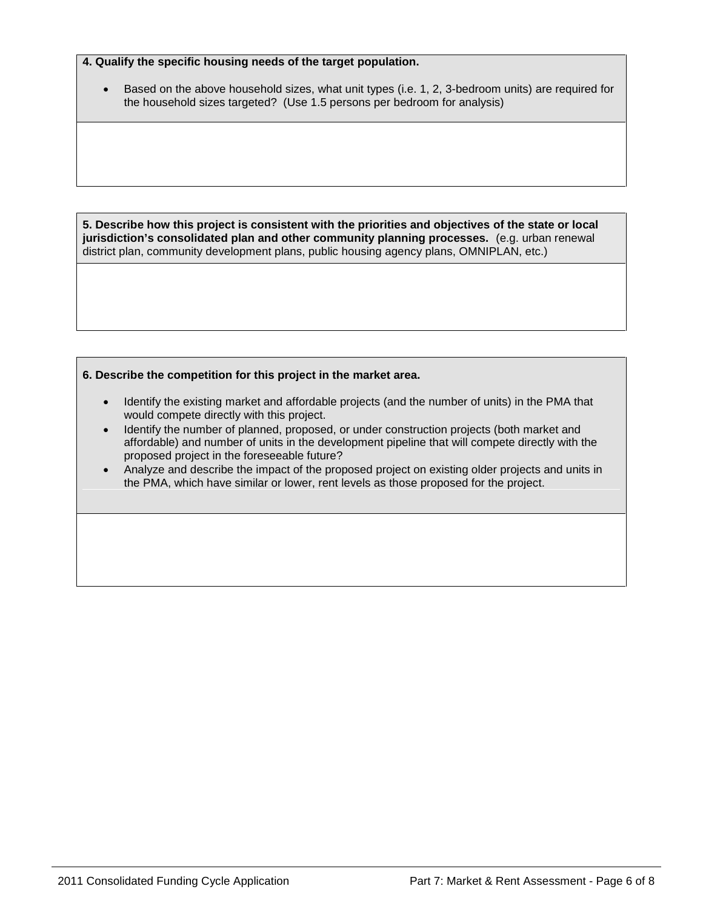**4. Qualify the specific housing needs of the target population.**

- Based on the above household sizes, what unit types (i.e. 1, 2, 3-bedroom units) are required for the household sizes targeted? (Use 1.5 persons per bedroom for analysis)

**5. Describe how this project is consistent with the priorities and objectives of the state or local jurisdiction's consolidated plan and other community planning processes.** (e.g. urban renewal district plan, community development plans, public housing agency plans, OMNIPLAN, etc.)

**6. Describe the competition for this project in the market area.**

- Identify the existing market and affordable projects (and the number of units) in the PMA that would compete directly with this project.
- Identify the number of planned, proposed, or under construction projects (both market and affordable) and number of units in the development pipeline that will compete directly with the proposed project in the foreseeable future?
- Analyze and describe the impact of the proposed project on existing older projects and units in the PMA, which have similar or lower, rent levels as those proposed for the project.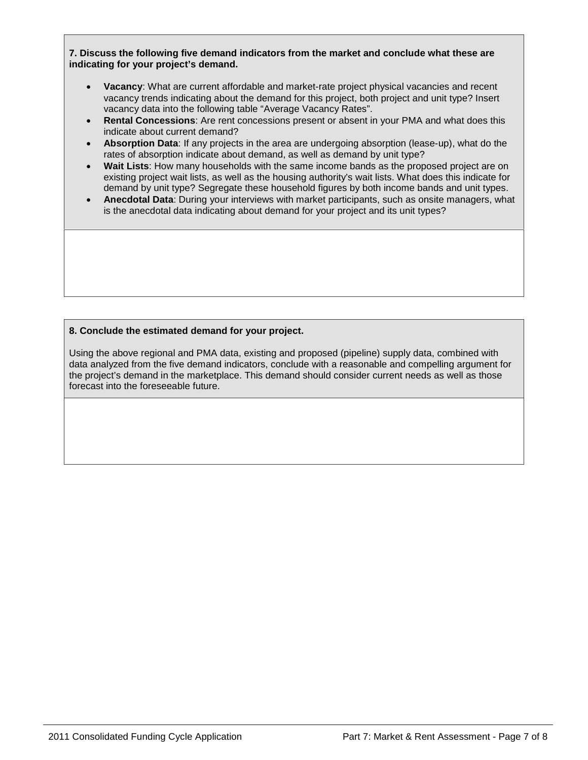**7. Discuss the following five demand indicators from the market and conclude what these are indicating for your project's demand.**

- **Vacancy**: What are current affordable and market-rate project physical vacancies and recent vacancy trends indicating about the demand for this project, both project and unit type? Insert vacancy data into the following table "Average Vacancy Rates".
- **Rental Concessions**: Are rent concessions present or absent in your PMA and what does this indicate about current demand?
- **Absorption Data**: If any projects in the area are undergoing absorption (lease-up), what do the rates of absorption indicate about demand, as well as demand by unit type?
- **Wait Lists**: How many households with the same income bands as the proposed project are on existing project wait lists, as well as the housing authority's wait lists. What does this indicate for demand by unit type? Segregate these household figures by both income bands and unit types.
- **Anecdotal Data**: During your interviews with market participants, such as onsite managers, what is the anecdotal data indicating about demand for your project and its unit types?

**8. Conclude the estimated demand for your project.**

Using the above regional and PMA data, existing and proposed (pipeline) supply data, combined with data analyzed from the five demand indicators, conclude with a reasonable and compelling argument for the project's demand in the marketplace. This demand should consider current needs as well as those forecast into the foreseeable future.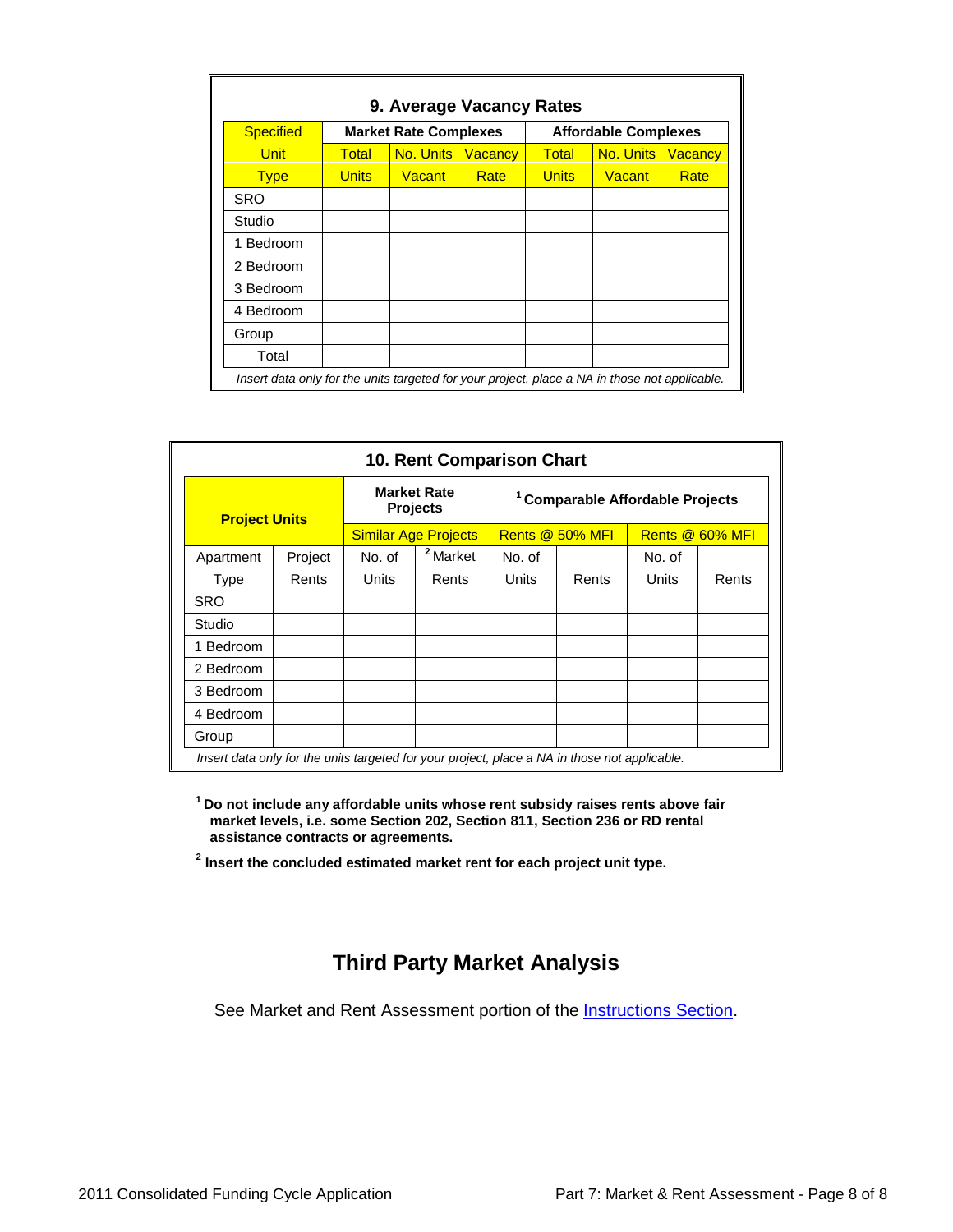## 9. Average Vacancy Rates

| Specified Unit Type | Market Rate Complexes | | | Affordable Complexes | | |
|---|---|---|---|---|---|---|
| | Total Units | No. Units Vacant | Vacancy Rate | Total Units | No. Units Vacant | Vacancy Rate |
| SRO | | | | | | |
| Studio | | | | | | |
| 1 Bedroom | | | | | | |
| 2 Bedroom | | | | | | |
| 3 Bedroom | | | | | | |
| 4 Bedroom | | | | | | |
| Group | | | | | | |
| Total | | | | | | |

*Insert data only for the units targeted for your project, place a NA in those not applicable.*

## 10. Rent Comparison Chart

| Project Units | | Market Rate Projects | | Comparable Affordable Projects [1] | | | |
|---|---|---|---|---|---|---|---|
| | | Similar Age Projects | | Rents @ 50% MFI | | Rents @ 60% MFI | |
| Apartment Type | Project Rents | No. of Units | Market Rents [2] | No. of Units | Rents | No. of Units | Rents |
| SRO | | | | | | | |
| Studio | | | | | | | |
| 1 Bedroom | | | | | | | |
| 2 Bedroom | | | | | | | |
| 3 Bedroom | | | | | | | |
| 4 Bedroom | | | | | | | |
| Group | | | | | | | |

*Insert data only for the units targeted for your project, place a NA in those not applicable.*

[1] **Do not include any affordable units whose rent subsidy raises rents above fair market levels, i.e. some Section 202, Section 811, Section 236 or RD rental assistance contracts or agreements.**

[2] **Insert the concluded estimated market rent for each project unit type.**

## Third Party Market Analysis

See Market and Rent Assessment portion of the Instructions Section.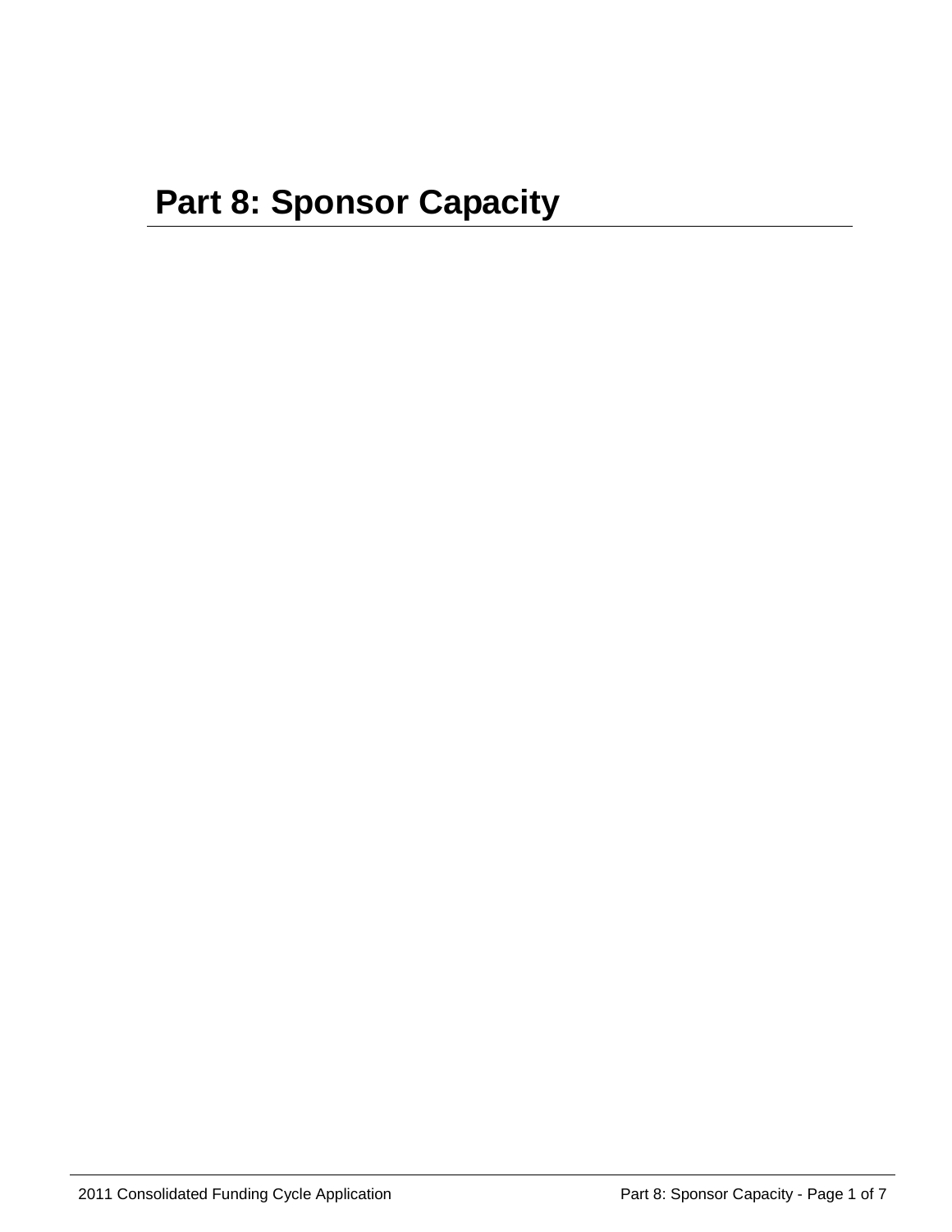# Part 8: Sponsor Capacity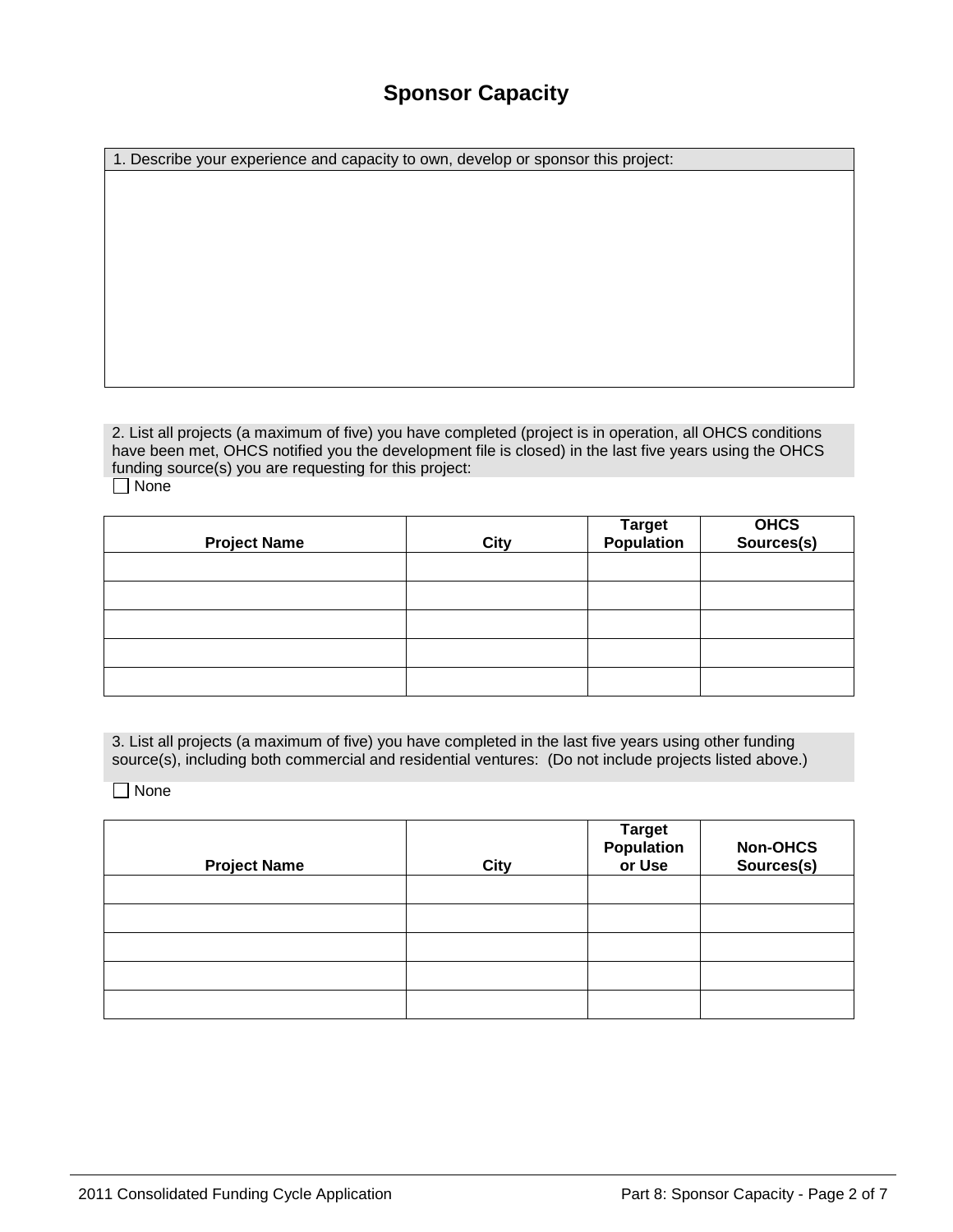# Sponsor Capacity

1. Describe your experience and capacity to own, develop or sponsor this project:

2. List all projects (a maximum of five) you have completed (project is in operation, all OHCS conditions have been met, OHCS notified you the development file is closed) in the last five years using the OHCS funding source(s) you are requesting for this project:

☐ None

| Project Name | City | Target Population | OHCS Sources(s) |
|---|---|---|---|
| | | | |
| | | | |
| | | | |
| | | | |
| | | | |

3. List all projects (a maximum of five) you have completed in the last five years using other funding source(s), including both commercial and residential ventures: (Do not include projects listed above.)

☐ None

| Project Name | City | Target Population or Use | Non-OHCS Sources(s) |
|---|---|---|---|
| | | | |
| | | | |
| | | | |
| | | | |
| | | | |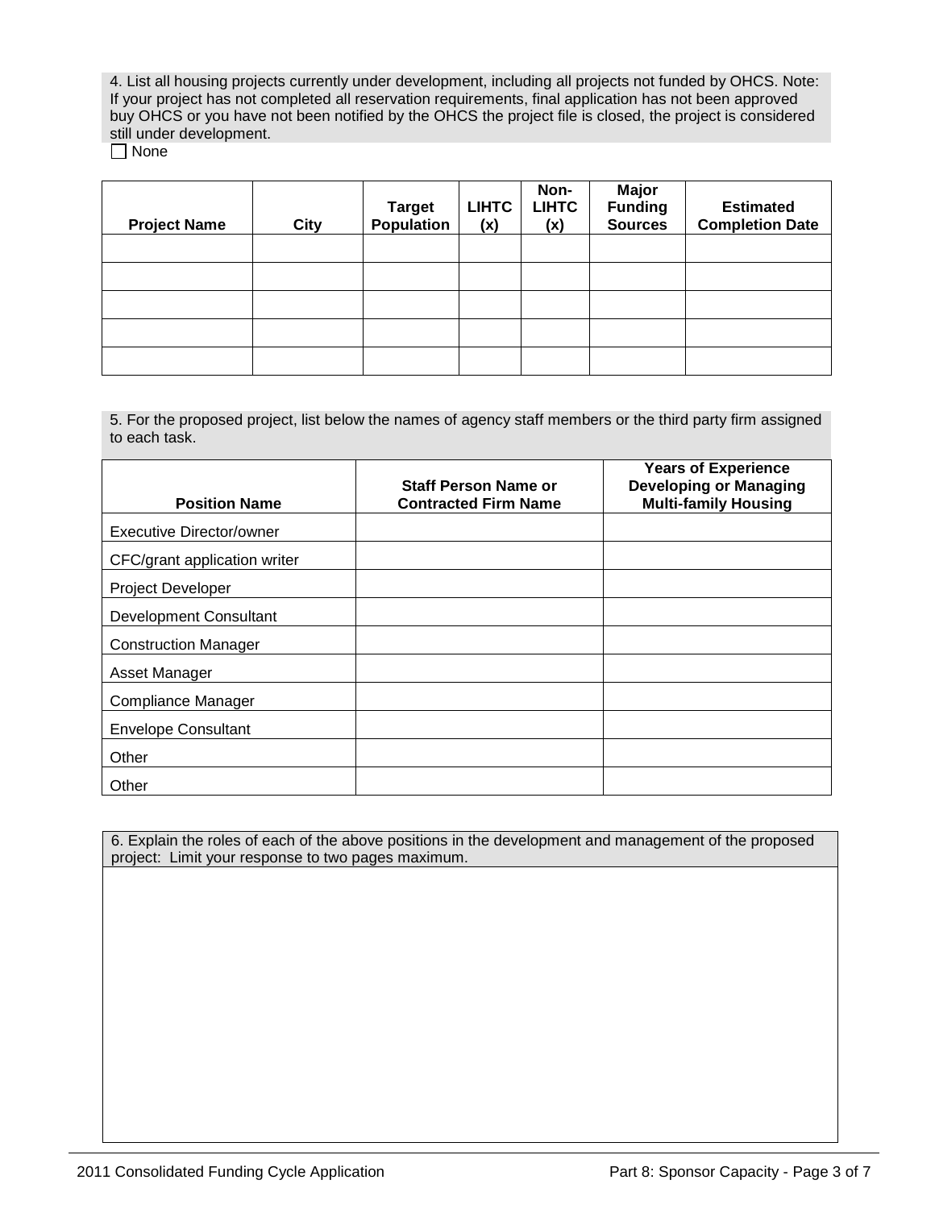4. List all housing projects currently under development, including all projects not funded by OHCS. Note: If your project has not completed all reservation requirements, final application has not been approved buy OHCS or you have not been notified by the OHCS the project file is closed, the project is considered still under development.

☐ None

| Project Name | City | Target Population | LIHTC (x) | Non-LIHTC (x) | Major Funding Sources | Estimated Completion Date |
|---|---|---|---|---|---|---|
| | | | | | | |
| | | | | | | |
| | | | | | | |
| | | | | | | |
| | | | | | | |

5. For the proposed project, list below the names of agency staff members or the third party firm assigned to each task.

| Position Name | Staff Person Name or Contracted Firm Name | Years of Experience Developing or Managing Multi-family Housing |
|---|---|---|
| Executive Director/owner | | |
| CFC/grant application writer | | |
| Project Developer | | |
| Development Consultant | | |
| Construction Manager | | |
| Asset Manager | | |
| Compliance Manager | | |
| Envelope Consultant | | |
| Other | | |
| Other | | |

6. Explain the roles of each of the above positions in the development and management of the proposed project: Limit your response to two pages maximum.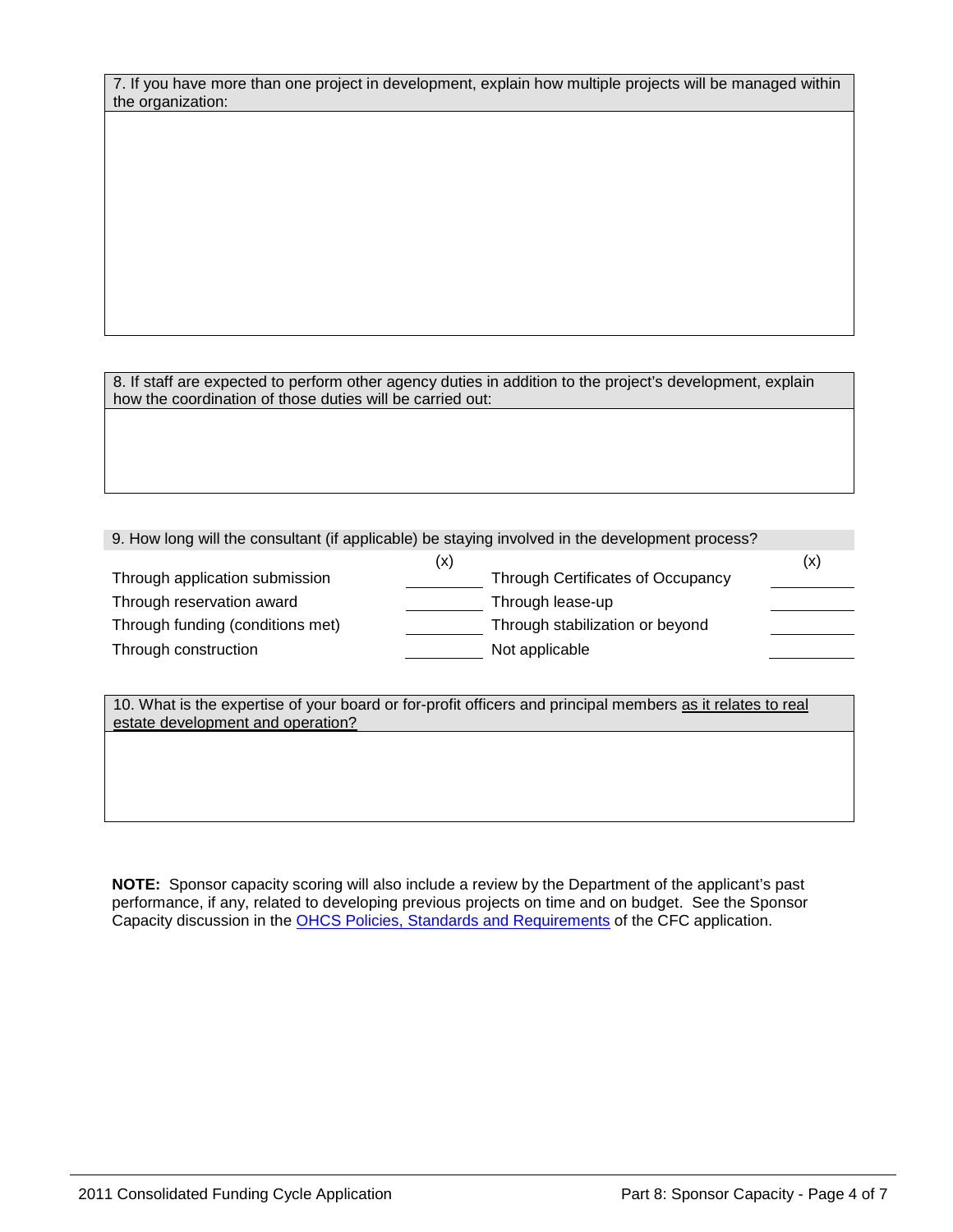7. If you have more than one project in development, explain how multiple projects will be managed within the organization:

8. If staff are expected to perform other agency duties in addition to the project's development, explain how the coordination of those duties will be carried out:

9. How long will the consultant (if applicable) be staying involved in the development process?

| | (x) | | (x) |
|---|---|---|---|
| Through application submission | | Through Certificates of Occupancy | |
| Through reservation award | | Through lease-up | |
| Through funding (conditions met) | | Through stabilization or beyond | |
| Through construction | | Not applicable | |

10. What is the expertise of your board or for-profit officers and principal members as it relates to real estate development and operation?

**NOTE:** Sponsor capacity scoring will also include a review by the Department of the applicant's past performance, if any, related to developing previous projects on time and on budget. See the Sponsor Capacity discussion in the OHCS Policies, Standards and Requirements of the CFC application.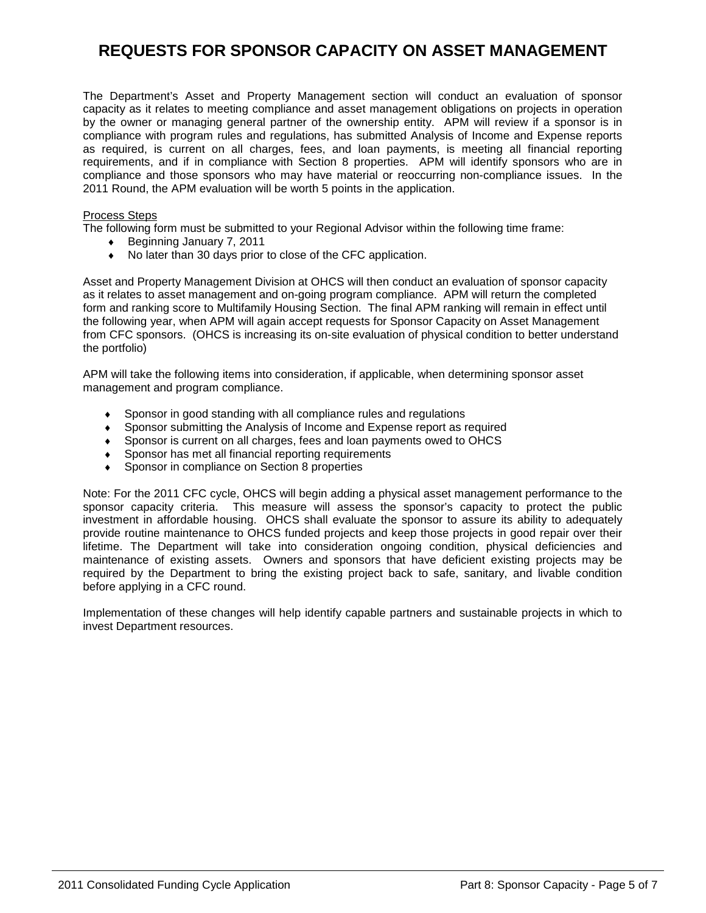# REQUESTS FOR SPONSOR CAPACITY ON ASSET MANAGEMENT

The Department's Asset and Property Management section will conduct an evaluation of sponsor capacity as it relates to meeting compliance and asset management obligations on projects in operation by the owner or managing general partner of the ownership entity. APM will review if a sponsor is in compliance with program rules and regulations, has submitted Analysis of Income and Expense reports as required, is current on all charges, fees, and loan payments, is meeting all financial reporting requirements, and if in compliance with Section 8 properties. APM will identify sponsors who are in compliance and those sponsors who may have material or reoccurring non-compliance issues. In the 2011 Round, the APM evaluation will be worth 5 points in the application.

Process Steps

The following form must be submitted to your Regional Advisor within the following time frame:

- Beginning January 7, 2011
- No later than 30 days prior to close of the CFC application.

Asset and Property Management Division at OHCS will then conduct an evaluation of sponsor capacity as it relates to asset management and on-going program compliance. APM will return the completed form and ranking score to Multifamily Housing Section. The final APM ranking will remain in effect until the following year, when APM will again accept requests for Sponsor Capacity on Asset Management from CFC sponsors. (OHCS is increasing its on-site evaluation of physical condition to better understand the portfolio)

APM will take the following items into consideration, if applicable, when determining sponsor asset management and program compliance.

- Sponsor in good standing with all compliance rules and regulations
- Sponsor submitting the Analysis of Income and Expense report as required
- Sponsor is current on all charges, fees and loan payments owed to OHCS
- Sponsor has met all financial reporting requirements
- Sponsor in compliance on Section 8 properties

Note: For the 2011 CFC cycle, OHCS will begin adding a physical asset management performance to the sponsor capacity criteria. This measure will assess the sponsor's capacity to protect the public investment in affordable housing. OHCS shall evaluate the sponsor to assure its ability to adequately provide routine maintenance to OHCS funded projects and keep those projects in good repair over their lifetime. The Department will take into consideration ongoing condition, physical deficiencies and maintenance of existing assets. Owners and sponsors that have deficient existing projects may be required by the Department to bring the existing project back to safe, sanitary, and livable condition before applying in a CFC round.

Implementation of these changes will help identify capable partners and sustainable projects in which to invest Department resources.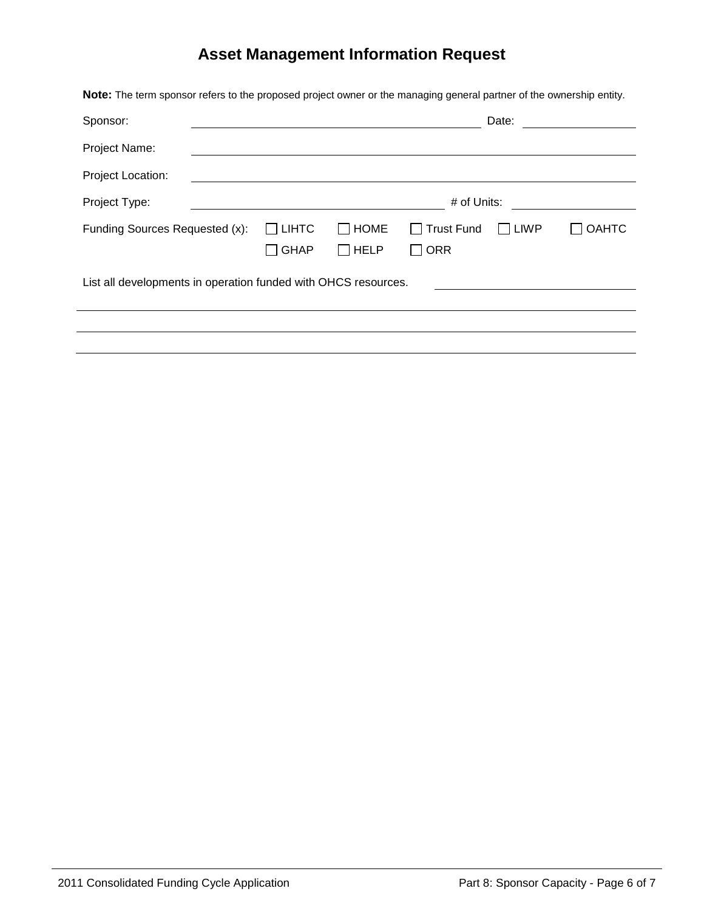# Asset Management Information Request

**Note:** The term sponsor refers to the proposed project owner or the managing general partner of the ownership entity.

Sponsor: ______________________________ Date: ______________

Project Name: ______________________________

Project Location: ______________________________

Project Type: ______________________________ # of Units: ______________

Funding Sources Requested (x): ☐ LIHTC ☐ HOME ☐ Trust Fund ☐ LIWP ☐ OAHTC ☐ GHAP ☐ HELP ☐ ORR

List all developments in operation funded with OHCS resources. ______________________________

______________________________

______________________________

______________________________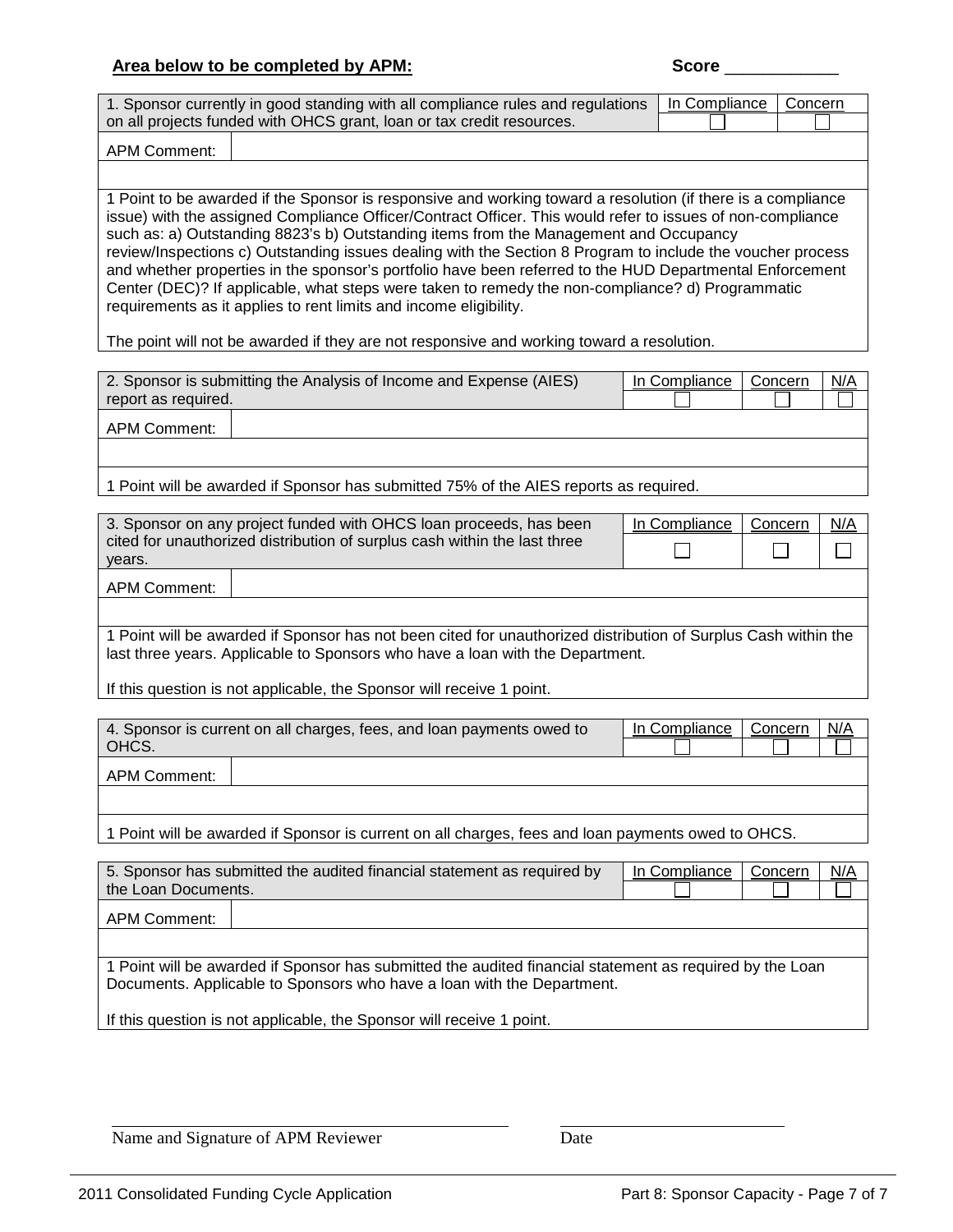**Area below to be completed by APM:** **Score** ____________

| 1. Sponsor currently in good standing with all compliance rules and regulations on all projects funded with OHCS grant, loan or tax credit resources. | In Compliance ☐ | Concern ☐ |
|---|---|---|
| APM Comment: | | |
| | | |

1 Point to be awarded if the Sponsor is responsive and working toward a resolution (if there is a compliance issue) with the assigned Compliance Officer/Contract Officer. This would refer to issues of non-compliance such as: a) Outstanding 8823's b) Outstanding items from the Management and Occupancy review/Inspections c) Outstanding issues dealing with the Section 8 Program to include the voucher process and whether properties in the sponsor's portfolio have been referred to the HUD Departmental Enforcement Center (DEC)? If applicable, what steps were taken to remedy the non-compliance? d) Programmatic requirements as it applies to rent limits and income eligibility.

The point will not be awarded if they are not responsive and working toward a resolution.

| 2. Sponsor is submitting the Analysis of Income and Expense (AIES) report as required. | In Compliance ☐ | Concern ☐ | N/A ☐ |
|---|---|---|---|
| APM Comment: | | | |
| | | | |

1 Point will be awarded if Sponsor has submitted 75% of the AIES reports as required.

| 3. Sponsor on any project funded with OHCS loan proceeds, has been cited for unauthorized distribution of surplus cash within the last three years. | In Compliance ☐ | Concern ☐ | N/A ☐ |
|---|---|---|---|
| APM Comment: | | | |
| | | | |

1 Point will be awarded if Sponsor has not been cited for unauthorized distribution of Surplus Cash within the last three years. Applicable to Sponsors who have a loan with the Department.

If this question is not applicable, the Sponsor will receive 1 point.

| 4. Sponsor is current on all charges, fees, and loan payments owed to OHCS. | In Compliance ☐ | Concern ☐ | N/A ☐ |
|---|---|---|---|
| APM Comment: | | | |
| | | | |

1 Point will be awarded if Sponsor is current on all charges, fees and loan payments owed to OHCS.

| 5. Sponsor has submitted the audited financial statement as required by the Loan Documents. | In Compliance ☐ | Concern ☐ | N/A ☐ |
|---|---|---|---|
| APM Comment: | | | |
| | | | |

1 Point will be awarded if Sponsor has submitted the audited financial statement as required by the Loan Documents. Applicable to Sponsors who have a loan with the Department.

If this question is not applicable, the Sponsor will receive 1 point.

_______________________________________ _______________________

Name and Signature of APM Reviewer Date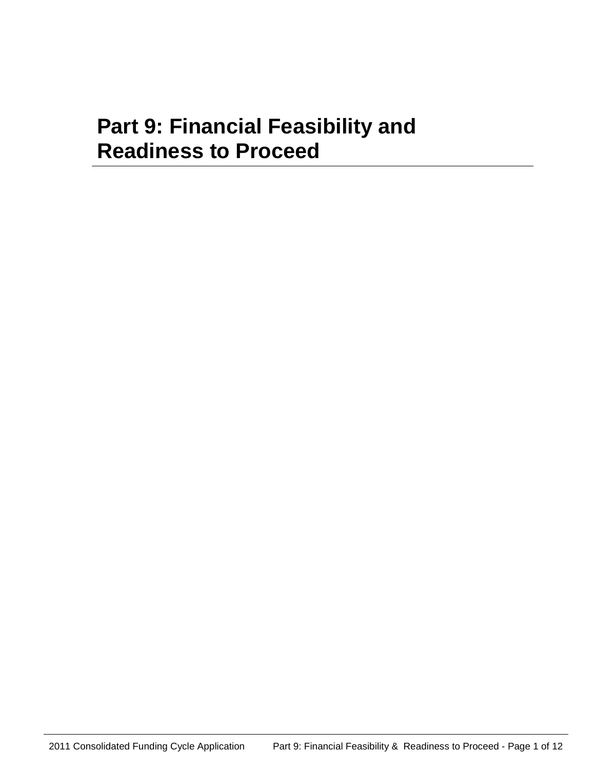# Part 9: Financial Feasibility and Readiness to Proceed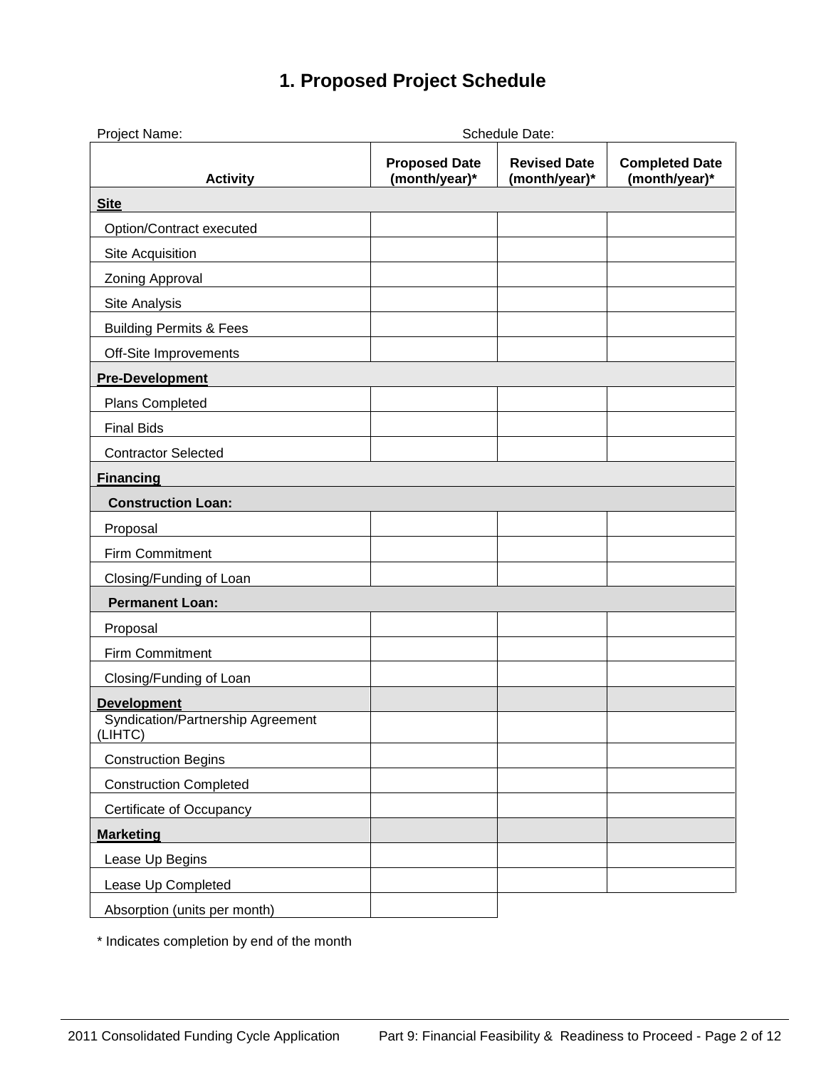# 1. Proposed Project Schedule

Project Name: Schedule Date:

| Activity | Proposed Date (month/year)* | Revised Date (month/year)* | Completed Date (month/year)* |
|---|---|---|---|
| **Site** | | | |
| Option/Contract executed | | | |
| Site Acquisition | | | |
| Zoning Approval | | | |
| Site Analysis | | | |
| Building Permits & Fees | | | |
| Off-Site Improvements | | | |
| **Pre-Development** | | | |
| Plans Completed | | | |
| Final Bids | | | |
| Contractor Selected | | | |
| **Financing** | | | |
| **Construction Loan:** | | | |
| Proposal | | | |
| Firm Commitment | | | |
| Closing/Funding of Loan | | | |
| **Permanent Loan:** | | | |
| Proposal | | | |
| Firm Commitment | | | |
| Closing/Funding of Loan | | | |
| **Development** | | | |
| Syndication/Partnership Agreement (LIHTC) | | | |
| Construction Begins | | | |
| Construction Completed | | | |
| Certificate of Occupancy | | | |
| **Marketing** | | | |
| Lease Up Begins | | | |
| Lease Up Completed | | | |
| Absorption (units per month) | | | |

* Indicates completion by end of the month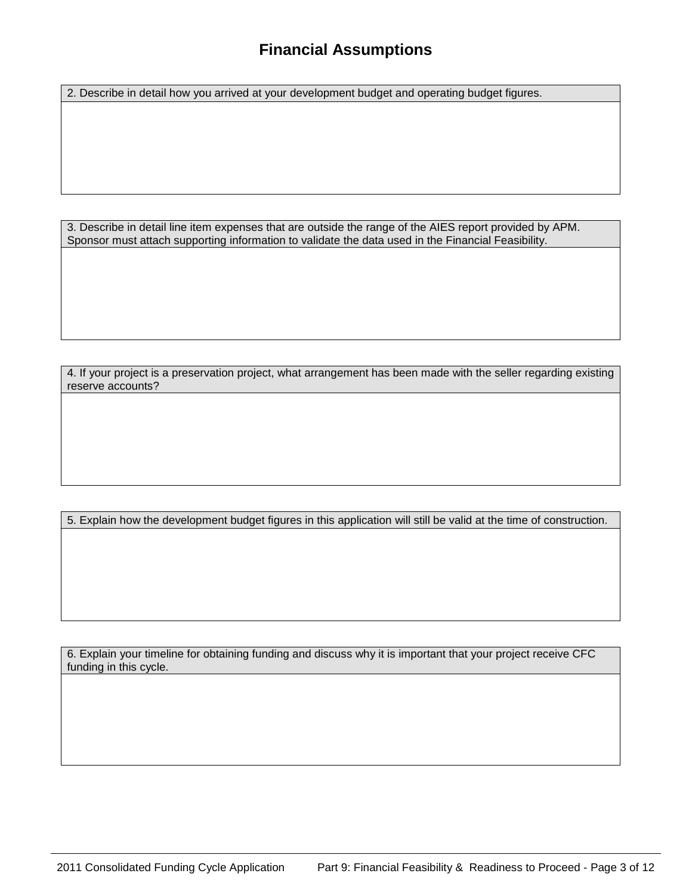## Financial Assumptions

| 2. Describe in detail how you arrived at your development budget and operating budget figures. |
|---|
| |

| 3. Describe in detail line item expenses that are outside the range of the AIES report provided by APM. Sponsor must attach supporting information to validate the data used in the Financial Feasibility. |
|---|
| |

| 4. If your project is a preservation project, what arrangement has been made with the seller regarding existing reserve accounts? |
|---|
| |

| 5. Explain how the development budget figures in this application will still be valid at the time of construction. |
|---|
| |

| 6. Explain your timeline for obtaining funding and discuss why it is important that your project receive CFC funding in this cycle. |
|---|
| |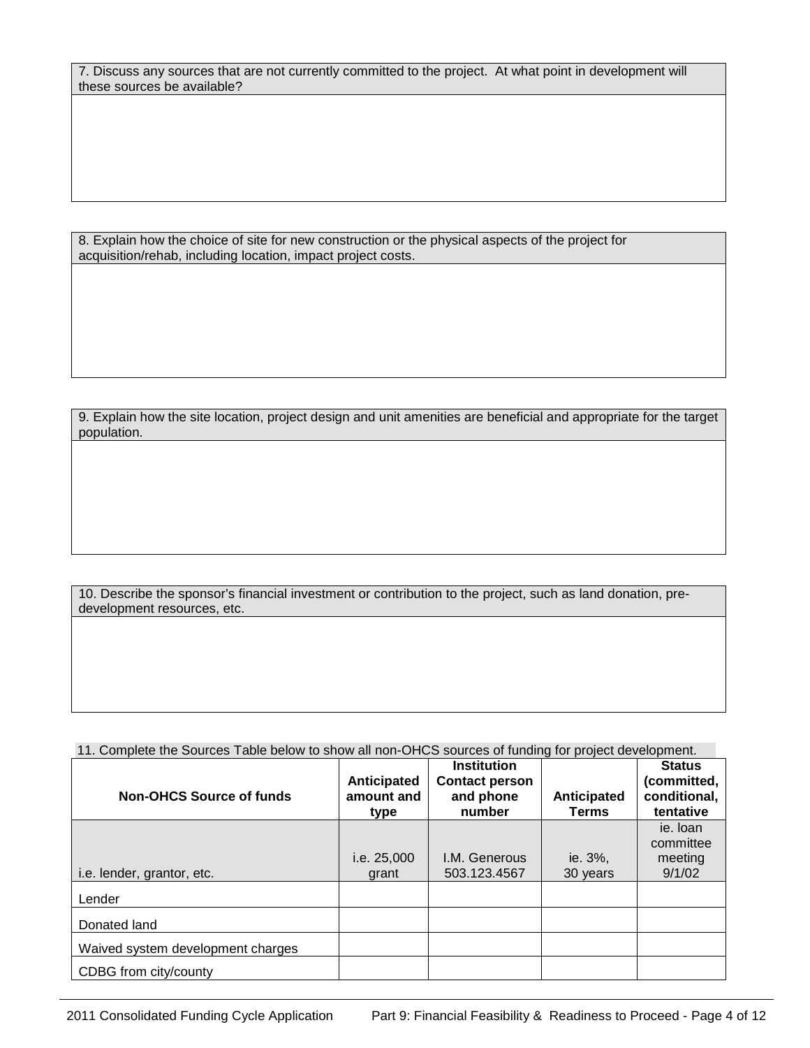7. Discuss any sources that are not currently committed to the project. At what point in development will these sources be available?

8. Explain how the choice of site for new construction or the physical aspects of the project for acquisition/rehab, including location, impact project costs.

9. Explain how the site location, project design and unit amenities are beneficial and appropriate for the target population.

10. Describe the sponsor's financial investment or contribution to the project, such as land donation, pre-development resources, etc.

11. Complete the Sources Table below to show all non-OHCS sources of funding for project development.

| Non-OHCS Source of funds | Anticipated amount and type | Institution Contact person and phone number | Anticipated Terms | Status (committed, conditional, tentative |
|---|---|---|---|---|
| i.e. lender, grantor, etc. | i.e. 25,000 grant | I.M. Generous 503.123.4567 | ie. 3%, 30 years | ie. loan committee meeting 9/1/02 |
| Lender | | | | |
| Donated land | | | | |
| Waived system development charges | | | | |
| CDBG from city/county | | | | |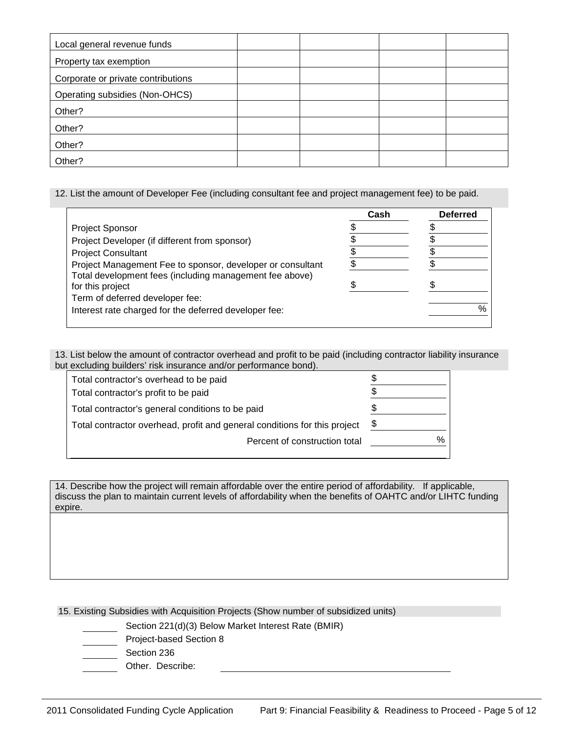| | | | | |
|---|---|---|---|---|
| Local general revenue funds | | | | |
| Property tax exemption | | | | |
| Corporate or private contributions | | | | |
| Operating subsidies (Non-OHCS) | | | | |
| Other? | | | | |
| Other? | | | | |
| Other? | | | | |
| Other? | | | | |

12. List the amount of Developer Fee (including consultant fee and project management fee) to be paid.

| | Cash | Deferred |
|---|---|---|
| Project Sponsor | $ | $ |
| Project Developer (if different from sponsor) | $ | $ |
| Project Consultant | $ | $ |
| Project Management Fee to sponsor, developer or consultant | $ | $ |
| Total development fees (including management fee above) for this project | $ | $ |
| Term of deferred developer fee: | | |
| Interest rate charged for the deferred developer fee: | | % |

13. List below the amount of contractor overhead and profit to be paid (including contractor liability insurance but excluding builders' risk insurance and/or performance bond).

| | |
|---|---|
| Total contractor's overhead to be paid | $ |
| Total contractor's profit to be paid | $ |
| Total contractor's general conditions to be paid | $ |
| Total contractor overhead, profit and general conditions for this project | $ |
| Percent of construction total | % |

14. Describe how the project will remain affordable over the entire period of affordability. If applicable, discuss the plan to maintain current levels of affordability when the benefits of OAHTC and/or LIHTC funding expire.

15. Existing Subsidies with Acquisition Projects (Show number of subsidized units)

_______ Section 221(d)(3) Below Market Interest Rate (BMIR)

_______ Project-based Section 8

_______ Section 236

_______ Other. Describe: ______________________________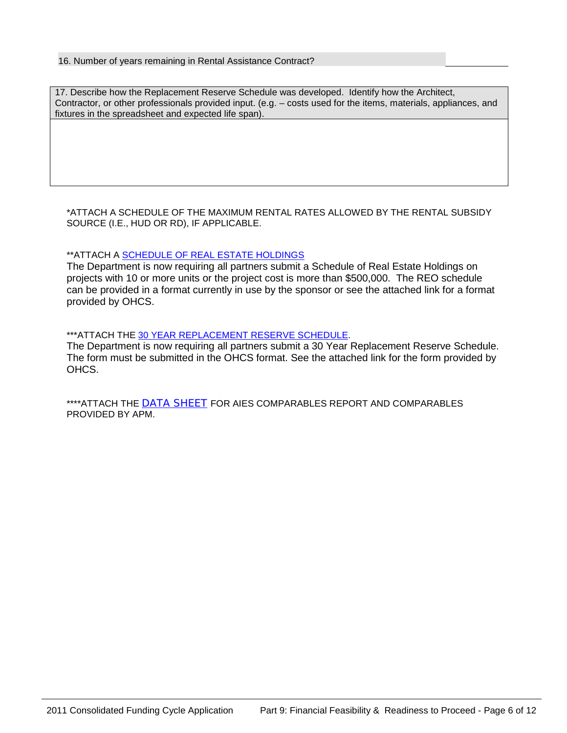16. Number of years remaining in Rental Assistance Contract? ____________

| 17. Describe how the Replacement Reserve Schedule was developed. Identify how the Architect, Contractor, or other professionals provided input. (e.g. – costs used for the items, materials, appliances, and fixtures in the spreadsheet and expected life span). |
| --- |
| |

*ATTACH A SCHEDULE OF THE MAXIMUM RENTAL RATES ALLOWED BY THE RENTAL SUBSIDY SOURCE (I.E., HUD OR RD), IF APPLICABLE.

**ATTACH A SCHEDULE OF REAL ESTATE HOLDINGS

The Department is now requiring all partners submit a Schedule of Real Estate Holdings on projects with 10 or more units or the project cost is more than $500,000. The REO schedule can be provided in a format currently in use by the sponsor or see the attached link for a format provided by OHCS.

***ATTACH THE 30 YEAR REPLACEMENT RESERVE SCHEDULE.

The Department is now requiring all partners submit a 30 Year Replacement Reserve Schedule. The form must be submitted in the OHCS format. See the attached link for the form provided by OHCS.

****ATTACH THE DATA SHEET FOR AIES COMPARABLES REPORT AND COMPARABLES PROVIDED BY APM.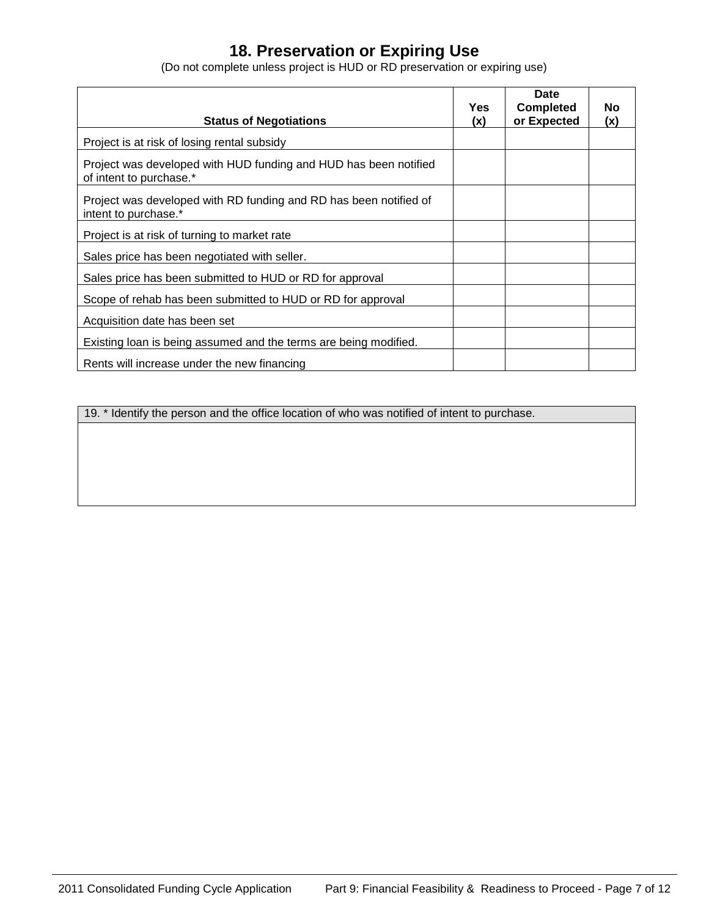## 18. Preservation or Expiring Use

(Do not complete unless project is HUD or RD preservation or expiring use)

| Status of Negotiations | Yes (x) | Date Completed or Expected | No (x) |
|---|---|---|---|
| Project is at risk of losing rental subsidy | | | |
| Project was developed with HUD funding and HUD has been notified of intent to purchase.* | | | |
| Project was developed with RD funding and RD has been notified of intent to purchase.* | | | |
| Project is at risk of turning to market rate | | | |
| Sales price has been negotiated with seller. | | | |
| Sales price has been submitted to HUD or RD for approval | | | |
| Scope of rehab has been submitted to HUD or RD for approval | | | |
| Acquisition date has been set | | | |
| Existing loan is being assumed and the terms are being modified. | | | |
| Rents will increase under the new financing | | | |

| 19. * Identify the person and the office location of who was notified of intent to purchase. |
|---|
| |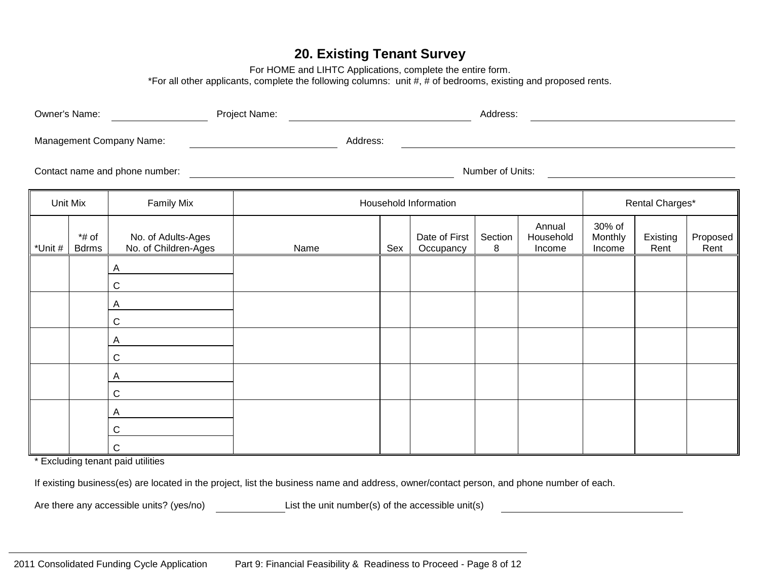# 20. Existing Tenant Survey

For HOME and LIHTC Applications, complete the entire form.
*For all other applicants, complete the following columns: unit #, # of bedrooms, existing and proposed rents.

Owner's Name: ________________ Project Name: ______________________________ Address: ________________________________

Management Company Name: ________________________ Address: ______________________________________________________

Contact name and phone number: ________________________________________ Number of Units: ______________________

| Unit Mix | | Family Mix | Household Information | | | | | Rental Charges* | | |
|---|---|---|---|---|---|---|---|---|---|---|
| *Unit # | *# of Bdrms | No. of Adults-Ages<br>No. of Children-Ages | Name | Sex | Date of First Occupancy | Section 8 | Annual Household Income | 30% of Monthly Income | Existing Rent | Proposed Rent |
| | | A<br>C | | | | | | | | |
| | | A<br>C | | | | | | | | |
| | | A<br>C | | | | | | | | |
| | | A<br>C | | | | | | | | |
| | | A<br>C<br>C | | | | | | | | |

\* Excluding tenant paid utilities

If existing business(es) are located in the project, list the business name and address, owner/contact person, and phone number of each.

Are there any accessible units? (yes/no) __________ List the unit number(s) of the accessible unit(s) ____________________________

2011 Consolidated Funding Cycle Application Part 9: Financial Feasibility & Readiness to Proceed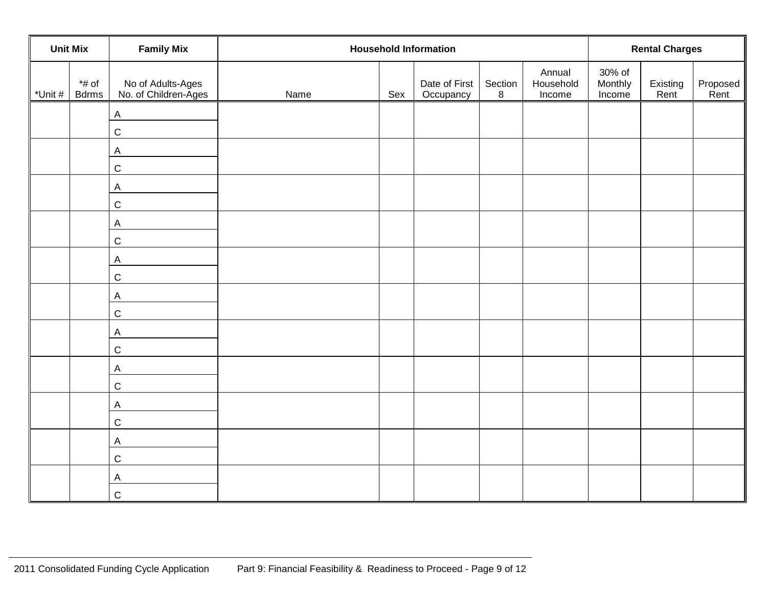| Unit Mix | | Family Mix | Household Information | | | | | Rental Charges | | |
|---|---|---|---|---|---|---|---|---|---|---|
| *Unit # | *# of Bdrms | No of Adults-Ages No. of Children-Ages | Name | Sex | Date of First Occupancy | Section 8 | Annual Household Income | 30% of Monthly Income | Existing Rent | Proposed Rent |
| | | A<br>C | | | | | | | | |
| | | A<br>C | | | | | | | | |
| | | A<br>C | | | | | | | | |
| | | A<br>C | | | | | | | | |
| | | A<br>C | | | | | | | | |
| | | A<br>C | | | | | | | | |
| | | A<br>C | | | | | | | | |
| | | A<br>C | | | | | | | | |
| | | A<br>C | | | | | | | | |
| | | A<br>C | | | | | | | | |
| | | A<br>C | | | | | | | | |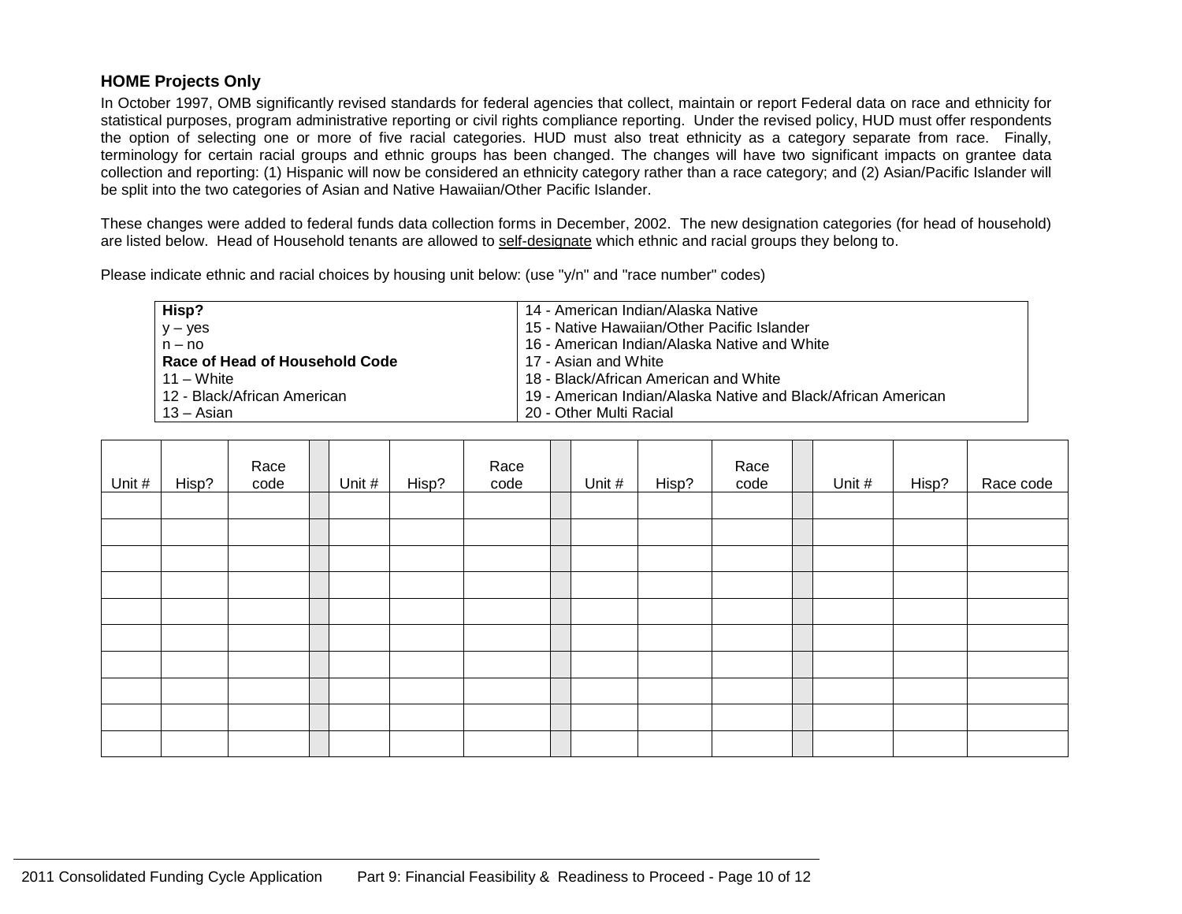## HOME Projects Only

In October 1997, OMB significantly revised standards for federal agencies that collect, maintain or report Federal data on race and ethnicity for statistical purposes, program administrative reporting or civil rights compliance reporting. Under the revised policy, HUD must offer respondents the option of selecting one or more of five racial categories. HUD must also treat ethnicity as a category separate from race. Finally, terminology for certain racial groups and ethnic groups has been changed. The changes will have two significant impacts on grantee data collection and reporting: (1) Hispanic will now be considered an ethnicity category rather than a race category; and (2) Asian/Pacific Islander will be split into the two categories of Asian and Native Hawaiian/Other Pacific Islander.

These changes were added to federal funds data collection forms in December, 2002. The new designation categories (for head of household) are listed below. Head of Household tenants are allowed to self-designate which ethnic and racial groups they belong to.

Please indicate ethnic and racial choices by housing unit below: (use "y/n" and "race number" codes)

| | |
|---|---|
| **Hisp?** | 14 - American Indian/Alaska Native |
| y – yes | 15 - Native Hawaiian/Other Pacific Islander |
| n – no | 16 - American Indian/Alaska Native and White |
| **Race of Head of Household Code** | 17 - Asian and White |
| 11 – White | 18 - Black/African American and White |
| 12 - Black/African American | 19 - American Indian/Alaska Native and Black/African American |
| 13 – Asian | 20 - Other Multi Racial |

| Unit # | Hisp? | Race code | | Unit # | Hisp? | Race code | | Unit # | Hisp? | Race code | | Unit # | Hisp? | Race code |
|---|---|---|---|---|---|---|---|---|---|---|---|---|---|---|
| | | | | | | | | | | | | | | |
| | | | | | | | | | | | | | | |
| | | | | | | | | | | | | | | |
| | | | | | | | | | | | | | | |
| | | | | | | | | | | | | | | |
| | | | | | | | | | | | | | | |
| | | | | | | | | | | | | | | |
| | | | | | | | | | | | | | | |
| | | | | | | | | | | | | | | |
| | | | | | | | | | | | | | | |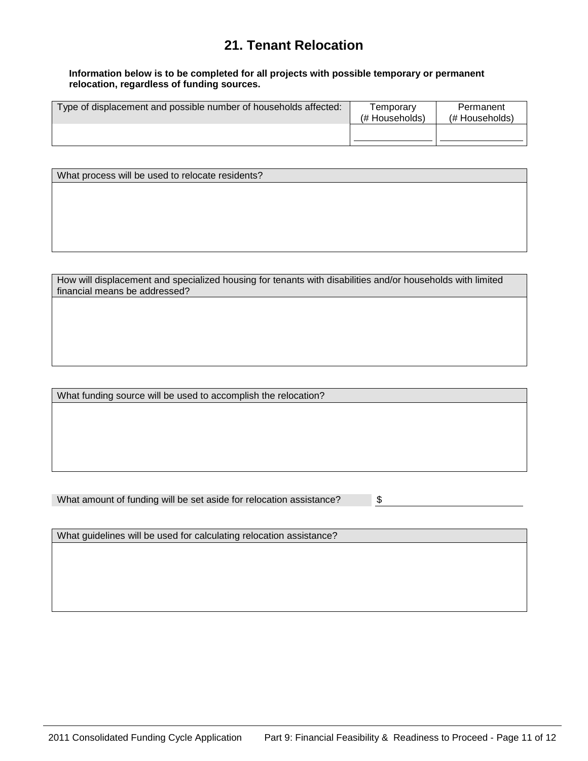## 21. Tenant Relocation

**Information below is to be completed for all projects with possible temporary or permanent relocation, regardless of funding sources.**

| Type of displacement and possible number of households affected: | Temporary (# Households) | Permanent (# Households) |
|---|---|---|
| | | |

| What process will be used to relocate residents? |
|---|
| |

| How will displacement and specialized housing for tenants with disabilities and/or households with limited financial means be addressed? |
|---|
| |

| What funding source will be used to accomplish the relocation? |
|---|
| |

What amount of funding will be set aside for relocation assistance? $ ____________

| What guidelines will be used for calculating relocation assistance? |
|---|
| |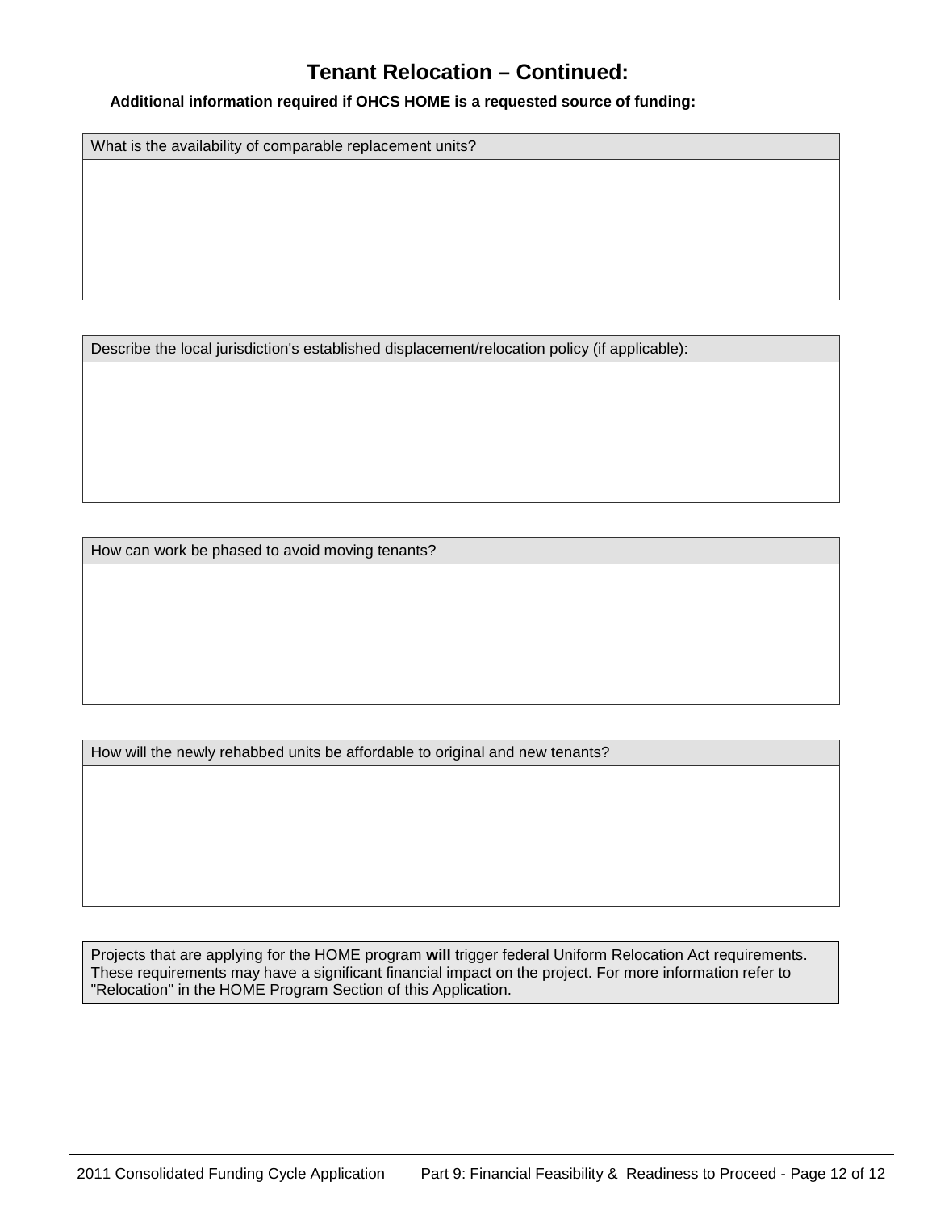## Tenant Relocation – Continued:

**Additional information required if OHCS HOME is a requested source of funding:**

| What is the availability of comparable replacement units? |
| --- |
| |

| Describe the local jurisdiction's established displacement/relocation policy (if applicable): |
| --- |
| |

| How can work be phased to avoid moving tenants? |
| --- |
| |

| How will the newly rehabbed units be affordable to original and new tenants? |
| --- |
| |

Projects that are applying for the HOME program **will** trigger federal Uniform Relocation Act requirements. These requirements may have a significant financial impact on the project. For more information refer to "Relocation" in the HOME Program Section of this Application.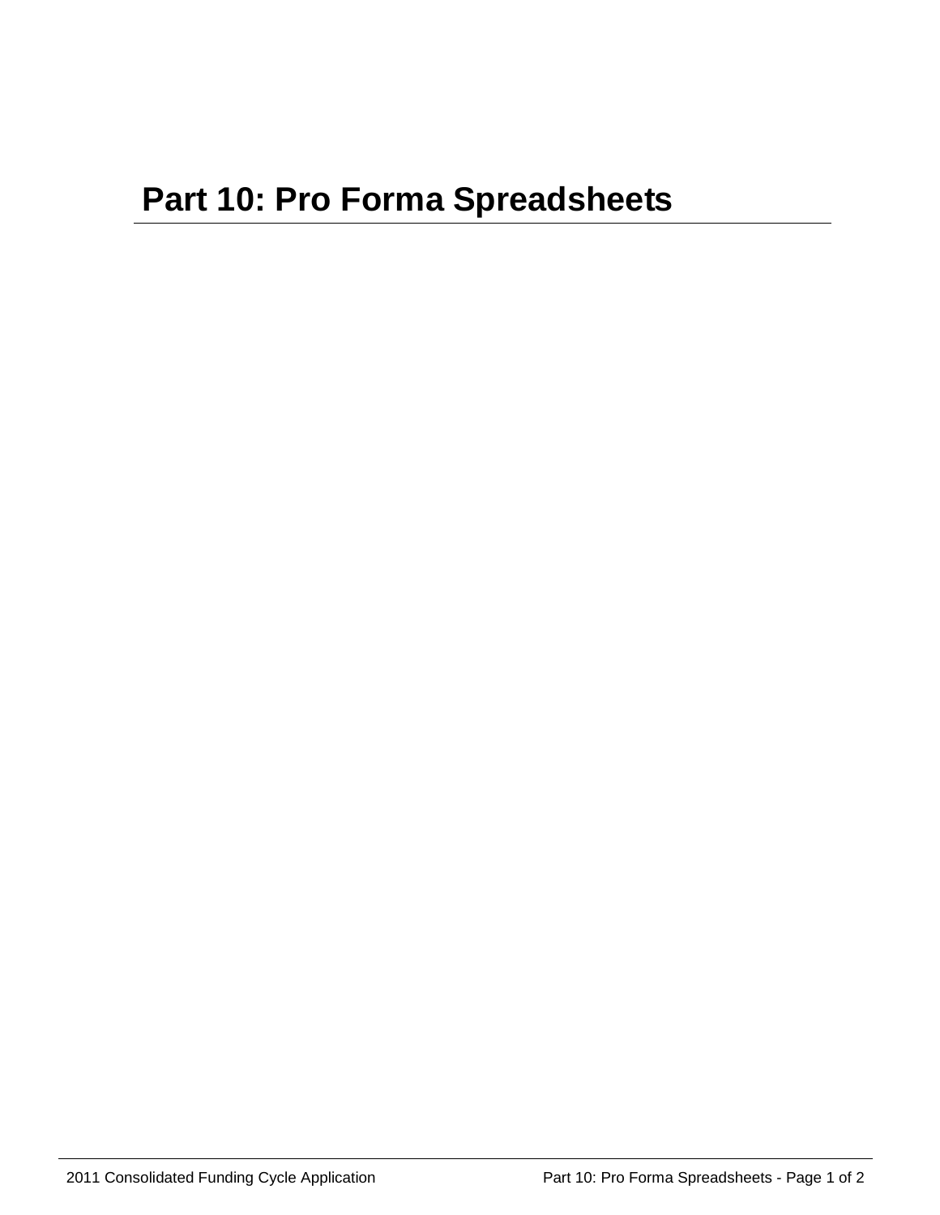# Part 10: Pro Forma Spreadsheets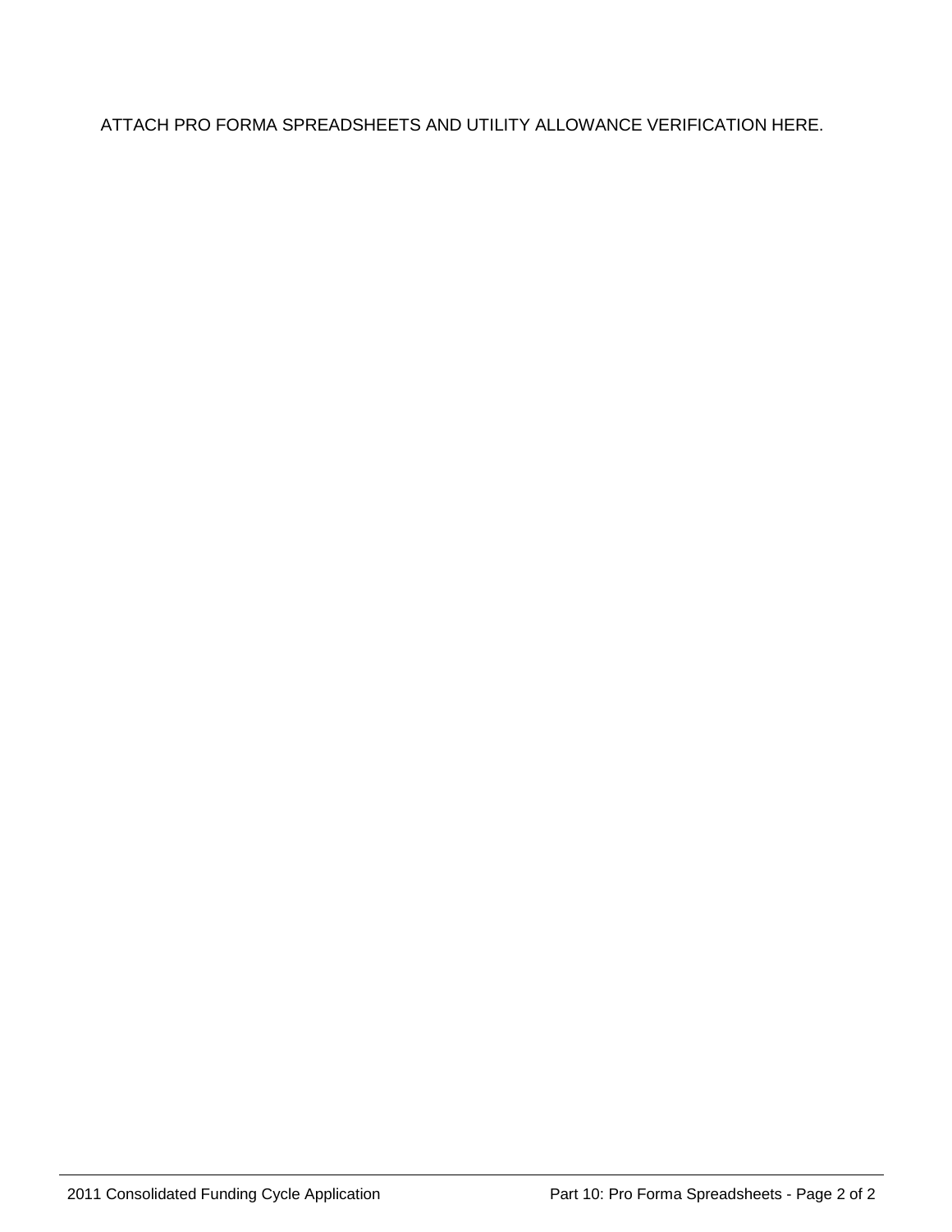ATTACH PRO FORMA SPREADSHEETS AND UTILITY ALLOWANCE VERIFICATION HERE.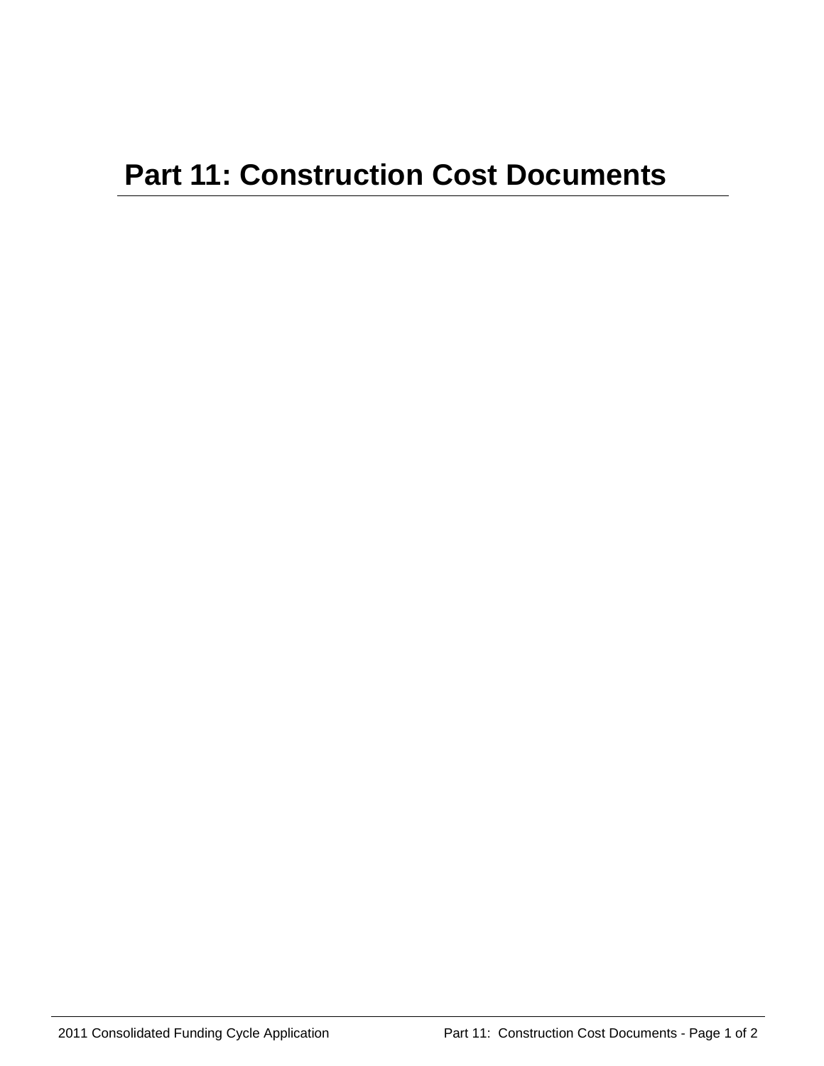# Part 11: Construction Cost Documents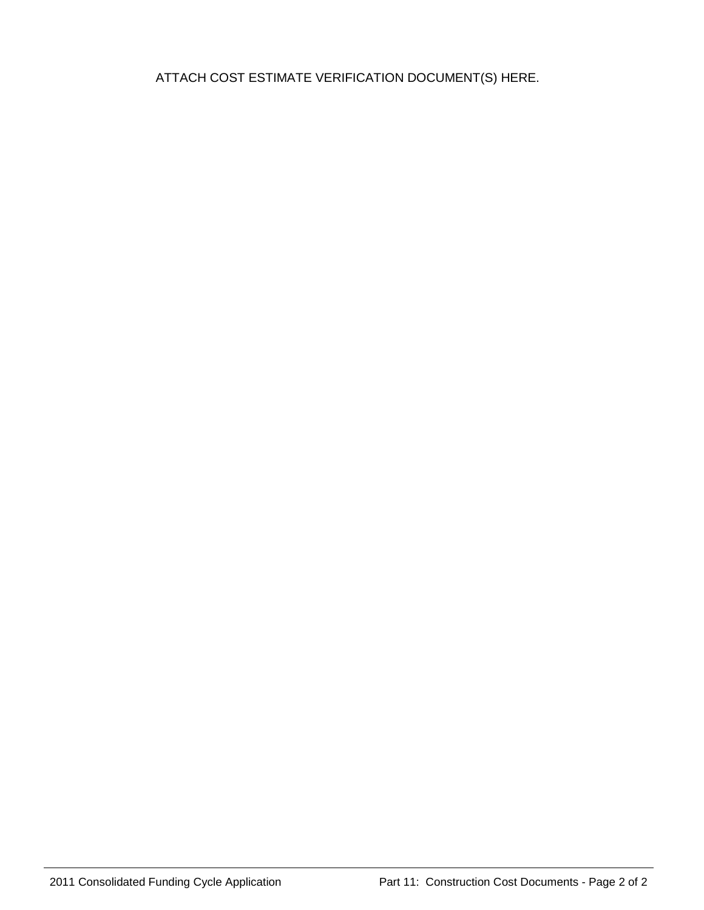ATTACH COST ESTIMATE VERIFICATION DOCUMENT(S) HERE.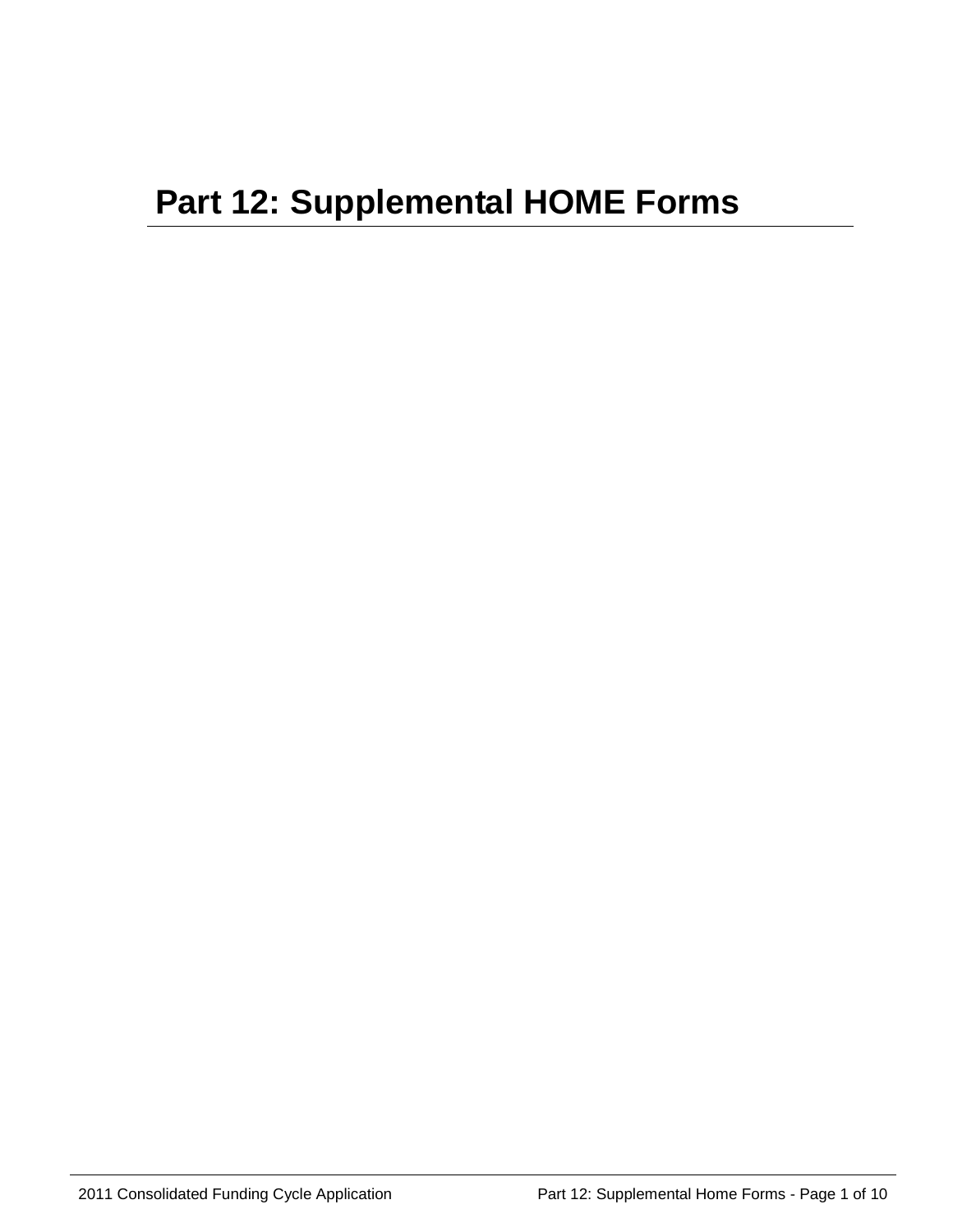# Part 12: Supplemental HOME Forms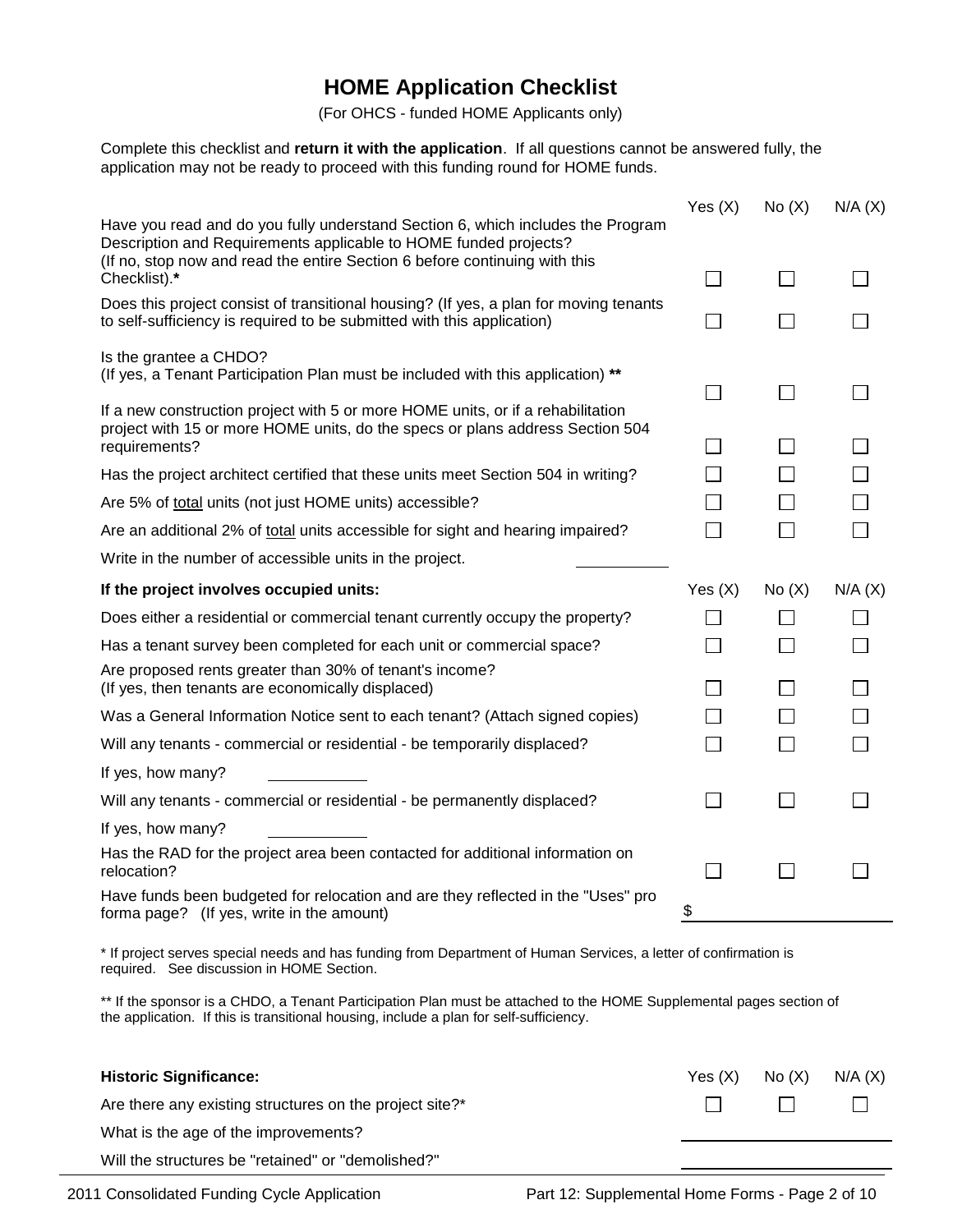# HOME Application Checklist

(For OHCS - funded HOME Applicants only)

Complete this checklist and **return it with the application**. If all questions cannot be answered fully, the application may not be ready to proceed with this funding round for HOME funds.

| | Yes (X) | No (X) | N/A (X) |
|---|---|---|---|
| Have you read and do you fully understand Section 6, which includes the Program Description and Requirements applicable to HOME funded projects? (If no, stop now and read the entire Section 6 before continuing with this Checklist).* | ☐ | ☐ | ☐ |
| Does this project consist of transitional housing? (If yes, a plan for moving tenants to self-sufficiency is required to be submitted with this application) | ☐ | ☐ | ☐ |
| Is the grantee a CHDO? (If yes, a Tenant Participation Plan must be included with this application) ** | ☐ | ☐ | ☐ |
| If a new construction project with 5 or more HOME units, or if a rehabilitation project with 15 or more HOME units, do the specs or plans address Section 504 requirements? | ☐ | ☐ | ☐ |
| Has the project architect certified that these units meet Section 504 in writing? | ☐ | ☐ | ☐ |
| Are 5% of total units (not just HOME units) accessible? | ☐ | ☐ | ☐ |
| Are an additional 2% of total units accessible for sight and hearing impaired? | ☐ | ☐ | ☐ |
| Write in the number of accessible units in the project. ___________ | | | |

| **If the project involves occupied units:** | Yes (X) | No (X) | N/A (X) |
|---|---|---|---|
| Does either a residential or commercial tenant currently occupy the property? | ☐ | ☐ | ☐ |
| Has a tenant survey been completed for each unit or commercial space? | ☐ | ☐ | ☐ |
| Are proposed rents greater than 30% of tenant's income? (If yes, then tenants are economically displaced) | ☐ | ☐ | ☐ |
| Was a General Information Notice sent to each tenant? (Attach signed copies) | ☐ | ☐ | ☐ |
| Will any tenants - commercial or residential - be temporarily displaced? | ☐ | ☐ | ☐ |
| If yes, how many? ___________ | | | |
| Will any tenants - commercial or residential - be permanently displaced? | ☐ | ☐ | ☐ |
| If yes, how many? ___________ | | | |
| Has the RAD for the project area been contacted for additional information on relocation? | ☐ | ☐ | ☐ |
| Have funds been budgeted for relocation and are they reflected in the "Uses" pro forma page? (If yes, write in the amount) | $ ___________ | | |

\* If project serves special needs and has funding from Department of Human Services, a letter of confirmation is required. See discussion in HOME Section.

\*\* If the sponsor is a CHDO, a Tenant Participation Plan must be attached to the HOME Supplemental pages section of the application. If this is transitional housing, include a plan for self-sufficiency.

| **Historic Significance:** | Yes (X) | No (X) | N/A (X) |
|---|---|---|---|
| Are there any existing structures on the project site?* | ☐ | ☐ | ☐ |
| What is the age of the improvements? | ___________ | | |
| Will the structures be "retained" or "demolished?" | ___________ | | |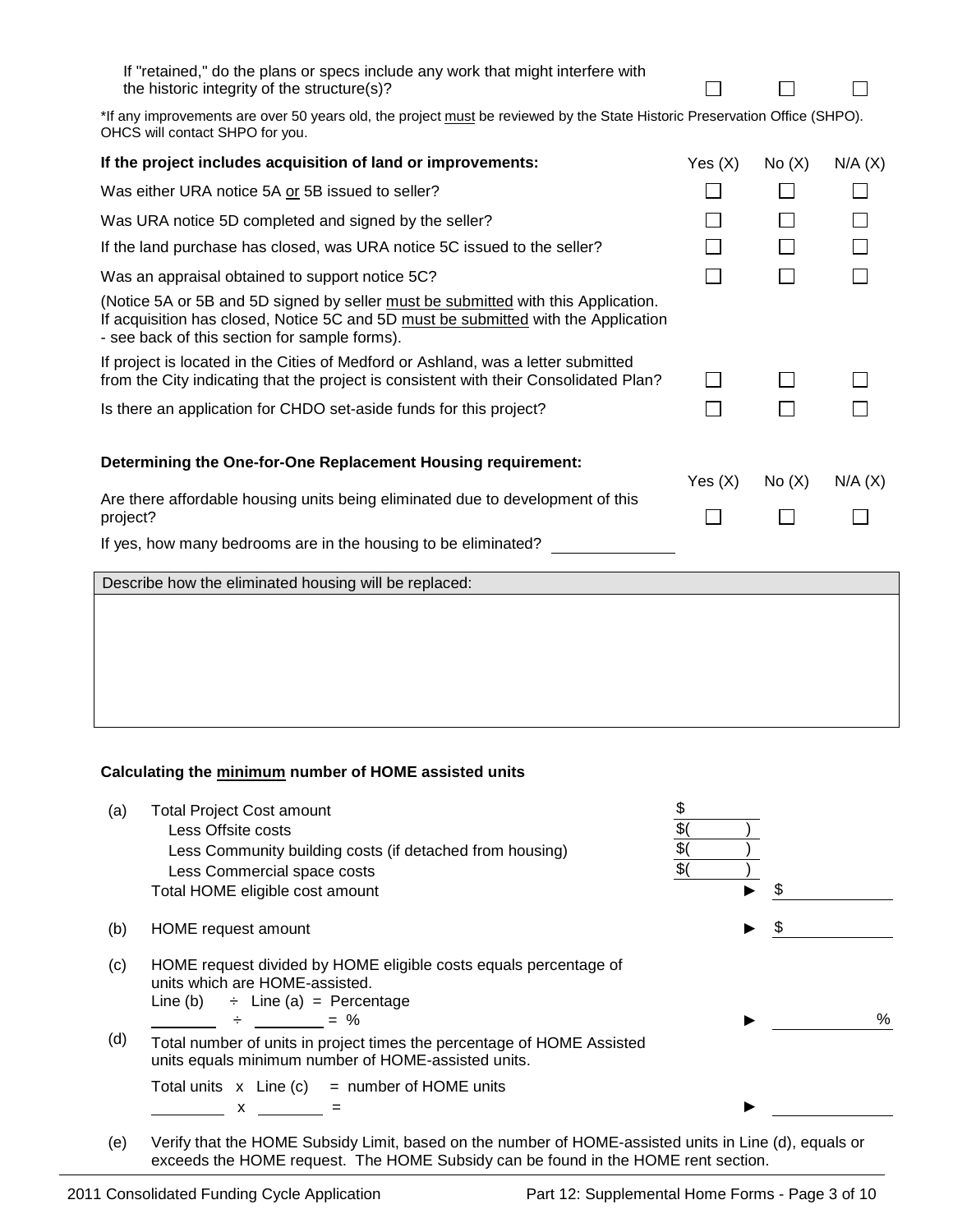| | Yes (X) | No (X) | N/A (X) |
|---|---|---|---|
| If "retained," do the plans or specs include any work that might interfere with the historic integrity of the structure(s)? | ☐ | ☐ | ☐ |

*If any improvements are over 50 years old, the project must be reviewed by the State Historic Preservation Office (SHPO). OHCS will contact SHPO for you.

| **If the project includes acquisition of land or improvements:** | Yes (X) | No (X) | N/A (X) |
|---|---|---|---|
| Was either URA notice 5A or 5B issued to seller? | ☐ | ☐ | ☐ |
| Was URA notice 5D completed and signed by the seller? | ☐ | ☐ | ☐ |
| If the land purchase has closed, was URA notice 5C issued to the seller? | ☐ | ☐ | ☐ |
| Was an appraisal obtained to support notice 5C? | ☐ | ☐ | ☐ |

(Notice 5A or 5B and 5D signed by seller must be submitted with this Application. If acquisition has closed, Notice 5C and 5D must be submitted with the Application - see back of this section for sample forms).

| | Yes (X) | No (X) | N/A (X) |
|---|---|---|---|
| If project is located in the Cities of Medford or Ashland, was a letter submitted from the City indicating that the project is consistent with their Consolidated Plan? | ☐ | ☐ | ☐ |
| Is there an application for CHDO set-aside funds for this project? | ☐ | ☐ | ☐ |

**Determining the One-for-One Replacement Housing requirement:**

| | Yes (X) | No (X) | N/A (X) |
|---|---|---|---|
| Are there affordable housing units being eliminated due to development of this project? | ☐ | ☐ | ☐ |

If yes, how many bedrooms are in the housing to be eliminated? ______________

| Describe how the eliminated housing will be replaced: |
|---|
| |

**Calculating the minimum number of HOME assisted units**

(a) Total Project Cost amount $ ________
  Less Offsite costs $( ________ )
  Less Community building costs (if detached from housing) $( ________ )
  Less Commercial space costs $( ________ )
  Total HOME eligible cost amount ► $ ________

(b) HOME request amount ► $ ________

(c) HOME request divided by HOME eligible costs equals percentage of units which are HOME-assisted.
  Line (b) ÷ Line (a) = Percentage
  ________ ÷ ________ = % ► ________ %

(d) Total number of units in project times the percentage of HOME Assisted units equals minimum number of HOME-assisted units.
  Total units x Line (c) = number of HOME units
  ________ x ________ = ► ________

(e) Verify that the HOME Subsidy Limit, based on the number of HOME-assisted units in Line (d), equals or exceeds the HOME request. The HOME Subsidy can be found in the HOME rent section.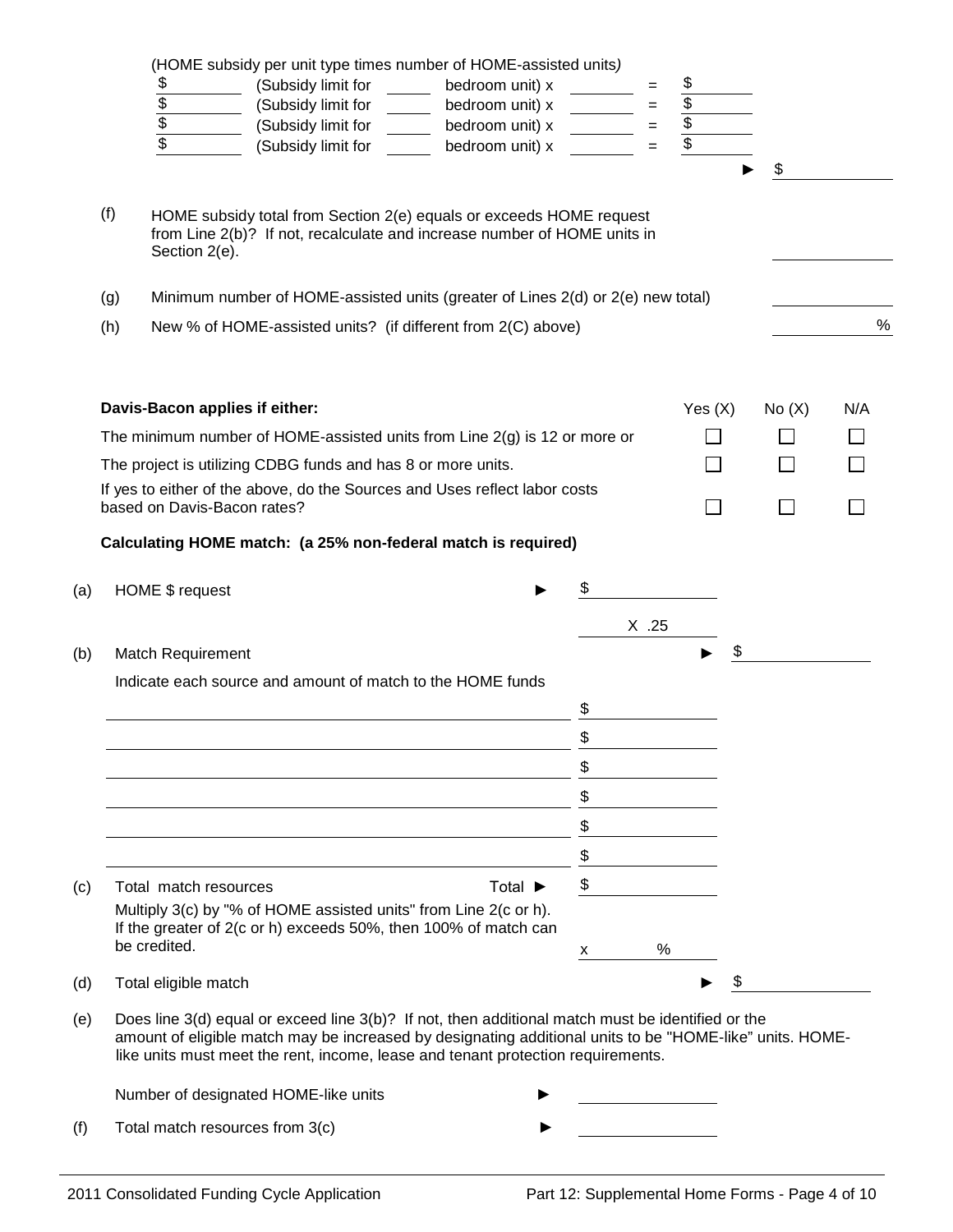(HOME subsidy per unit type times number of HOME-assisted units)

$ \_\_\_\_\_\_ (Subsidy limit for \_\_\_\_ bedroom unit) x \_\_\_\_\_\_ = $ \_\_\_\_\_\_

$ \_\_\_\_\_\_ (Subsidy limit for \_\_\_\_ bedroom unit) x \_\_\_\_\_\_ = $ \_\_\_\_\_\_

$ \_\_\_\_\_\_ (Subsidy limit for \_\_\_\_ bedroom unit) x \_\_\_\_\_\_ = $ \_\_\_\_\_\_

$ \_\_\_\_\_\_ (Subsidy limit for \_\_\_\_ bedroom unit) x \_\_\_\_\_\_ = $ \_\_\_\_\_\_

► $ \_\_\_\_\_\_

(f) HOME subsidy total from Section 2(e) equals or exceeds HOME request from Line 2(b)? If not, recalculate and increase number of HOME units in Section 2(e). \_\_\_\_\_\_

(g) Minimum number of HOME-assisted units (greater of Lines 2(d) or 2(e) new total) \_\_\_\_\_\_

(h) New % of HOME-assisted units? (if different from 2(C) above) \_\_\_\_\_\_ %

| **Davis-Bacon applies if either:** | Yes (X) | No (X) | N/A |
|---|---|---|---|
| The minimum number of HOME-assisted units from Line 2(g) is 12 or more or | ☐ | ☐ | ☐ |
| The project is utilizing CDBG funds and has 8 or more units. | ☐ | ☐ | ☐ |
| If yes to either of the above, do the Sources and Uses reflect labor costs based on Davis-Bacon rates? | ☐ | ☐ | ☐ |

**Calculating HOME match: (a 25% non-federal match is required)**

(a) HOME $ request ► $ \_\_\_\_\_\_

X .25

(b) Match Requirement ► $ \_\_\_\_\_\_

Indicate each source and amount of match to the HOME funds

\_\_\_\_\_\_ $ \_\_\_\_\_\_

\_\_\_\_\_\_ $ \_\_\_\_\_\_

\_\_\_\_\_\_ $ \_\_\_\_\_\_

\_\_\_\_\_\_ $ \_\_\_\_\_\_

\_\_\_\_\_\_ $ \_\_\_\_\_\_

\_\_\_\_\_\_ $ \_\_\_\_\_\_

(c) Total match resources Total ► $ \_\_\_\_\_\_

Multiply 3(c) by "% of HOME assisted units" from Line 2(c or h). If the greater of 2(c or h) exceeds 50%, then 100% of match can be credited. x \_\_\_\_ %

(d) Total eligible match ► $ \_\_\_\_\_\_

(e) Does line 3(d) equal or exceed line 3(b)? If not, then additional match must be identified or the amount of eligible match may be increased by designating additional units to be "HOME-like" units. HOME-like units must meet the rent, income, lease and tenant protection requirements.

Number of designated HOME-like units ► \_\_\_\_\_\_

(f) Total match resources from 3(c) ► \_\_\_\_\_\_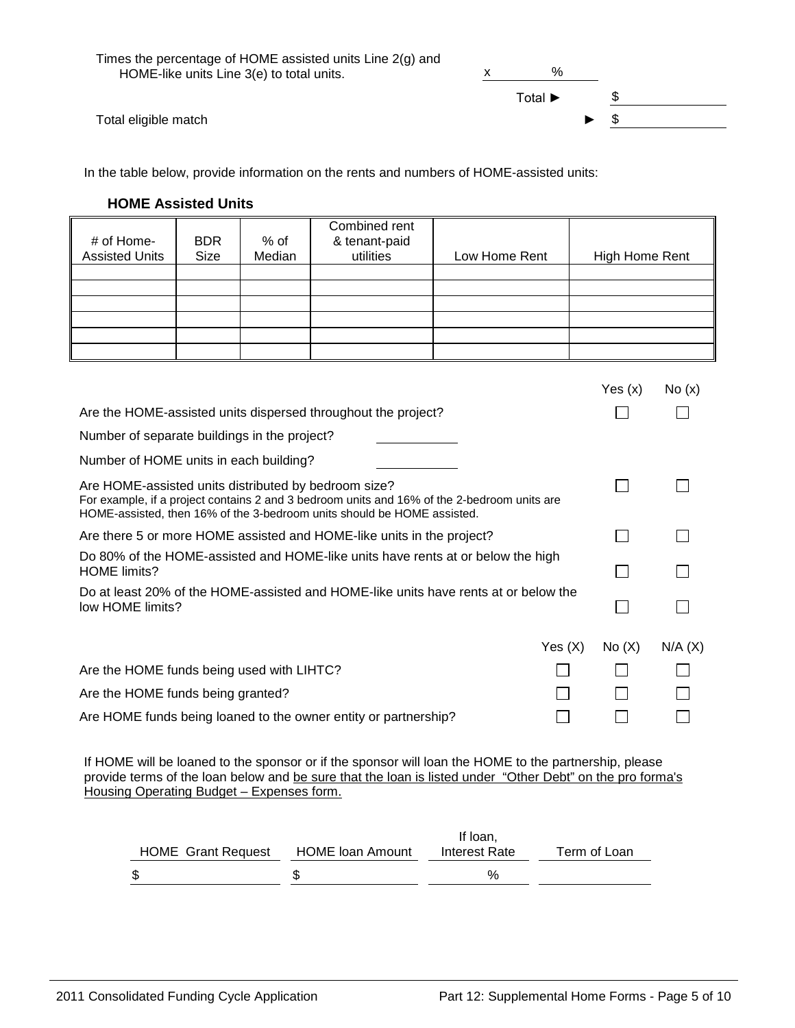Times the percentage of HOME assisted units Line 2(g) and HOME-like units Line 3(e) to total units. x ______ %

Total ► $ ______

Total eligible match ► $ ______

In the table below, provide information on the rents and numbers of HOME-assisted units:

**HOME Assisted Units**

| # of Home-Assisted Units | BDR Size | % of Median | Combined rent & tenant-paid utilities | Low Home Rent | High Home Rent |
|---|---|---|---|---|---|
| | | | | | |
| | | | | | |
| | | | | | |
| | | | | | |
| | | | | | |
| | | | | | |

| | Yes (x) | No (x) |
|---|---|---|
| Are the HOME-assisted units dispersed throughout the project? | ☐ | ☐ |
| Number of separate buildings in the project? ______ | | |
| Number of HOME units in each building? ______ | | |
| Are HOME-assisted units distributed by bedroom size? For example, if a project contains 2 and 3 bedroom units and 16% of the 2-bedroom units are HOME-assisted, then 16% of the 3-bedroom units should be HOME assisted. | ☐ | ☐ |
| Are there 5 or more HOME assisted and HOME-like units in the project? | ☐ | ☐ |
| Do 80% of the HOME-assisted and HOME-like units have rents at or below the high HOME limits? | ☐ | ☐ |
| Do at least 20% of the HOME-assisted and HOME-like units have rents at or below the low HOME limits? | ☐ | ☐ |

| | Yes (X) | No (X) | N/A (X) |
|---|---|---|---|
| Are the HOME funds being used with LIHTC? | ☐ | ☐ | ☐ |
| Are the HOME funds being granted? | ☐ | ☐ | ☐ |
| Are HOME funds being loaned to the owner entity or partnership? | ☐ | ☐ | ☐ |

If HOME will be loaned to the sponsor or if the sponsor will loan the HOME to the partnership, please provide terms of the loan below and <u>be sure that the loan is listed under "Other Debt" on the pro forma's Housing Operating Budget – Expenses form.</u>

| HOME Grant Request | HOME loan Amount | If loan, Interest Rate | Term of Loan |
|---|---|---|---|
| $ | $ | % | |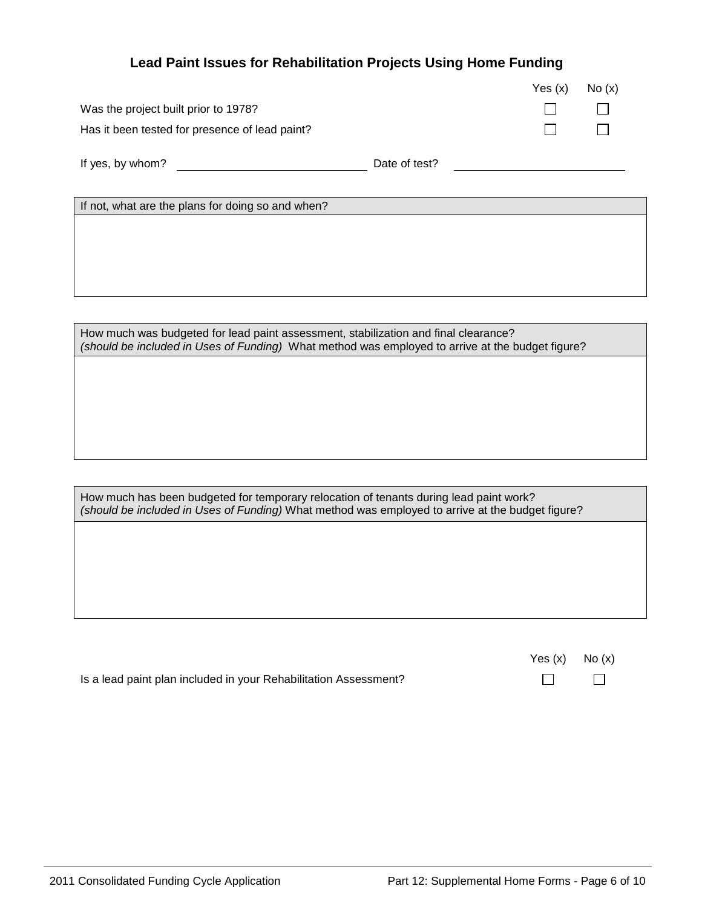## Lead Paint Issues for Rehabilitation Projects Using Home Funding

| | Yes (x) | No (x) |
|---|---|---|
| Was the project built prior to 1978? | ☐ | ☐ |
| Has it been tested for presence of lead paint? | ☐ | ☐ |

If yes, by whom? ______________________ Date of test? ______________________

| If not, what are the plans for doing so and when? |
|---|
| |

| How much was budgeted for lead paint assessment, stabilization and final clearance? *(should be included in Uses of Funding)* What method was employed to arrive at the budget figure? |
|---|
| |

| How much has been budgeted for temporary relocation of tenants during lead paint work? *(should be included in Uses of Funding)* What method was employed to arrive at the budget figure? |
|---|
| |

| | Yes (x) | No (x) |
|---|---|---|
| Is a lead paint plan included in your Rehabilitation Assessment? | ☐ | ☐ |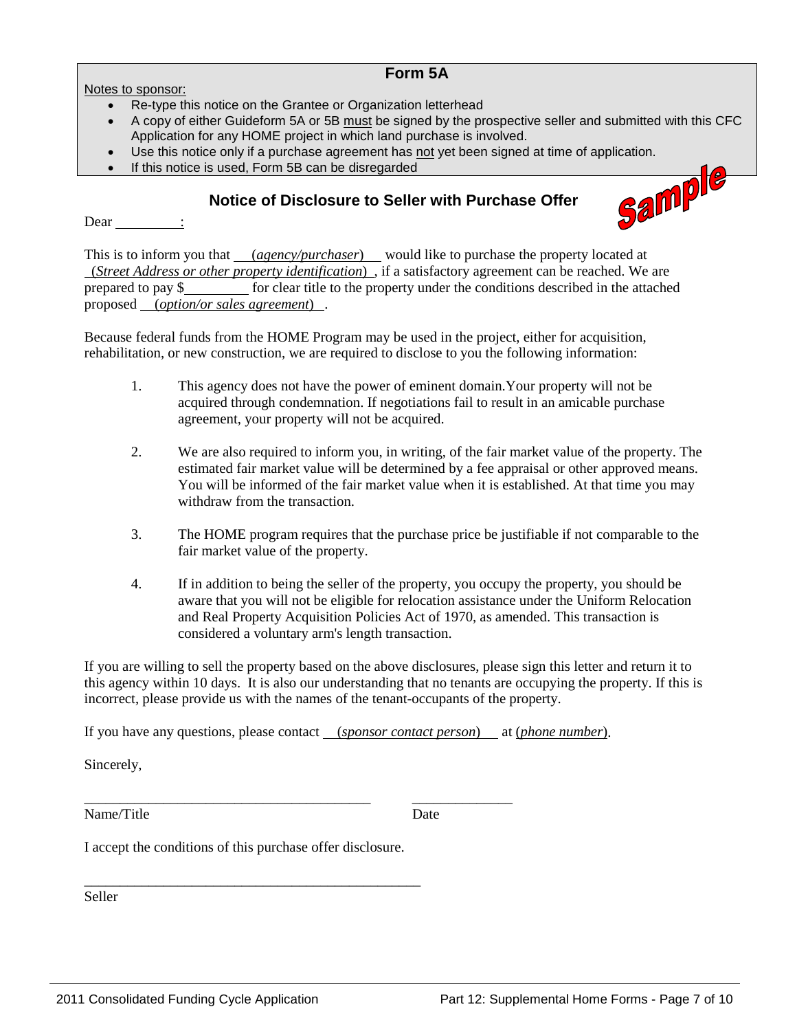## Form 5A

Notes to sponsor:

- Re-type this notice on the Grantee or Organization letterhead
- A copy of either Guideform 5A or 5B must be signed by the prospective seller and submitted with this CFC Application for any HOME project in which land purchase is involved.
- Use this notice only if a purchase agreement has not yet been signed at time of application.
- If this notice is used, Form 5B can be disregarded

**Sample**

### Notice of Disclosure to Seller with Purchase Offer

Dear \_\_\_\_\_\_\_\_\_:

This is to inform you that (*agency/purchaser*) would like to purchase the property located at (*Street Address or other property identification*) , if a satisfactory agreement can be reached. We are prepared to pay $\_\_\_\_\_\_\_\_\_ for clear title to the property under the conditions described in the attached proposed (*option/or sales agreement*) .

Because federal funds from the HOME Program may be used in the project, either for acquisition, rehabilitation, or new construction, we are required to disclose to you the following information:

1. This agency does not have the power of eminent domain.Your property will not be acquired through condemnation. If negotiations fail to result in an amicable purchase agreement, your property will not be acquired.

2. We are also required to inform you, in writing, of the fair market value of the property. The estimated fair market value will be determined by a fee appraisal or other approved means. You will be informed of the fair market value when it is established. At that time you may withdraw from the transaction.

3. The HOME program requires that the purchase price be justifiable if not comparable to the fair market value of the property.

4. If in addition to being the seller of the property, you occupy the property, you should be aware that you will not be eligible for relocation assistance under the Uniform Relocation and Real Property Acquisition Policies Act of 1970, as amended. This transaction is considered a voluntary arm's length transaction.

If you are willing to sell the property based on the above disclosures, please sign this letter and return it to this agency within 10 days. It is also our understanding that no tenants are occupying the property. If this is incorrect, please provide us with the names of the tenant-occupants of the property.

If you have any questions, please contact (*sponsor contact person*) at (*phone number*).

Sincerely,

\_\_\_\_\_\_\_\_\_\_\_\_\_\_\_\_\_\_\_\_\_\_\_\_\_\_\_\_\_\_\_\_\_\_\_\_\_\_\_\_ \_\_\_\_\_\_\_\_\_\_\_\_\_\_

Name/Title Date

I accept the conditions of this purchase offer disclosure.

\_\_\_\_\_\_\_\_\_\_\_\_\_\_\_\_\_\_\_\_\_\_\_\_\_\_\_\_\_\_\_\_\_\_\_\_\_\_\_\_\_\_\_\_\_\_\_

Seller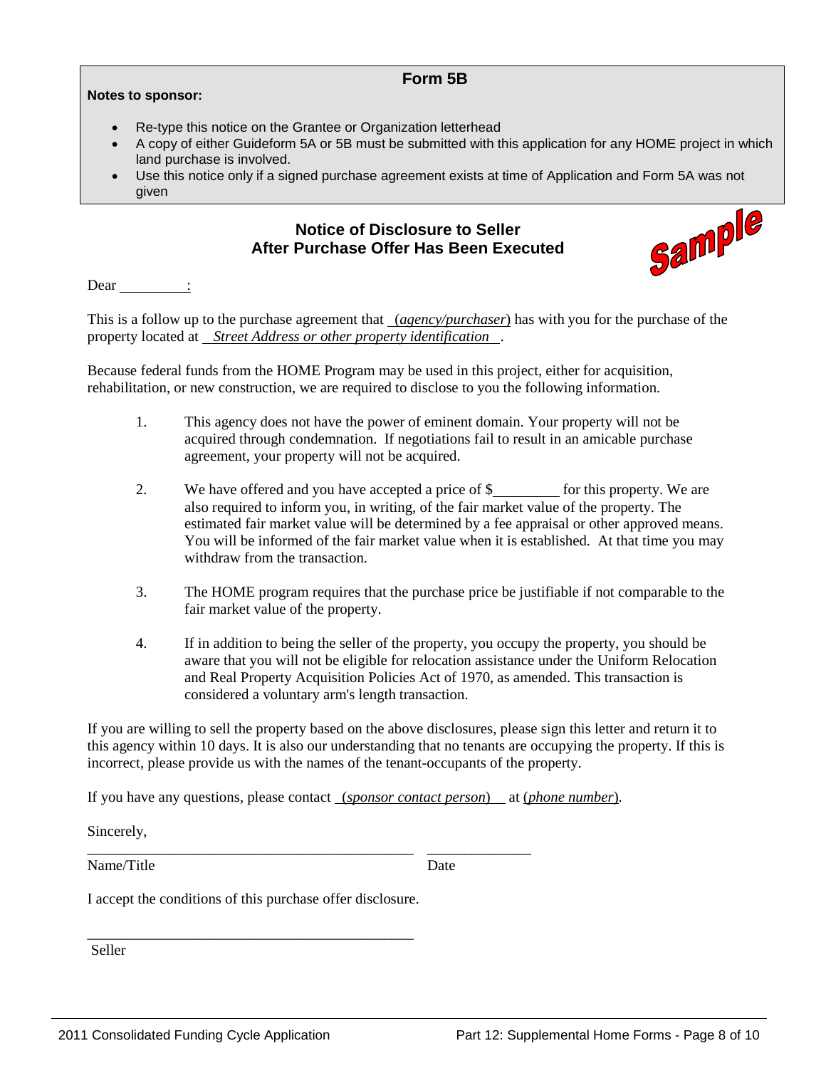**Form 5B**

**Notes to sponsor:**

- Re-type this notice on the Grantee or Organization letterhead
- A copy of either Guideform 5A or 5B must be submitted with this application for any HOME project in which land purchase is involved.
- Use this notice only if a signed purchase agreement exists at time of Application and Form 5A was not given

## Notice of Disclosure to Seller
## After Purchase Offer Has Been Executed

Sample

Dear \_\_\_\_\_\_\_\_\_:

This is a follow up to the purchase agreement that *(agency/purchaser)* has with you for the purchase of the property located at *Street Address or other property identification*.

Because federal funds from the HOME Program may be used in this project, either for acquisition, rehabilitation, or new construction, we are required to disclose to you the following information.

1. This agency does not have the power of eminent domain. Your property will not be acquired through condemnation. If negotiations fail to result in an amicable purchase agreement, your property will not be acquired.

2. We have offered and you have accepted a price of $\_\_\_\_\_\_\_\_\_ for this property. We are also required to inform you, in writing, of the fair market value of the property. The estimated fair market value will be determined by a fee appraisal or other approved means. You will be informed of the fair market value when it is established. At that time you may withdraw from the transaction.

3. The HOME program requires that the purchase price be justifiable if not comparable to the fair market value of the property.

4. If in addition to being the seller of the property, you occupy the property, you should be aware that you will not be eligible for relocation assistance under the Uniform Relocation and Real Property Acquisition Policies Act of 1970, as amended. This transaction is considered a voluntary arm's length transaction.

If you are willing to sell the property based on the above disclosures, please sign this letter and return it to this agency within 10 days. It is also our understanding that no tenants are occupying the property. If this is incorrect, please provide us with the names of the tenant-occupants of the property.

If you have any questions, please contact *(sponsor contact person)* at *(phone number)*.

Sincerely,

\_\_\_\_\_\_\_\_\_\_\_\_\_\_\_\_\_\_\_\_\_\_\_\_\_\_\_\_\_\_\_\_\_\_\_\_\_\_\_\_\_\_\_\_ \_\_\_\_\_\_\_\_\_\_\_\_\_\_

Name/Title Date

I accept the conditions of this purchase offer disclosure.

\_\_\_\_\_\_\_\_\_\_\_\_\_\_\_\_\_\_\_\_\_\_\_\_\_\_\_\_\_\_\_\_\_\_\_\_\_\_\_\_\_\_\_\_

Seller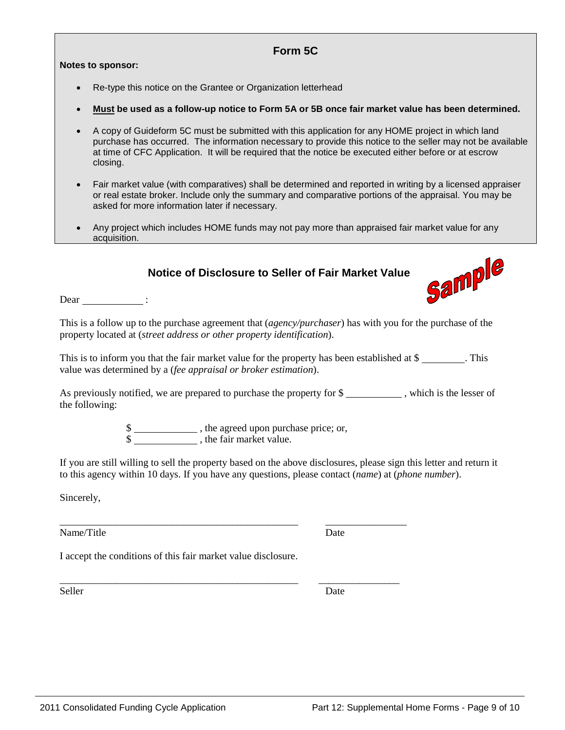## Form 5C

**Notes to sponsor:**

- Re-type this notice on the Grantee or Organization letterhead
- **Must be used as a follow-up notice to Form 5A or 5B once fair market value has been determined.**
- A copy of Guideform 5C must be submitted with this application for any HOME project in which land purchase has occurred. The information necessary to provide this notice to the seller may not be available at time of CFC Application. It will be required that the notice be executed either before or at escrow closing.
- Fair market value (with comparatives) shall be determined and reported in writing by a licensed appraiser or real estate broker. Include only the summary and comparative portions of the appraisal. You may be asked for more information later if necessary.
- Any project which includes HOME funds may not pay more than appraised fair market value for any acquisition.

### Notice of Disclosure to Seller of Fair Market Value

Sample

Dear ____________ :

This is a follow up to the purchase agreement that (*agency/purchaser*) has with you for the purchase of the property located at (*street address or other property identification*).

This is to inform you that the fair market value for the property has been established at $ ________. This value was determined by a (*fee appraisal or broker estimation*).

As previously notified, we are prepared to purchase the property for $ ___________ , which is the lesser of the following:

$ ____________ , the agreed upon purchase price; or,
$ ____________ , the fair market value.

If you are still willing to sell the property based on the above disclosures, please sign this letter and return it to this agency within 10 days. If you have any questions, please contact (*name*) at (*phone number*).

Sincerely,

_________________________________________________ ________________
Name/Title Date

I accept the conditions of this fair market value disclosure.

_________________________________________________ ________________
Seller Date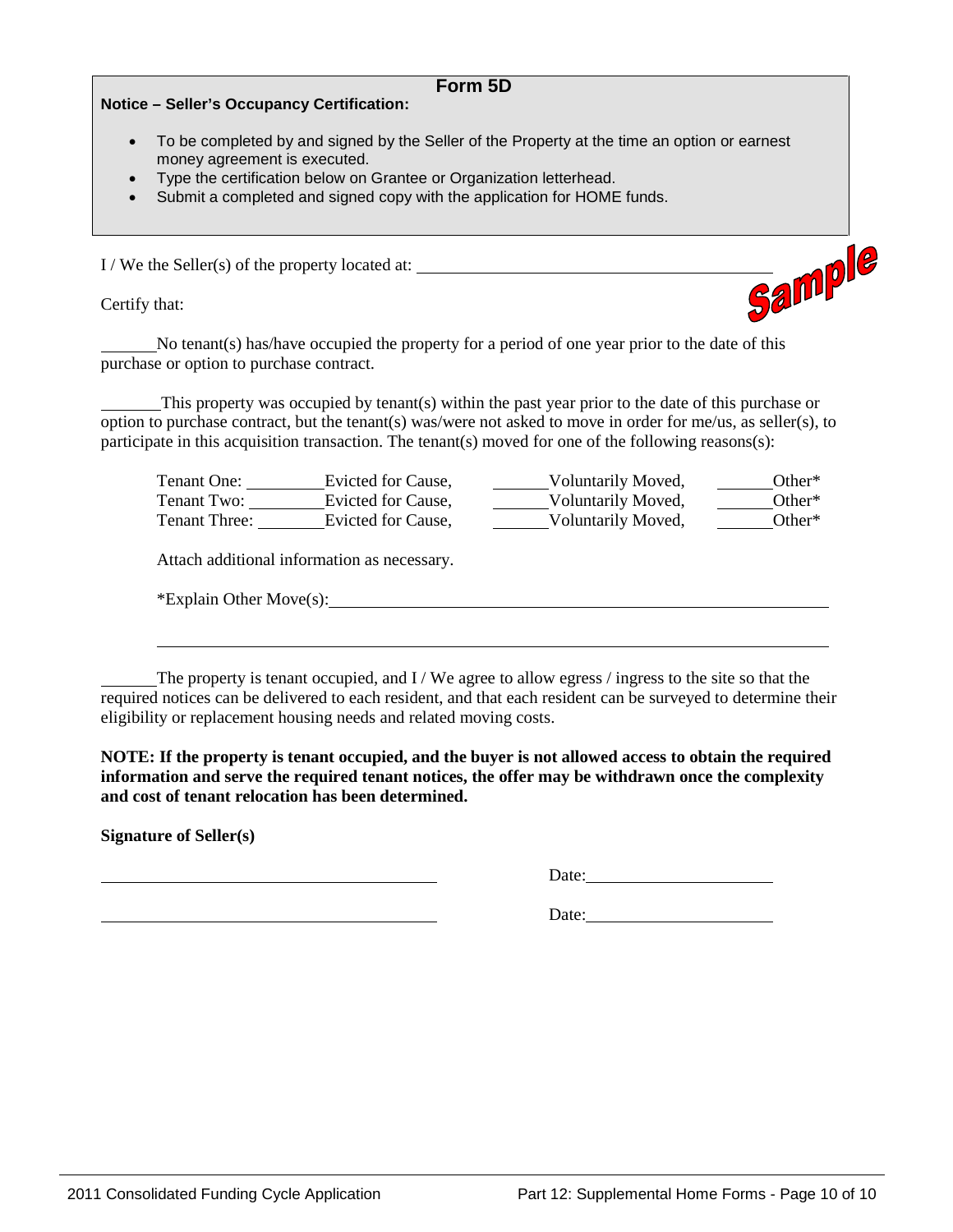## Form 5D

**Notice – Seller's Occupancy Certification:**

- To be completed by and signed by the Seller of the Property at the time an option or earnest money agreement is executed.
- Type the certification below on Grantee or Organization letterhead.
- Submit a completed and signed copy with the application for HOME funds.

Sample

I / We the Seller(s) of the property located at: ________________________________________

Certify that:

______No tenant(s) has/have occupied the property for a period of one year prior to the date of this purchase or option to purchase contract.

______This property was occupied by tenant(s) within the past year prior to the date of this purchase or option to purchase contract, but the tenant(s) was/were not asked to move in order for me/us, as seller(s), to participate in this acquisition transaction. The tenant(s) moved for one of the following reasons(s):

| | | | |
|---|---|---|---|
| Tenant One: | ______Evicted for Cause, | ______Voluntarily Moved, | ______Other* |
| Tenant Two: | ______Evicted for Cause, | ______Voluntarily Moved, | ______Other* |
| Tenant Three: | ______Evicted for Cause, | ______Voluntarily Moved, | ______Other* |

Attach additional information as necessary.

*Explain Other Move(s):______________________________________________________

______________________________________________________________________

______The property is tenant occupied, and I / We agree to allow egress / ingress to the site so that the required notices can be delivered to each resident, and that each resident can be surveyed to determine their eligibility or replacement housing needs and related moving costs.

**NOTE: If the property is tenant occupied, and the buyer is not allowed access to obtain the required information and serve the required tenant notices, the offer may be withdrawn once the complexity and cost of tenant relocation has been determined.**

**Signature of Seller(s)**

________________________________________ Date:______________________

________________________________________ Date:______________________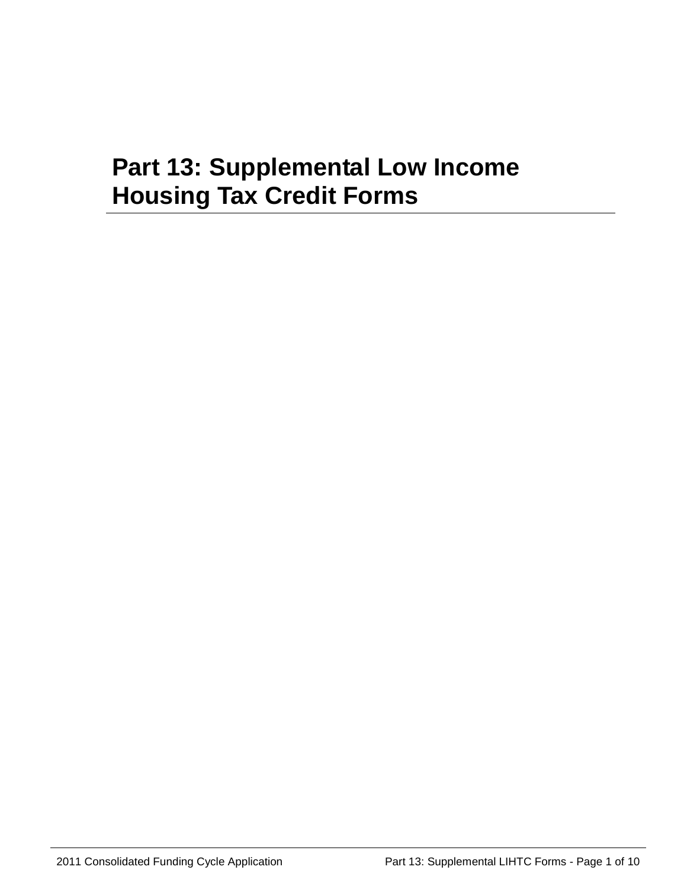# Part 13: Supplemental Low Income Housing Tax Credit Forms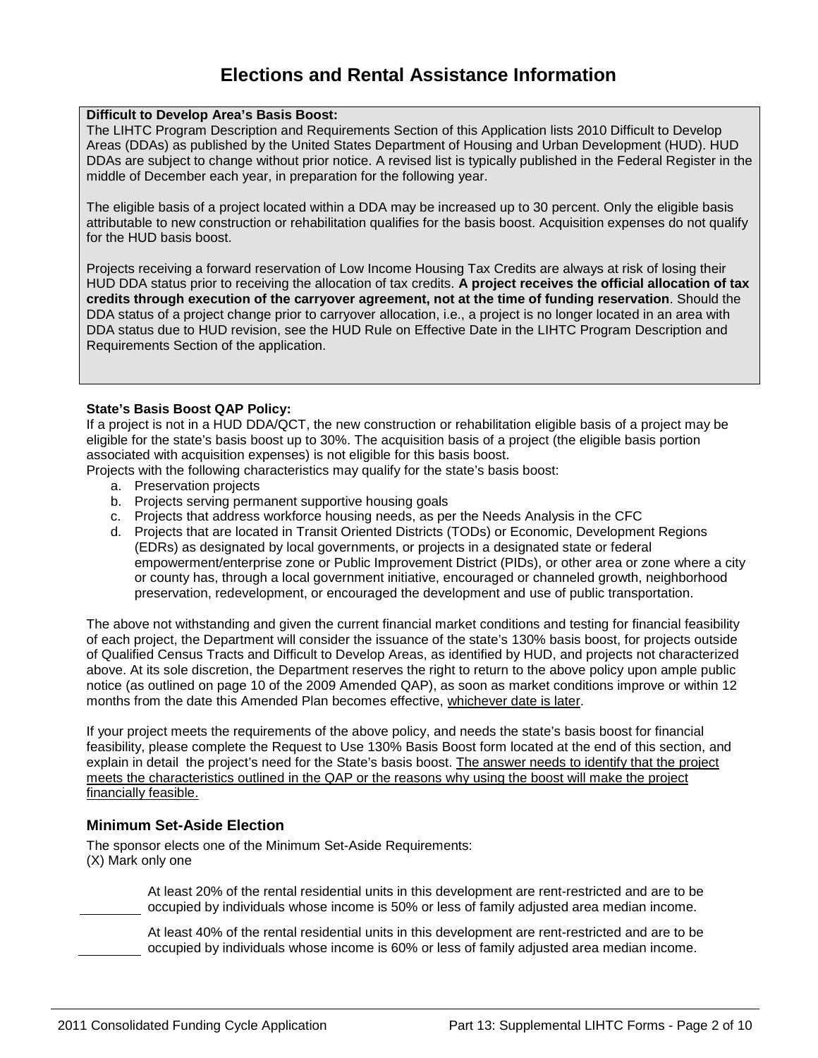# Elections and Rental Assistance Information

**Difficult to Develop Area's Basis Boost:**
The LIHTC Program Description and Requirements Section of this Application lists 2010 Difficult to Develop Areas (DDAs) as published by the United States Department of Housing and Urban Development (HUD). HUD DDAs are subject to change without prior notice. A revised list is typically published in the Federal Register in the middle of December each year, in preparation for the following year.

The eligible basis of a project located within a DDA may be increased up to 30 percent. Only the eligible basis attributable to new construction or rehabilitation qualifies for the basis boost. Acquisition expenses do not qualify for the HUD basis boost.

Projects receiving a forward reservation of Low Income Housing Tax Credits are always at risk of losing their HUD DDA status prior to receiving the allocation of tax credits. **A project receives the official allocation of tax credits through execution of the carryover agreement, not at the time of funding reservation**. Should the DDA status of a project change prior to carryover allocation, i.e., a project is no longer located in an area with DDA status due to HUD revision, see the HUD Rule on Effective Date in the LIHTC Program Description and Requirements Section of the application.

**State's Basis Boost QAP Policy:**
If a project is not in a HUD DDA/QCT, the new construction or rehabilitation eligible basis of a project may be eligible for the state's basis boost up to 30%. The acquisition basis of a project (the eligible basis portion associated with acquisition expenses) is not eligible for this basis boost.
Projects with the following characteristics may qualify for the state's basis boost:

a. Preservation projects
b. Projects serving permanent supportive housing goals
c. Projects that address workforce housing needs, as per the Needs Analysis in the CFC
d. Projects that are located in Transit Oriented Districts (TODs) or Economic, Development Regions (EDRs) as designated by local governments, or projects in a designated state or federal empowerment/enterprise zone or Public Improvement District (PIDs), or other area or zone where a city or county has, through a local government initiative, encouraged or channeled growth, neighborhood preservation, redevelopment, or encouraged the development and use of public transportation.

The above not withstanding and given the current financial market conditions and testing for financial feasibility of each project, the Department will consider the issuance of the state's 130% basis boost, for projects outside of Qualified Census Tracts and Difficult to Develop Areas, as identified by HUD, and projects not characterized above. At its sole discretion, the Department reserves the right to return to the above policy upon ample public notice (as outlined on page 10 of the 2009 Amended QAP), as soon as market conditions improve or within 12 months from the date this Amended Plan becomes effective, whichever date is later.

If your project meets the requirements of the above policy, and needs the state's basis boost for financial feasibility, please complete the Request to Use 130% Basis Boost form located at the end of this section, and explain in detail the project's need for the State's basis boost. The answer needs to identify that the project meets the characteristics outlined in the QAP or the reasons why using the boost will make the project financially feasible.

### Minimum Set-Aside Election

The sponsor elects one of the Minimum Set-Aside Requirements:
(X) Mark only one

_______ At least 20% of the rental residential units in this development are rent-restricted and are to be occupied by individuals whose income is 50% or less of family adjusted area median income.

_______ At least 40% of the rental residential units in this development are rent-restricted and are to be occupied by individuals whose income is 60% or less of family adjusted area median income.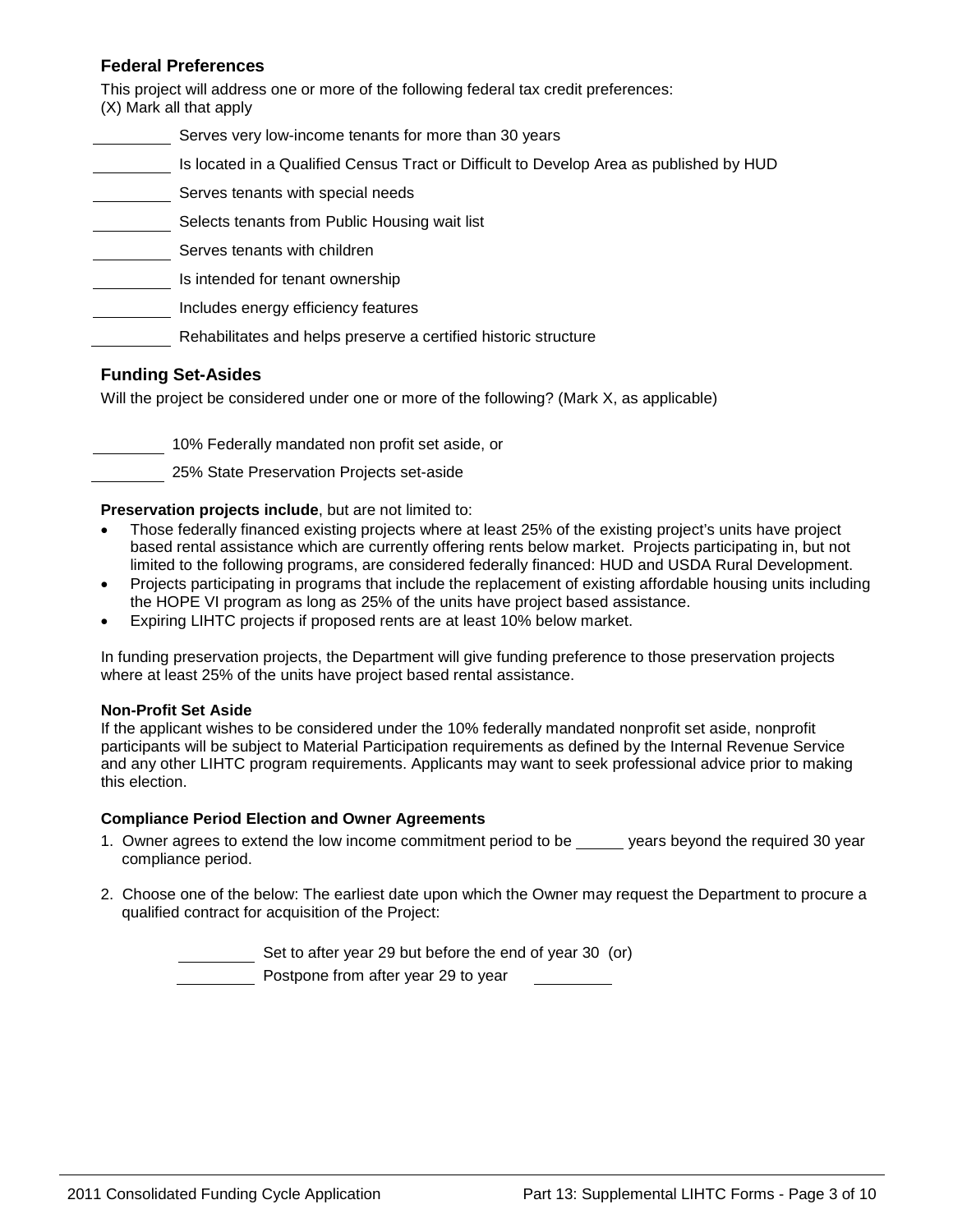## Federal Preferences

This project will address one or more of the following federal tax credit preferences:
(X) Mark all that apply

_________ Serves very low-income tenants for more than 30 years

_________ Is located in a Qualified Census Tract or Difficult to Develop Area as published by HUD

_________ Serves tenants with special needs

_________ Selects tenants from Public Housing wait list

_________ Serves tenants with children

_________ Is intended for tenant ownership

_________ Includes energy efficiency features

_________ Rehabilitates and helps preserve a certified historic structure

## Funding Set-Asides

Will the project be considered under one or more of the following? (Mark X, as applicable)

_________ 10% Federally mandated non profit set aside, or

_________ 25% State Preservation Projects set-aside

**Preservation projects include**, but are not limited to:

- Those federally financed existing projects where at least 25% of the existing project's units have project based rental assistance which are currently offering rents below market. Projects participating in, but not limited to the following programs, are considered federally financed: HUD and USDA Rural Development.
- Projects participating in programs that include the replacement of existing affordable housing units including the HOPE VI program as long as 25% of the units have project based assistance.
- Expiring LIHTC projects if proposed rents are at least 10% below market.

In funding preservation projects, the Department will give funding preference to those preservation projects where at least 25% of the units have project based rental assistance.

**Non-Profit Set Aside**

If the applicant wishes to be considered under the 10% federally mandated nonprofit set aside, nonprofit participants will be subject to Material Participation requirements as defined by the Internal Revenue Service and any other LIHTC program requirements. Applicants may want to seek professional advice prior to making this election.

**Compliance Period Election and Owner Agreements**

1. Owner agrees to extend the low income commitment period to be _____ years beyond the required 30 year compliance period.

2. Choose one of the below: The earliest date upon which the Owner may request the Department to procure a qualified contract for acquisition of the Project:

   _________ Set to after year 29 but before the end of year 30 (or)

   _________ Postpone from after year 29 to year _________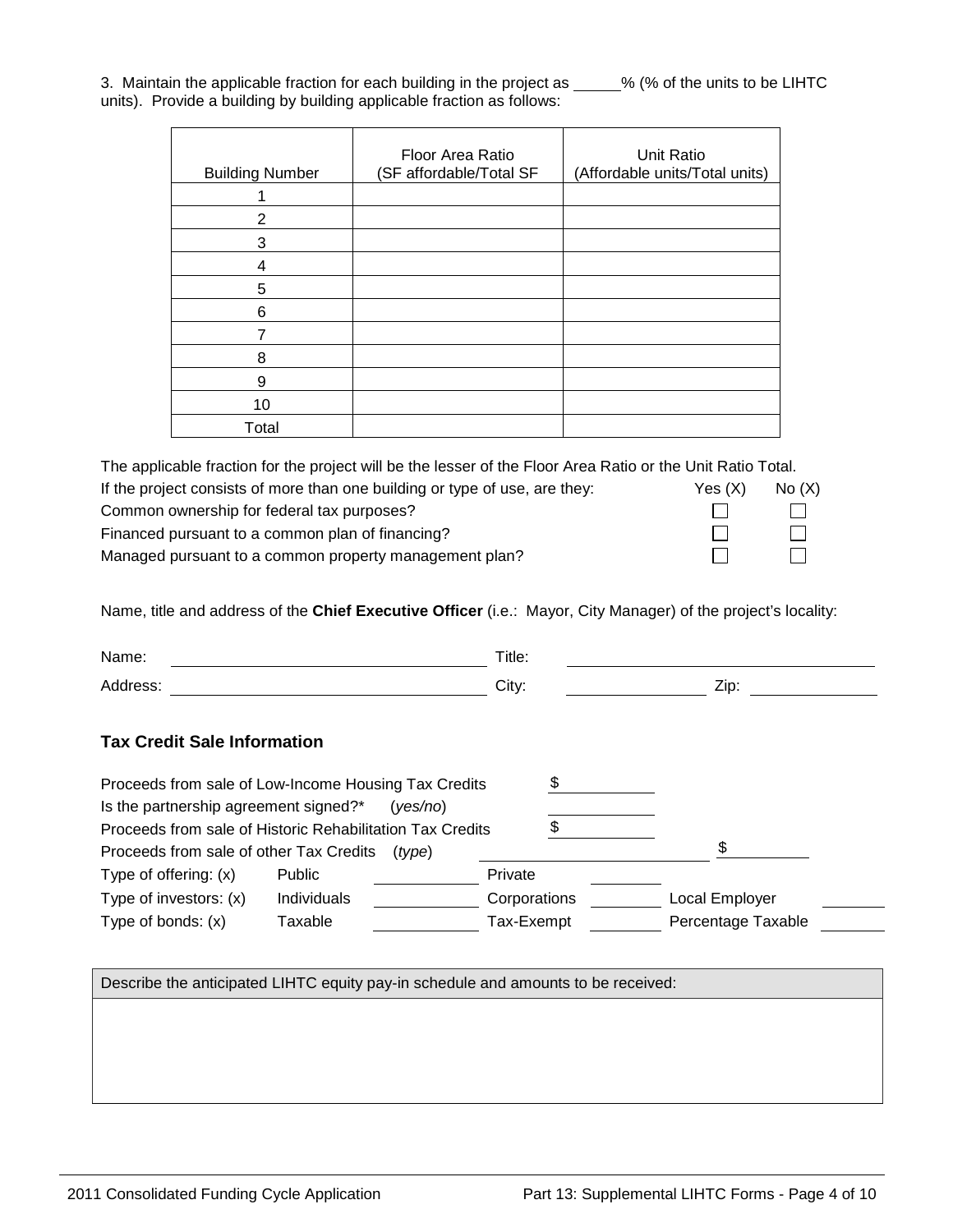3. Maintain the applicable fraction for each building in the project as ______% (% of the units to be LIHTC units). Provide a building by building applicable fraction as follows:

| Building Number | Floor Area Ratio (SF affordable/Total SF | Unit Ratio (Affordable units/Total units) |
|---|---|---|
| 1 | | |
| 2 | | |
| 3 | | |
| 4 | | |
| 5 | | |
| 6 | | |
| 7 | | |
| 8 | | |
| 9 | | |
| 10 | | |
| Total | | |

The applicable fraction for the project will be the lesser of the Floor Area Ratio or the Unit Ratio Total.

| If the project consists of more than one building or type of use, are they: | Yes (X) | No (X) |
|---|---|---|
| Common ownership for federal tax purposes? | ☐ | ☐ |
| Financed pursuant to a common plan of financing? | ☐ | ☐ |
| Managed pursuant to a common property management plan? | ☐ | ☐ |

Name, title and address of the **Chief Executive Officer** (i.e.: Mayor, City Manager) of the project's locality:

Name: ______________________ Title: ______________________

Address: ______________________ City: ______________ Zip: ______________

### Tax Credit Sale Information

Proceeds from sale of Low-Income Housing Tax Credits $ __________

Is the partnership agreement signed?* (*yes/no*) __________

Proceeds from sale of Historic Rehabilitation Tax Credits $ __________

Proceeds from sale of other Tax Credits (*type*) ______________________ $ __________

| | | | | | | |
|---|---|---|---|---|---|---|
| Type of offering: (x) | Public | ________ | Private | ________ | | |
| Type of investors: (x) | Individuals | ________ | Corporations | ________ | Local Employer | ________ |
| Type of bonds: (x) | Taxable | ________ | Tax-Exempt | ________ | Percentage Taxable | ________ |

| Describe the anticipated LIHTC equity pay-in schedule and amounts to be received: |
|---|
| |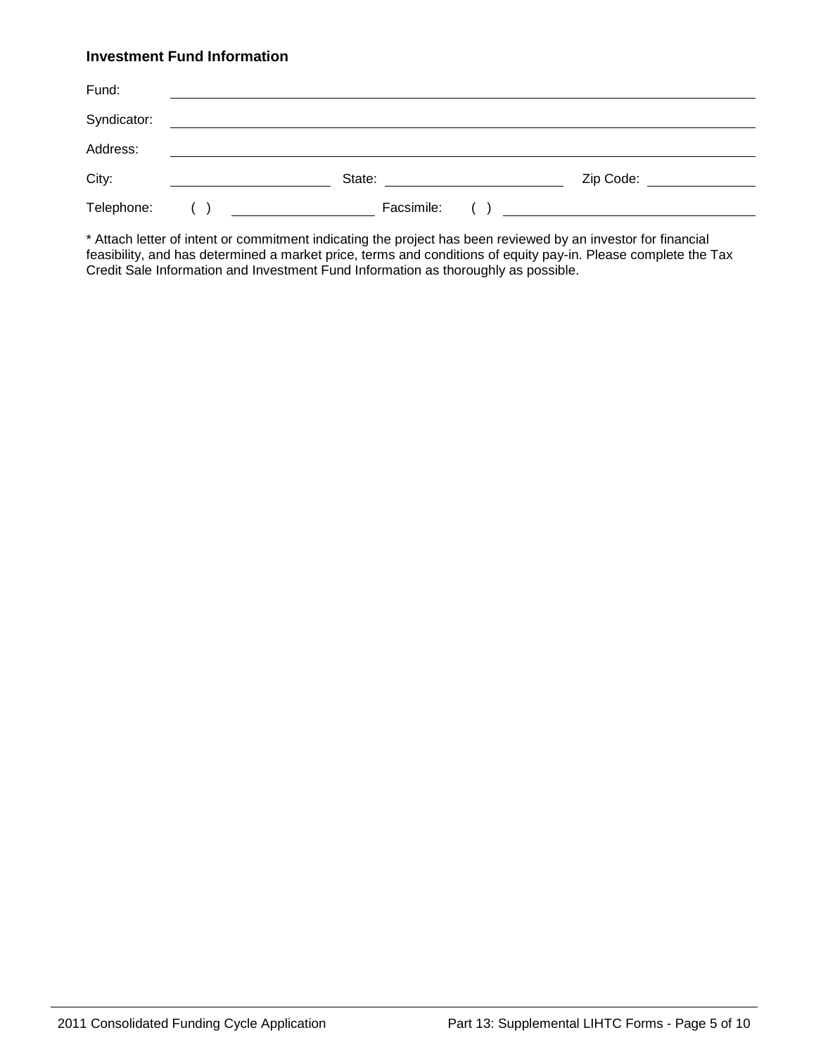**Investment Fund Information**

Fund: \_\_\_\_\_\_\_\_\_\_\_\_\_\_\_\_\_\_\_\_\_\_\_\_\_\_\_\_\_\_\_\_\_\_\_\_\_\_\_\_

Syndicator: \_\_\_\_\_\_\_\_\_\_\_\_\_\_\_\_\_\_\_\_\_\_\_\_\_\_\_\_\_\_\_\_\_\_\_\_\_\_\_\_

Address: \_\_\_\_\_\_\_\_\_\_\_\_\_\_\_\_\_\_\_\_\_\_\_\_\_\_\_\_\_\_\_\_\_\_\_\_\_\_\_\_

City: \_\_\_\_\_\_\_\_\_\_\_\_\_\_\_\_\_\_ State: \_\_\_\_\_\_\_\_\_\_\_\_\_\_\_\_\_\_ Zip Code: \_\_\_\_\_\_\_\_\_\_\_\_

Telephone: ( ) \_\_\_\_\_\_\_\_\_\_\_\_\_\_\_\_ Facsimile: ( ) \_\_\_\_\_\_\_\_\_\_\_\_\_\_\_\_\_\_\_\_\_\_\_\_

* Attach letter of intent or commitment indicating the project has been reviewed by an investor for financial feasibility, and has determined a market price, terms and conditions of equity pay-in. Please complete the Tax Credit Sale Information and Investment Fund Information as thoroughly as possible.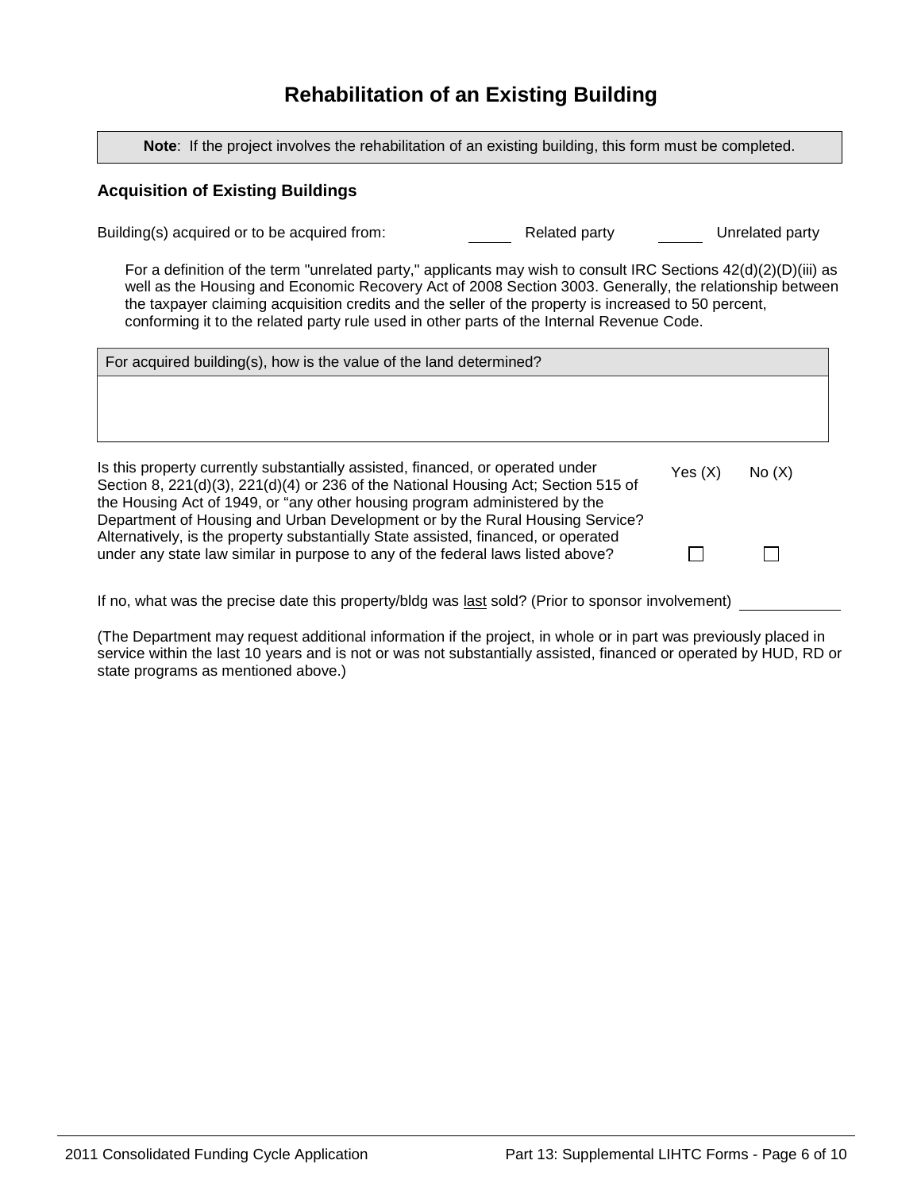# Rehabilitation of an Existing Building

**Note**: If the project involves the rehabilitation of an existing building, this form must be completed.

### Acquisition of Existing Buildings

Building(s) acquired or to be acquired from: _____ Related party _____ Unrelated party

For a definition of the term "unrelated party," applicants may wish to consult IRC Sections 42(d)(2)(D)(iii) as well as the Housing and Economic Recovery Act of 2008 Section 3003. Generally, the relationship between the taxpayer claiming acquisition credits and the seller of the property is increased to 50 percent, conforming it to the related party rule used in other parts of the Internal Revenue Code.

| For acquired building(s), how is the value of the land determined? |
|---|
| |

| | Yes (X) | No (X) |
|---|---|---|
| Is this property currently substantially assisted, financed, or operated under Section 8, 221(d)(3), 221(d)(4) or 236 of the National Housing Act; Section 515 of the Housing Act of 1949, or "any other housing program administered by the Department of Housing and Urban Development or by the Rural Housing Service? Alternatively, is the property substantially State assisted, financed, or operated under any state law similar in purpose to any of the federal laws listed above? | ☐ | ☐ |

If no, what was the precise date this property/bldg was last sold? (Prior to sponsor involvement) ____________

(The Department may request additional information if the project, in whole or in part was previously placed in service within the last 10 years and is not or was not substantially assisted, financed or operated by HUD, RD or state programs as mentioned above.)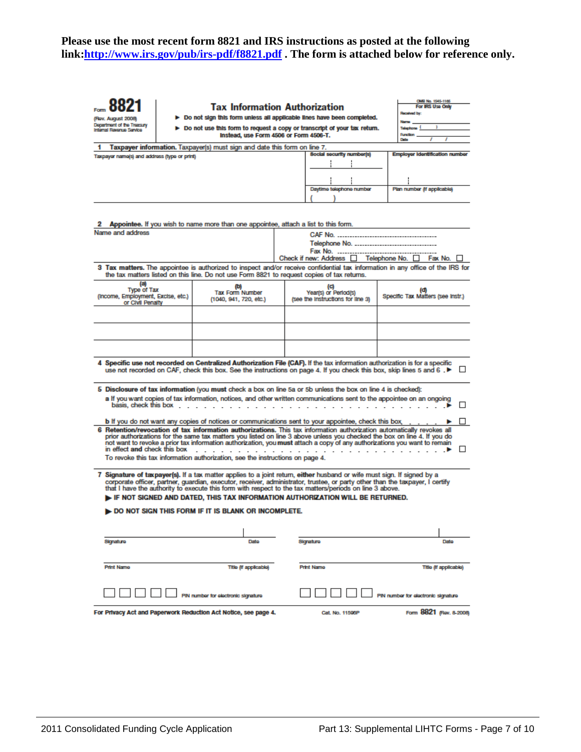**Please use the most recent form 8821 and IRS instructions as posted at the following link:[http://www.irs.gov/pub/irs-pdf/f8821.pdf](http://www.irs.gov/pub/irs-pdf/f8821.pdf) . The form is attached below for reference only.**

Form **8821**
(Rev. August 2008)
Department of the Treasury
Internal Revenue Service

# Tax Information Authorization

▶ **Do not sign this form unless all applicable lines have been completed.**

▶ **Do not use this form to request a copy or transcript of your tax return. Instead, use Form 4506 or Form 4506-T.**

OMB No. 1545-1165

**For IRS Use Only**
Received by:
Name
Telephone ( )
Function
Date / /

**1 Taxpayer information.** Taxpayer(s) must sign and date this form on line 7.

| Taxpayer name(s) and address (type or print) | Social security number(s) | Employer identification number |
|---|---|---|
| | Daytime telephone number ( ) | Plan number (if applicable) |

**2 Appointee.** If you wish to name more than one appointee, attach a list to this form.

Name and address

CAF No. ..................

Telephone No. ..................

Fax No. ..................

Check if new: Address ☐ Telephone No. ☐ Fax No. ☐

**3 Tax matters.** The appointee is authorized to inspect and/or receive confidential tax information in any office of the IRS for the tax matters listed on this line. Do not use Form 8821 to request copies of tax returns.

| (a) Type of Tax (Income, Employment, Excise, etc.) or Civil Penalty | (b) Tax Form Number (1040, 941, 720, etc.) | (c) Year(s) or Period(s) (see the instructions for line 3) | (d) Specific Tax Matters (see instr.) |
|---|---|---|---|
| | | | |
| | | | |
| | | | |

**4 Specific use not recorded on Centralized Authorization File (CAF).** If the tax information authorization is for a specific use not recorded on CAF, check this box. See the instructions on page 4. If you check this box, skip lines 5 and 6 . ▶ ☐

**5 Disclosure of tax information** (you **must** check a box on line 5a or 5b unless the box on line 4 is checked):

**a** If you want copies of tax information, notices, and other written communications sent to the appointee on an ongoing basis, check this box . . . . . . . . . ▶ ☐

**b** If you do not want any copies of notices or communications sent to your appointee, check this box . . . . . ▶ ☐

**6 Retention/revocation of tax information authorizations.** This tax information authorization automatically revokes all prior authorizations for the same tax matters you listed on line 3 above unless you checked the box on line 4. If you do not want to revoke a prior tax information authorization, you **must** attach a copy of any authorizations you want to remain in effect **and** check this box . . . . . . . . . ▶ ☐

To revoke this tax information authorization, see the instructions on page 4.

**7 Signature of taxpayer(s).** If a tax matter applies to a joint return, **either** husband or wife must sign. If signed by a corporate officer, partner, guardian, executor, receiver, administrator, trustee, or party other than the taxpayer, I certify that I have the authority to execute this form with respect to the tax matters/periods on line 3 above.

▶ **IF NOT SIGNED AND DATED, THIS TAX INFORMATION AUTHORIZATION WILL BE RETURNED.**

▶ **DO NOT SIGN THIS FORM IF IT IS BLANK OR INCOMPLETE.**

| | | | |
|---|---|---|---|
| Signature | Date | Signature | Date |
| Print Name | Title (if applicable) | Print Name | Title (if applicable) |
| ☐☐☐☐☐ PIN number for electronic signature | | ☐☐☐☐☐ PIN number for electronic signature | |

**For Privacy Act and Paperwork Reduction Act Notice, see page 4.** Cat. No. 11596P Form **8821** (Rev. 8-2008)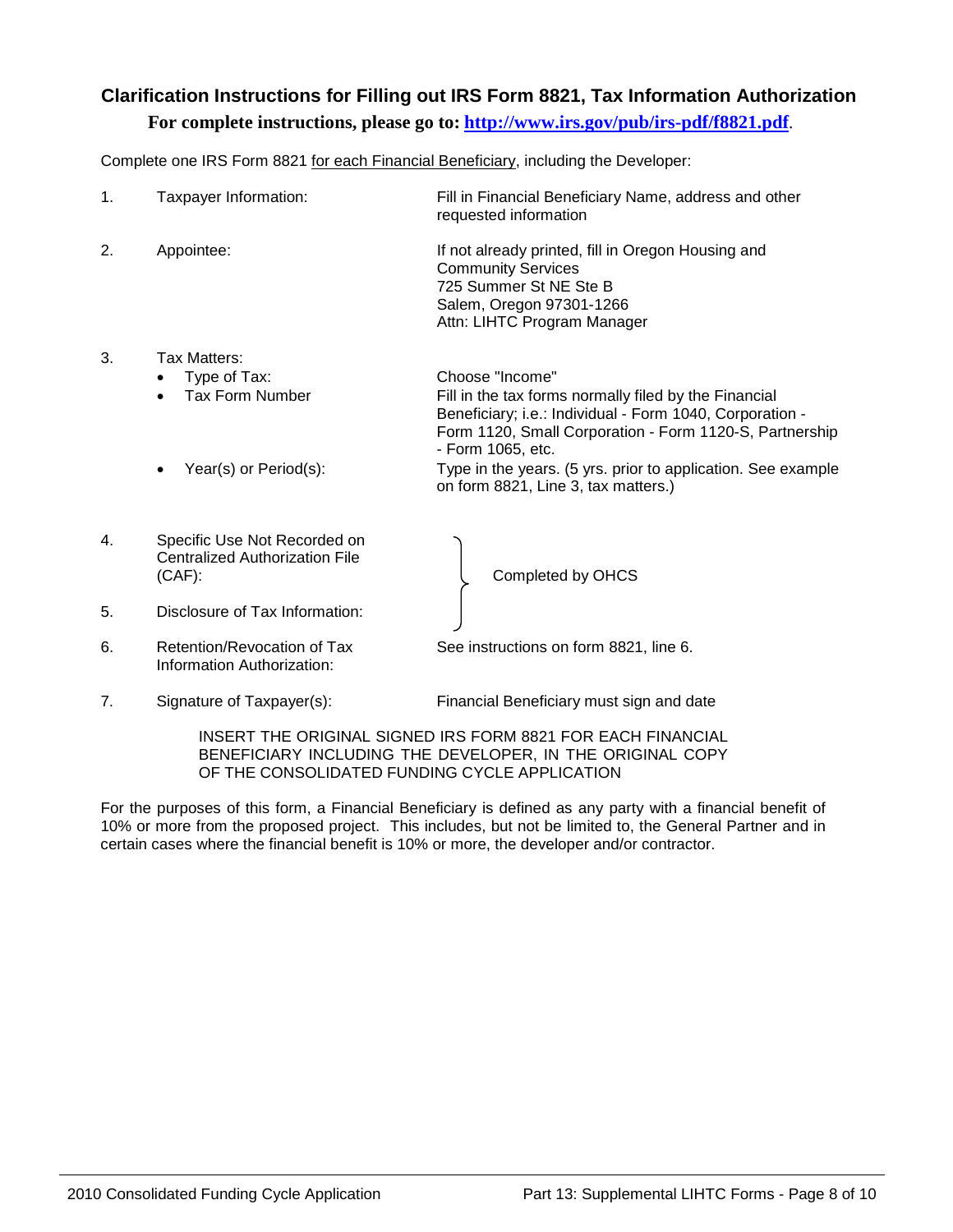## Clarification Instructions for Filling out IRS Form 8821, Tax Information Authorization

**For complete instructions, please go to: [http://www.irs.gov/pub/irs-pdf/f8821.pdf](http://www.irs.gov/pub/irs-pdf/f8821.pdf).**

Complete one IRS Form 8821 for each Financial Beneficiary, including the Developer:

| | | |
|---|---|---|
| 1. | Taxpayer Information: | Fill in Financial Beneficiary Name, address and other requested information |
| 2. | Appointee: | If not already printed, fill in Oregon Housing and Community Services<br>725 Summer St NE Ste B<br>Salem, Oregon 97301-1266<br>Attn: LIHTC Program Manager |
| 3. | Tax Matters: | |
| | • Type of Tax: | Choose "Income" |
| | • Tax Form Number | Fill in the tax forms normally filed by the Financial Beneficiary; i.e.: Individual - Form 1040, Corporation - Form 1120, Small Corporation - Form 1120-S, Partnership - Form 1065, etc. |
| | • Year(s) or Period(s): | Type in the years. (5 yrs. prior to application. See example on form 8821, Line 3, tax matters.) |
| 4. | Specific Use Not Recorded on Centralized Authorization File (CAF): | Completed by OHCS |
| 5. | Disclosure of Tax Information: | Completed by OHCS |
| 6. | Retention/Revocation of Tax Information Authorization: | See instructions on form 8821, line 6. |
| 7. | Signature of Taxpayer(s): | Financial Beneficiary must sign and date |

INSERT THE ORIGINAL SIGNED IRS FORM 8821 FOR EACH FINANCIAL BENEFICIARY INCLUDING THE DEVELOPER, IN THE ORIGINAL COPY OF THE CONSOLIDATED FUNDING CYCLE APPLICATION

For the purposes of this form, a Financial Beneficiary is defined as any party with a financial benefit of 10% or more from the proposed project. This includes, but not be limited to, the General Partner and in certain cases where the financial benefit is 10% or more, the developer and/or contractor.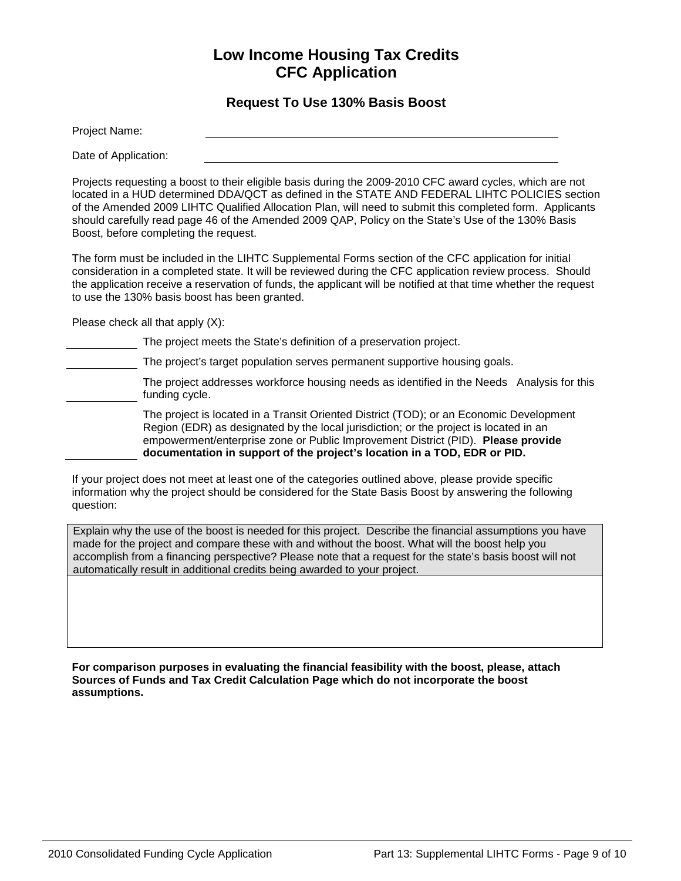# Low Income Housing Tax Credits
# CFC Application

## Request To Use 130% Basis Boost

Project Name: ______________________________

Date of Application: ______________________________

Projects requesting a boost to their eligible basis during the 2009-2010 CFC award cycles, which are not located in a HUD determined DDA/QCT as defined in the STATE AND FEDERAL LIHTC POLICIES section of the Amended 2009 LIHTC Qualified Allocation Plan, will need to submit this completed form. Applicants should carefully read page 46 of the Amended 2009 QAP, Policy on the State's Use of the 130% Basis Boost, before completing the request.

The form must be included in the LIHTC Supplemental Forms section of the CFC application for initial consideration in a completed state. It will be reviewed during the CFC application review process. Should the application receive a reservation of funds, the applicant will be notified at that time whether the request to use the 130% basis boost has been granted.

Please check all that apply (X):

\_\_\_\_\_\_\_\_\_\_ The project meets the State's definition of a preservation project.

\_\_\_\_\_\_\_\_\_\_ The project's target population serves permanent supportive housing goals.

\_\_\_\_\_\_\_\_\_\_ The project addresses workforce housing needs as identified in the Needs Analysis for this funding cycle.

\_\_\_\_\_\_\_\_\_\_ The project is located in a Transit Oriented District (TOD); or an Economic Development Region (EDR) as designated by the local jurisdiction; or the project is located in an empowerment/enterprise zone or Public Improvement District (PID). **Please provide documentation in support of the project's location in a TOD, EDR or PID.**

If your project does not meet at least one of the categories outlined above, please provide specific information why the project should be considered for the State Basis Boost by answering the following question:

| Explain why the use of the boost is needed for this project. Describe the financial assumptions you have made for the project and compare these with and without the boost. What will the boost help you accomplish from a financing perspective? Please note that a request for the state's basis boost will not automatically result in additional credits being awarded to your project. |
|---|
| |

**For comparison purposes in evaluating the financial feasibility with the boost, please, attach Sources of Funds and Tax Credit Calculation Page which do not incorporate the boost assumptions.**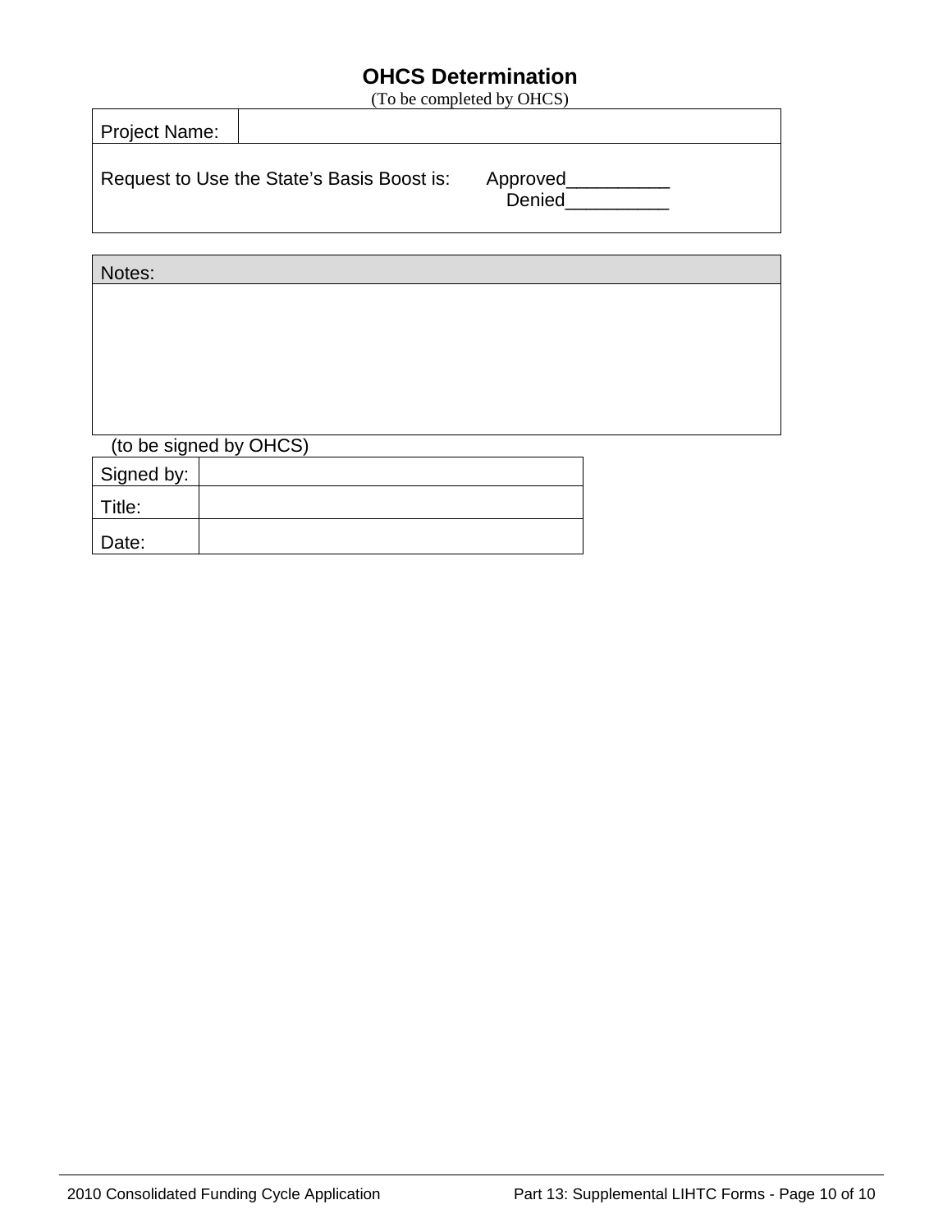## OHCS Determination

(To be completed by OHCS)

| Project Name: | |
|---|---|
| Request to Use the State's Basis Boost is: | Approved__________<br>Denied__________ |

| Notes: |
|---|
| |

(to be signed by OHCS)

| Signed by: | |
|---|---|
| Title: | |
| Date: | |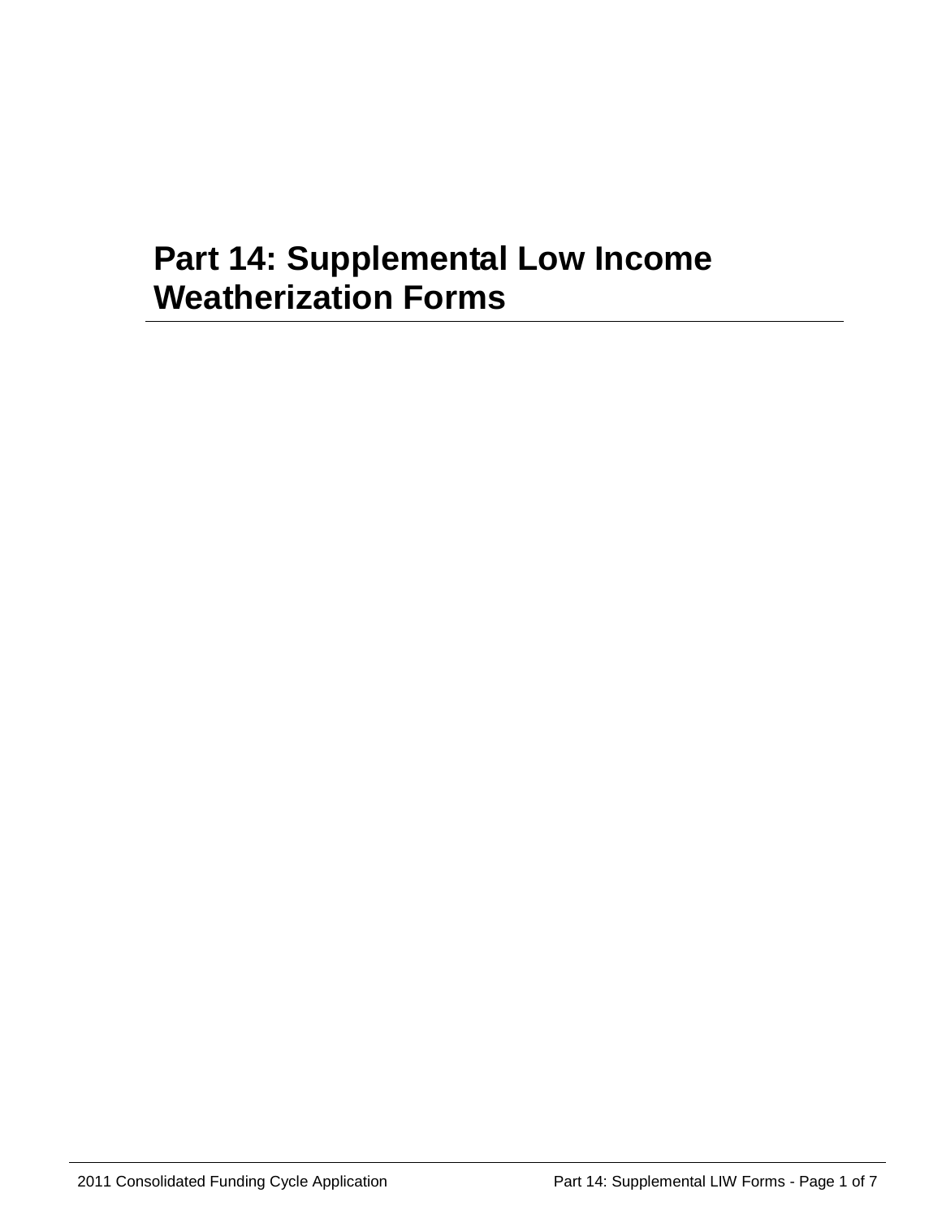# Part 14: Supplemental Low Income Weatherization Forms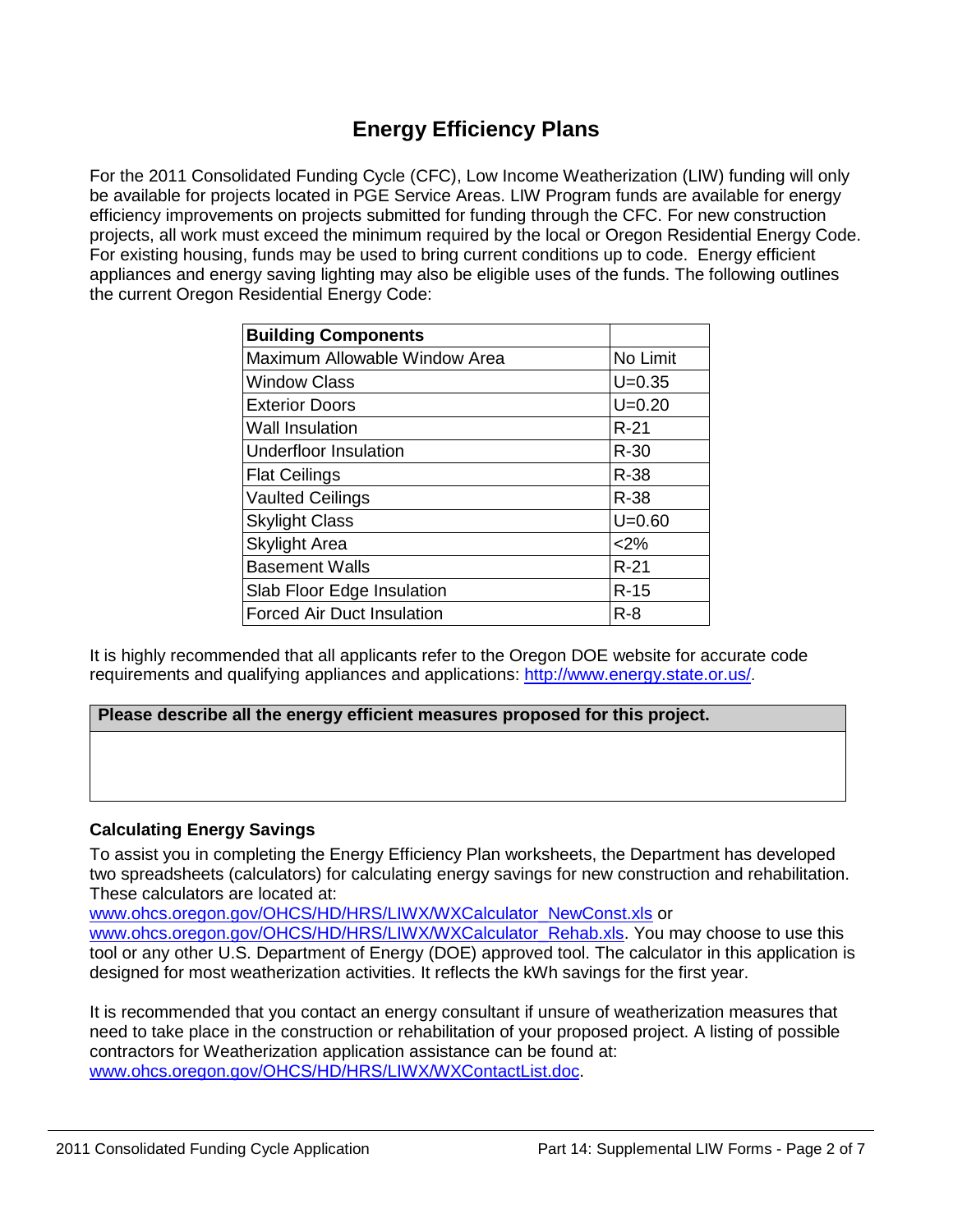# Energy Efficiency Plans

For the 2011 Consolidated Funding Cycle (CFC), Low Income Weatherization (LIW) funding will only be available for projects located in PGE Service Areas. LIW Program funds are available for energy efficiency improvements on projects submitted for funding through the CFC. For new construction projects, all work must exceed the minimum required by the local or Oregon Residential Energy Code. For existing housing, funds may be used to bring current conditions up to code. Energy efficient appliances and energy saving lighting may also be eligible uses of the funds. The following outlines the current Oregon Residential Energy Code:

| **Building Components** | |
|---|---|
| Maximum Allowable Window Area | No Limit |
| Window Class | U=0.35 |
| Exterior Doors | U=0.20 |
| Wall Insulation | R-21 |
| Underfloor Insulation | R-30 |
| Flat Ceilings | R-38 |
| Vaulted Ceilings | R-38 |
| Skylight Class | U=0.60 |
| Skylight Area | <2% |
| Basement Walls | R-21 |
| Slab Floor Edge Insulation | R-15 |
| Forced Air Duct Insulation | R-8 |

It is highly recommended that all applicants refer to the Oregon DOE website for accurate code requirements and qualifying appliances and applications: http://www.energy.state.or.us/.

| **Please describe all the energy efficient measures proposed for this project.** |
|---|
| |

### Calculating Energy Savings

To assist you in completing the Energy Efficiency Plan worksheets, the Department has developed two spreadsheets (calculators) for calculating energy savings for new construction and rehabilitation. These calculators are located at:
www.ohcs.oregon.gov/OHCS/HD/HRS/LIWX/WXCalculator_NewConst.xls or www.ohcs.oregon.gov/OHCS/HD/HRS/LIWX/WXCalculator_Rehab.xls. You may choose to use this tool or any other U.S. Department of Energy (DOE) approved tool. The calculator in this application is designed for most weatherization activities. It reflects the kWh savings for the first year.

It is recommended that you contact an energy consultant if unsure of weatherization measures that need to take place in the construction or rehabilitation of your proposed project. A listing of possible contractors for Weatherization application assistance can be found at: www.ohcs.oregon.gov/OHCS/HD/HRS/LIWX/WXContactList.doc.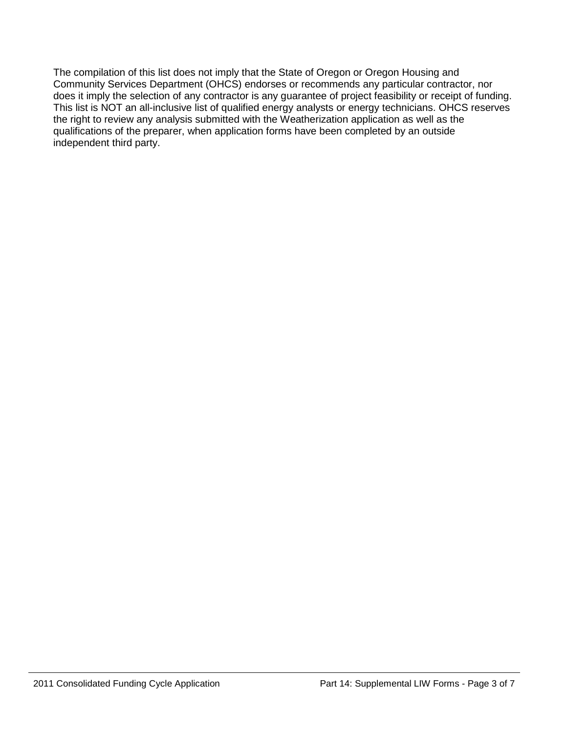The compilation of this list does not imply that the State of Oregon or Oregon Housing and Community Services Department (OHCS) endorses or recommends any particular contractor, nor does it imply the selection of any contractor is any guarantee of project feasibility or receipt of funding. This list is NOT an all-inclusive list of qualified energy analysts or energy technicians. OHCS reserves the right to review any analysis submitted with the Weatherization application as well as the qualifications of the preparer, when application forms have been completed by an outside independent third party.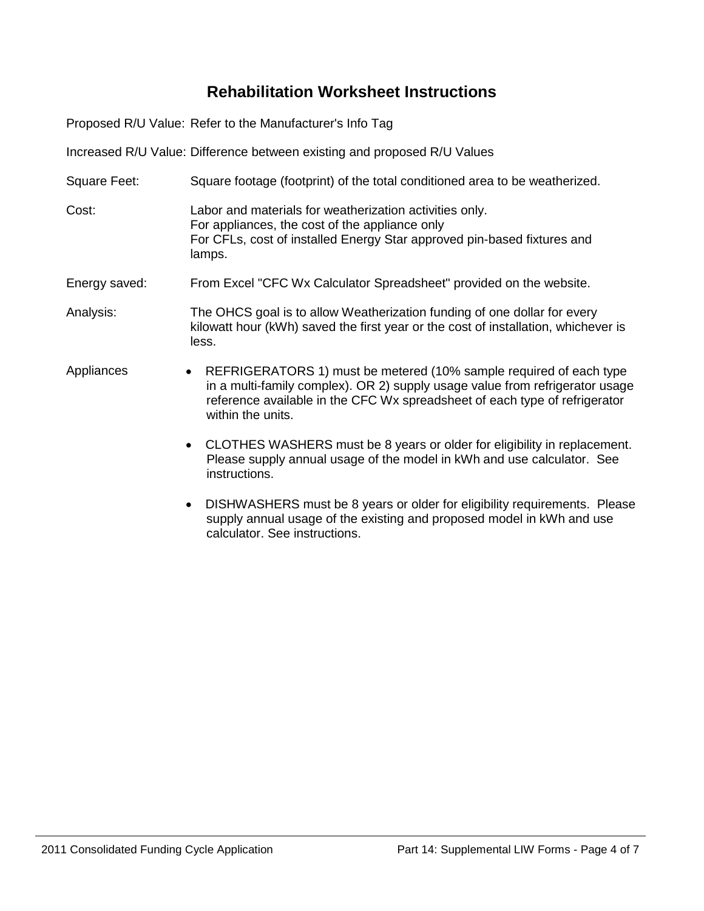# Rehabilitation Worksheet Instructions

Proposed R/U Value: Refer to the Manufacturer's Info Tag

Increased R/U Value: Difference between existing and proposed R/U Values

Square Feet: Square footage (footprint) of the total conditioned area to be weatherized.

Cost: Labor and materials for weatherization activities only.
For appliances, the cost of the appliance only
For CFLs, cost of installed Energy Star approved pin-based fixtures and lamps.

Energy saved: From Excel "CFC Wx Calculator Spreadsheet" provided on the website.

Analysis: The OHCS goal is to allow Weatherization funding of one dollar for every kilowatt hour (kWh) saved the first year or the cost of installation, whichever is less.

Appliances

- REFRIGERATORS 1) must be metered (10% sample required of each type in a multi-family complex). OR 2) supply usage value from refrigerator usage reference available in the CFC Wx spreadsheet of each type of refrigerator within the units.
- CLOTHES WASHERS must be 8 years or older for eligibility in replacement. Please supply annual usage of the model in kWh and use calculator. See instructions.
- DISHWASHERS must be 8 years or older for eligibility requirements. Please supply annual usage of the existing and proposed model in kWh and use calculator. See instructions.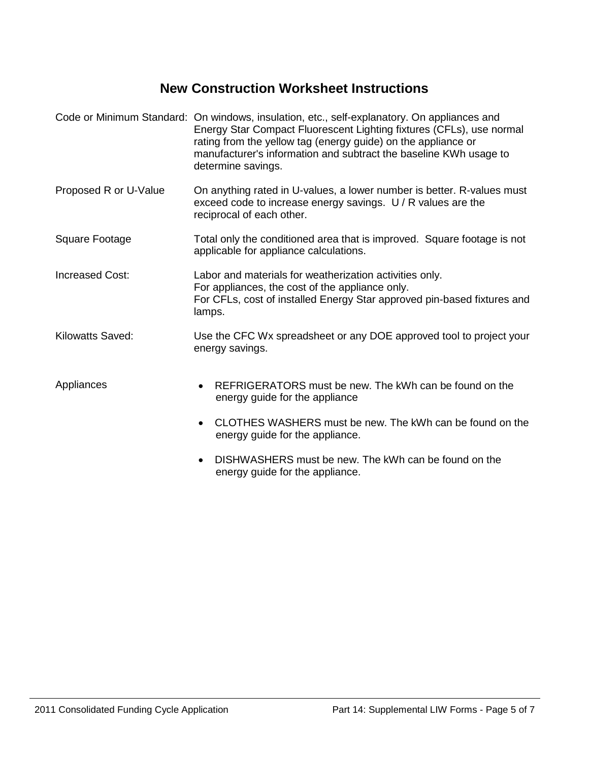# New Construction Worksheet Instructions

| | |
|---|---|
| Code or Minimum Standard: | On windows, insulation, etc., self-explanatory. On appliances and Energy Star Compact Fluorescent Lighting fixtures (CFLs), use normal rating from the yellow tag (energy guide) on the appliance or manufacturer's information and subtract the baseline KWh usage to determine savings. |
| Proposed R or U-Value | On anything rated in U-values, a lower number is better. R-values must exceed code to increase energy savings. U / R values are the reciprocal of each other. |
| Square Footage | Total only the conditioned area that is improved. Square footage is not applicable for appliance calculations. |
| Increased Cost: | Labor and materials for weatherization activities only.<br>For appliances, the cost of the appliance only.<br>For CFLs, cost of installed Energy Star approved pin-based fixtures and lamps. |
| Kilowatts Saved: | Use the CFC Wx spreadsheet or any DOE approved tool to project your energy savings. |

Appliances

- REFRIGERATORS must be new. The kWh can be found on the energy guide for the appliance
- CLOTHES WASHERS must be new. The kWh can be found on the energy guide for the appliance.
- DISHWASHERS must be new. The kWh can be found on the energy guide for the appliance.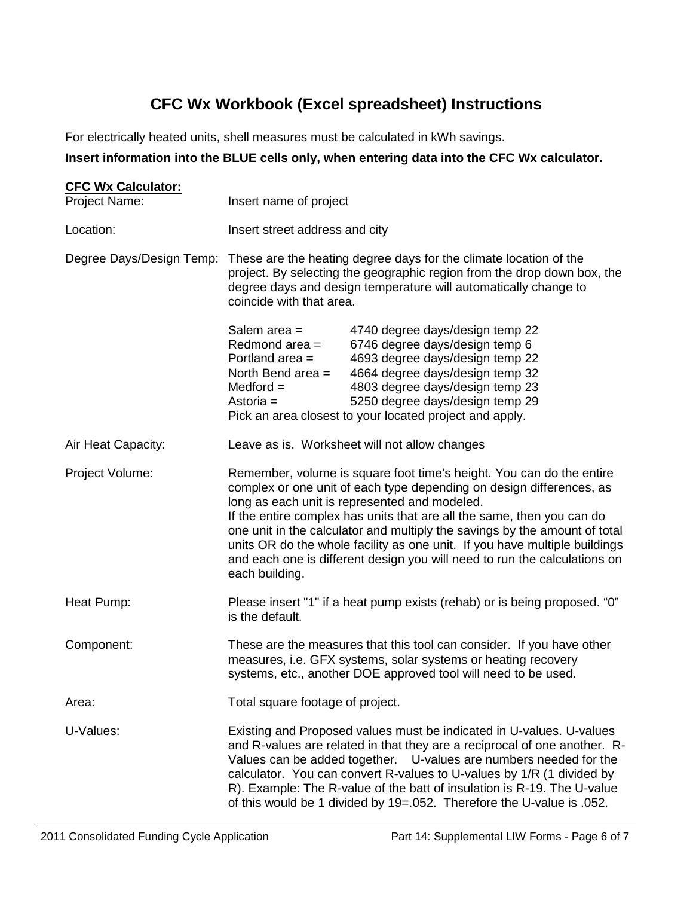# CFC Wx Workbook (Excel spreadsheet) Instructions

For electrically heated units, shell measures must be calculated in kWh savings.

**Insert information into the BLUE cells only, when entering data into the CFC Wx calculator.**

**CFC Wx Calculator:**

Project Name: Insert name of project

Location: Insert street address and city

Degree Days/Design Temp: These are the heating degree days for the climate location of the project. By selecting the geographic region from the drop down box, the degree days and design temperature will automatically change to coincide with that area.

| | |
|---|---|
| Salem area = | 4740 degree days/design temp 22 |
| Redmond area = | 6746 degree days/design temp 6 |
| Portland area = | 4693 degree days/design temp 22 |
| North Bend area = | 4664 degree days/design temp 32 |
| Medford = | 4803 degree days/design temp 23 |
| Astoria = | 5250 degree days/design temp 29 |

Pick an area closest to your located project and apply.

Air Heat Capacity: Leave as is. Worksheet will not allow changes

Project Volume: Remember, volume is square foot time's height. You can do the entire complex or one unit of each type depending on design differences, as long as each unit is represented and modeled.
If the entire complex has units that are all the same, then you can do one unit in the calculator and multiply the savings by the amount of total units OR do the whole facility as one unit. If you have multiple buildings and each one is different design you will need to run the calculations on each building.

Heat Pump: Please insert "1" if a heat pump exists (rehab) or is being proposed. "0" is the default.

Component: These are the measures that this tool can consider. If you have other measures, i.e. GFX systems, solar systems or heating recovery systems, etc., another DOE approved tool will need to be used.

Area: Total square footage of project.

U-Values: Existing and Proposed values must be indicated in U-values. U-values and R-values are related in that they are a reciprocal of one another. R-Values can be added together. U-values are numbers needed for the calculator. You can convert R-values to U-values by 1/R (1 divided by R). Example: The R-value of the batt of insulation is R-19. The U-value of this would be 1 divided by 19=.052. Therefore the U-value is .052.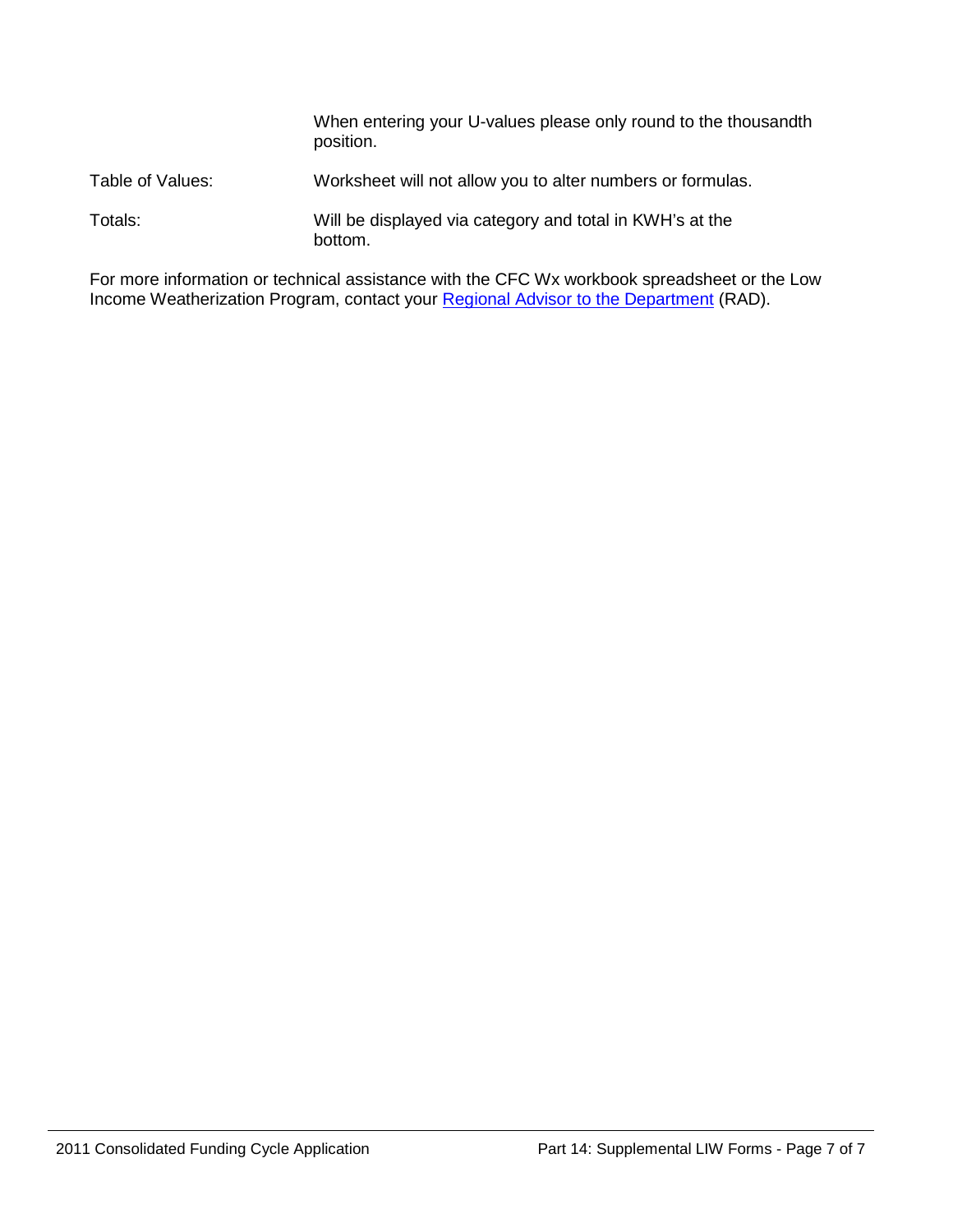| | |
|---|---|
| | When entering your U-values please only round to the thousandth position. |
| Table of Values: | Worksheet will not allow you to alter numbers or formulas. |
| Totals: | Will be displayed via category and total in KWH's at the bottom. |

For more information or technical assistance with the CFC Wx workbook spreadsheet or the Low Income Weatherization Program, contact your Regional Advisor to the Department (RAD).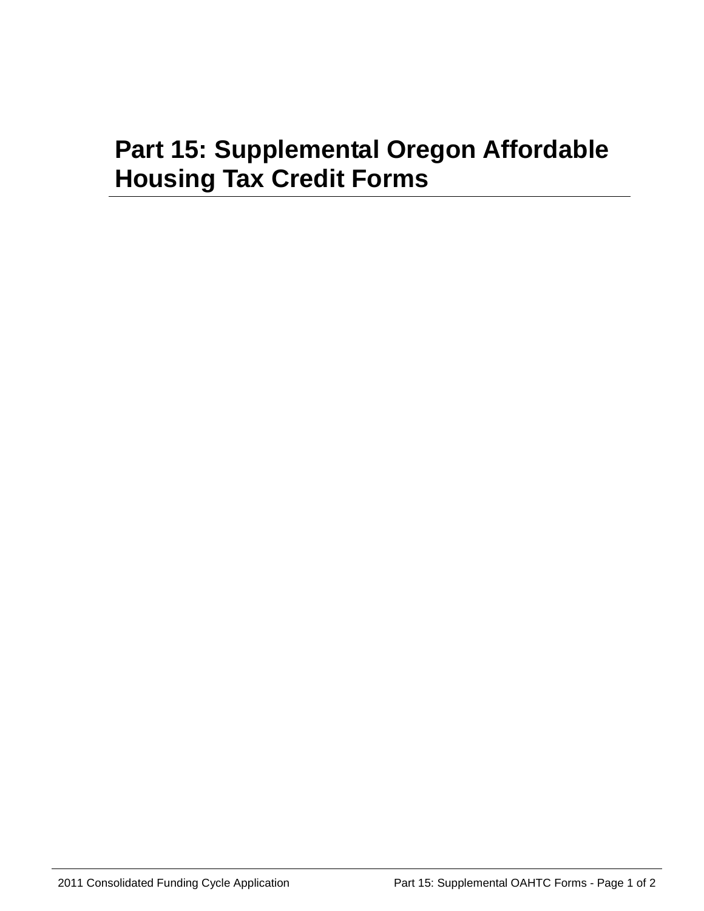# Part 15: Supplemental Oregon Affordable Housing Tax Credit Forms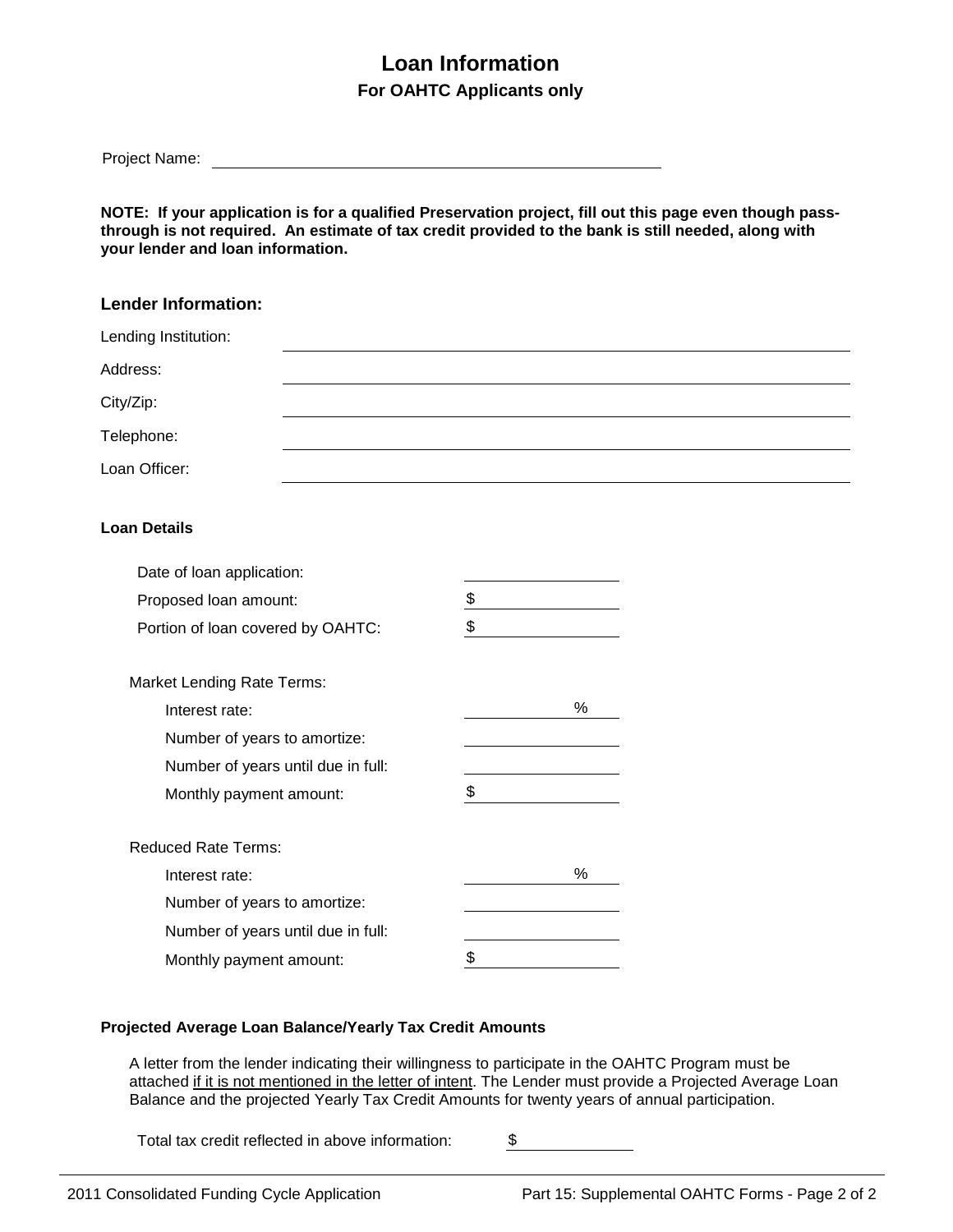# Loan Information

## For OAHTC Applicants only

Project Name: ______________________________

**NOTE: If your application is for a qualified Preservation project, fill out this page even though pass-through is not required. An estimate of tax credit provided to the bank is still needed, along with your lender and loan information.**

### Lender Information:

Lending Institution: ______________________________

Address: ______________________________

City/Zip: ______________________________

Telephone: ______________________________

Loan Officer: ______________________________

**Loan Details**

Date of loan application: ______________

Proposed loan amount: $ ______________

Portion of loan covered by OAHTC: $ ______________

Market Lending Rate Terms:

- Interest rate: ______________ %
- Number of years to amortize: ______________
- Number of years until due in full: ______________
- Monthly payment amount: $ ______________

Reduced Rate Terms:

- Interest rate: ______________ %
- Number of years to amortize: ______________
- Number of years until due in full: ______________
- Monthly payment amount: $ ______________

**Projected Average Loan Balance/Yearly Tax Credit Amounts**

A letter from the lender indicating their willingness to participate in the OAHTC Program must be attached if it is not mentioned in the letter of intent. The Lender must provide a Projected Average Loan Balance and the projected Yearly Tax Credit Amounts for twenty years of annual participation.

Total tax credit reflected in above information: $ ______________